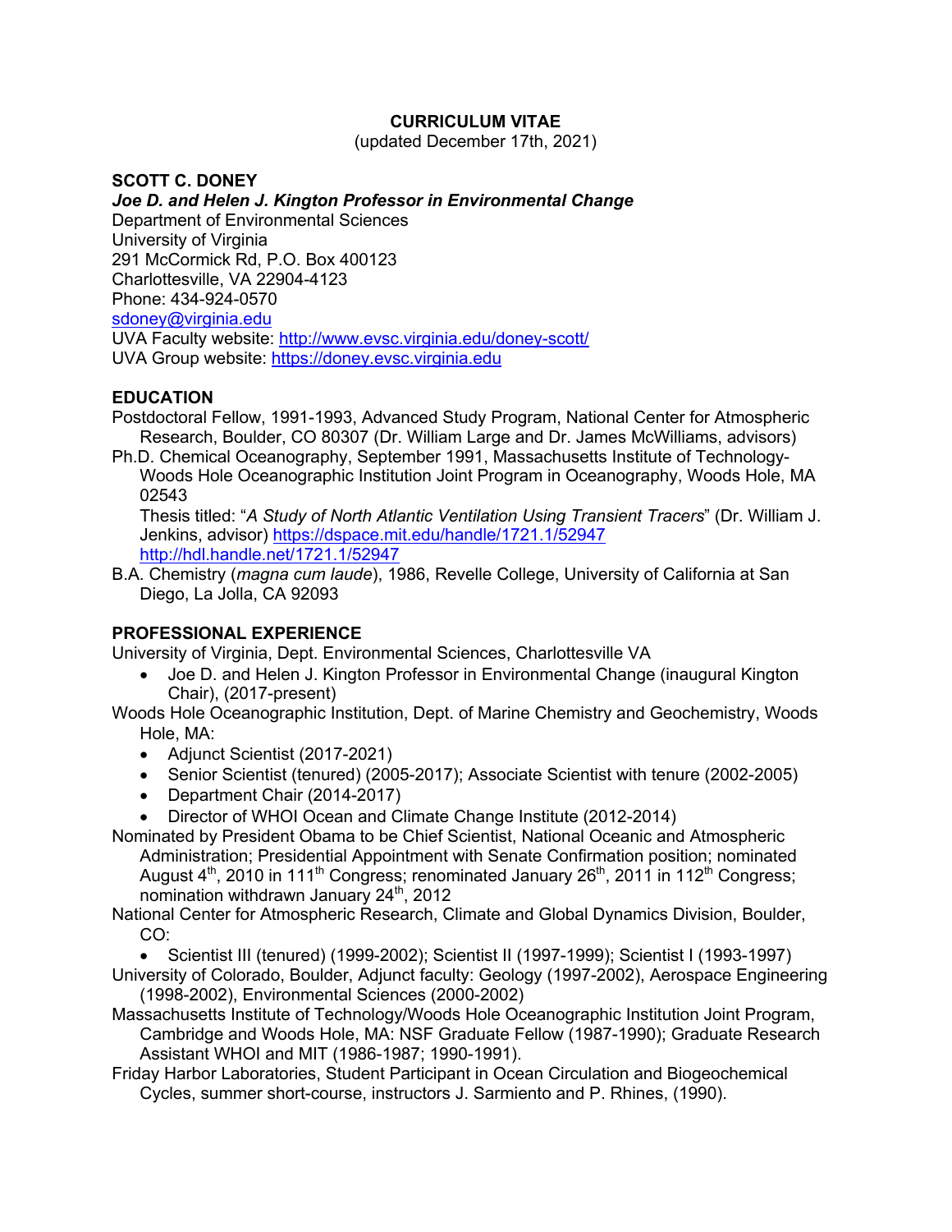# CURRICULUM VITAE

(updated December 17th, 2021)

**SCOTT C. DONEY**

***Joe D. and Helen J. Kington Professor in Environmental Change***

Department of Environmental Sciences
University of Virginia
291 McCormick Rd, P.O. Box 400123
Charlottesville, VA 22904-4123
Phone: 434-924-0570
sdoney@virginia.edu
UVA Faculty website: http://www.evsc.virginia.edu/doney-scott/
UVA Group website: https://doney.evsc.virginia.edu

## EDUCATION

Postdoctoral Fellow, 1991-1993, Advanced Study Program, National Center for Atmospheric Research, Boulder, CO 80307 (Dr. William Large and Dr. James McWilliams, advisors)

Ph.D. Chemical Oceanography, September 1991, Massachusetts Institute of Technology-Woods Hole Oceanographic Institution Joint Program in Oceanography, Woods Hole, MA 02543
Thesis titled: "*A Study of North Atlantic Ventilation Using Transient Tracers*" (Dr. William J. Jenkins, advisor) https://dspace.mit.edu/handle/1721.1/52947
http://hdl.handle.net/1721.1/52947

B.A. Chemistry (*magna cum laude*), 1986, Revelle College, University of California at San Diego, La Jolla, CA 92093

## PROFESSIONAL EXPERIENCE

University of Virginia, Dept. Environmental Sciences, Charlottesville VA

- Joe D. and Helen J. Kington Professor in Environmental Change (inaugural Kington Chair), (2017-present)

Woods Hole Oceanographic Institution, Dept. of Marine Chemistry and Geochemistry, Woods Hole, MA:

- Adjunct Scientist (2017-2021)
- Senior Scientist (tenured) (2005-2017); Associate Scientist with tenure (2002-2005)
- Department Chair (2014-2017)
- Director of WHOI Ocean and Climate Change Institute (2012-2014)

Nominated by President Obama to be Chief Scientist, National Oceanic and Atmospheric Administration; Presidential Appointment with Senate Confirmation position; nominated August 4th, 2010 in 111th Congress; renominated January 26th, 2011 in 112th Congress; nomination withdrawn January 24th, 2012

National Center for Atmospheric Research, Climate and Global Dynamics Division, Boulder, CO:

- Scientist III (tenured) (1999-2002); Scientist II (1997-1999); Scientist I (1993-1997)

University of Colorado, Boulder, Adjunct faculty: Geology (1997-2002), Aerospace Engineering (1998-2002), Environmental Sciences (2000-2002)

Massachusetts Institute of Technology/Woods Hole Oceanographic Institution Joint Program, Cambridge and Woods Hole, MA: NSF Graduate Fellow (1987-1990); Graduate Research Assistant WHOI and MIT (1986-1987; 1990-1991).

Friday Harbor Laboratories, Student Participant in Ocean Circulation and Biogeochemical Cycles, summer short-course, instructors J. Sarmiento and P. Rhines, (1990).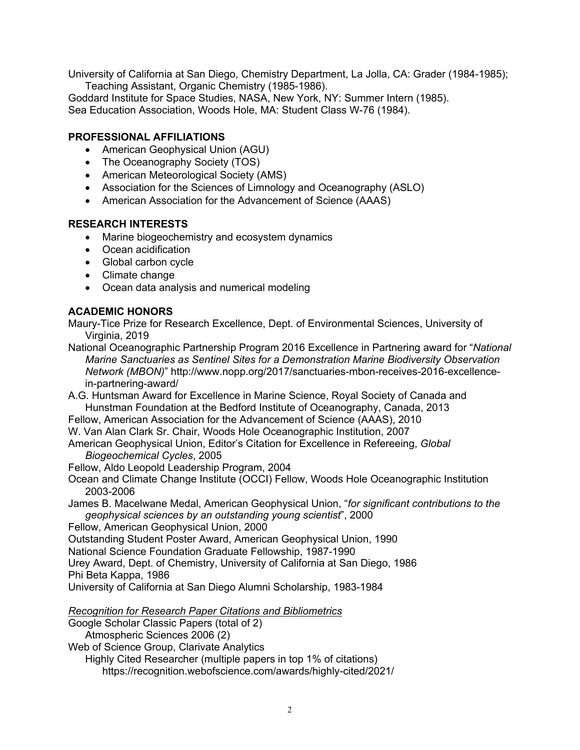University of California at San Diego, Chemistry Department, La Jolla, CA: Grader (1984-1985); Teaching Assistant, Organic Chemistry (1985-1986).
Goddard Institute for Space Studies, NASA, New York, NY: Summer Intern (1985).
Sea Education Association, Woods Hole, MA: Student Class W-76 (1984).

## PROFESSIONAL AFFILIATIONS

- American Geophysical Union (AGU)
- The Oceanography Society (TOS)
- American Meteorological Society (AMS)
- Association for the Sciences of Limnology and Oceanography (ASLO)
- American Association for the Advancement of Science (AAAS)

## RESEARCH INTERESTS

- Marine biogeochemistry and ecosystem dynamics
- Ocean acidification
- Global carbon cycle
- Climate change
- Ocean data analysis and numerical modeling

## ACADEMIC HONORS

Maury-Tice Prize for Research Excellence, Dept. of Environmental Sciences, University of Virginia, 2019
National Oceanographic Partnership Program 2016 Excellence in Partnering award for "*National Marine Sanctuaries as Sentinel Sites for a Demonstration Marine Biodiversity Observation Network (MBON)*" http://www.nopp.org/2017/sanctuaries-mbon-receives-2016-excellence-in-partnering-award/
A.G. Huntsman Award for Excellence in Marine Science, Royal Society of Canada and Hunstman Foundation at the Bedford Institute of Oceanography, Canada, 2013
Fellow, American Association for the Advancement of Science (AAAS), 2010
W. Van Alan Clark Sr. Chair, Woods Hole Oceanographic Institution, 2007
American Geophysical Union, Editor's Citation for Excellence in Refereeing, *Global Biogeochemical Cycles*, 2005
Fellow, Aldo Leopold Leadership Program, 2004
Ocean and Climate Change Institute (OCCI) Fellow, Woods Hole Oceanographic Institution 2003-2006
James B. Macelwane Medal, American Geophysical Union, "*for significant contributions to the geophysical sciences by an outstanding young scientist*", 2000
Fellow, American Geophysical Union, 2000
Outstanding Student Poster Award, American Geophysical Union, 1990
National Science Foundation Graduate Fellowship, 1987-1990
Urey Award, Dept. of Chemistry, University of California at San Diego, 1986
Phi Beta Kappa, 1986
University of California at San Diego Alumni Scholarship, 1983-1984

*Recognition for Research Paper Citations and Bibliometrics*

Google Scholar Classic Papers (total of 2)
  Atmospheric Sciences 2006 (2)
Web of Science Group, Clarivate Analytics
  Highly Cited Researcher (multiple papers in top 1% of citations)
    https://recognition.webofscience.com/awards/highly-cited/2021/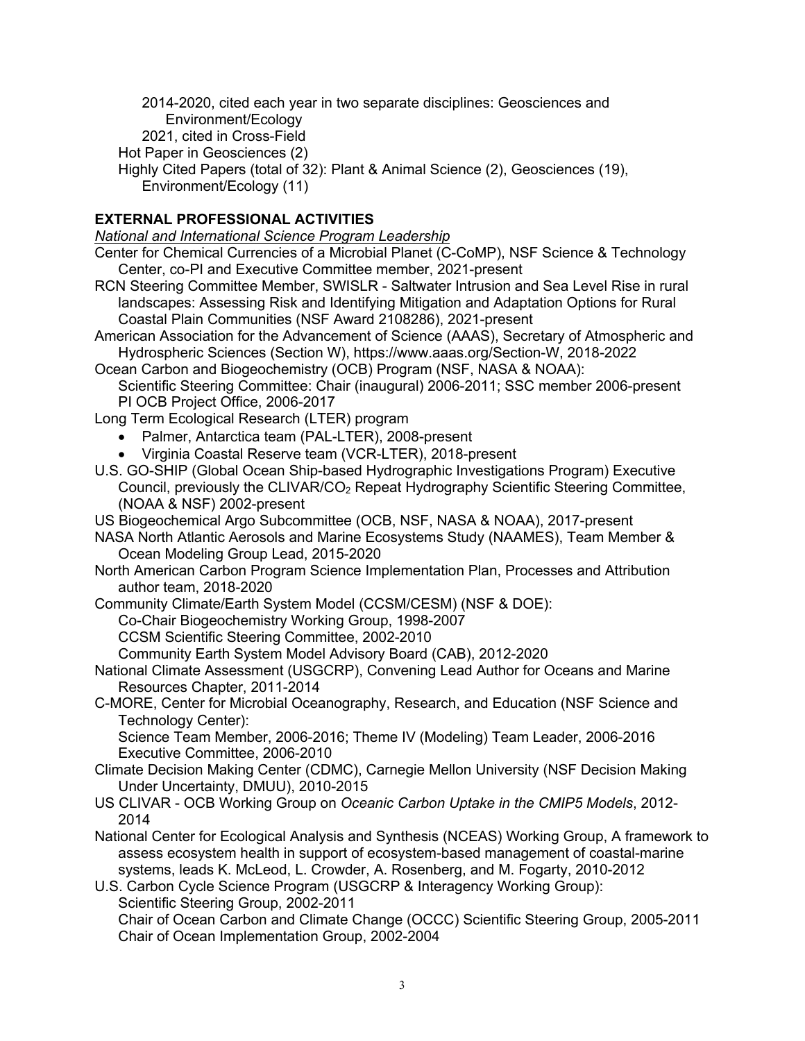2014-2020, cited each year in two separate disciplines: Geosciences and Environment/Ecology
2021, cited in Cross-Field

Hot Paper in Geosciences (2)

Highly Cited Papers (total of 32): Plant & Animal Science (2), Geosciences (19), Environment/Ecology (11)

## EXTERNAL PROFESSIONAL ACTIVITIES

*National and International Science Program Leadership*

Center for Chemical Currencies of a Microbial Planet (C-CoMP), NSF Science & Technology Center, co-PI and Executive Committee member, 2021-present

RCN Steering Committee Member, SWISLR - Saltwater Intrusion and Sea Level Rise in rural landscapes: Assessing Risk and Identifying Mitigation and Adaptation Options for Rural Coastal Plain Communities (NSF Award 2108286), 2021-present

American Association for the Advancement of Science (AAAS), Secretary of Atmospheric and Hydrospheric Sciences (Section W), https://www.aaas.org/Section-W, 2018-2022

Ocean Carbon and Biogeochemistry (OCB) Program (NSF, NASA & NOAA):
Scientific Steering Committee: Chair (inaugural) 2006-2011; SSC member 2006-present
PI OCB Project Office, 2006-2017

Long Term Ecological Research (LTER) program

- Palmer, Antarctica team (PAL-LTER), 2008-present
- Virginia Coastal Reserve team (VCR-LTER), 2018-present

U.S. GO-SHIP (Global Ocean Ship-based Hydrographic Investigations Program) Executive Council, previously the CLIVAR/$CO_2$ Repeat Hydrography Scientific Steering Committee, (NOAA & NSF) 2002-present

US Biogeochemical Argo Subcommittee (OCB, NSF, NASA & NOAA), 2017-present

NASA North Atlantic Aerosols and Marine Ecosystems Study (NAAMES), Team Member & Ocean Modeling Group Lead, 2015-2020

North American Carbon Program Science Implementation Plan, Processes and Attribution author team, 2018-2020

Community Climate/Earth System Model (CCSM/CESM) (NSF & DOE):
Co-Chair Biogeochemistry Working Group, 1998-2007
CCSM Scientific Steering Committee, 2002-2010
Community Earth System Model Advisory Board (CAB), 2012-2020

National Climate Assessment (USGCRP), Convening Lead Author for Oceans and Marine Resources Chapter, 2011-2014

C-MORE, Center for Microbial Oceanography, Research, and Education (NSF Science and Technology Center):
Science Team Member, 2006-2016; Theme IV (Modeling) Team Leader, 2006-2016
Executive Committee, 2006-2010

Climate Decision Making Center (CDMC), Carnegie Mellon University (NSF Decision Making Under Uncertainty, DMUU), 2010-2015

US CLIVAR - OCB Working Group on *Oceanic Carbon Uptake in the CMIP5 Models*, 2012-2014

National Center for Ecological Analysis and Synthesis (NCEAS) Working Group, A framework to assess ecosystem health in support of ecosystem-based management of coastal-marine systems, leads K. McLeod, L. Crowder, A. Rosenberg, and M. Fogarty, 2010-2012

U.S. Carbon Cycle Science Program (USGCRP & Interagency Working Group):
Scientific Steering Group, 2002-2011
Chair of Ocean Carbon and Climate Change (OCCC) Scientific Steering Group, 2005-2011
Chair of Ocean Implementation Group, 2002-2004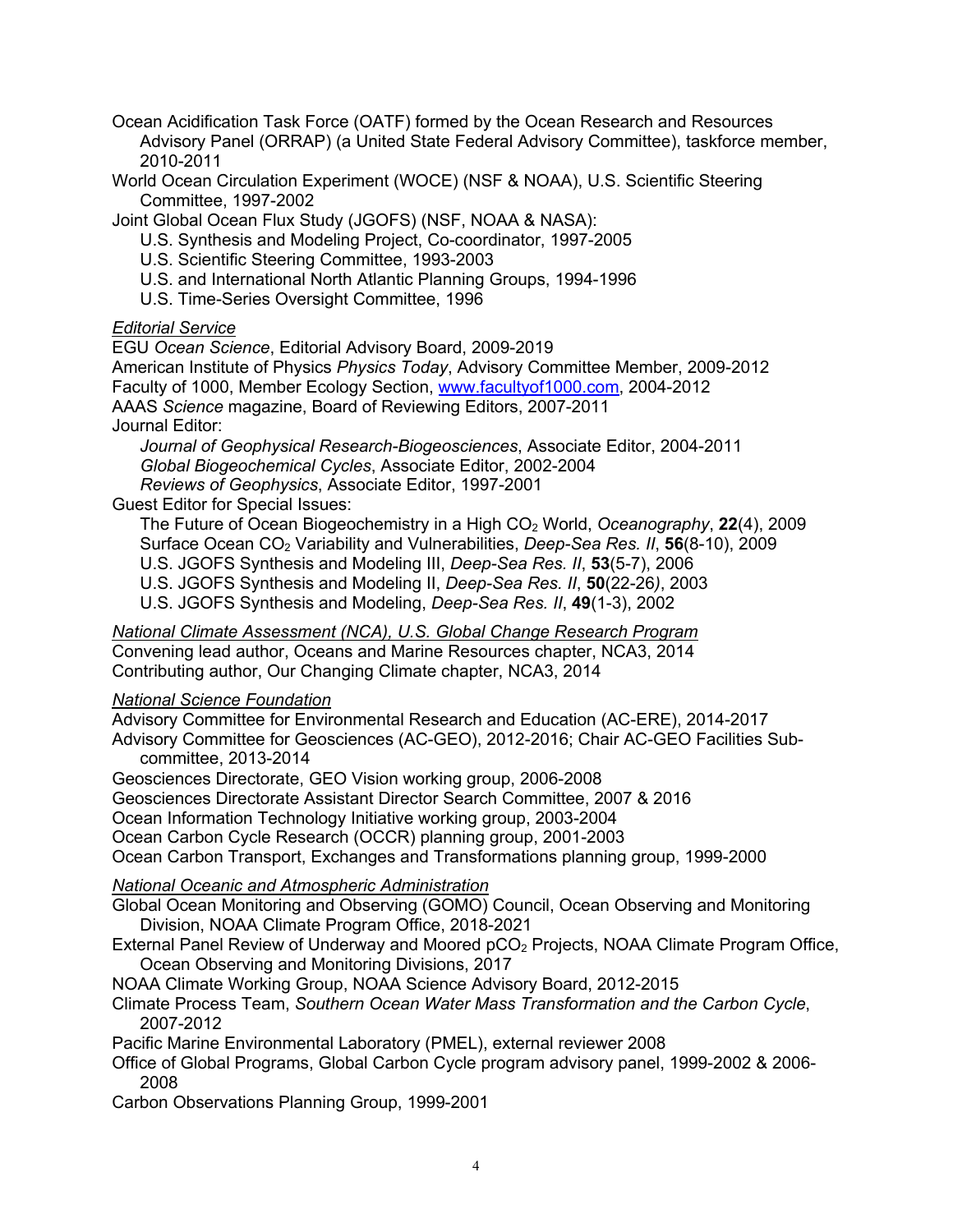Ocean Acidification Task Force (OATF) formed by the Ocean Research and Resources Advisory Panel (ORRAP) (a United State Federal Advisory Committee), taskforce member, 2010-2011

World Ocean Circulation Experiment (WOCE) (NSF & NOAA), U.S. Scientific Steering Committee, 1997-2002

Joint Global Ocean Flux Study (JGOFS) (NSF, NOAA & NASA):

- U.S. Synthesis and Modeling Project, Co-coordinator, 1997-2005
- U.S. Scientific Steering Committee, 1993-2003
- U.S. and International North Atlantic Planning Groups, 1994-1996
- U.S. Time-Series Oversight Committee, 1996

*Editorial Service*

EGU *Ocean Science*, Editorial Advisory Board, 2009-2019

American Institute of Physics *Physics Today*, Advisory Committee Member, 2009-2012

Faculty of 1000, Member Ecology Section, www.facultyof1000.com, 2004-2012

AAAS *Science* magazine, Board of Reviewing Editors, 2007-2011

Journal Editor:

- *Journal of Geophysical Research-Biogeosciences*, Associate Editor, 2004-2011
- *Global Biogeochemical Cycles*, Associate Editor, 2002-2004
- *Reviews of Geophysics*, Associate Editor, 1997-2001

Guest Editor for Special Issues:

- The Future of Ocean Biogeochemistry in a High $CO_2$ World, *Oceanography*, **22**(4), 2009
- Surface Ocean $CO_2$ Variability and Vulnerabilities, *Deep-Sea Res. II*, **56**(8-10), 2009
- U.S. JGOFS Synthesis and Modeling III, *Deep-Sea Res. II*, **53**(5-7), 2006
- U.S. JGOFS Synthesis and Modeling II, *Deep-Sea Res. II*, **50**(22-26), 2003
- U.S. JGOFS Synthesis and Modeling, *Deep-Sea Res. II*, **49**(1-3), 2002

*National Climate Assessment (NCA), U.S. Global Change Research Program*

Convening lead author, Oceans and Marine Resources chapter, NCA3, 2014

Contributing author, Our Changing Climate chapter, NCA3, 2014

*National Science Foundation*

Advisory Committee for Environmental Research and Education (AC-ERE), 2014-2017

Advisory Committee for Geosciences (AC-GEO), 2012-2016; Chair AC-GEO Facilities Sub-committee, 2013-2014

Geosciences Directorate, GEO Vision working group, 2006-2008

Geosciences Directorate Assistant Director Search Committee, 2007 & 2016

Ocean Information Technology Initiative working group, 2003-2004

Ocean Carbon Cycle Research (OCCR) planning group, 2001-2003

Ocean Carbon Transport, Exchanges and Transformations planning group, 1999-2000

*National Oceanic and Atmospheric Administration*

Global Ocean Monitoring and Observing (GOMO) Council, Ocean Observing and Monitoring Division, NOAA Climate Program Office, 2018-2021

External Panel Review of Underway and Moored $pCO_2$ Projects, NOAA Climate Program Office, Ocean Observing and Monitoring Divisions, 2017

NOAA Climate Working Group, NOAA Science Advisory Board, 2012-2015

Climate Process Team, *Southern Ocean Water Mass Transformation and the Carbon Cycle*, 2007-2012

Pacific Marine Environmental Laboratory (PMEL), external reviewer 2008

Office of Global Programs, Global Carbon Cycle program advisory panel, 1999-2002 & 2006-2008

Carbon Observations Planning Group, 1999-2001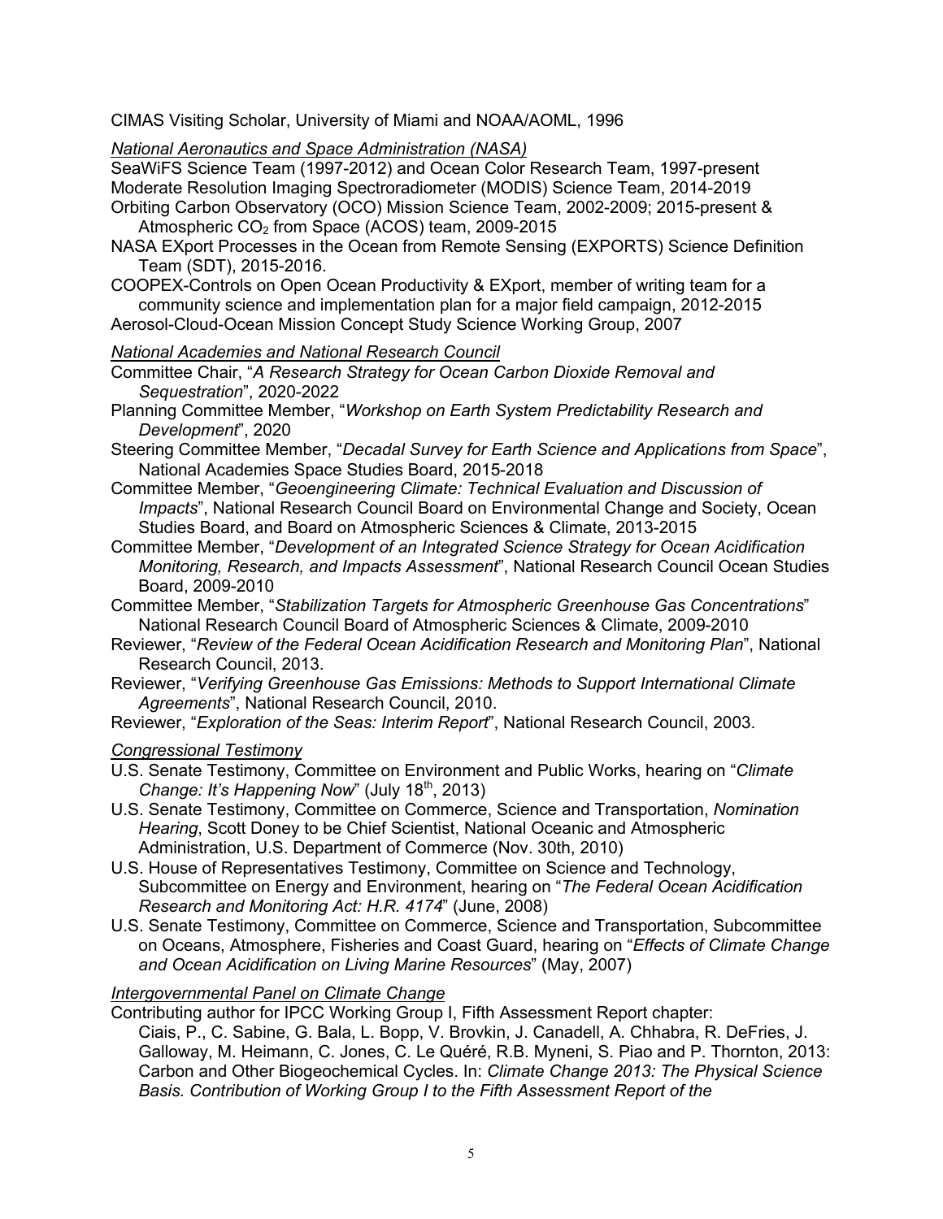CIMAS Visiting Scholar, University of Miami and NOAA/AOML, 1996

*National Aeronautics and Space Administration (NASA)*

SeaWiFS Science Team (1997-2012) and Ocean Color Research Team, 1997-present

Moderate Resolution Imaging Spectroradiometer (MODIS) Science Team, 2014-2019

Orbiting Carbon Observatory (OCO) Mission Science Team, 2002-2009; 2015-present & Atmospheric $CO_2$ from Space (ACOS) team, 2009-2015

NASA EXport Processes in the Ocean from Remote Sensing (EXPORTS) Science Definition Team (SDT), 2015-2016.

COOPEX-Controls on Open Ocean Productivity & EXport, member of writing team for a community science and implementation plan for a major field campaign, 2012-2015

Aerosol-Cloud-Ocean Mission Concept Study Science Working Group, 2007

*National Academies and National Research Council*

Committee Chair, "*A Research Strategy for Ocean Carbon Dioxide Removal and Sequestration*", 2020-2022

Planning Committee Member, "*Workshop on Earth System Predictability Research and Development*", 2020

Steering Committee Member, "*Decadal Survey for Earth Science and Applications from Space*", National Academies Space Studies Board, 2015-2018

Committee Member, "*Geoengineering Climate: Technical Evaluation and Discussion of Impacts*", National Research Council Board on Environmental Change and Society, Ocean Studies Board, and Board on Atmospheric Sciences & Climate, 2013-2015

Committee Member, "*Development of an Integrated Science Strategy for Ocean Acidification Monitoring, Research, and Impacts Assessment*", National Research Council Ocean Studies Board, 2009-2010

Committee Member, "*Stabilization Targets for Atmospheric Greenhouse Gas Concentrations*" National Research Council Board of Atmospheric Sciences & Climate, 2009-2010

Reviewer, "*Review of the Federal Ocean Acidification Research and Monitoring Plan*", National Research Council, 2013.

Reviewer, "*Verifying Greenhouse Gas Emissions: Methods to Support International Climate Agreements*", National Research Council, 2010.

Reviewer, "*Exploration of the Seas: Interim Report*", National Research Council, 2003.

*Congressional Testimony*

U.S. Senate Testimony, Committee on Environment and Public Works, hearing on "*Climate Change: It's Happening Now*" (July 18th, 2013)

U.S. Senate Testimony, Committee on Commerce, Science and Transportation, *Nomination Hearing*, Scott Doney to be Chief Scientist, National Oceanic and Atmospheric Administration, U.S. Department of Commerce (Nov. 30th, 2010)

U.S. House of Representatives Testimony, Committee on Science and Technology, Subcommittee on Energy and Environment, hearing on "*The Federal Ocean Acidification Research and Monitoring Act: H.R. 4174*" (June, 2008)

U.S. Senate Testimony, Committee on Commerce, Science and Transportation, Subcommittee on Oceans, Atmosphere, Fisheries and Coast Guard, hearing on "*Effects of Climate Change and Ocean Acidification on Living Marine Resources*" (May, 2007)

*Intergovernmental Panel on Climate Change*

Contributing author for IPCC Working Group I, Fifth Assessment Report chapter:
Ciais, P., C. Sabine, G. Bala, L. Bopp, V. Brovkin, J. Canadell, A. Chhabra, R. DeFries, J. Galloway, M. Heimann, C. Jones, C. Le Quéré, R.B. Myneni, S. Piao and P. Thornton, 2013: Carbon and Other Biogeochemical Cycles. In: *Climate Change 2013: The Physical Science Basis. Contribution of Working Group I to the Fifth Assessment Report of the*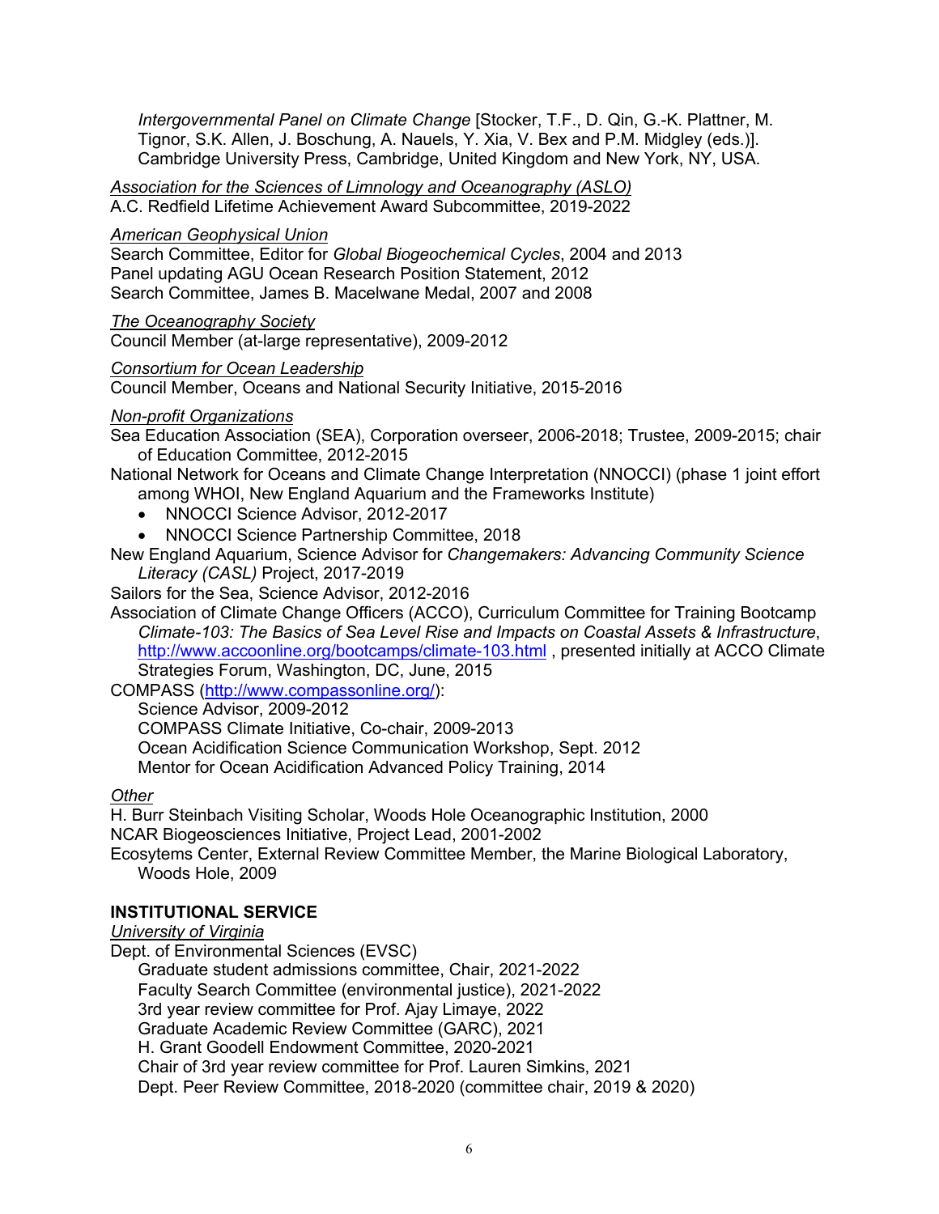*Intergovernmental Panel on Climate Change* [Stocker, T.F., D. Qin, G.-K. Plattner, M. Tignor, S.K. Allen, J. Boschung, A. Nauels, Y. Xia, V. Bex and P.M. Midgley (eds.)]. Cambridge University Press, Cambridge, United Kingdom and New York, NY, USA.

*Association for the Sciences of Limnology and Oceanography (ASLO)*
A.C. Redfield Lifetime Achievement Award Subcommittee, 2019-2022

*American Geophysical Union*
Search Committee, Editor for *Global Biogeochemical Cycles*, 2004 and 2013
Panel updating AGU Ocean Research Position Statement, 2012
Search Committee, James B. Macelwane Medal, 2007 and 2008

*The Oceanography Society*
Council Member (at-large representative), 2009-2012

*Consortium for Ocean Leadership*
Council Member, Oceans and National Security Initiative, 2015-2016

*Non-profit Organizations*
Sea Education Association (SEA), Corporation overseer, 2006-2018; Trustee, 2009-2015; chair of Education Committee, 2012-2015
National Network for Oceans and Climate Change Interpretation (NNOCCI) (phase 1 joint effort among WHOI, New England Aquarium and the Frameworks Institute)

- NNOCCI Science Advisor, 2012-2017
- NNOCCI Science Partnership Committee, 2018

New England Aquarium, Science Advisor for *Changemakers: Advancing Community Science Literacy (CASL)* Project, 2017-2019
Sailors for the Sea, Science Advisor, 2012-2016
Association of Climate Change Officers (ACCO), Curriculum Committee for Training Bootcamp *Climate-103: The Basics of Sea Level Rise and Impacts on Coastal Assets & Infrastructure*, http://www.accoonline.org/bootcamps/climate-103.html , presented initially at ACCO Climate Strategies Forum, Washington, DC, June, 2015
COMPASS (http://www.compassonline.org/):
Science Advisor, 2009-2012
COMPASS Climate Initiative, Co-chair, 2009-2013
Ocean Acidification Science Communication Workshop, Sept. 2012
Mentor for Ocean Acidification Advanced Policy Training, 2014

*Other*
H. Burr Steinbach Visiting Scholar, Woods Hole Oceanographic Institution, 2000
NCAR Biogeosciences Initiative, Project Lead, 2001-2002
Ecosytems Center, External Review Committee Member, the Marine Biological Laboratory, Woods Hole, 2009

**INSTITUTIONAL SERVICE**

*University of Virginia*
Dept. of Environmental Sciences (EVSC)
Graduate student admissions committee, Chair, 2021-2022
Faculty Search Committee (environmental justice), 2021-2022
3rd year review committee for Prof. Ajay Limaye, 2022
Graduate Academic Review Committee (GARC), 2021
H. Grant Goodell Endowment Committee, 2020-2021
Chair of 3rd year review committee for Prof. Lauren Simkins, 2021
Dept. Peer Review Committee, 2018-2020 (committee chair, 2019 & 2020)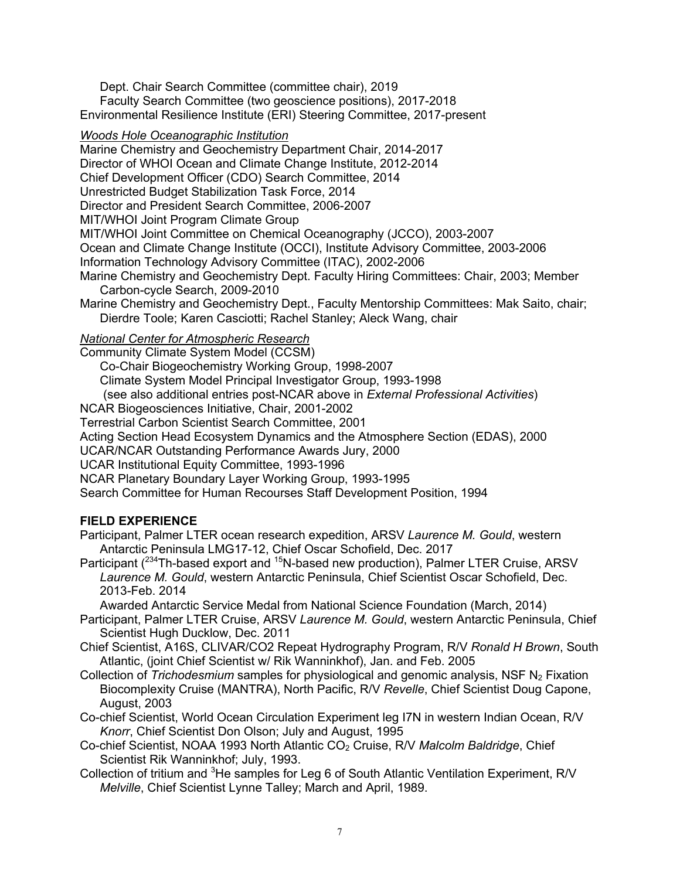Dept. Chair Search Committee (committee chair), 2019
Faculty Search Committee (two geoscience positions), 2017-2018
Environmental Resilience Institute (ERI) Steering Committee, 2017-present

*Woods Hole Oceanographic Institution*

Marine Chemistry and Geochemistry Department Chair, 2014-2017
Director of WHOI Ocean and Climate Change Institute, 2012-2014
Chief Development Officer (CDO) Search Committee, 2014
Unrestricted Budget Stabilization Task Force, 2014
Director and President Search Committee, 2006-2007
MIT/WHOI Joint Program Climate Group
MIT/WHOI Joint Committee on Chemical Oceanography (JCCO), 2003-2007
Ocean and Climate Change Institute (OCCI), Institute Advisory Committee, 2003-2006
Information Technology Advisory Committee (ITAC), 2002-2006
Marine Chemistry and Geochemistry Dept. Faculty Hiring Committees: Chair, 2003; Member Carbon-cycle Search, 2009-2010
Marine Chemistry and Geochemistry Dept., Faculty Mentorship Committees: Mak Saito, chair; Dierdre Toole; Karen Casciotti; Rachel Stanley; Aleck Wang, chair

*National Center for Atmospheric Research*

Community Climate System Model (CCSM)
Co-Chair Biogeochemistry Working Group, 1998-2007
Climate System Model Principal Investigator Group, 1993-1998
(see also additional entries post-NCAR above in *External Professional Activities*)
NCAR Biogeosciences Initiative, Chair, 2001-2002
Terrestrial Carbon Scientist Search Committee, 2001
Acting Section Head Ecosystem Dynamics and the Atmosphere Section (EDAS), 2000
UCAR/NCAR Outstanding Performance Awards Jury, 2000
UCAR Institutional Equity Committee, 1993-1996
NCAR Planetary Boundary Layer Working Group, 1993-1995
Search Committee for Human Recourses Staff Development Position, 1994

**FIELD EXPERIENCE**

Participant, Palmer LTER ocean research expedition, ARSV *Laurence M. Gould*, western Antarctic Peninsula LMG17-12, Chief Oscar Schofield, Dec. 2017
Participant ($^{234}$Th-based export and $^{15}$N-based new production), Palmer LTER Cruise, ARSV *Laurence M. Gould*, western Antarctic Peninsula, Chief Scientist Oscar Schofield, Dec. 2013-Feb. 2014
Awarded Antarctic Service Medal from National Science Foundation (March, 2014)
Participant, Palmer LTER Cruise, ARSV *Laurence M. Gould*, western Antarctic Peninsula, Chief Scientist Hugh Ducklow, Dec. 2011
Chief Scientist, A16S, CLIVAR/CO2 Repeat Hydrography Program, R/V *Ronald H Brown*, South Atlantic, (joint Chief Scientist w/ Rik Wanninkhof), Jan. and Feb. 2005
Collection of *Trichodesmium* samples for physiological and genomic analysis, NSF $N_2$ Fixation Biocomplexity Cruise (MANTRA), North Pacific, R/V *Revelle*, Chief Scientist Doug Capone, August, 2003
Co-chief Scientist, World Ocean Circulation Experiment leg I7N in western Indian Ocean, R/V *Knorr*, Chief Scientist Don Olson; July and August, 1995
Co-chief Scientist, NOAA 1993 North Atlantic $CO_2$ Cruise, R/V *Malcolm Baldridge*, Chief Scientist Rik Wanninkhof; July, 1993.
Collection of tritium and $^{3}$He samples for Leg 6 of South Atlantic Ventilation Experiment, R/V *Melville*, Chief Scientist Lynne Talley; March and April, 1989.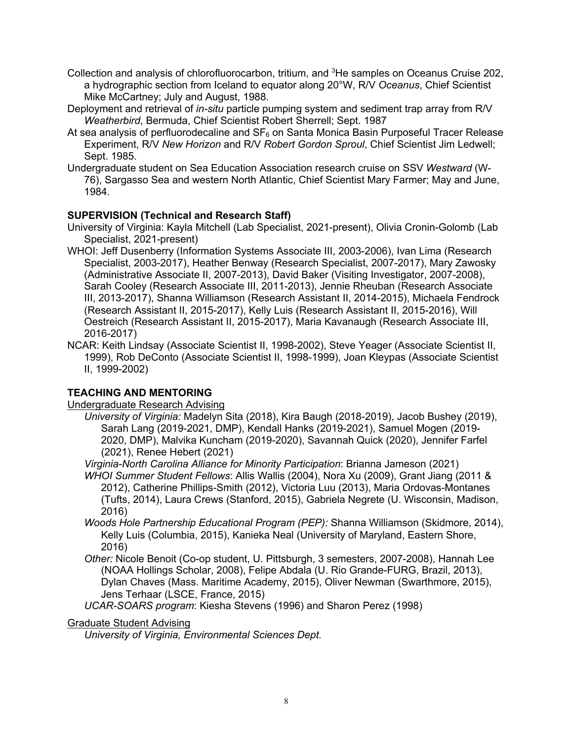Collection and analysis of chlorofluorocarbon, tritium, and $^3$He samples on Oceanus Cruise 202, a hydrographic section from Iceland to equator along 20°W, R/V *Oceanus*, Chief Scientist Mike McCartney; July and August, 1988.

Deployment and retrieval of *in-situ* particle pumping system and sediment trap array from R/V *Weatherbird*, Bermuda, Chief Scientist Robert Sherrell; Sept. 1987

At sea analysis of perfluorodecaline and $SF_6$ on Santa Monica Basin Purposeful Tracer Release Experiment, R/V *New Horizon* and R/V *Robert Gordon Sproul*, Chief Scientist Jim Ledwell; Sept. 1985.

Undergraduate student on Sea Education Association research cruise on SSV *Westward* (W-76), Sargasso Sea and western North Atlantic, Chief Scientist Mary Farmer; May and June, 1984.

**SUPERVISION (Technical and Research Staff)**

University of Virginia: Kayla Mitchell (Lab Specialist, 2021-present), Olivia Cronin-Golomb (Lab Specialist, 2021-present)

WHOI: Jeff Dusenberry (Information Systems Associate III, 2003-2006), Ivan Lima (Research Specialist, 2003-2017), Heather Benway (Research Specialist, 2007-2017), Mary Zawosky (Administrative Associate II, 2007-2013), David Baker (Visiting Investigator, 2007-2008), Sarah Cooley (Research Associate III, 2011-2013), Jennie Rheuban (Research Associate III, 2013-2017), Shanna Williamson (Research Assistant II, 2014-2015), Michaela Fendrock (Research Assistant II, 2015-2017), Kelly Luis (Research Assistant II, 2015-2016), Will Oestreich (Research Assistant II, 2015-2017), Maria Kavanaugh (Research Associate III, 2016-2017)

NCAR: Keith Lindsay (Associate Scientist II, 1998-2002), Steve Yeager (Associate Scientist II, 1999), Rob DeConto (Associate Scientist II, 1998-1999), Joan Kleypas (Associate Scientist II, 1999-2002)

**TEACHING AND MENTORING**

Undergraduate Research Advising

*University of Virginia:* Madelyn Sita (2018), Kira Baugh (2018-2019), Jacob Bushey (2019), Sarah Lang (2019-2021, DMP), Kendall Hanks (2019-2021), Samuel Mogen (2019-2020, DMP), Malvika Kuncham (2019-2020), Savannah Quick (2020), Jennifer Farfel (2021), Renee Hebert (2021)

*Virginia-North Carolina Alliance for Minority Participation*: Brianna Jameson (2021)

*WHOI Summer Student Fellows*: Allis Wallis (2004), Nora Xu (2009), Grant Jiang (2011 & 2012), Catherine Phillips-Smith (2012), Victoria Luu (2013), Maria Ordovas-Montanes (Tufts, 2014), Laura Crews (Stanford, 2015), Gabriela Negrete (U. Wisconsin, Madison, 2016)

*Woods Hole Partnership Educational Program (PEP):* Shanna Williamson (Skidmore, 2014), Kelly Luis (Columbia, 2015), Kanieka Neal (University of Maryland, Eastern Shore, 2016)

*Other:* Nicole Benoit (Co-op student, U. Pittsburgh, 3 semesters, 2007-2008), Hannah Lee (NOAA Hollings Scholar, 2008), Felipe Abdala (U. Rio Grande-FURG, Brazil, 2013), Dylan Chaves (Mass. Maritime Academy, 2015), Oliver Newman (Swarthmore, 2015), Jens Terhaar (LSCE, France, 2015)

*UCAR-SOARS program*: Kiesha Stevens (1996) and Sharon Perez (1998)

Graduate Student Advising

*University of Virginia, Environmental Sciences Dept.*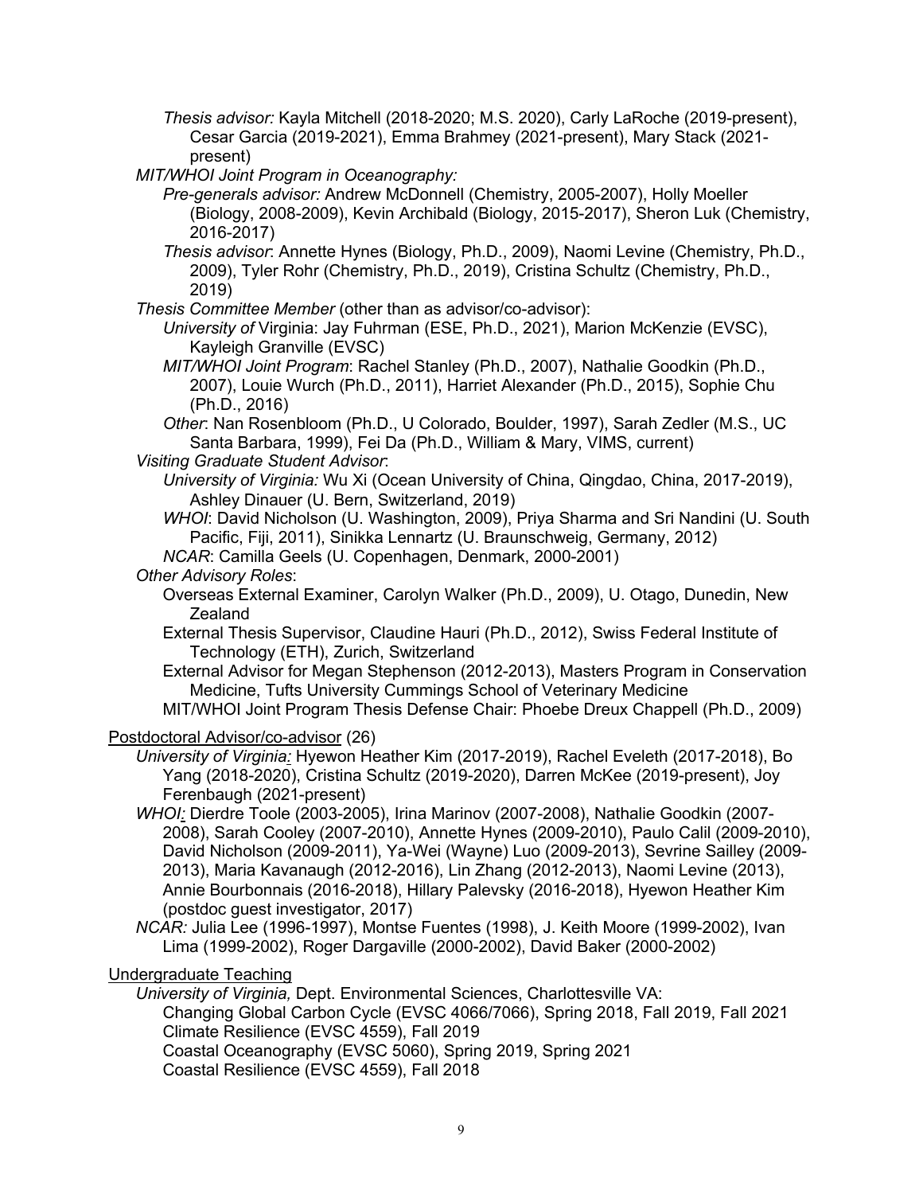*Thesis advisor:* Kayla Mitchell (2018-2020; M.S. 2020), Carly LaRoche (2019-present), Cesar Garcia (2019-2021), Emma Brahmey (2021-present), Mary Stack (2021-present)

*MIT/WHOI Joint Program in Oceanography:*

*Pre-generals advisor:* Andrew McDonnell (Chemistry, 2005-2007), Holly Moeller (Biology, 2008-2009), Kevin Archibald (Biology, 2015-2017), Sheron Luk (Chemistry, 2016-2017)

*Thesis advisor*: Annette Hynes (Biology, Ph.D., 2009), Naomi Levine (Chemistry, Ph.D., 2009), Tyler Rohr (Chemistry, Ph.D., 2019), Cristina Schultz (Chemistry, Ph.D., 2019)

*Thesis Committee Member* (other than as advisor/co-advisor):

*University of* Virginia: Jay Fuhrman (ESE, Ph.D., 2021), Marion McKenzie (EVSC), Kayleigh Granville (EVSC)

*MIT/WHOI Joint Program*: Rachel Stanley (Ph.D., 2007), Nathalie Goodkin (Ph.D., 2007), Louie Wurch (Ph.D., 2011), Harriet Alexander (Ph.D., 2015), Sophie Chu (Ph.D., 2016)

*Other*: Nan Rosenbloom (Ph.D., U Colorado, Boulder, 1997), Sarah Zedler (M.S., UC Santa Barbara, 1999), Fei Da (Ph.D., William & Mary, VIMS, current)

*Visiting Graduate Student Advisor*:

*University of Virginia:* Wu Xi (Ocean University of China, Qingdao, China, 2017-2019), Ashley Dinauer (U. Bern, Switzerland, 2019)

*WHOI*: David Nicholson (U. Washington, 2009), Priya Sharma and Sri Nandini (U. South Pacific, Fiji, 2011), Sinikka Lennartz (U. Braunschweig, Germany, 2012)

*NCAR*: Camilla Geels (U. Copenhagen, Denmark, 2000-2001)

*Other Advisory Roles*:

Overseas External Examiner, Carolyn Walker (Ph.D., 2009), U. Otago, Dunedin, New Zealand

External Thesis Supervisor, Claudine Hauri (Ph.D., 2012), Swiss Federal Institute of Technology (ETH), Zurich, Switzerland

External Advisor for Megan Stephenson (2012-2013), Masters Program in Conservation Medicine, Tufts University Cummings School of Veterinary Medicine

MIT/WHOI Joint Program Thesis Defense Chair: Phoebe Dreux Chappell (Ph.D., 2009)

<u>Postdoctoral Advisor/co-advisor</u> (26)

*University of Virginia:* Hyewon Heather Kim (2017-2019), Rachel Eveleth (2017-2018), Bo Yang (2018-2020), Cristina Schultz (2019-2020), Darren McKee (2019-present), Joy Ferenbaugh (2021-present)

*WHOI:* Dierdre Toole (2003-2005), Irina Marinov (2007-2008), Nathalie Goodkin (2007-2008), Sarah Cooley (2007-2010), Annette Hynes (2009-2010), Paulo Calil (2009-2010), David Nicholson (2009-2011), Ya-Wei (Wayne) Luo (2009-2013), Sevrine Sailley (2009-2013), Maria Kavanaugh (2012-2016), Lin Zhang (2012-2013), Naomi Levine (2013), Annie Bourbonnais (2016-2018), Hillary Palevsky (2016-2018), Hyewon Heather Kim (postdoc guest investigator, 2017)

*NCAR:* Julia Lee (1996-1997), Montse Fuentes (1998), J. Keith Moore (1999-2002), Ivan Lima (1999-2002), Roger Dargaville (2000-2002), David Baker (2000-2002)

<u>Undergraduate Teaching</u>

*University of Virginia,* Dept. Environmental Sciences, Charlottesville VA:

Changing Global Carbon Cycle (EVSC 4066/7066), Spring 2018, Fall 2019, Fall 2021
Climate Resilience (EVSC 4559), Fall 2019
Coastal Oceanography (EVSC 5060), Spring 2019, Spring 2021
Coastal Resilience (EVSC 4559), Fall 2018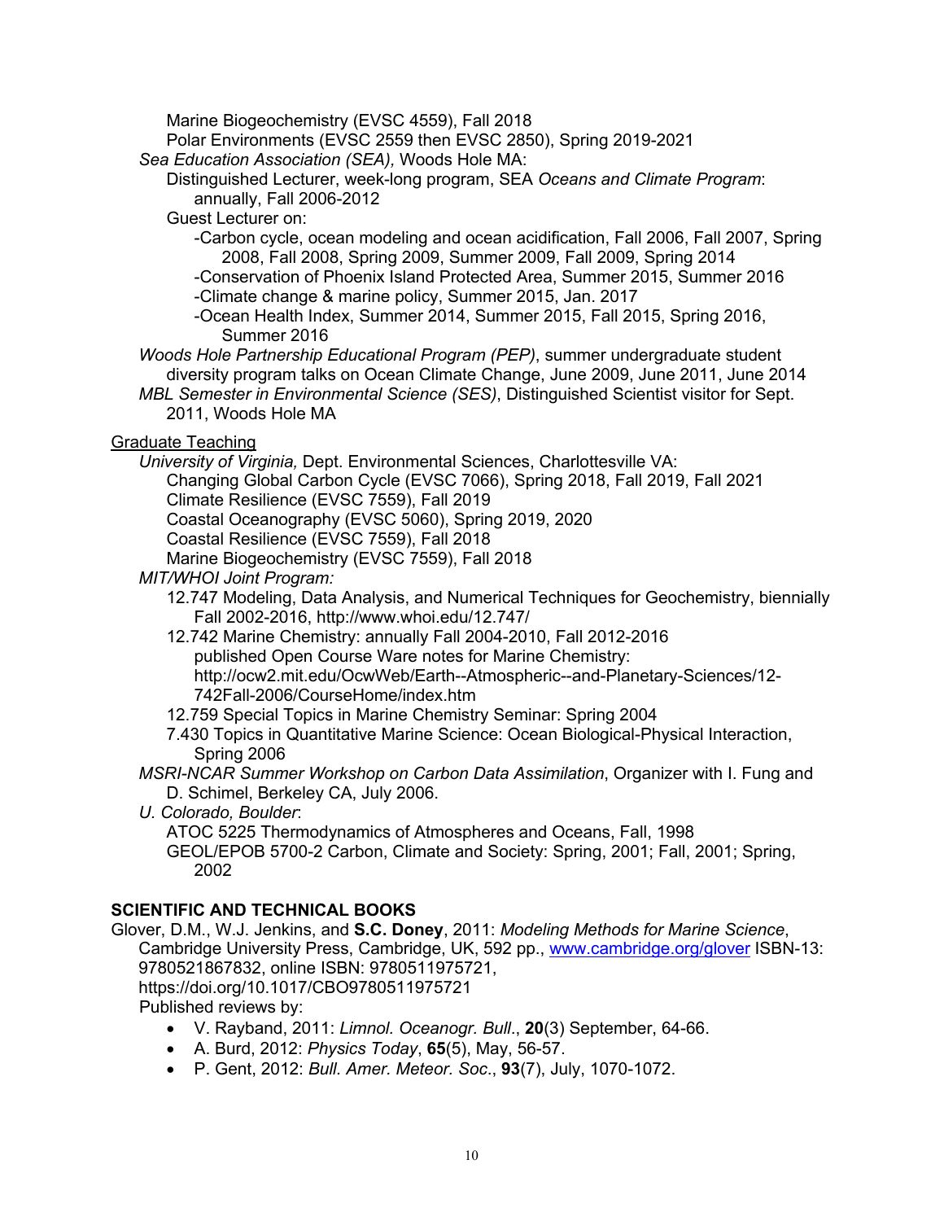Marine Biogeochemistry (EVSC 4559), Fall 2018
Polar Environments (EVSC 2559 then EVSC 2850), Spring 2019-2021

*Sea Education Association (SEA),* Woods Hole MA:
- Distinguished Lecturer, week-long program, SEA *Oceans and Climate Program*: annually, Fall 2006-2012
- Guest Lecturer on:
  - -Carbon cycle, ocean modeling and ocean acidification, Fall 2006, Fall 2007, Spring 2008, Fall 2008, Spring 2009, Summer 2009, Fall 2009, Spring 2014
  - -Conservation of Phoenix Island Protected Area, Summer 2015, Summer 2016
  - -Climate change & marine policy, Summer 2015, Jan. 2017
  - -Ocean Health Index, Summer 2014, Summer 2015, Fall 2015, Spring 2016, Summer 2016

*Woods Hole Partnership Educational Program (PEP)*, summer undergraduate student diversity program talks on Ocean Climate Change, June 2009, June 2011, June 2014

*MBL Semester in Environmental Science (SES)*, Distinguished Scientist visitor for Sept. 2011, Woods Hole MA

<u>Graduate Teaching</u>

*University of Virginia,* Dept. Environmental Sciences, Charlottesville VA:
- Changing Global Carbon Cycle (EVSC 7066), Spring 2018, Fall 2019, Fall 2021
- Climate Resilience (EVSC 7559), Fall 2019
- Coastal Oceanography (EVSC 5060), Spring 2019, 2020
- Coastal Resilience (EVSC 7559), Fall 2018
- Marine Biogeochemistry (EVSC 7559), Fall 2018

*MIT/WHOI Joint Program:*
- 12.747 Modeling, Data Analysis, and Numerical Techniques for Geochemistry, biennially Fall 2002-2016, http://www.whoi.edu/12.747/
- 12.742 Marine Chemistry: annually Fall 2004-2010, Fall 2012-2016
  published Open Course Ware notes for Marine Chemistry:
  http://ocw2.mit.edu/OcwWeb/Earth--Atmospheric--and-Planetary-Sciences/12-742Fall-2006/CourseHome/index.htm
- 12.759 Special Topics in Marine Chemistry Seminar: Spring 2004
- 7.430 Topics in Quantitative Marine Science: Ocean Biological-Physical Interaction, Spring 2006

*MSRI-NCAR Summer Workshop on Carbon Data Assimilation*, Organizer with I. Fung and D. Schimel, Berkeley CA, July 2006.

*U. Colorado, Boulder*:
- ATOC 5225 Thermodynamics of Atmospheres and Oceans, Fall, 1998
- GEOL/EPOB 5700-2 Carbon, Climate and Society: Spring, 2001; Fall, 2001; Spring, 2002

## SCIENTIFIC AND TECHNICAL BOOKS

Glover, D.M., W.J. Jenkins, and **S.C. Doney**, 2011: *Modeling Methods for Marine Science*, Cambridge University Press, Cambridge, UK, 592 pp., www.cambridge.org/glover ISBN-13: 9780521867832, online ISBN: 9780511975721, https://doi.org/10.1017/CBO9780511975721

Published reviews by:
- V. Rayband, 2011: *Limnol. Oceanogr. Bull*., **20**(3) September, 64-66.
- A. Burd, 2012: *Physics Today*, **65**(5), May, 56-57.
- P. Gent, 2012: *Bull. Amer. Meteor. Soc*., **93**(7), July, 1070-1072.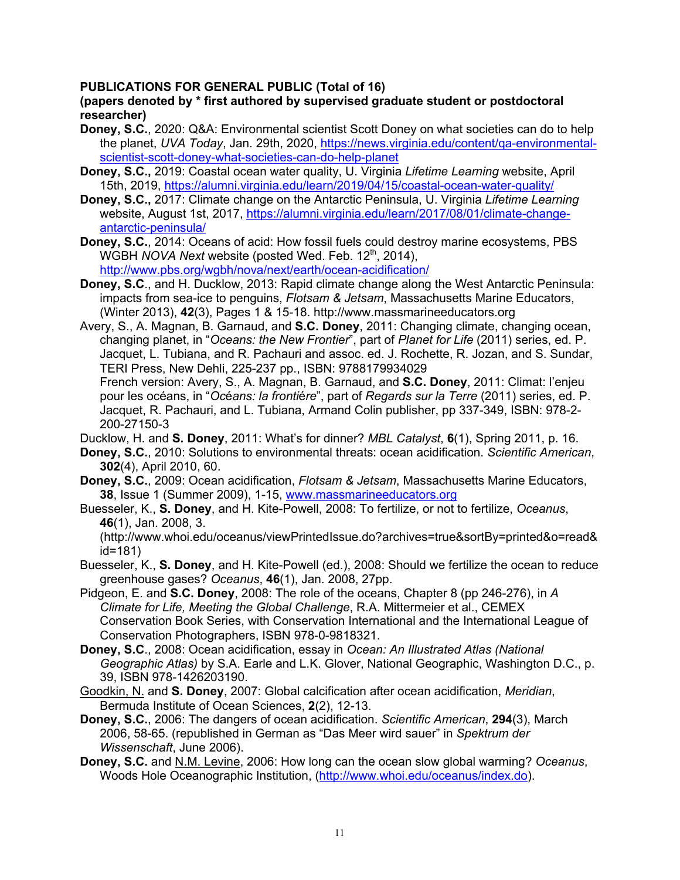**PUBLICATIONS FOR GENERAL PUBLIC (Total of 16)**

**(papers denoted by * first authored by supervised graduate student or postdoctoral researcher)**

**Doney, S.C.**, 2020: Q&A: Environmental scientist Scott Doney on what societies can do to help the planet, *UVA Today*, Jan. 29th, 2020, https://news.virginia.edu/content/qa-environmental-scientist-scott-doney-what-societies-can-do-help-planet

**Doney, S.C.,** 2019: Coastal ocean water quality, U. Virginia *Lifetime Learning* website, April 15th, 2019, https://alumni.virginia.edu/learn/2019/04/15/coastal-ocean-water-quality/

**Doney, S.C.,** 2017: Climate change on the Antarctic Peninsula, U. Virginia *Lifetime Learning* website, August 1st, 2017, https://alumni.virginia.edu/learn/2017/08/01/climate-change-antarctic-peninsula/

**Doney, S.C.**, 2014: Oceans of acid: How fossil fuels could destroy marine ecosystems, PBS WGBH *NOVA Next* website (posted Wed. Feb. 12th, 2014), http://www.pbs.org/wgbh/nova/next/earth/ocean-acidification/

**Doney, S.C**., and H. Ducklow, 2013: Rapid climate change along the West Antarctic Peninsula: impacts from sea-ice to penguins, *Flotsam & Jetsam*, Massachusetts Marine Educators, (Winter 2013), **42**(3), Pages 1 & 15-18. http://www.massmarineeducators.org

Avery, S., A. Magnan, B. Garnaud, and **S.C. Doney**, 2011: Changing climate, changing ocean, changing planet, in "*Oceans: the New Frontier*", part of *Planet for Life* (2011) series, ed. P. Jacquet, L. Tubiana, and R. Pachauri and assoc. ed. J. Rochette, R. Jozan, and S. Sundar, TERI Press, New Dehli, 225-237 pp., ISBN: 9788179934029
French version: Avery, S., A. Magnan, B. Garnaud, and **S.C. Doney**, 2011: Climat: l'enjeu pour les océans, in "*Océans: la frontiére*", part of *Regards sur la Terre* (2011) series, ed. P. Jacquet, R. Pachauri, and L. Tubiana, Armand Colin publisher, pp 337-349, ISBN: 978-2-200-27150-3

Ducklow, H. and **S. Doney**, 2011: What's for dinner? *MBL Catalyst*, **6**(1), Spring 2011, p. 16.

**Doney, S.C.**, 2010: Solutions to environmental threats: ocean acidification. *Scientific American*, **302**(4), April 2010, 60.

**Doney, S.C.**, 2009: Ocean acidification, *Flotsam & Jetsam*, Massachusetts Marine Educators, **38**, Issue 1 (Summer 2009), 1-15, www.massmarineeducators.org

Buesseler, K., **S. Doney**, and H. Kite-Powell, 2008: To fertilize, or not to fertilize, *Oceanus*, **46**(1), Jan. 2008, 3. (http://www.whoi.edu/oceanus/viewPrintedIssue.do?archives=true&sortBy=printed&o=read&id=181)

Buesseler, K., **S. Doney**, and H. Kite-Powell (ed.), 2008: Should we fertilize the ocean to reduce greenhouse gases? *Oceanus*, **46**(1), Jan. 2008, 27pp.

Pidgeon, E. and **S.C. Doney**, 2008: The role of the oceans, Chapter 8 (pp 246-276), in *A Climate for Life, Meeting the Global Challenge*, R.A. Mittermeier et al., CEMEX Conservation Book Series, with Conservation International and the International League of Conservation Photographers, ISBN 978-0-9818321.

**Doney, S.C**., 2008: Ocean acidification, essay in *Ocean: An Illustrated Atlas (National Geographic Atlas)* by S.A. Earle and L.K. Glover, National Geographic, Washington D.C., p. 39, ISBN 978-1426203190.

Goodkin, N. and **S. Doney**, 2007: Global calcification after ocean acidification, *Meridian*, Bermuda Institute of Ocean Sciences, **2**(2), 12-13.

**Doney, S.C.**, 2006: The dangers of ocean acidification. *Scientific American*, **294**(3), March 2006, 58-65. (republished in German as "Das Meer wird sauer" in *Spektrum der Wissenschaft*, June 2006).

**Doney, S.C.** and N.M. Levine, 2006: How long can the ocean slow global warming? *Oceanus*, Woods Hole Oceanographic Institution, (http://www.whoi.edu/oceanus/index.do).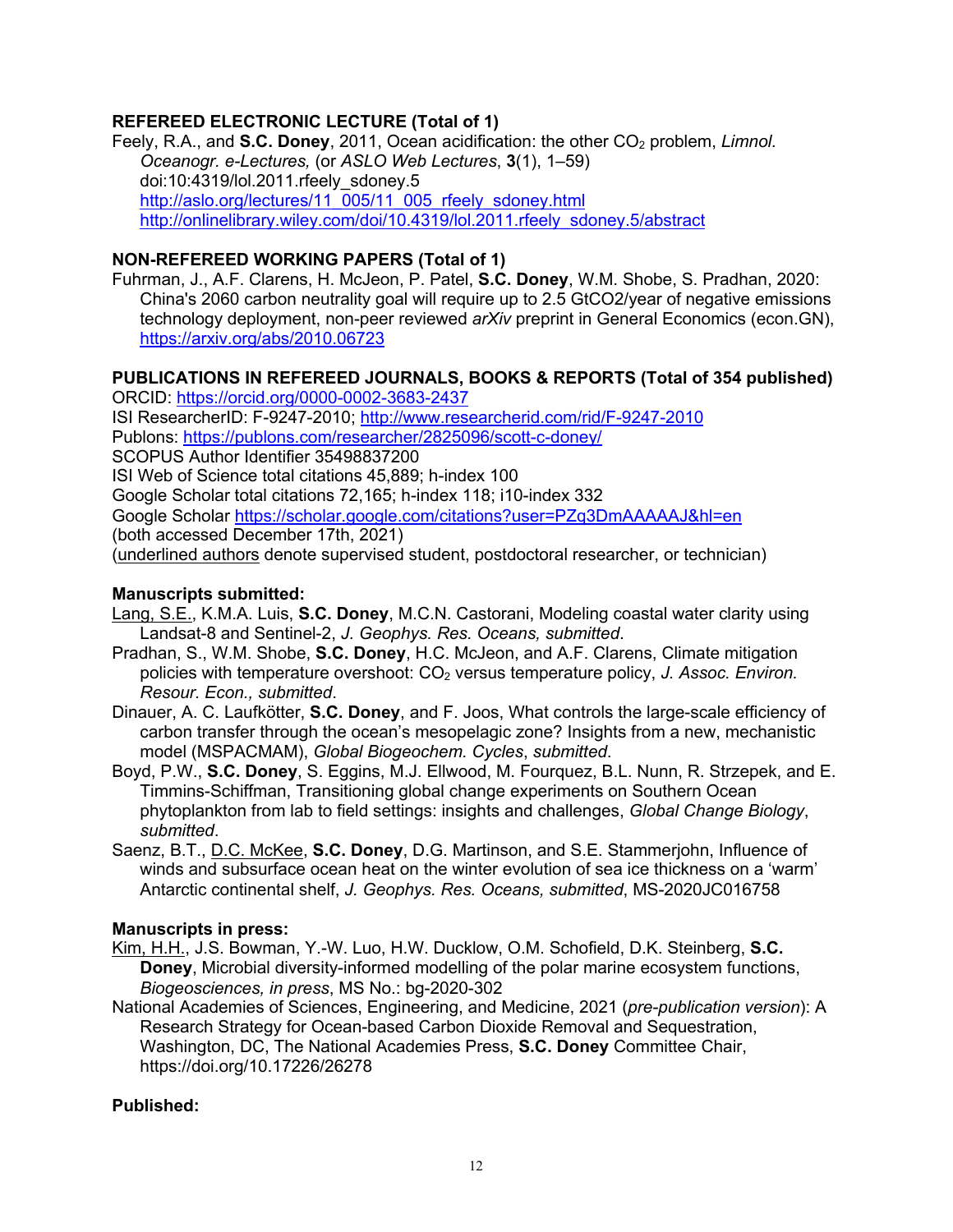### REFEREED ELECTRONIC LECTURE (Total of 1)

Feely, R.A., and **S.C. Doney**, 2011, Ocean acidification: the other $CO_2$ problem, *Limnol. Oceanogr. e-Lectures,* (or *ASLO Web Lectures*, **3**(1), 1–59) doi:10:4319/lol.2011.rfeely_sdoney.5
http://aslo.org/lectures/11_005/11_005_rfeely_sdoney.html
http://onlinelibrary.wiley.com/doi/10.4319/lol.2011.rfeely_sdoney.5/abstract

### NON-REFEREED WORKING PAPERS (Total of 1)

Fuhrman, J., A.F. Clarens, H. McJeon, P. Patel, **S.C. Doney**, W.M. Shobe, S. Pradhan, 2020: China's 2060 carbon neutrality goal will require up to 2.5 GtCO2/year of negative emissions technology deployment, non-peer reviewed *arXiv* preprint in General Economics (econ.GN), https://arxiv.org/abs/2010.06723

### PUBLICATIONS IN REFEREED JOURNALS, BOOKS & REPORTS (Total of 354 published)

ORCID: https://orcid.org/0000-0002-3683-2437
ISI ResearcherID: F-9247-2010; http://www.researcherid.com/rid/F-9247-2010
Publons: https://publons.com/researcher/2825096/scott-c-doney/
SCOPUS Author Identifier 35498837200
ISI Web of Science total citations 45,889; h-index 100
Google Scholar total citations 72,165; h-index 118; i10-index 332
Google Scholar https://scholar.google.com/citations?user=PZq3DmAAAAAJ&hl=en
(both accessed December 17th, 2021)
(underlined authors denote supervised student, postdoctoral researcher, or technician)

#### Manuscripts submitted:

Lang, S.E., K.M.A. Luis, **S.C. Doney**, M.C.N. Castorani, Modeling coastal water clarity using Landsat-8 and Sentinel-2, *J. Geophys. Res. Oceans, submitted*.

Pradhan, S., W.M. Shobe, **S.C. Doney**, H.C. McJeon, and A.F. Clarens, Climate mitigation policies with temperature overshoot: $CO_2$ versus temperature policy, *J. Assoc. Environ. Resour. Econ., submitted*.

Dinauer, A. C. Laufkötter, **S.C. Doney**, and F. Joos, What controls the large-scale efficiency of carbon transfer through the ocean's mesopelagic zone? Insights from a new, mechanistic model (MSPACMAM), *Global Biogeochem. Cycles*, *submitted*.

Boyd, P.W., **S.C. Doney**, S. Eggins, M.J. Ellwood, M. Fourquez, B.L. Nunn, R. Strzepek, and E. Timmins-Schiffman, Transitioning global change experiments on Southern Ocean phytoplankton from lab to field settings: insights and challenges, *Global Change Biology*, *submitted*.

Saenz, B.T., D.C. McKee, **S.C. Doney**, D.G. Martinson, and S.E. Stammerjohn, Influence of winds and subsurface ocean heat on the winter evolution of sea ice thickness on a 'warm' Antarctic continental shelf, *J. Geophys. Res. Oceans, submitted*, MS-2020JC016758

#### Manuscripts in press:

Kim, H.H., J.S. Bowman, Y.-W. Luo, H.W. Ducklow, O.M. Schofield, D.K. Steinberg, **S.C. Doney**, Microbial diversity-informed modelling of the polar marine ecosystem functions, *Biogeosciences, in press*, MS No.: bg-2020-302

National Academies of Sciences, Engineering, and Medicine, 2021 (*pre-publication version*): A Research Strategy for Ocean-based Carbon Dioxide Removal and Sequestration, Washington, DC, The National Academies Press, **S.C. Doney** Committee Chair, https://doi.org/10.17226/26278

#### Published: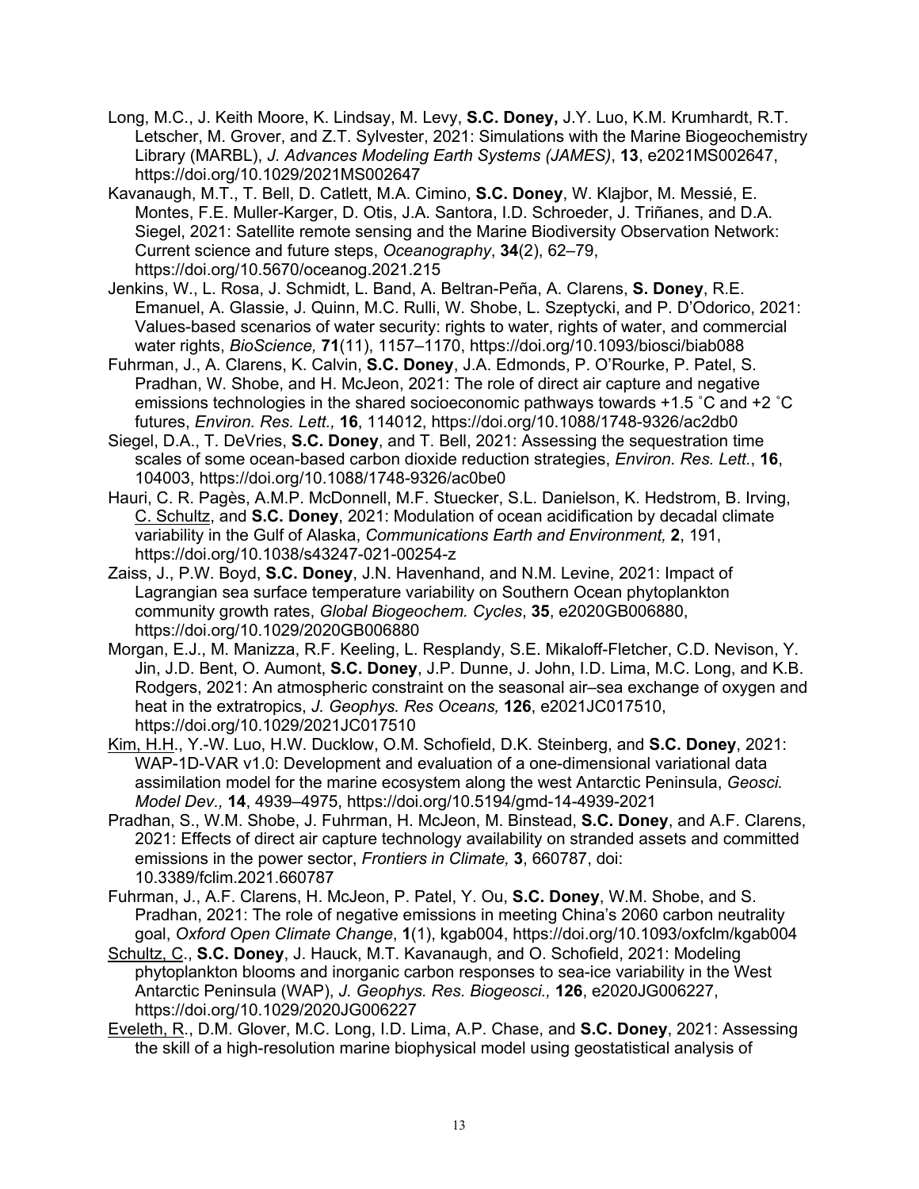Long, M.C., J. Keith Moore, K. Lindsay, M. Levy, **S.C. Doney,** J.Y. Luo, K.M. Krumhardt, R.T. Letscher, M. Grover, and Z.T. Sylvester, 2021: Simulations with the Marine Biogeochemistry Library (MARBL), *J. Advances Modeling Earth Systems (JAMES)*, **13**, e2021MS002647, https://doi.org/10.1029/2021MS002647

Kavanaugh, M.T., T. Bell, D. Catlett, M.A. Cimino, **S.C. Doney**, W. Klajbor, M. Messié, E. Montes, F.E. Muller-Karger, D. Otis, J.A. Santora, I.D. Schroeder, J. Triñanes, and D.A. Siegel, 2021: Satellite remote sensing and the Marine Biodiversity Observation Network: Current science and future steps, *Oceanography*, **34**(2), 62–79, https://doi.org/10.5670/oceanog.2021.215

Jenkins, W., L. Rosa, J. Schmidt, L. Band, A. Beltran-Peña, A. Clarens, **S. Doney**, R.E. Emanuel, A. Glassie, J. Quinn, M.C. Rulli, W. Shobe, L. Szeptycki, and P. D'Odorico, 2021: Values-based scenarios of water security: rights to water, rights of water, and commercial water rights, *BioScience,* **71**(11), 1157–1170, https://doi.org/10.1093/biosci/biab088

Fuhrman, J., A. Clarens, K. Calvin, **S.C. Doney**, J.A. Edmonds, P. O'Rourke, P. Patel, S. Pradhan, W. Shobe, and H. McJeon, 2021: The role of direct air capture and negative emissions technologies in the shared socioeconomic pathways towards +1.5 ˚C and +2 ˚C futures, *Environ. Res. Lett.,* **16**, 114012, https://doi.org/10.1088/1748-9326/ac2db0

Siegel, D.A., T. DeVries, **S.C. Doney**, and T. Bell, 2021: Assessing the sequestration time scales of some ocean-based carbon dioxide reduction strategies, *Environ. Res. Lett.*, **16**, 104003, https://doi.org/10.1088/1748-9326/ac0be0

Hauri, C. R. Pagès, A.M.P. McDonnell, M.F. Stuecker, S.L. Danielson, K. Hedstrom, B. Irving, <u>C. Schultz</u>, and **S.C. Doney**, 2021: Modulation of ocean acidification by decadal climate variability in the Gulf of Alaska, *Communications Earth and Environment,* **2**, 191, https://doi.org/10.1038/s43247-021-00254-z

Zaiss, J., P.W. Boyd, **S.C. Doney**, J.N. Havenhand, and N.M. Levine, 2021: Impact of Lagrangian sea surface temperature variability on Southern Ocean phytoplankton community growth rates, *Global Biogeochem. Cycles*, **35**, e2020GB006880, https://doi.org/10.1029/2020GB006880

Morgan, E.J., M. Manizza, R.F. Keeling, L. Resplandy, S.E. Mikaloff-Fletcher, C.D. Nevison, Y. Jin, J.D. Bent, O. Aumont, **S.C. Doney**, J.P. Dunne, J. John, I.D. Lima, M.C. Long, and K.B. Rodgers, 2021: An atmospheric constraint on the seasonal air–sea exchange of oxygen and heat in the extratropics, *J. Geophys. Res Oceans,* **126**, e2021JC017510, https://doi.org/10.1029/2021JC017510

<u>Kim, H.H</u>., Y.-W. Luo, H.W. Ducklow, O.M. Schofield, D.K. Steinberg, and **S.C. Doney**, 2021: WAP-1D-VAR v1.0: Development and evaluation of a one-dimensional variational data assimilation model for the marine ecosystem along the west Antarctic Peninsula, *Geosci. Model Dev.,* **14**, 4939–4975, https://doi.org/10.5194/gmd-14-4939-2021

Pradhan, S., W.M. Shobe, J. Fuhrman, H. McJeon, M. Binstead, **S.C. Doney**, and A.F. Clarens, 2021: Effects of direct air capture technology availability on stranded assets and committed emissions in the power sector, *Frontiers in Climate,* **3**, 660787, doi: 10.3389/fclim.2021.660787

Fuhrman, J., A.F. Clarens, H. McJeon, P. Patel, Y. Ou, **S.C. Doney**, W.M. Shobe, and S. Pradhan, 2021: The role of negative emissions in meeting China's 2060 carbon neutrality goal, *Oxford Open Climate Change*, **1**(1), kgab004, https://doi.org/10.1093/oxfclm/kgab004

<u>Schultz, C</u>., **S.C. Doney**, J. Hauck, M.T. Kavanaugh, and O. Schofield, 2021: Modeling phytoplankton blooms and inorganic carbon responses to sea-ice variability in the West Antarctic Peninsula (WAP), *J. Geophys. Res. Biogeosci.,* **126**, e2020JG006227, https://doi.org/10.1029/2020JG006227

<u>Eveleth, R</u>., D.M. Glover, M.C. Long, I.D. Lima, A.P. Chase, and **S.C. Doney**, 2021: Assessing the skill of a high-resolution marine biophysical model using geostatistical analysis of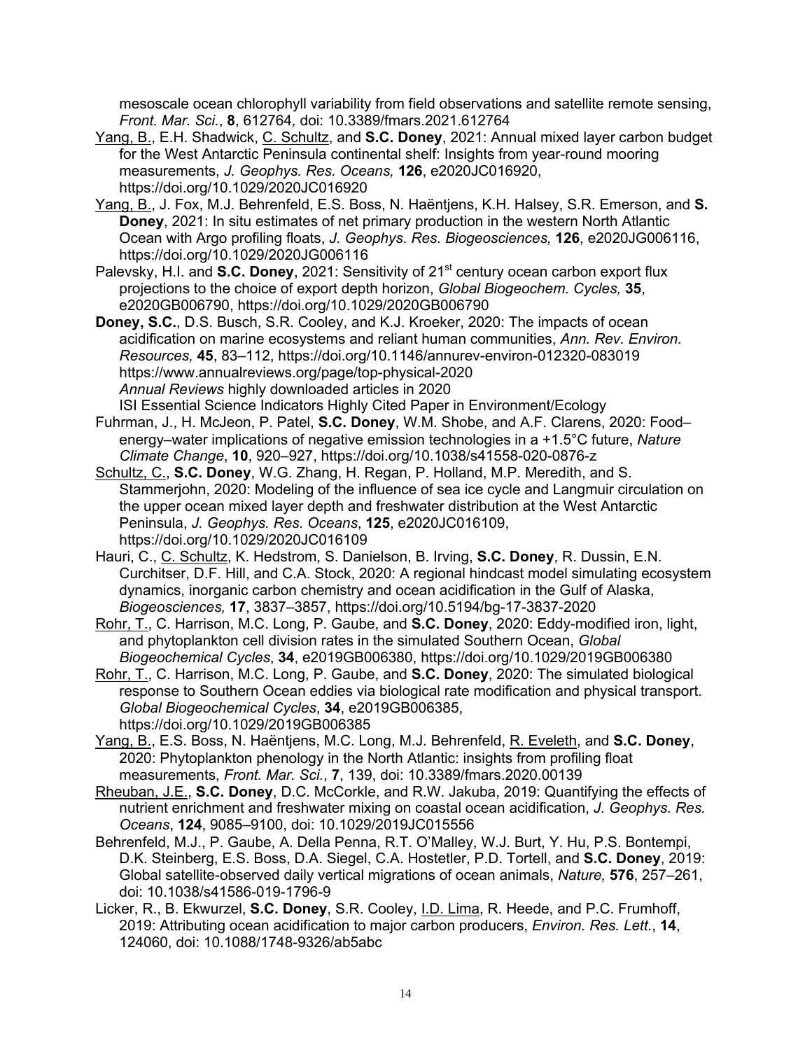mesoscale ocean chlorophyll variability from field observations and satellite remote sensing, *Front. Mar. Sci.*, **8**, 612764, doi: 10.3389/fmars.2021.612764

<u>Yang, B.</u>, E.H. Shadwick, <u>C. Schultz</u>, and **S.C. Doney**, 2021: Annual mixed layer carbon budget for the West Antarctic Peninsula continental shelf: Insights from year-round mooring measurements, *J. Geophys. Res. Oceans,* **126**, e2020JC016920, https://doi.org/10.1029/2020JC016920

<u>Yang, B.</u>, J. Fox, M.J. Behrenfeld, E.S. Boss, N. Haëntjens, K.H. Halsey, S.R. Emerson, and **S. Doney**, 2021: In situ estimates of net primary production in the western North Atlantic Ocean with Argo profiling floats, *J. Geophys. Res. Biogeosciences,* **126**, e2020JG006116, https://doi.org/10.1029/2020JG006116

Palevsky, H.I. and **S.C. Doney**, 2021: Sensitivity of 21st century ocean carbon export flux projections to the choice of export depth horizon, *Global Biogeochem. Cycles,* **35**, e2020GB006790, https://doi.org/10.1029/2020GB006790

**Doney, S.C.**, D.S. Busch, S.R. Cooley, and K.J. Kroeker, 2020: The impacts of ocean acidification on marine ecosystems and reliant human communities, *Ann. Rev. Environ. Resources,* **45**, 83–112, https://doi.org/10.1146/annurev-environ-012320-083019 https://www.annualreviews.org/page/top-physical-2020
*Annual Reviews* highly downloaded articles in 2020
ISI Essential Science Indicators Highly Cited Paper in Environment/Ecology

Fuhrman, J., H. McJeon, P. Patel, **S.C. Doney**, W.M. Shobe, and A.F. Clarens, 2020: Food–energy–water implications of negative emission technologies in a +1.5°C future, *Nature Climate Change*, **10**, 920–927, https://doi.org/10.1038/s41558-020-0876-z

<u>Schultz, C.</u>, **S.C. Doney**, W.G. Zhang, H. Regan, P. Holland, M.P. Meredith, and S. Stammerjohn, 2020: Modeling of the influence of sea ice cycle and Langmuir circulation on the upper ocean mixed layer depth and freshwater distribution at the West Antarctic Peninsula, *J. Geophys. Res. Oceans*, **125**, e2020JC016109, https://doi.org/10.1029/2020JC016109

Hauri, C., <u>C. Schultz</u>, K. Hedstrom, S. Danielson, B. Irving, **S.C. Doney**, R. Dussin, E.N. Curchitser, D.F. Hill, and C.A. Stock, 2020: A regional hindcast model simulating ecosystem dynamics, inorganic carbon chemistry and ocean acidification in the Gulf of Alaska, *Biogeosciences,* **17**, 3837–3857, https://doi.org/10.5194/bg-17-3837-2020

<u>Rohr, T.</u>, C. Harrison, M.C. Long, P. Gaube, and **S.C. Doney**, 2020: Eddy-modified iron, light, and phytoplankton cell division rates in the simulated Southern Ocean, *Global Biogeochemical Cycles*, **34**, e2019GB006380, https://doi.org/10.1029/2019GB006380

<u>Rohr, T.</u>, C. Harrison, M.C. Long, P. Gaube, and **S.C. Doney**, 2020: The simulated biological response to Southern Ocean eddies via biological rate modification and physical transport. *Global Biogeochemical Cycles*, **34**, e2019GB006385, https://doi.org/10.1029/2019GB006385

<u>Yang, B.</u>, E.S. Boss, N. Haëntjens, M.C. Long, M.J. Behrenfeld, <u>R. Eveleth</u>, and **S.C. Doney**, 2020: Phytoplankton phenology in the North Atlantic: insights from profiling float measurements, *Front. Mar. Sci.*, **7**, 139, doi: 10.3389/fmars.2020.00139

<u>Rheuban, J.E.</u>, **S.C. Doney**, D.C. McCorkle, and R.W. Jakuba, 2019: Quantifying the effects of nutrient enrichment and freshwater mixing on coastal ocean acidification, *J. Geophys. Res. Oceans*, **124**, 9085–9100, doi: 10.1029/2019JC015556

Behrenfeld, M.J., P. Gaube, A. Della Penna, R.T. O'Malley, W.J. Burt, Y. Hu, P.S. Bontempi, D.K. Steinberg, E.S. Boss, D.A. Siegel, C.A. Hostetler, P.D. Tortell, and **S.C. Doney**, 2019: Global satellite-observed daily vertical migrations of ocean animals, *Nature,* **576**, 257–261, doi: 10.1038/s41586-019-1796-9

Licker, R., B. Ekwurzel, **S.C. Doney**, S.R. Cooley, <u>I.D. Lima</u>, R. Heede, and P.C. Frumhoff, 2019: Attributing ocean acidification to major carbon producers, *Environ. Res. Lett.*, **14**, 124060, doi: 10.1088/1748-9326/ab5abc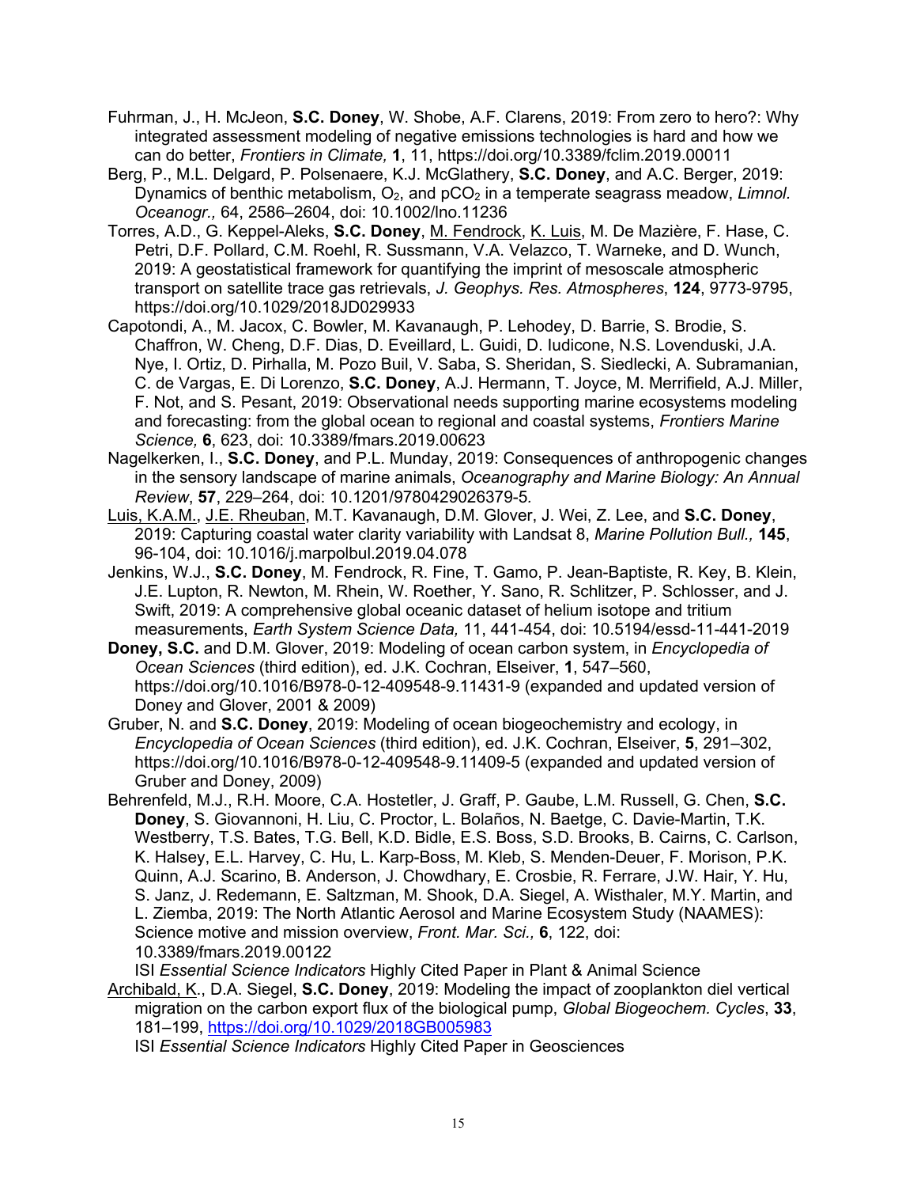Fuhrman, J., H. McJeon, **S.C. Doney**, W. Shobe, A.F. Clarens, 2019: From zero to hero?: Why integrated assessment modeling of negative emissions technologies is hard and how we can do better, *Frontiers in Climate,* **1**, 11, https://doi.org/10.3389/fclim.2019.00011

Berg, P., M.L. Delgard, P. Polsenaere, K.J. McGlathery, **S.C. Doney**, and A.C. Berger, 2019: Dynamics of benthic metabolism, $O_2$, and $pCO_2$ in a temperate seagrass meadow, *Limnol. Oceanogr.,* 64, 2586–2604, doi: 10.1002/lno.11236

Torres, A.D., G. Keppel-Aleks, **S.C. Doney**, M. Fendrock, K. Luis, M. De Mazière, F. Hase, C. Petri, D.F. Pollard, C.M. Roehl, R. Sussmann, V.A. Velazco, T. Warneke, and D. Wunch, 2019: A geostatistical framework for quantifying the imprint of mesoscale atmospheric transport on satellite trace gas retrievals, *J. Geophys. Res. Atmospheres*, **124**, 9773-9795, https://doi.org/10.1029/2018JD029933

Capotondi, A., M. Jacox, C. Bowler, M. Kavanaugh, P. Lehodey, D. Barrie, S. Brodie, S. Chaffron, W. Cheng, D.F. Dias, D. Eveillard, L. Guidi, D. Iudicone, N.S. Lovenduski, J.A. Nye, I. Ortiz, D. Pirhalla, M. Pozo Buil, V. Saba, S. Sheridan, S. Siedlecki, A. Subramanian, C. de Vargas, E. Di Lorenzo, **S.C. Doney**, A.J. Hermann, T. Joyce, M. Merrifield, A.J. Miller, F. Not, and S. Pesant, 2019: Observational needs supporting marine ecosystems modeling and forecasting: from the global ocean to regional and coastal systems, *Frontiers Marine Science,* **6**, 623, doi: 10.3389/fmars.2019.00623

Nagelkerken, I., **S.C. Doney**, and P.L. Munday, 2019: Consequences of anthropogenic changes in the sensory landscape of marine animals, *Oceanography and Marine Biology: An Annual Review*, **57**, 229–264, doi: 10.1201/9780429026379-5*.*

Luis, K.A.M., J.E. Rheuban, M.T. Kavanaugh, D.M. Glover, J. Wei, Z. Lee, and **S.C. Doney**, 2019: Capturing coastal water clarity variability with Landsat 8, *Marine Pollution Bull.,* **145**, 96-104, doi: 10.1016/j.marpolbul.2019.04.078

Jenkins, W.J., **S.C. Doney**, M. Fendrock, R. Fine, T. Gamo, P. Jean-Baptiste, R. Key, B. Klein, J.E. Lupton, R. Newton, M. Rhein, W. Roether, Y. Sano, R. Schlitzer, P. Schlosser, and J. Swift, 2019: A comprehensive global oceanic dataset of helium isotope and tritium measurements, *Earth System Science Data,* 11, 441-454, doi: 10.5194/essd-11-441-2019

**Doney, S.C.** and D.M. Glover, 2019: Modeling of ocean carbon system, in *Encyclopedia of Ocean Sciences* (third edition), ed. J.K. Cochran, Elseiver, **1**, 547–560, https://doi.org/10.1016/B978-0-12-409548-9.11431-9 (expanded and updated version of Doney and Glover, 2001 & 2009)

Gruber, N. and **S.C. Doney**, 2019: Modeling of ocean biogeochemistry and ecology, in *Encyclopedia of Ocean Sciences* (third edition), ed. J.K. Cochran, Elseiver, **5**, 291–302, https://doi.org/10.1016/B978-0-12-409548-9.11409-5 (expanded and updated version of Gruber and Doney, 2009)

Behrenfeld, M.J., R.H. Moore, C.A. Hostetler, J. Graff, P. Gaube, L.M. Russell, G. Chen, **S.C. Doney**, S. Giovannoni, H. Liu, C. Proctor, L. Bolaños, N. Baetge, C. Davie-Martin, T.K. Westberry, T.S. Bates, T.G. Bell, K.D. Bidle, E.S. Boss, S.D. Brooks, B. Cairns, C. Carlson, K. Halsey, E.L. Harvey, C. Hu, L. Karp-Boss, M. Kleb, S. Menden-Deuer, F. Morison, P.K. Quinn, A.J. Scarino, B. Anderson, J. Chowdhary, E. Crosbie, R. Ferrare, J.W. Hair, Y. Hu, S. Janz, J. Redemann, E. Saltzman, M. Shook, D.A. Siegel, A. Wisthaler, M.Y. Martin, and L. Ziemba, 2019: The North Atlantic Aerosol and Marine Ecosystem Study (NAAMES): Science motive and mission overview, *Front. Mar. Sci.,* **6**, 122, doi: 10.3389/fmars.2019.00122
ISI *Essential Science Indicators* Highly Cited Paper in Plant & Animal Science

Archibald, K., D.A. Siegel, **S.C. Doney**, 2019: Modeling the impact of zooplankton diel vertical migration on the carbon export flux of the biological pump, *Global Biogeochem. Cycles*, **33**, 181–199, https://doi.org/10.1029/2018GB005983
ISI *Essential Science Indicators* Highly Cited Paper in Geosciences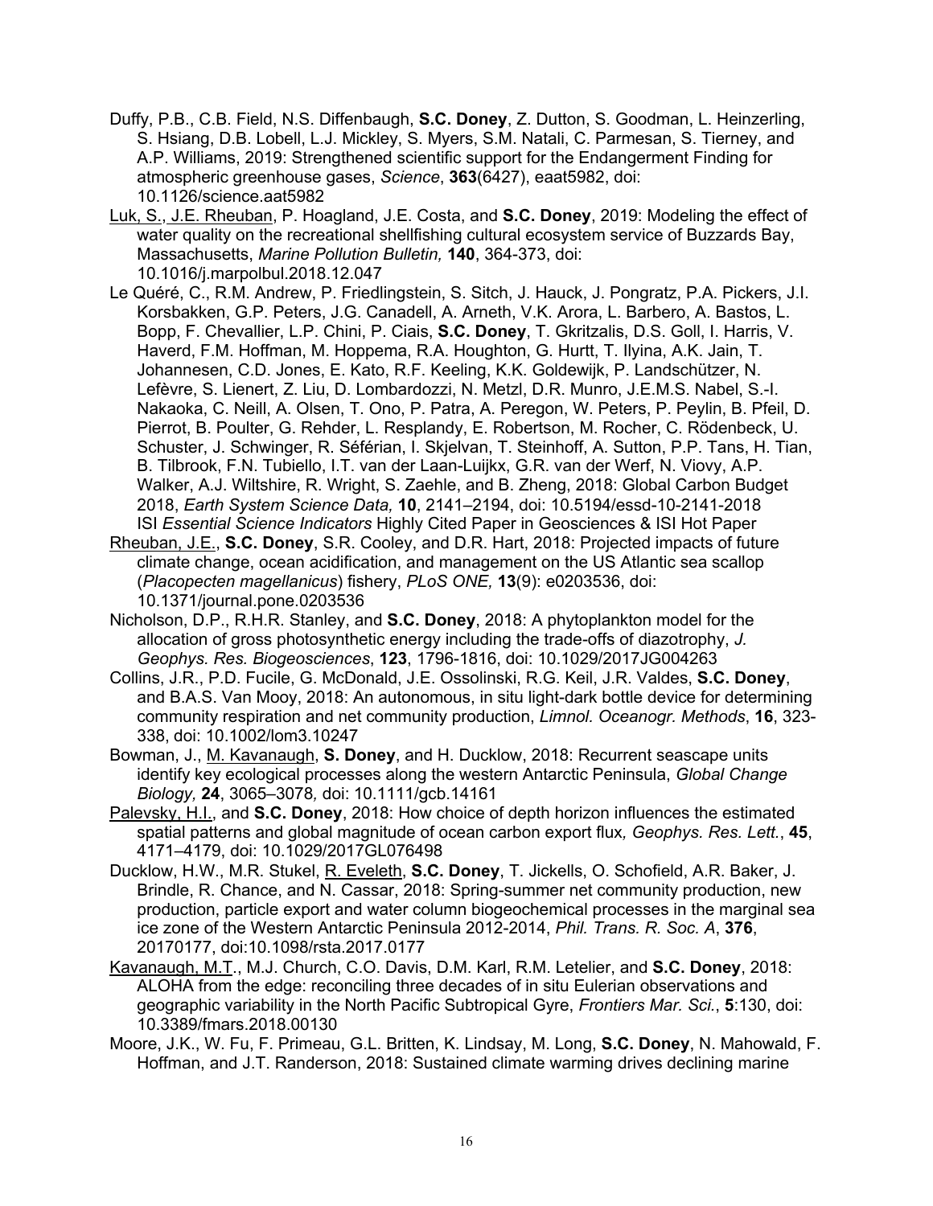Duffy, P.B., C.B. Field, N.S. Diffenbaugh, **S.C. Doney**, Z. Dutton, S. Goodman, L. Heinzerling, S. Hsiang, D.B. Lobell, L.J. Mickley, S. Myers, S.M. Natali, C. Parmesan, S. Tierney, and A.P. Williams, 2019: Strengthened scientific support for the Endangerment Finding for atmospheric greenhouse gases, *Science*, **363**(6427), eaat5982, doi: 10.1126/science.aat5982

<u>Luk, S., J.E. Rheuban</u>, P. Hoagland, J.E. Costa, and **S.C. Doney**, 2019: Modeling the effect of water quality on the recreational shellfishing cultural ecosystem service of Buzzards Bay, Massachusetts, *Marine Pollution Bulletin,* **140**, 364-373, doi: 10.1016/j.marpolbul.2018.12.047

Le Quéré, C., R.M. Andrew, P. Friedlingstein, S. Sitch, J. Hauck, J. Pongratz, P.A. Pickers, J.I. Korsbakken, G.P. Peters, J.G. Canadell, A. Arneth, V.K. Arora, L. Barbero, A. Bastos, L. Bopp, F. Chevallier, L.P. Chini, P. Ciais, **S.C. Doney**, T. Gkritzalis, D.S. Goll, I. Harris, V. Haverd, F.M. Hoffman, M. Hoppema, R.A. Houghton, G. Hurtt, T. Ilyina, A.K. Jain, T. Johannesen, C.D. Jones, E. Kato, R.F. Keeling, K.K. Goldewijk, P. Landschützer, N. Lefèvre, S. Lienert, Z. Liu, D. Lombardozzi, N. Metzl, D.R. Munro, J.E.M.S. Nabel, S.-I. Nakaoka, C. Neill, A. Olsen, T. Ono, P. Patra, A. Peregon, W. Peters, P. Peylin, B. Pfeil, D. Pierrot, B. Poulter, G. Rehder, L. Resplandy, E. Robertson, M. Rocher, C. Rödenbeck, U. Schuster, J. Schwinger, R. Séférian, I. Skjelvan, T. Steinhoff, A. Sutton, P.P. Tans, H. Tian, B. Tilbrook, F.N. Tubiello, I.T. van der Laan-Luijkx, G.R. van der Werf, N. Viovy, A.P. Walker, A.J. Wiltshire, R. Wright, S. Zaehle, and B. Zheng, 2018: Global Carbon Budget 2018, *Earth System Science Data,* **10**, 2141–2194, doi: 10.5194/essd-10-2141-2018 ISI *Essential Science Indicators* Highly Cited Paper in Geosciences & ISI Hot Paper

<u>Rheuban, J.E.</u>, **S.C. Doney**, S.R. Cooley, and D.R. Hart, 2018: Projected impacts of future climate change, ocean acidification, and management on the US Atlantic sea scallop (*Placopecten magellanicus*) fishery, *PLoS ONE,* **13**(9): e0203536, doi: 10.1371/journal.pone.0203536

Nicholson, D.P., R.H.R. Stanley, and **S.C. Doney**, 2018: A phytoplankton model for the allocation of gross photosynthetic energy including the trade-offs of diazotrophy, *J. Geophys. Res. Biogeosciences*, **123**, 1796-1816, doi: 10.1029/2017JG004263

Collins, J.R., P.D. Fucile, G. McDonald, J.E. Ossolinski, R.G. Keil, J.R. Valdes, **S.C. Doney**, and B.A.S. Van Mooy, 2018: An autonomous, in situ light-dark bottle device for determining community respiration and net community production, *Limnol. Oceanogr. Methods*, **16**, 323-338, doi: 10.1002/lom3.10247

Bowman, J., <u>M. Kavanaugh</u>, **S. Doney**, and H. Ducklow, 2018: Recurrent seascape units identify key ecological processes along the western Antarctic Peninsula, *Global Change Biology,* **24**, 3065–3078*,* doi: 10.1111/gcb.14161

<u>Palevsky, H.I.</u>, and **S.C. Doney**, 2018: How choice of depth horizon influences the estimated spatial patterns and global magnitude of ocean carbon export flux*, Geophys. Res. Lett.*, **45**, 4171–4179, doi: 10.1029/2017GL076498

Ducklow, H.W., M.R. Stukel, <u>R. Eveleth</u>, **S.C. Doney**, T. Jickells, O. Schofield, A.R. Baker, J. Brindle, R. Chance, and N. Cassar, 2018: Spring-summer net community production, new production, particle export and water column biogeochemical processes in the marginal sea ice zone of the Western Antarctic Peninsula 2012-2014, *Phil. Trans. R. Soc. A*, **376**, 20170177, doi:10.1098/rsta.2017.0177

<u>Kavanaugh, M.T.</u>, M.J. Church, C.O. Davis, D.M. Karl, R.M. Letelier, and **S.C. Doney**, 2018: ALOHA from the edge: reconciling three decades of in situ Eulerian observations and geographic variability in the North Pacific Subtropical Gyre, *Frontiers Mar. Sci.*, **5**:130, doi: 10.3389/fmars.2018.00130

Moore, J.K., W. Fu, F. Primeau, G.L. Britten, K. Lindsay, M. Long, **S.C. Doney**, N. Mahowald, F. Hoffman, and J.T. Randerson, 2018: Sustained climate warming drives declining marine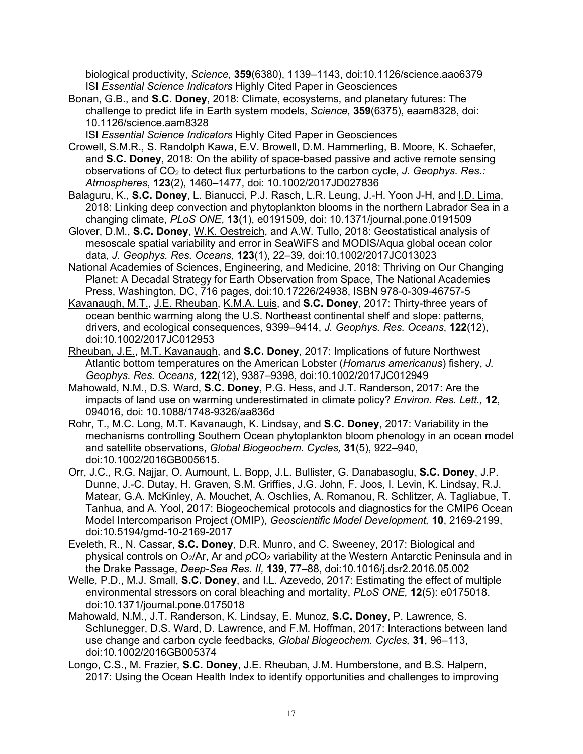biological productivity, *Science,* **359**(6380), 1139–1143, doi:10.1126/science.aao6379
ISI *Essential Science Indicators* Highly Cited Paper in Geosciences

Bonan, G.B., and **S.C. Doney**, 2018: Climate, ecosystems, and planetary futures: The challenge to predict life in Earth system models, *Science,* **359**(6375), eaam8328, doi: 10.1126/science.aam8328
ISI *Essential Science Indicators* Highly Cited Paper in Geosciences

Crowell, S.M.R., S. Randolph Kawa, E.V. Browell, D.M. Hammerling, B. Moore, K. Schaefer, and **S.C. Doney**, 2018: On the ability of space-based passive and active remote sensing observations of $CO_2$ to detect flux perturbations to the carbon cycle, *J. Geophys. Res.: Atmospheres*, **123**(2), 1460–1477, doi: 10.1002/2017JD027836

Balaguru, K., **S.C. Doney**, L. Bianucci, P.J. Rasch, L.R. Leung, J.-H. Yoon J-H, and I.D. Lima, 2018: Linking deep convection and phytoplankton blooms in the northern Labrador Sea in a changing climate, *PLoS ONE*, **13**(1), e0191509, doi: 10.1371/journal.pone.0191509

Glover, D.M., **S.C. Doney**, W.K. Oestreich, and A.W. Tullo, 2018: Geostatistical analysis of mesoscale spatial variability and error in SeaWiFS and MODIS/Aqua global ocean color data, *J. Geophys. Res. Oceans,* **123**(1), 22–39, doi:10.1002/2017JC013023

National Academies of Sciences, Engineering, and Medicine, 2018: Thriving on Our Changing Planet: A Decadal Strategy for Earth Observation from Space, The National Academies Press, Washington, DC, 716 pages, doi:10.17226/24938, ISBN 978-0-309-46757-5

Kavanaugh, M.T., J.E. Rheuban, K.M.A. Luis, and **S.C. Doney**, 2017: Thirty-three years of ocean benthic warming along the U.S. Northeast continental shelf and slope: patterns, drivers, and ecological consequences, 9399–9414, *J. Geophys. Res. Oceans*, **122**(12), doi:10.1002/2017JC012953

Rheuban, J.E., M.T. Kavanaugh, and **S.C. Doney**, 2017: Implications of future Northwest Atlantic bottom temperatures on the American Lobster (*Homarus americanus*) fishery, *J. Geophys. Res. Oceans,* **122**(12), 9387–9398, doi:10.1002/2017JC012949

Mahowald, N.M., D.S. Ward, **S.C. Doney**, P.G. Hess, and J.T. Randerson, 2017: Are the impacts of land use on warming underestimated in climate policy? *Environ. Res. Lett.,* **12**, 094016, doi: 10.1088/1748-9326/aa836d

Rohr, T., M.C. Long, M.T. Kavanaugh, K. Lindsay, and **S.C. Doney**, 2017: Variability in the mechanisms controlling Southern Ocean phytoplankton bloom phenology in an ocean model and satellite observations, *Global Biogeochem. Cycles,* **31**(5), 922–940, doi:10.1002/2016GB005615.

Orr, J.C., R.G. Najjar, O. Aumount, L. Bopp, J.L. Bullister, G. Danabasoglu, **S.C. Doney**, J.P. Dunne, J.-C. Dutay, H. Graven, S.M. Griffies, J.G. John, F. Joos, I. Levin, K. Lindsay, R.J. Matear, G.A. McKinley, A. Mouchet, A. Oschlies, A. Romanou, R. Schlitzer, A. Tagliabue, T. Tanhua, and A. Yool, 2017: Biogeochemical protocols and diagnostics for the CMIP6 Ocean Model Intercomparison Project (OMIP), *Geoscientific Model Development,* **10**, 2169-2199, doi:10.5194/gmd-10-2169-2017

Eveleth, R., N. Cassar, **S.C. Doney**, D.R. Munro, and C. Sweeney, 2017: Biological and physical controls on $O_2$/Ar, Ar and $pCO_2$ variability at the Western Antarctic Peninsula and in the Drake Passage, *Deep-Sea Res. II,* **139**, 77–88, doi:10.1016/j.dsr2.2016.05.002

Welle, P.D., M.J. Small, **S.C. Doney**, and I.L. Azevedo, 2017: Estimating the effect of multiple environmental stressors on coral bleaching and mortality, *PLoS ONE,* **12**(5): e0175018. doi:10.1371/journal.pone.0175018

Mahowald, N.M., J.T. Randerson, K. Lindsay, E. Munoz, **S.C. Doney**, P. Lawrence, S. Schlunegger, D.S. Ward, D. Lawrence, and F.M. Hoffman, 2017: Interactions between land use change and carbon cycle feedbacks, *Global Biogeochem. Cycles,* **31**, 96–113, doi:10.1002/2016GB005374

Longo, C.S., M. Frazier, **S.C. Doney**, J.E. Rheuban, J.M. Humberstone, and B.S. Halpern, 2017: Using the Ocean Health Index to identify opportunities and challenges to improving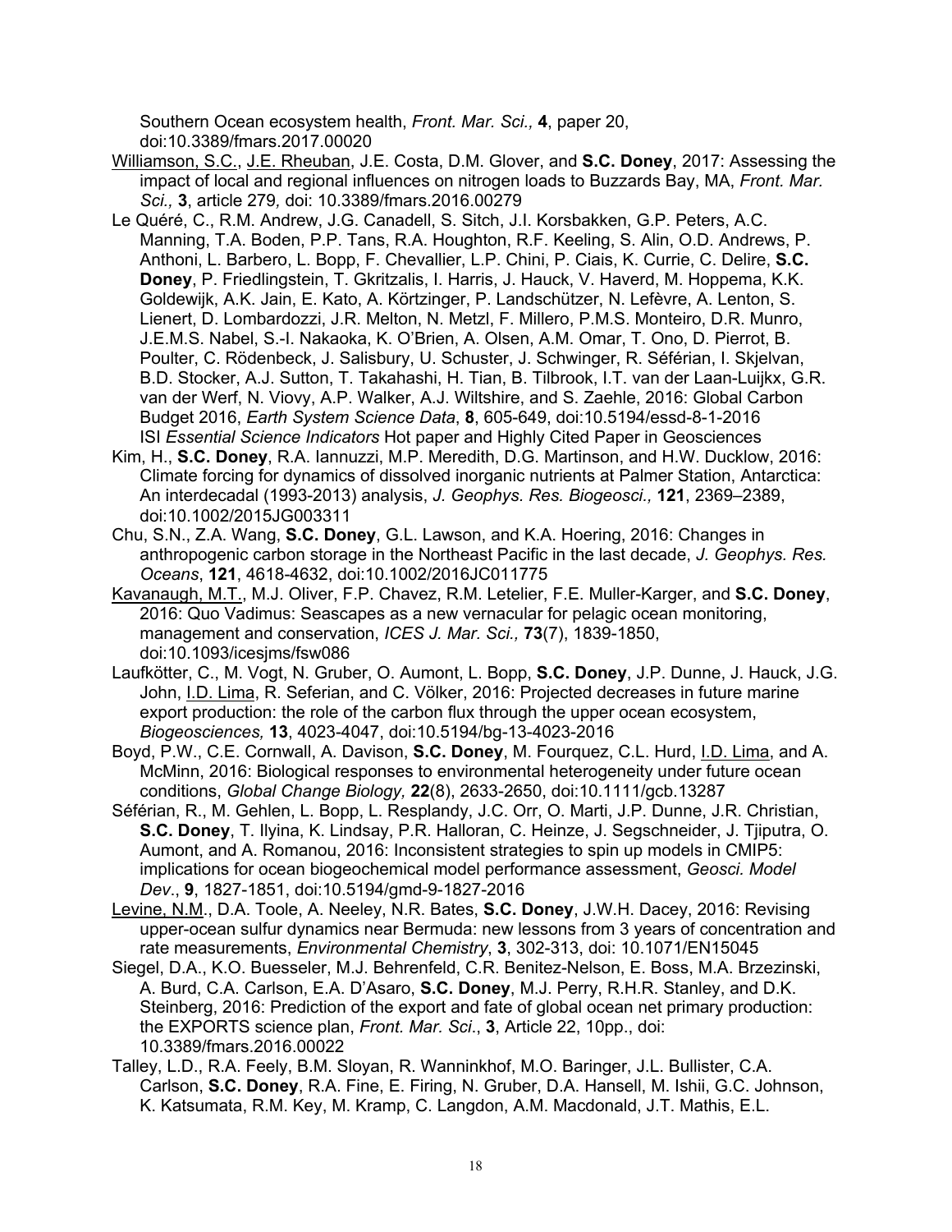Southern Ocean ecosystem health, *Front. Mar. Sci.,* **4**, paper 20, doi:10.3389/fmars.2017.00020

Williamson, S.C., J.E. Rheuban, J.E. Costa, D.M. Glover, and **S.C. Doney**, 2017: Assessing the impact of local and regional influences on nitrogen loads to Buzzards Bay, MA, *Front. Mar. Sci.,* **3**, article 279*,* doi: 10.3389/fmars.2016.00279

Le Quéré, C., R.M. Andrew, J.G. Canadell, S. Sitch, J.I. Korsbakken, G.P. Peters, A.C. Manning, T.A. Boden, P.P. Tans, R.A. Houghton, R.F. Keeling, S. Alin, O.D. Andrews, P. Anthoni, L. Barbero, L. Bopp, F. Chevallier, L.P. Chini, P. Ciais, K. Currie, C. Delire, **S.C. Doney**, P. Friedlingstein, T. Gkritzalis, I. Harris, J. Hauck, V. Haverd, M. Hoppema, K.K. Goldewijk, A.K. Jain, E. Kato, A. Körtzinger, P. Landschützer, N. Lefèvre, A. Lenton, S. Lienert, D. Lombardozzi, J.R. Melton, N. Metzl, F. Millero, P.M.S. Monteiro, D.R. Munro, J.E.M.S. Nabel, S.-I. Nakaoka, K. O'Brien, A. Olsen, A.M. Omar, T. Ono, D. Pierrot, B. Poulter, C. Rödenbeck, J. Salisbury, U. Schuster, J. Schwinger, R. Séférian, I. Skjelvan, B.D. Stocker, A.J. Sutton, T. Takahashi, H. Tian, B. Tilbrook, I.T. van der Laan-Luijkx, G.R. van der Werf, N. Viovy, A.P. Walker, A.J. Wiltshire, and S. Zaehle, 2016: Global Carbon Budget 2016, *Earth System Science Data*, **8**, 605-649, doi:10.5194/essd-8-1-2016 ISI *Essential Science Indicators* Hot paper and Highly Cited Paper in Geosciences

Kim, H., **S.C. Doney**, R.A. Iannuzzi, M.P. Meredith, D.G. Martinson, and H.W. Ducklow, 2016: Climate forcing for dynamics of dissolved inorganic nutrients at Palmer Station, Antarctica: An interdecadal (1993-2013) analysis, *J. Geophys. Res. Biogeosci.,* **121**, 2369–2389, doi:10.1002/2015JG003311

Chu, S.N., Z.A. Wang, **S.C. Doney**, G.L. Lawson, and K.A. Hoering, 2016: Changes in anthropogenic carbon storage in the Northeast Pacific in the last decade, *J. Geophys. Res. Oceans*, **121**, 4618-4632, doi:10.1002/2016JC011775

Kavanaugh, M.T., M.J. Oliver, F.P. Chavez, R.M. Letelier, F.E. Muller-Karger, and **S.C. Doney**, 2016: Quo Vadimus: Seascapes as a new vernacular for pelagic ocean monitoring, management and conservation, *ICES J. Mar. Sci.,* **73**(7), 1839-1850, doi:10.1093/icesjms/fsw086

Laufkötter, C., M. Vogt, N. Gruber, O. Aumont, L. Bopp, **S.C. Doney**, J.P. Dunne, J. Hauck, J.G. John, I.D. Lima, R. Seferian, and C. Völker, 2016: Projected decreases in future marine export production: the role of the carbon flux through the upper ocean ecosystem, *Biogeosciences,* **13**, 4023-4047, doi:10.5194/bg-13-4023-2016

Boyd, P.W., C.E. Cornwall, A. Davison, **S.C. Doney**, M. Fourquez, C.L. Hurd, I.D. Lima, and A. McMinn, 2016: Biological responses to environmental heterogeneity under future ocean conditions, *Global Change Biology,* **22**(8), 2633-2650, doi:10.1111/gcb.13287

Séférian, R., M. Gehlen, L. Bopp, L. Resplandy, J.C. Orr, O. Marti, J.P. Dunne, J.R. Christian, **S.C. Doney**, T. Ilyina, K. Lindsay, P.R. Halloran, C. Heinze, J. Segschneider, J. Tjiputra, O. Aumont, and A. Romanou, 2016: Inconsistent strategies to spin up models in CMIP5: implications for ocean biogeochemical model performance assessment, *Geosci. Model Dev*., **9**, 1827-1851, doi:10.5194/gmd-9-1827-2016

Levine, N.M., D.A. Toole, A. Neeley, N.R. Bates, **S.C. Doney**, J.W.H. Dacey, 2016: Revising upper-ocean sulfur dynamics near Bermuda: new lessons from 3 years of concentration and rate measurements, *Environmental Chemistry*, **3**, 302-313, doi: 10.1071/EN15045

Siegel, D.A., K.O. Buesseler, M.J. Behrenfeld, C.R. Benitez-Nelson, E. Boss, M.A. Brzezinski, A. Burd, C.A. Carlson, E.A. D'Asaro, **S.C. Doney**, M.J. Perry, R.H.R. Stanley, and D.K. Steinberg, 2016: Prediction of the export and fate of global ocean net primary production: the EXPORTS science plan, *Front. Mar. Sci*., **3**, Article 22, 10pp., doi: 10.3389/fmars.2016.00022

Talley, L.D., R.A. Feely, B.M. Sloyan, R. Wanninkhof, M.O. Baringer, J.L. Bullister, C.A. Carlson, **S.C. Doney**, R.A. Fine, E. Firing, N. Gruber, D.A. Hansell, M. Ishii, G.C. Johnson, K. Katsumata, R.M. Key, M. Kramp, C. Langdon, A.M. Macdonald, J.T. Mathis, E.L.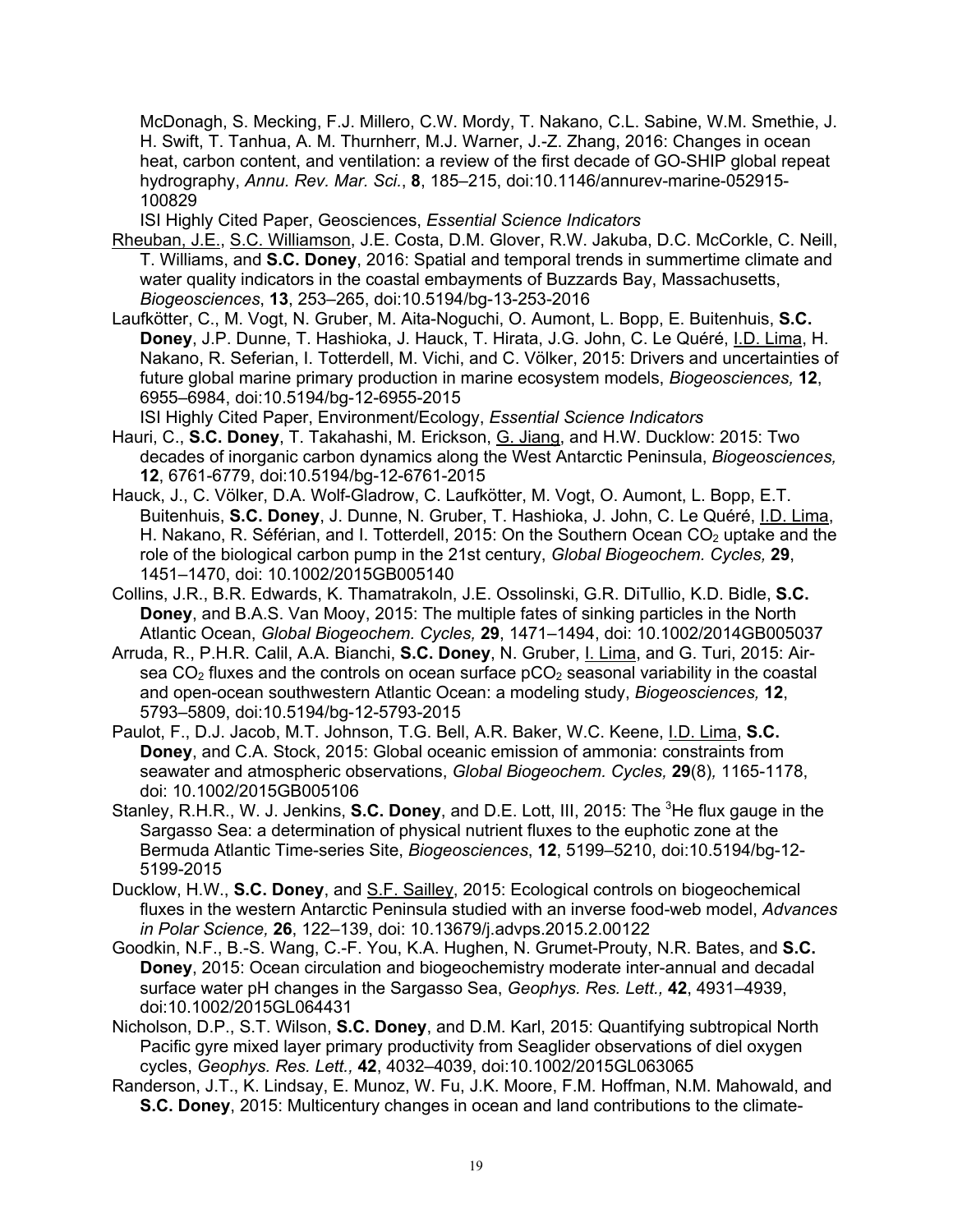McDonagh, S. Mecking, F.J. Millero, C.W. Mordy, T. Nakano, C.L. Sabine, W.M. Smethie, J. H. Swift, T. Tanhua, A. M. Thurnherr, M.J. Warner, J.-Z. Zhang, 2016: Changes in ocean heat, carbon content, and ventilation: a review of the first decade of GO-SHIP global repeat hydrography, *Annu. Rev. Mar. Sci.*, **8**, 185–215, doi:10.1146/annurev-marine-052915-100829

ISI Highly Cited Paper, Geosciences, *Essential Science Indicators*

Rheuban, J.E., S.C. Williamson, J.E. Costa, D.M. Glover, R.W. Jakuba, D.C. McCorkle, C. Neill, T. Williams, and **S.C. Doney**, 2016: Spatial and temporal trends in summertime climate and water quality indicators in the coastal embayments of Buzzards Bay, Massachusetts, *Biogeosciences*, **13**, 253–265, doi:10.5194/bg-13-253-2016

Laufkötter, C., M. Vogt, N. Gruber, M. Aita-Noguchi, O. Aumont, L. Bopp, E. Buitenhuis, **S.C. Doney**, J.P. Dunne, T. Hashioka, J. Hauck, T. Hirata, J.G. John, C. Le Quéré, I.D. Lima, H. Nakano, R. Seferian, I. Totterdell, M. Vichi, and C. Völker, 2015: Drivers and uncertainties of future global marine primary production in marine ecosystem models, *Biogeosciences,* **12**, 6955–6984, doi:10.5194/bg-12-6955-2015

ISI Highly Cited Paper, Environment/Ecology, *Essential Science Indicators*

Hauri, C., **S.C. Doney**, T. Takahashi, M. Erickson, G. Jiang, and H.W. Ducklow: 2015: Two decades of inorganic carbon dynamics along the West Antarctic Peninsula, *Biogeosciences,* **12**, 6761-6779, doi:10.5194/bg-12-6761-2015

Hauck, J., C. Völker, D.A. Wolf-Gladrow, C. Laufkötter, M. Vogt, O. Aumont, L. Bopp, E.T. Buitenhuis, **S.C. Doney**, J. Dunne, N. Gruber, T. Hashioka, J. John, C. Le Quéré, I.D. Lima, H. Nakano, R. Séférian, and I. Totterdell, 2015: On the Southern Ocean $CO_2$ uptake and the role of the biological carbon pump in the 21st century, *Global Biogeochem. Cycles,* **29**, 1451–1470, doi: 10.1002/2015GB005140

Collins, J.R., B.R. Edwards, K. Thamatrakoln, J.E. Ossolinski, G.R. DiTullio, K.D. Bidle, **S.C. Doney**, and B.A.S. Van Mooy, 2015: The multiple fates of sinking particles in the North Atlantic Ocean, *Global Biogeochem. Cycles,* **29**, 1471–1494, doi: 10.1002/2014GB005037

Arruda, R., P.H.R. Calil, A.A. Bianchi, **S.C. Doney**, N. Gruber, I. Lima, and G. Turi, 2015: Air-sea $CO_2$ fluxes and the controls on ocean surface $pCO_2$ seasonal variability in the coastal and open-ocean southwestern Atlantic Ocean: a modeling study, *Biogeosciences,* **12**, 5793–5809, doi:10.5194/bg-12-5793-2015

Paulot, F., D.J. Jacob, M.T. Johnson, T.G. Bell, A.R. Baker, W.C. Keene, I.D. Lima, **S.C. Doney**, and C.A. Stock, 2015: Global oceanic emission of ammonia: constraints from seawater and atmospheric observations, *Global Biogeochem. Cycles,* **29**(8)*,* 1165-1178, doi: 10.1002/2015GB005106

Stanley, R.H.R., W. J. Jenkins, **S.C. Doney**, and D.E. Lott, III, 2015: The $^3$He flux gauge in the Sargasso Sea: a determination of physical nutrient fluxes to the euphotic zone at the Bermuda Atlantic Time-series Site, *Biogeosciences*, **12**, 5199–5210, doi:10.5194/bg-12-5199-2015

Ducklow, H.W., **S.C. Doney**, and S.F. Sailley, 2015: Ecological controls on biogeochemical fluxes in the western Antarctic Peninsula studied with an inverse food-web model, *Advances in Polar Science,* **26**, 122–139, doi: 10.13679/j.advps.2015.2.00122

Goodkin, N.F., B.-S. Wang, C.-F. You, K.A. Hughen, N. Grumet-Prouty, N.R. Bates, and **S.C. Doney**, 2015: Ocean circulation and biogeochemistry moderate inter-annual and decadal surface water pH changes in the Sargasso Sea, *Geophys. Res. Lett.,* **42**, 4931–4939, doi:10.1002/2015GL064431

Nicholson, D.P., S.T. Wilson, **S.C. Doney**, and D.M. Karl, 2015: Quantifying subtropical North Pacific gyre mixed layer primary productivity from Seaglider observations of diel oxygen cycles, *Geophys. Res. Lett.,* **42**, 4032–4039, doi:10.1002/2015GL063065

Randerson, J.T., K. Lindsay, E. Munoz, W. Fu, J.K. Moore, F.M. Hoffman, N.M. Mahowald, and **S.C. Doney**, 2015: Multicentury changes in ocean and land contributions to the climate-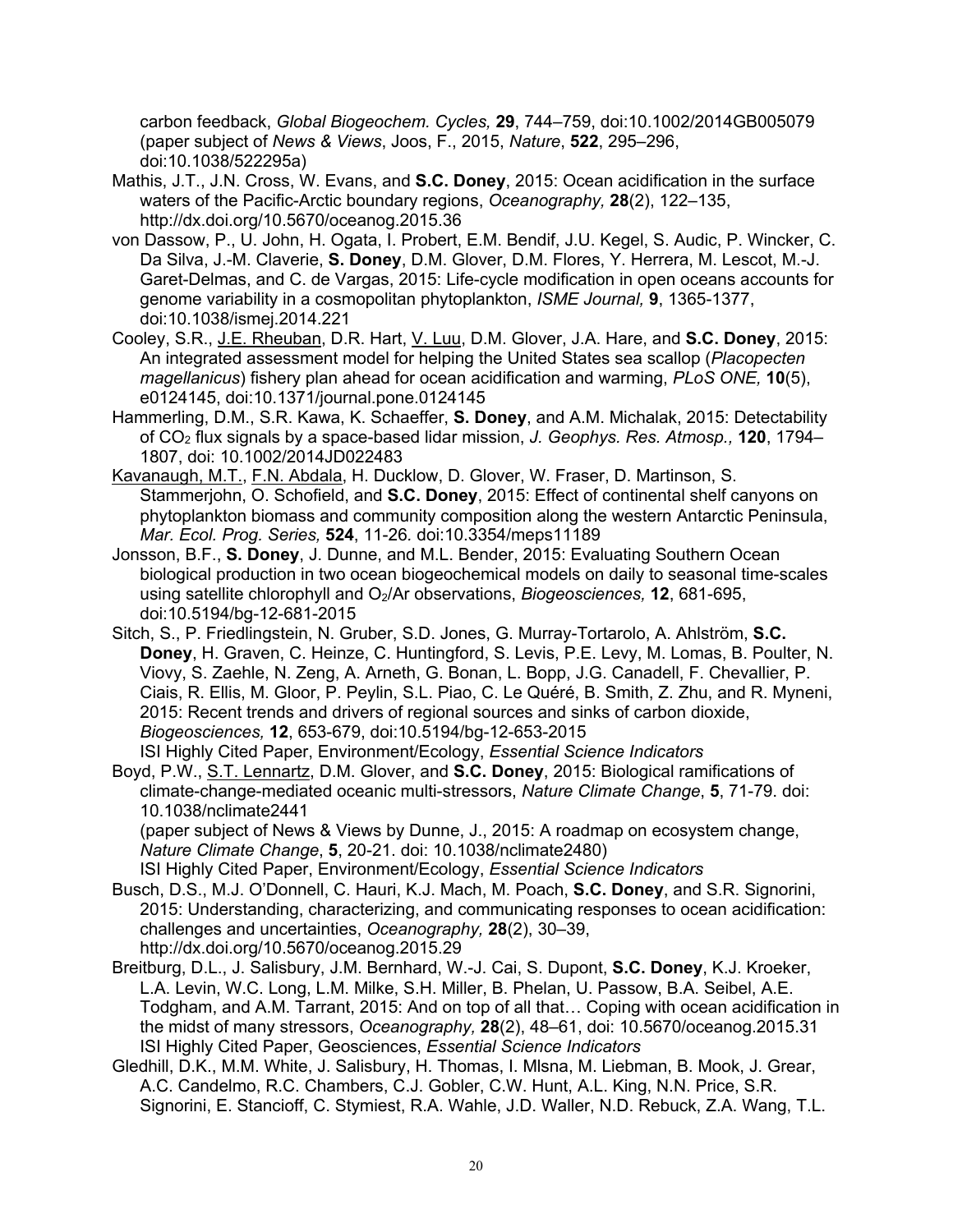carbon feedback, *Global Biogeochem. Cycles,* **29**, 744–759, doi:10.1002/2014GB005079 (paper subject of *News & Views*, Joos, F., 2015, *Nature*, **522**, 295–296, doi:10.1038/522295a)

Mathis, J.T., J.N. Cross, W. Evans, and **S.C. Doney**, 2015: Ocean acidification in the surface waters of the Pacific-Arctic boundary regions, *Oceanography,* **28**(2), 122–135, http://dx.doi.org/10.5670/oceanog.2015.36

von Dassow, P., U. John, H. Ogata, I. Probert, E.M. Bendif, J.U. Kegel, S. Audic, P. Wincker, C. Da Silva, J.-M. Claverie, **S. Doney**, D.M. Glover, D.M. Flores, Y. Herrera, M. Lescot, M.-J. Garet-Delmas, and C. de Vargas, 2015: Life-cycle modification in open oceans accounts for genome variability in a cosmopolitan phytoplankton, *ISME Journal,* **9**, 1365-1377, doi:10.1038/ismej.2014.221

Cooley, S.R., J.E. Rheuban, D.R. Hart, V. Luu, D.M. Glover, J.A. Hare, and **S.C. Doney**, 2015: An integrated assessment model for helping the United States sea scallop (*Placopecten magellanicus*) fishery plan ahead for ocean acidification and warming, *PLoS ONE,* **10**(5), e0124145, doi:10.1371/journal.pone.0124145

Hammerling, D.M., S.R. Kawa, K. Schaeffer, **S. Doney**, and A.M. Michalak, 2015: Detectability of $CO_2$ flux signals by a space-based lidar mission, *J. Geophys. Res. Atmosp.,* **120**, 1794–1807, doi: 10.1002/2014JD022483

Kavanaugh, M.T., F.N. Abdala, H. Ducklow, D. Glover, W. Fraser, D. Martinson, S. Stammerjohn, O. Schofield, and **S.C. Doney**, 2015: Effect of continental shelf canyons on phytoplankton biomass and community composition along the western Antarctic Peninsula, *Mar. Ecol. Prog. Series,* **524**, 11-26. doi:10.3354/meps11189

Jonsson, B.F., **S. Doney**, J. Dunne, and M.L. Bender, 2015: Evaluating Southern Ocean biological production in two ocean biogeochemical models on daily to seasonal time-scales using satellite chlorophyll and $O_2$/Ar observations, *Biogeosciences,* **12**, 681-695, doi:10.5194/bg-12-681-2015

Sitch, S., P. Friedlingstein, N. Gruber, S.D. Jones, G. Murray-Tortarolo, A. Ahlström, **S.C. Doney**, H. Graven, C. Heinze, C. Huntingford, S. Levis, P.E. Levy, M. Lomas, B. Poulter, N. Viovy, S. Zaehle, N. Zeng, A. Arneth, G. Bonan, L. Bopp, J.G. Canadell, F. Chevallier, P. Ciais, R. Ellis, M. Gloor, P. Peylin, S.L. Piao, C. Le Quéré, B. Smith, Z. Zhu, and R. Myneni, 2015: Recent trends and drivers of regional sources and sinks of carbon dioxide, *Biogeosciences,* **12**, 653-679, doi:10.5194/bg-12-653-2015
ISI Highly Cited Paper, Environment/Ecology, *Essential Science Indicators*

Boyd, P.W., S.T. Lennartz, D.M. Glover, and **S.C. Doney**, 2015: Biological ramifications of climate-change-mediated oceanic multi-stressors, *Nature Climate Change*, **5**, 71-79. doi: 10.1038/nclimate2441
(paper subject of News & Views by Dunne, J., 2015: A roadmap on ecosystem change, *Nature Climate Change*, **5**, 20-21. doi: 10.1038/nclimate2480)
ISI Highly Cited Paper, Environment/Ecology, *Essential Science Indicators*

Busch, D.S., M.J. O'Donnell, C. Hauri, K.J. Mach, M. Poach, **S.C. Doney**, and S.R. Signorini, 2015: Understanding, characterizing, and communicating responses to ocean acidification: challenges and uncertainties, *Oceanography,* **28**(2), 30–39, http://dx.doi.org/10.5670/oceanog.2015.29

Breitburg, D.L., J. Salisbury, J.M. Bernhard, W.-J. Cai, S. Dupont, **S.C. Doney**, K.J. Kroeker, L.A. Levin, W.C. Long, L.M. Milke, S.H. Miller, B. Phelan, U. Passow, B.A. Seibel, A.E. Todgham, and A.M. Tarrant, 2015: And on top of all that… Coping with ocean acidification in the midst of many stressors, *Oceanography,* **28**(2), 48–61, doi: 10.5670/oceanog.2015.31
ISI Highly Cited Paper, Geosciences, *Essential Science Indicators*

Gledhill, D.K., M.M. White, J. Salisbury, H. Thomas, I. Mlsna, M. Liebman, B. Mook, J. Grear, A.C. Candelmo, R.C. Chambers, C.J. Gobler, C.W. Hunt, A.L. King, N.N. Price, S.R. Signorini, E. Stancioff, C. Stymiest, R.A. Wahle, J.D. Waller, N.D. Rebuck, Z.A. Wang, T.L.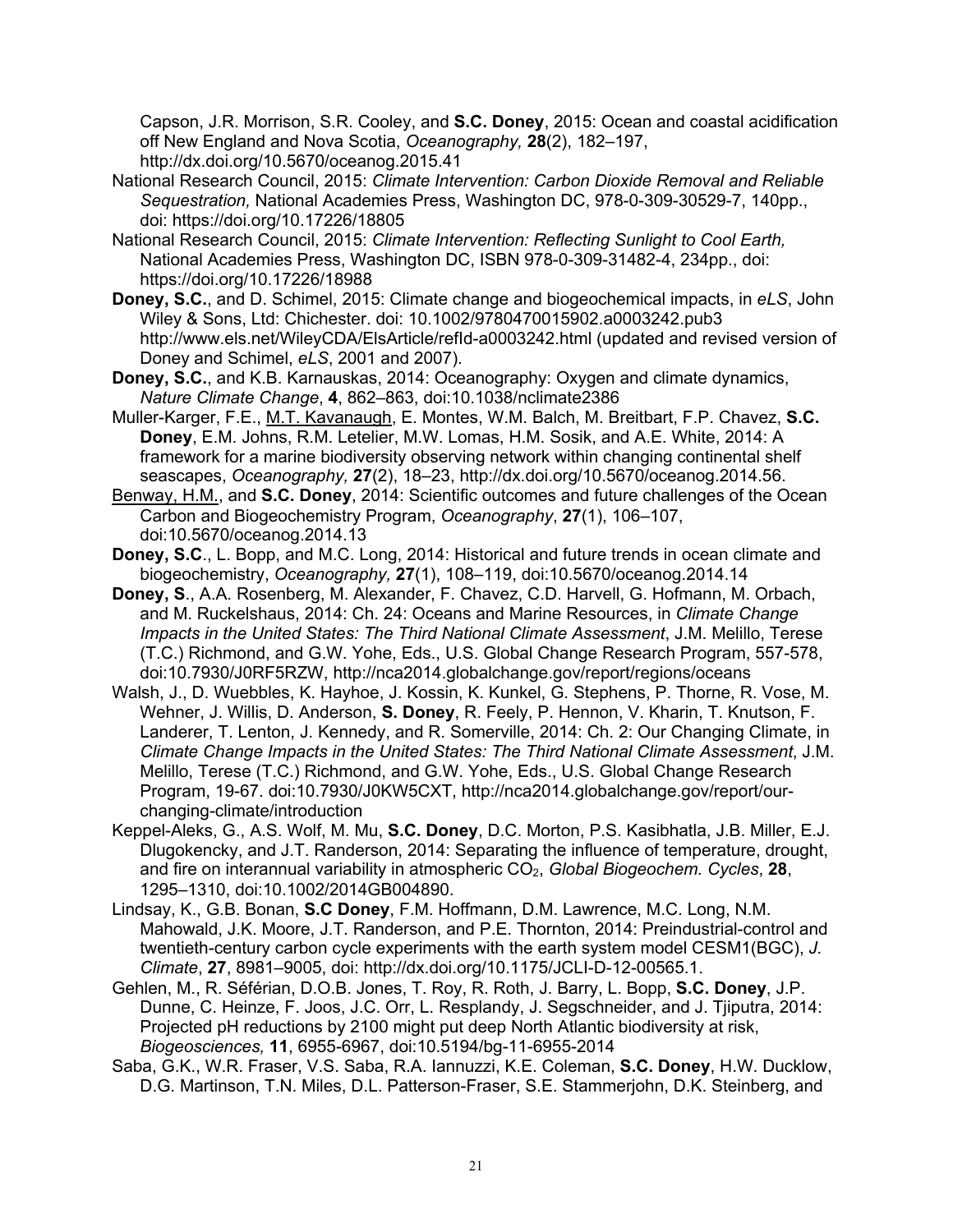Capson, J.R. Morrison, S.R. Cooley, and **S.C. Doney**, 2015: Ocean and coastal acidification off New England and Nova Scotia, *Oceanography,* **28**(2), 182–197, http://dx.doi.org/10.5670/oceanog.2015.41

National Research Council, 2015: *Climate Intervention: Carbon Dioxide Removal and Reliable Sequestration,* National Academies Press, Washington DC, 978-0-309-30529-7, 140pp., doi: https://doi.org/10.17226/18805

National Research Council, 2015: *Climate Intervention: Reflecting Sunlight to Cool Earth,* National Academies Press, Washington DC, ISBN 978-0-309-31482-4, 234pp., doi: https://doi.org/10.17226/18988

**Doney, S.C.**, and D. Schimel, 2015: Climate change and biogeochemical impacts, in *eLS*, John Wiley & Sons, Ltd: Chichester. doi: 10.1002/9780470015902.a0003242.pub3 http://www.els.net/WileyCDA/ElsArticle/refId-a0003242.html (updated and revised version of Doney and Schimel, *eLS*, 2001 and 2007).

**Doney, S.C.**, and K.B. Karnauskas, 2014: Oceanography: Oxygen and climate dynamics, *Nature Climate Change*, **4**, 862–863, doi:10.1038/nclimate2386

Muller-Karger, F.E., M.T. Kavanaugh, E. Montes, W.M. Balch, M. Breitbart, F.P. Chavez, **S.C. Doney**, E.M. Johns, R.M. Letelier, M.W. Lomas, H.M. Sosik, and A.E. White, 2014: A framework for a marine biodiversity observing network within changing continental shelf seascapes, *Oceanography,* **27**(2), 18–23, http://dx.doi.org/10.5670/oceanog.2014.56.

Benway, H.M., and **S.C. Doney**, 2014: Scientific outcomes and future challenges of the Ocean Carbon and Biogeochemistry Program, *Oceanography*, **27**(1), 106–107, doi:10.5670/oceanog.2014.13

**Doney, S.C**., L. Bopp, and M.C. Long, 2014: Historical and future trends in ocean climate and biogeochemistry, *Oceanography,* **27**(1), 108–119, doi:10.5670/oceanog.2014.14

**Doney, S**., A.A. Rosenberg, M. Alexander, F. Chavez, C.D. Harvell, G. Hofmann, M. Orbach, and M. Ruckelshaus, 2014: Ch. 24: Oceans and Marine Resources, in *Climate Change Impacts in the United States: The Third National Climate Assessment*, J.M. Melillo, Terese (T.C.) Richmond, and G.W. Yohe, Eds., U.S. Global Change Research Program, 557-578, doi:10.7930/J0RF5RZW, http://nca2014.globalchange.gov/report/regions/oceans

Walsh, J., D. Wuebbles, K. Hayhoe, J. Kossin, K. Kunkel, G. Stephens, P. Thorne, R. Vose, M. Wehner, J. Willis, D. Anderson, **S. Doney**, R. Feely, P. Hennon, V. Kharin, T. Knutson, F. Landerer, T. Lenton, J. Kennedy, and R. Somerville, 2014: Ch. 2: Our Changing Climate, in *Climate Change Impacts in the United States: The Third National Climate Assessment*, J.M. Melillo, Terese (T.C.) Richmond, and G.W. Yohe, Eds., U.S. Global Change Research Program, 19-67. doi:10.7930/J0KW5CXT, http://nca2014.globalchange.gov/report/our-changing-climate/introduction

Keppel-Aleks, G., A.S. Wolf, M. Mu, **S.C. Doney**, D.C. Morton, P.S. Kasibhatla, J.B. Miller, E.J. Dlugokencky, and J.T. Randerson, 2014: Separating the influence of temperature, drought, and fire on interannual variability in atmospheric $CO_2$, *Global Biogeochem. Cycles*, **28**, 1295–1310, doi:10.1002/2014GB004890.

Lindsay, K., G.B. Bonan, **S.C Doney**, F.M. Hoffmann, D.M. Lawrence, M.C. Long, N.M. Mahowald, J.K. Moore, J.T. Randerson, and P.E. Thornton, 2014: Preindustrial-control and twentieth-century carbon cycle experiments with the earth system model CESM1(BGC), *J. Climate*, **27**, 8981–9005, doi: http://dx.doi.org/10.1175/JCLI-D-12-00565.1.

Gehlen, M., R. Séférian, D.O.B. Jones, T. Roy, R. Roth, J. Barry, L. Bopp, **S.C. Doney**, J.P. Dunne, C. Heinze, F. Joos, J.C. Orr, L. Resplandy, J. Segschneider, and J. Tjiputra, 2014: Projected pH reductions by 2100 might put deep North Atlantic biodiversity at risk, *Biogeosciences,* **11**, 6955-6967, doi:10.5194/bg-11-6955-2014

Saba, G.K., W.R. Fraser, V.S. Saba, R.A. Iannuzzi, K.E. Coleman, **S.C. Doney**, H.W. Ducklow, D.G. Martinson, T.N. Miles, D.L. Patterson-Fraser, S.E. Stammerjohn, D.K. Steinberg, and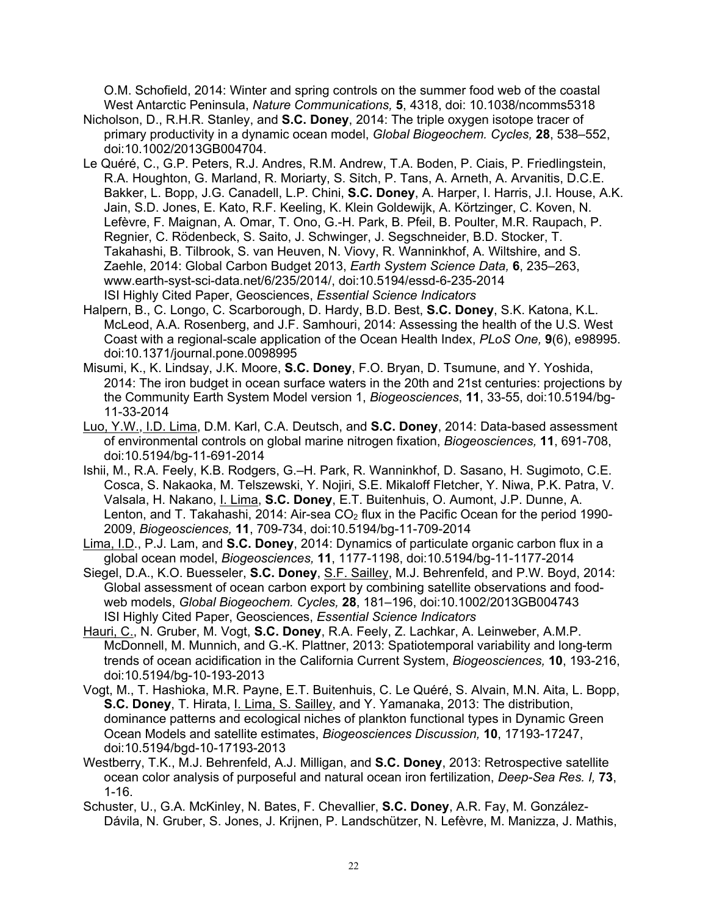O.M. Schofield, 2014: Winter and spring controls on the summer food web of the coastal West Antarctic Peninsula, *Nature Communications,* **5**, 4318, doi: 10.1038/ncomms5318

Nicholson, D., R.H.R. Stanley, and **S.C. Doney**, 2014: The triple oxygen isotope tracer of primary productivity in a dynamic ocean model, *Global Biogeochem. Cycles,* **28**, 538–552, doi:10.1002/2013GB004704.

Le Quéré, C., G.P. Peters, R.J. Andres, R.M. Andrew, T.A. Boden, P. Ciais, P. Friedlingstein, R.A. Houghton, G. Marland, R. Moriarty, S. Sitch, P. Tans, A. Arneth, A. Arvanitis, D.C.E. Bakker, L. Bopp, J.G. Canadell, L.P. Chini, **S.C. Doney**, A. Harper, I. Harris, J.I. House, A.K. Jain, S.D. Jones, E. Kato, R.F. Keeling, K. Klein Goldewijk, A. Körtzinger, C. Koven, N. Lefèvre, F. Maignan, A. Omar, T. Ono, G.-H. Park, B. Pfeil, B. Poulter, M.R. Raupach, P. Regnier, C. Rödenbeck, S. Saito, J. Schwinger, J. Segschneider, B.D. Stocker, T. Takahashi, B. Tilbrook, S. van Heuven, N. Viovy, R. Wanninkhof, A. Wiltshire, and S. Zaehle, 2014: Global Carbon Budget 2013, *Earth System Science Data,* **6**, 235–263, www.earth-syst-sci-data.net/6/235/2014/, doi:10.5194/essd-6-235-2014
ISI Highly Cited Paper, Geosciences, *Essential Science Indicators*

Halpern, B., C. Longo, C. Scarborough, D. Hardy, B.D. Best, **S.C. Doney**, S.K. Katona, K.L. McLeod, A.A. Rosenberg, and J.F. Samhouri, 2014: Assessing the health of the U.S. West Coast with a regional-scale application of the Ocean Health Index, *PLoS One,* **9**(6), e98995. doi:10.1371/journal.pone.0098995

Misumi, K., K. Lindsay, J.K. Moore, **S.C. Doney**, F.O. Bryan, D. Tsumune, and Y. Yoshida, 2014: The iron budget in ocean surface waters in the 20th and 21st centuries: projections by the Community Earth System Model version 1, *Biogeosciences*, **11**, 33-55, doi:10.5194/bg-11-33-2014

Luo, Y.W., I.D. Lima, D.M. Karl, C.A. Deutsch, and **S.C. Doney**, 2014: Data-based assessment of environmental controls on global marine nitrogen fixation, *Biogeosciences,* **11**, 691-708, doi:10.5194/bg-11-691-2014

Ishii, M., R.A. Feely, K.B. Rodgers, G.–H. Park, R. Wanninkhof, D. Sasano, H. Sugimoto, C.E. Cosca, S. Nakaoka, M. Telszewski, Y. Nojiri, S.E. Mikaloff Fletcher, Y. Niwa, P.K. Patra, V. Valsala, H. Nakano, I. Lima, **S.C. Doney**, E.T. Buitenhuis, O. Aumont, J.P. Dunne, A. Lenton, and T. Takahashi, 2014: Air-sea $CO_2$ flux in the Pacific Ocean for the period 1990-2009, *Biogeosciences,* **11**, 709-734, doi:10.5194/bg-11-709-2014

Lima, I.D., P.J. Lam, and **S.C. Doney**, 2014: Dynamics of particulate organic carbon flux in a global ocean model, *Biogeosciences,* **11**, 1177-1198, doi:10.5194/bg-11-1177-2014

Siegel, D.A., K.O. Buesseler, **S.C. Doney**, S.F. Sailley, M.J. Behrenfeld, and P.W. Boyd, 2014: Global assessment of ocean carbon export by combining satellite observations and food-web models, *Global Biogeochem. Cycles,* **28**, 181–196, doi:10.1002/2013GB004743
ISI Highly Cited Paper, Geosciences, *Essential Science Indicators*

Hauri, C., N. Gruber, M. Vogt, **S.C. Doney**, R.A. Feely, Z. Lachkar, A. Leinweber, A.M.P. McDonnell, M. Munnich, and G.-K. Plattner, 2013: Spatiotemporal variability and long-term trends of ocean acidification in the California Current System, *Biogeosciences,* **10**, 193-216, doi:10.5194/bg-10-193-2013

Vogt, M., T. Hashioka, M.R. Payne, E.T. Buitenhuis, C. Le Quéré, S. Alvain, M.N. Aita, L. Bopp, **S.C. Doney**, T. Hirata, I. Lima, S. Sailley, and Y. Yamanaka, 2013: The distribution, dominance patterns and ecological niches of plankton functional types in Dynamic Green Ocean Models and satellite estimates, *Biogeosciences Discussion,* **10**, 17193-17247, doi:10.5194/bgd-10-17193-2013

Westberry, T.K., M.J. Behrenfeld, A.J. Milligan, and **S.C. Doney**, 2013: Retrospective satellite ocean color analysis of purposeful and natural ocean iron fertilization, *Deep-Sea Res. I,* **73**, 1-16.

Schuster, U., G.A. McKinley, N. Bates, F. Chevallier, **S.C. Doney**, A.R. Fay, M. González-Dávila, N. Gruber, S. Jones, J. Krijnen, P. Landschützer, N. Lefèvre, M. Manizza, J. Mathis,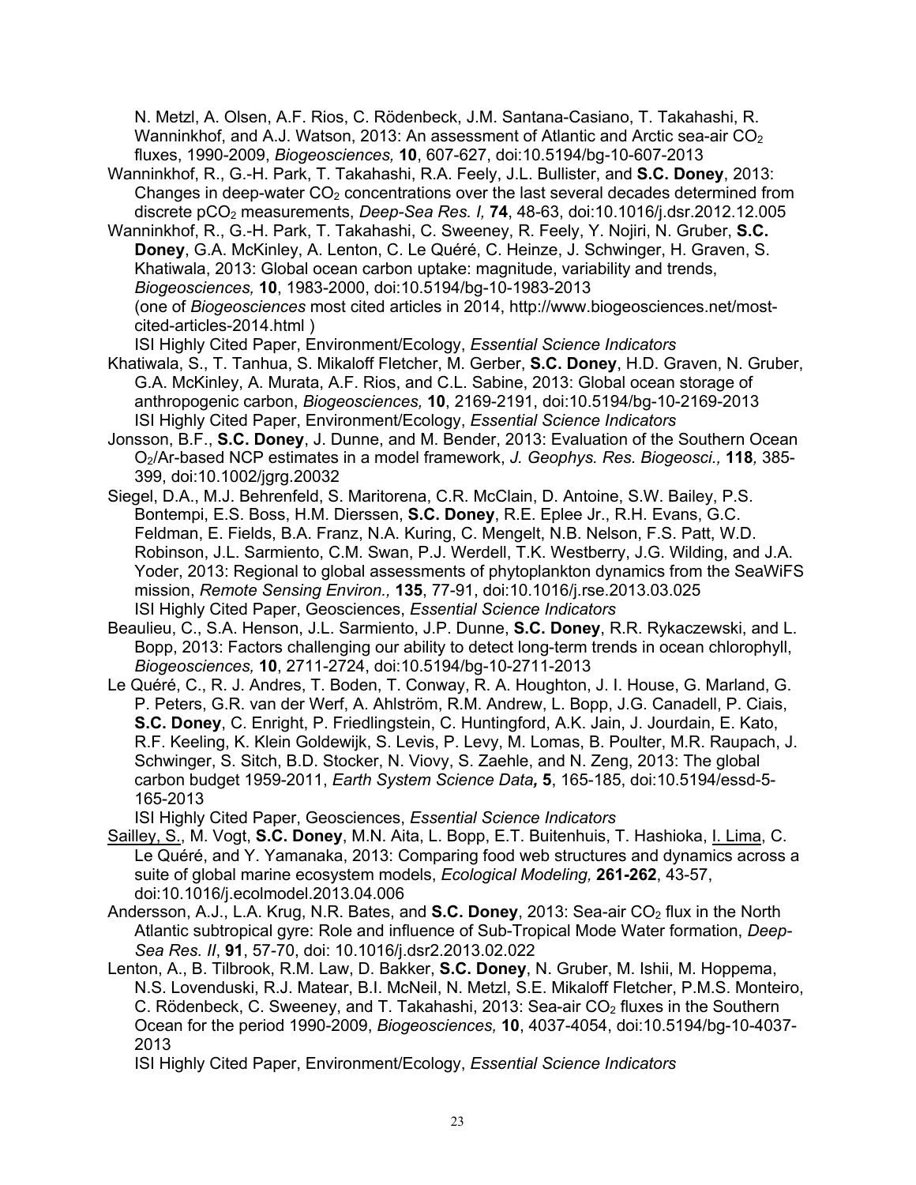N. Metzl, A. Olsen, A.F. Rios, C. Rödenbeck, J.M. Santana-Casiano, T. Takahashi, R. Wanninkhof, and A.J. Watson, 2013: An assessment of Atlantic and Arctic sea-air $CO_2$ fluxes, 1990-2009, *Biogeosciences,* **10**, 607-627, doi:10.5194/bg-10-607-2013

Wanninkhof, R., G.-H. Park, T. Takahashi, R.A. Feely, J.L. Bullister, and **S.C. Doney**, 2013: Changes in deep-water $CO_2$ concentrations over the last several decades determined from discrete $pCO_2$ measurements, *Deep-Sea Res. I,* **74**, 48-63, doi:10.1016/j.dsr.2012.12.005

Wanninkhof, R., G.-H. Park, T. Takahashi, C. Sweeney, R. Feely, Y. Nojiri, N. Gruber, **S.C. Doney**, G.A. McKinley, A. Lenton, C. Le Quéré, C. Heinze, J. Schwinger, H. Graven, S. Khatiwala, 2013: Global ocean carbon uptake: magnitude, variability and trends, *Biogeosciences,* **10**, 1983-2000, doi:10.5194/bg-10-1983-2013
(one of *Biogeosciences* most cited articles in 2014, http://www.biogeosciences.net/most-cited-articles-2014.html )
ISI Highly Cited Paper, Environment/Ecology, *Essential Science Indicators*

Khatiwala, S., T. Tanhua, S. Mikaloff Fletcher, M. Gerber, **S.C. Doney**, H.D. Graven, N. Gruber, G.A. McKinley, A. Murata, A.F. Rios, and C.L. Sabine, 2013: Global ocean storage of anthropogenic carbon, *Biogeosciences,* **10**, 2169-2191, doi:10.5194/bg-10-2169-2013
ISI Highly Cited Paper, Environment/Ecology, *Essential Science Indicators*

Jonsson, B.F., **S.C. Doney**, J. Dunne, and M. Bender, 2013: Evaluation of the Southern Ocean $O_2$/Ar-based NCP estimates in a model framework, *J. Geophys. Res. Biogeosci.,* **118***,* 385-399, doi:10.1002/jgrg.20032

Siegel, D.A., M.J. Behrenfeld, S. Maritorena, C.R. McClain, D. Antoine, S.W. Bailey, P.S. Bontempi, E.S. Boss, H.M. Dierssen, **S.C. Doney**, R.E. Eplee Jr., R.H. Evans, G.C. Feldman, E. Fields, B.A. Franz, N.A. Kuring, C. Mengelt, N.B. Nelson, F.S. Patt, W.D. Robinson, J.L. Sarmiento, C.M. Swan, P.J. Werdell, T.K. Westberry, J.G. Wilding, and J.A. Yoder, 2013: Regional to global assessments of phytoplankton dynamics from the SeaWiFS mission, *Remote Sensing Environ.,* **135**, 77-91, doi:10.1016/j.rse.2013.03.025
ISI Highly Cited Paper, Geosciences, *Essential Science Indicators*

Beaulieu, C., S.A. Henson, J.L. Sarmiento, J.P. Dunne, **S.C. Doney**, R.R. Rykaczewski, and L. Bopp, 2013: Factors challenging our ability to detect long-term trends in ocean chlorophyll, *Biogeosciences,* **10**, 2711-2724, doi:10.5194/bg-10-2711-2013

Le Quéré, C., R. J. Andres, T. Boden, T. Conway, R. A. Houghton, J. I. House, G. Marland, G. P. Peters, G.R. van der Werf, A. Ahlström, R.M. Andrew, L. Bopp, J.G. Canadell, P. Ciais, **S.C. Doney**, C. Enright, P. Friedlingstein, C. Huntingford, A.K. Jain, J. Jourdain, E. Kato, R.F. Keeling, K. Klein Goldewijk, S. Levis, P. Levy, M. Lomas, B. Poulter, M.R. Raupach, J. Schwinger, S. Sitch, B.D. Stocker, N. Viovy, S. Zaehle, and N. Zeng, 2013: The global carbon budget 1959-2011, *Earth System Science Data***,** **5**, 165-185, doi:10.5194/essd-5-165-2013
ISI Highly Cited Paper, Geosciences, *Essential Science Indicators*

Sailley, S., M. Vogt, **S.C. Doney**, M.N. Aita, L. Bopp, E.T. Buitenhuis, T. Hashioka, I. Lima, C. Le Quéré, and Y. Yamanaka, 2013: Comparing food web structures and dynamics across a suite of global marine ecosystem models, *Ecological Modeling,* **261-262**, 43-57, doi:10.1016/j.ecolmodel.2013.04.006

Andersson, A.J., L.A. Krug, N.R. Bates, and **S.C. Doney**, 2013: Sea-air $CO_2$ flux in the North Atlantic subtropical gyre: Role and influence of Sub-Tropical Mode Water formation, *Deep-Sea Res. II*, **91**, 57-70, doi: 10.1016/j.dsr2.2013.02.022

Lenton, A., B. Tilbrook, R.M. Law, D. Bakker, **S.C. Doney**, N. Gruber, M. Ishii, M. Hoppema, N.S. Lovenduski, R.J. Matear, B.I. McNeil, N. Metzl, S.E. Mikaloff Fletcher, P.M.S. Monteiro, C. Rödenbeck, C. Sweeney, and T. Takahashi, 2013: Sea-air $CO_2$ fluxes in the Southern Ocean for the period 1990-2009, *Biogeosciences,* **10**, 4037-4054, doi:10.5194/bg-10-4037-2013
ISI Highly Cited Paper, Environment/Ecology, *Essential Science Indicators*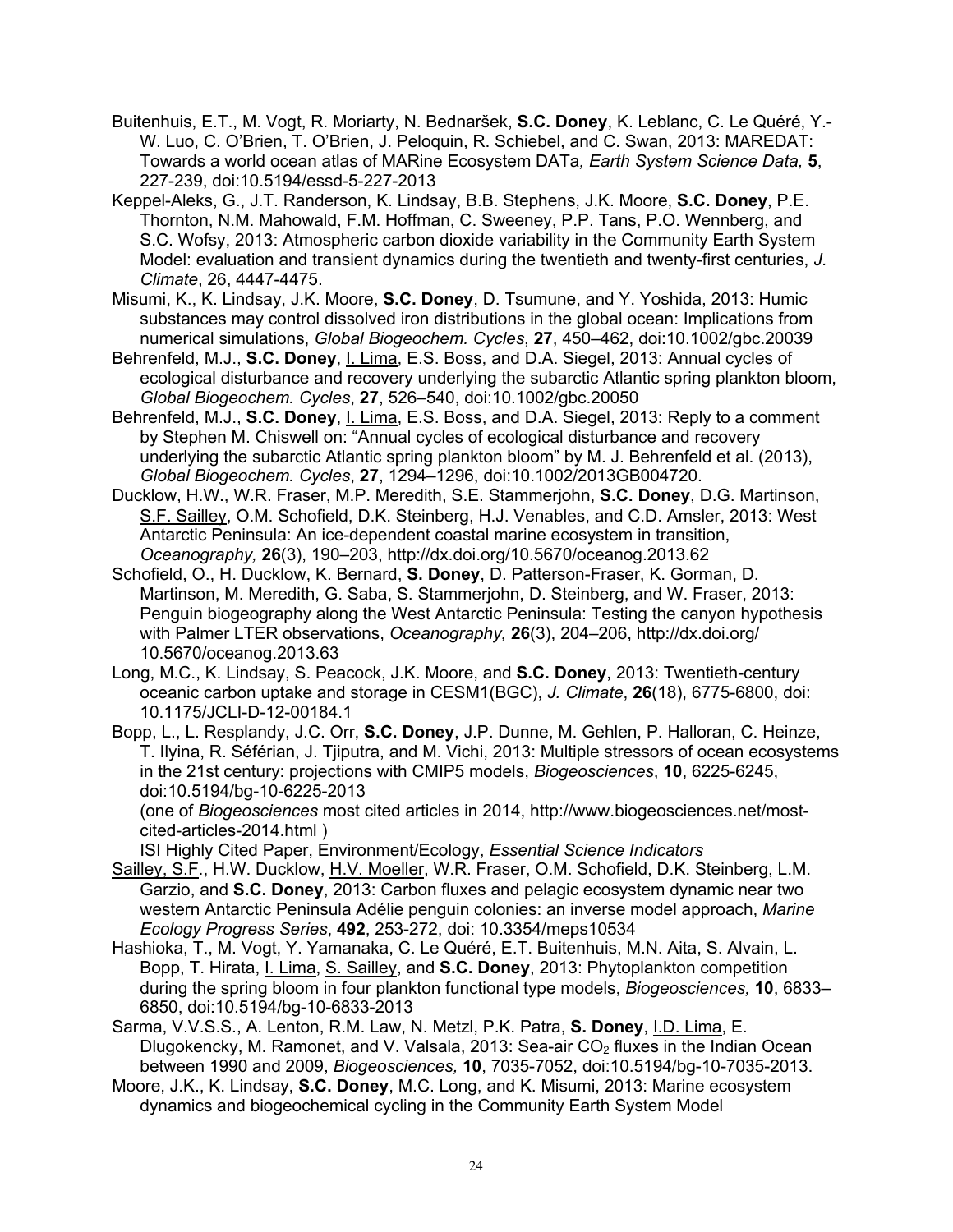Buitenhuis, E.T., M. Vogt, R. Moriarty, N. Bednaršek, **S.C. Doney**, K. Leblanc, C. Le Quéré, Y.-W. Luo, C. O'Brien, T. O'Brien, J. Peloquin, R. Schiebel, and C. Swan, 2013: MAREDAT: Towards a world ocean atlas of MARine Ecosystem DATa, *Earth System Science Data,* **5**, 227-239, doi:10.5194/essd-5-227-2013

Keppel-Aleks, G., J.T. Randerson, K. Lindsay, B.B. Stephens, J.K. Moore, **S.C. Doney**, P.E. Thornton, N.M. Mahowald, F.M. Hoffman, C. Sweeney, P.P. Tans, P.O. Wennberg, and S.C. Wofsy, 2013: Atmospheric carbon dioxide variability in the Community Earth System Model: evaluation and transient dynamics during the twentieth and twenty-first centuries, *J. Climate*, 26, 4447-4475.

Misumi, K., K. Lindsay, J.K. Moore, **S.C. Doney**, D. Tsumune, and Y. Yoshida, 2013: Humic substances may control dissolved iron distributions in the global ocean: Implications from numerical simulations, *Global Biogeochem. Cycles*, **27**, 450–462, doi:10.1002/gbc.20039

Behrenfeld, M.J., **S.C. Doney**, I. Lima, E.S. Boss, and D.A. Siegel, 2013: Annual cycles of ecological disturbance and recovery underlying the subarctic Atlantic spring plankton bloom, *Global Biogeochem. Cycles*, **27**, 526–540, doi:10.1002/gbc.20050

Behrenfeld, M.J., **S.C. Doney**, I. Lima, E.S. Boss, and D.A. Siegel, 2013: Reply to a comment by Stephen M. Chiswell on: "Annual cycles of ecological disturbance and recovery underlying the subarctic Atlantic spring plankton bloom" by M. J. Behrenfeld et al. (2013), *Global Biogeochem. Cycles*, **27**, 1294–1296, doi:10.1002/2013GB004720.

Ducklow, H.W., W.R. Fraser, M.P. Meredith, S.E. Stammerjohn, **S.C. Doney**, D.G. Martinson, S.F. Sailley, O.M. Schofield, D.K. Steinberg, H.J. Venables, and C.D. Amsler, 2013: West Antarctic Peninsula: An ice-dependent coastal marine ecosystem in transition, *Oceanography,* **26**(3), 190–203, http://dx.doi.org/10.5670/oceanog.2013.62

Schofield, O., H. Ducklow, K. Bernard, **S. Doney**, D. Patterson-Fraser, K. Gorman, D. Martinson, M. Meredith, G. Saba, S. Stammerjohn, D. Steinberg, and W. Fraser, 2013: Penguin biogeography along the West Antarctic Peninsula: Testing the canyon hypothesis with Palmer LTER observations, *Oceanography,* **26**(3), 204–206, http://dx.doi.org/ 10.5670/oceanog.2013.63

Long, M.C., K. Lindsay, S. Peacock, J.K. Moore, and **S.C. Doney**, 2013: Twentieth-century oceanic carbon uptake and storage in CESM1(BGC), *J. Climate*, **26**(18), 6775-6800, doi: 10.1175/JCLI-D-12-00184.1

Bopp, L., L. Resplandy, J.C. Orr, **S.C. Doney**, J.P. Dunne, M. Gehlen, P. Halloran, C. Heinze, T. Ilyina, R. Séférian, J. Tjiputra, and M. Vichi, 2013: Multiple stressors of ocean ecosystems in the 21st century: projections with CMIP5 models, *Biogeosciences*, **10**, 6225-6245, doi:10.5194/bg-10-6225-2013
(one of *Biogeosciences* most cited articles in 2014, http://www.biogeosciences.net/most-cited-articles-2014.html )
ISI Highly Cited Paper, Environment/Ecology, *Essential Science Indicators*

Sailley, S.F., H.W. Ducklow, H.V. Moeller, W.R. Fraser, O.M. Schofield, D.K. Steinberg, L.M. Garzio, and **S.C. Doney**, 2013: Carbon fluxes and pelagic ecosystem dynamic near two western Antarctic Peninsula Adélie penguin colonies: an inverse model approach, *Marine Ecology Progress Series*, **492**, 253-272, doi: 10.3354/meps10534

Hashioka, T., M. Vogt, Y. Yamanaka, C. Le Quéré, E.T. Buitenhuis, M.N. Aita, S. Alvain, L. Bopp, T. Hirata, I. Lima, S. Sailley, and **S.C. Doney**, 2013: Phytoplankton competition during the spring bloom in four plankton functional type models, *Biogeosciences,* **10**, 6833–6850, doi:10.5194/bg-10-6833-2013

Sarma, V.V.S.S., A. Lenton, R.M. Law, N. Metzl, P.K. Patra, **S. Doney**, I.D. Lima, E. Dlugokencky, M. Ramonet, and V. Valsala, 2013: Sea-air $CO_2$ fluxes in the Indian Ocean between 1990 and 2009, *Biogeosciences,* **10**, 7035-7052, doi:10.5194/bg-10-7035-2013.

Moore, J.K., K. Lindsay, **S.C. Doney**, M.C. Long, and K. Misumi, 2013: Marine ecosystem dynamics and biogeochemical cycling in the Community Earth System Model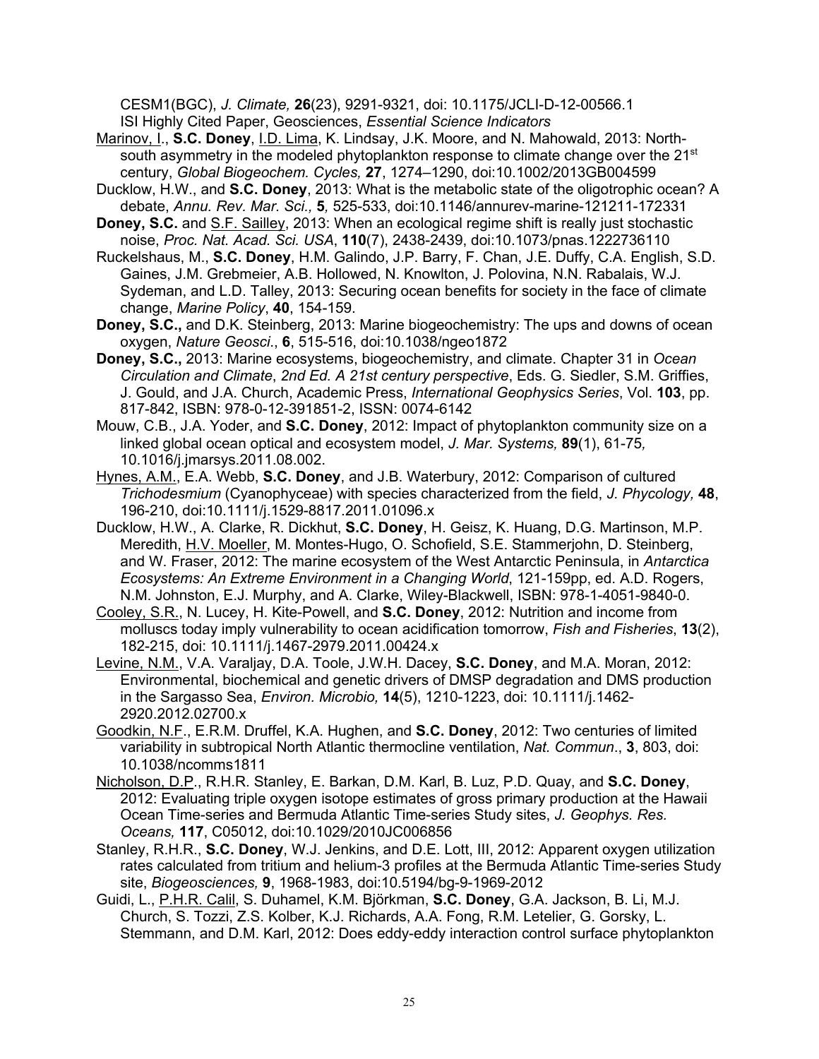CESM1(BGC), *J. Climate,* **26**(23), 9291-9321, doi: 10.1175/JCLI-D-12-00566.1
ISI Highly Cited Paper, Geosciences, *Essential Science Indicators*

Marinov, I., **S.C. Doney**, I.D. Lima, K. Lindsay, J.K. Moore, and N. Mahowald, 2013: North-south asymmetry in the modeled phytoplankton response to climate change over the 21st century, *Global Biogeochem. Cycles,* **27**, 1274–1290, doi:10.1002/2013GB004599

Ducklow, H.W., and **S.C. Doney**, 2013: What is the metabolic state of the oligotrophic ocean? A debate, *Annu. Rev. Mar. Sci.,* **5***,* 525-533, doi:10.1146/annurev-marine-121211-172331

**Doney, S.C.** and S.F. Sailley, 2013: When an ecological regime shift is really just stochastic noise, *Proc. Nat. Acad. Sci. USA*, **110**(7), 2438-2439, doi:10.1073/pnas.1222736110

Ruckelshaus, M., **S.C. Doney**, H.M. Galindo, J.P. Barry, F. Chan, J.E. Duffy, C.A. English, S.D. Gaines, J.M. Grebmeier, A.B. Hollowed, N. Knowlton, J. Polovina, N.N. Rabalais, W.J. Sydeman, and L.D. Talley, 2013: Securing ocean benefits for society in the face of climate change, *Marine Policy*, **40**, 154-159.

**Doney, S.C.,** and D.K. Steinberg, 2013: Marine biogeochemistry: The ups and downs of ocean oxygen, *Nature Geosci*., **6**, 515-516, doi:10.1038/ngeo1872

**Doney, S.C.,** 2013: Marine ecosystems, biogeochemistry, and climate. Chapter 31 in *Ocean Circulation and Climate*, *2nd Ed. A 21st century perspective*, Eds. G. Siedler, S.M. Griffies, J. Gould, and J.A. Church, Academic Press, *International Geophysics Series*, Vol. **103**, pp. 817-842, ISBN: 978-0-12-391851-2, ISSN: 0074-6142

Mouw, C.B., J.A. Yoder, and **S.C. Doney**, 2012: Impact of phytoplankton community size on a linked global ocean optical and ecosystem model, *J. Mar. Systems,* **89**(1), 61-75*,* 10.1016/j.jmarsys.2011.08.002.

Hynes, A.M., E.A. Webb, **S.C. Doney**, and J.B. Waterbury, 2012: Comparison of cultured *Trichodesmium* (Cyanophyceae) with species characterized from the field, *J. Phycology,* **48**, 196-210, doi:10.1111/j.1529-8817.2011.01096.x

Ducklow, H.W., A. Clarke, R. Dickhut, **S.C. Doney**, H. Geisz, K. Huang, D.G. Martinson, M.P. Meredith, H.V. Moeller, M. Montes-Hugo, O. Schofield, S.E. Stammerjohn, D. Steinberg, and W. Fraser, 2012: The marine ecosystem of the West Antarctic Peninsula, in *Antarctica Ecosystems: An Extreme Environment in a Changing World*, 121-159pp, ed. A.D. Rogers, N.M. Johnston, E.J. Murphy, and A. Clarke, Wiley-Blackwell, ISBN: 978-1-4051-9840-0.

Cooley, S.R., N. Lucey, H. Kite-Powell, and **S.C. Doney**, 2012: Nutrition and income from molluscs today imply vulnerability to ocean acidification tomorrow, *Fish and Fisheries*, **13**(2), 182-215, doi: 10.1111/j.1467-2979.2011.00424.x

Levine, N.M., V.A. Varaljay, D.A. Toole, J.W.H. Dacey, **S.C. Doney**, and M.A. Moran, 2012: Environmental, biochemical and genetic drivers of DMSP degradation and DMS production in the Sargasso Sea, *Environ. Microbio,* **14**(5), 1210-1223, doi: 10.1111/j.1462-2920.2012.02700.x

Goodkin, N.F., E.R.M. Druffel, K.A. Hughen, and **S.C. Doney**, 2012: Two centuries of limited variability in subtropical North Atlantic thermocline ventilation, *Nat. Commun*., **3**, 803, doi: 10.1038/ncomms1811

Nicholson, D.P., R.H.R. Stanley, E. Barkan, D.M. Karl, B. Luz, P.D. Quay, and **S.C. Doney**, 2012: Evaluating triple oxygen isotope estimates of gross primary production at the Hawaii Ocean Time-series and Bermuda Atlantic Time-series Study sites, *J. Geophys. Res. Oceans,* **117**, C05012, doi:10.1029/2010JC006856

Stanley, R.H.R., **S.C. Doney**, W.J. Jenkins, and D.E. Lott, III, 2012: Apparent oxygen utilization rates calculated from tritium and helium-3 profiles at the Bermuda Atlantic Time-series Study site, *Biogeosciences,* **9**, 1968-1983, doi:10.5194/bg-9-1969-2012

Guidi, L., P.H.R. Calil, S. Duhamel, K.M. Björkman, **S.C. Doney**, G.A. Jackson, B. Li, M.J. Church, S. Tozzi, Z.S. Kolber, K.J. Richards, A.A. Fong, R.M. Letelier, G. Gorsky, L. Stemmann, and D.M. Karl, 2012: Does eddy-eddy interaction control surface phytoplankton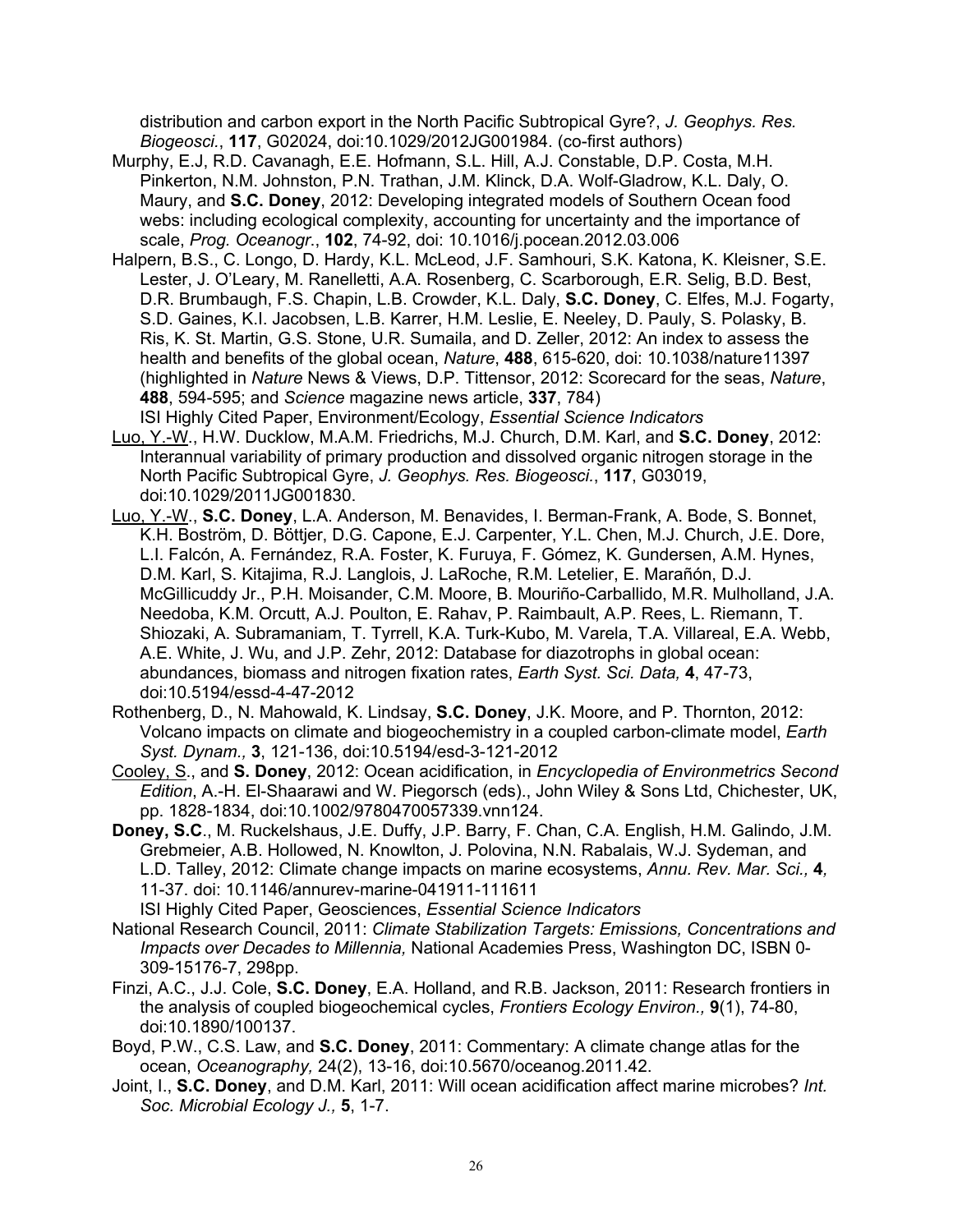distribution and carbon export in the North Pacific Subtropical Gyre?, *J. Geophys. Res. Biogeosci.*, **117**, G02024, doi:10.1029/2012JG001984. (co-first authors)

Murphy, E.J, R.D. Cavanagh, E.E. Hofmann, S.L. Hill, A.J. Constable, D.P. Costa, M.H. Pinkerton, N.M. Johnston, P.N. Trathan, J.M. Klinck, D.A. Wolf-Gladrow, K.L. Daly, O. Maury, and **S.C. Doney**, 2012: Developing integrated models of Southern Ocean food webs: including ecological complexity, accounting for uncertainty and the importance of scale, *Prog. Oceanogr.*, **102**, 74-92, doi: 10.1016/j.pocean.2012.03.006

Halpern, B.S., C. Longo, D. Hardy, K.L. McLeod, J.F. Samhouri, S.K. Katona, K. Kleisner, S.E. Lester, J. O'Leary, M. Ranelletti, A.A. Rosenberg, C. Scarborough, E.R. Selig, B.D. Best, D.R. Brumbaugh, F.S. Chapin, L.B. Crowder, K.L. Daly, **S.C. Doney**, C. Elfes, M.J. Fogarty, S.D. Gaines, K.I. Jacobsen, L.B. Karrer, H.M. Leslie, E. Neeley, D. Pauly, S. Polasky, B. Ris, K. St. Martin, G.S. Stone, U.R. Sumaila, and D. Zeller, 2012: An index to assess the health and benefits of the global ocean, *Nature*, **488**, 615-620, doi: 10.1038/nature11397 (highlighted in *Nature* News & Views, D.P. Tittensor, 2012: Scorecard for the seas, *Nature*, **488**, 594-595; and *Science* magazine news article, **337**, 784)
ISI Highly Cited Paper, Environment/Ecology, *Essential Science Indicators*

Luo, Y.-W., H.W. Ducklow, M.A.M. Friedrichs, M.J. Church, D.M. Karl, and **S.C. Doney**, 2012: Interannual variability of primary production and dissolved organic nitrogen storage in the North Pacific Subtropical Gyre, *J. Geophys. Res. Biogeosci.*, **117**, G03019, doi:10.1029/2011JG001830.

Luo, Y.-W., **S.C. Doney**, L.A. Anderson, M. Benavides, I. Berman-Frank, A. Bode, S. Bonnet, K.H. Boström, D. Böttjer, D.G. Capone, E.J. Carpenter, Y.L. Chen, M.J. Church, J.E. Dore, L.I. Falcón, A. Fernández, R.A. Foster, K. Furuya, F. Gómez, K. Gundersen, A.M. Hynes, D.M. Karl, S. Kitajima, R.J. Langlois, J. LaRoche, R.M. Letelier, E. Marañón, D.J. McGillicuddy Jr., P.H. Moisander, C.M. Moore, B. Mouriño-Carballido, M.R. Mulholland, J.A. Needoba, K.M. Orcutt, A.J. Poulton, E. Rahav, P. Raimbault, A.P. Rees, L. Riemann, T. Shiozaki, A. Subramaniam, T. Tyrrell, K.A. Turk-Kubo, M. Varela, T.A. Villareal, E.A. Webb, A.E. White, J. Wu, and J.P. Zehr, 2012: Database for diazotrophs in global ocean: abundances, biomass and nitrogen fixation rates, *Earth Syst. Sci. Data,* **4**, 47-73, doi:10.5194/essd-4-47-2012

Rothenberg, D., N. Mahowald, K. Lindsay, **S.C. Doney**, J.K. Moore, and P. Thornton, 2012: Volcano impacts on climate and biogeochemistry in a coupled carbon-climate model, *Earth Syst. Dynam.,* **3**, 121-136, doi:10.5194/esd-3-121-2012

Cooley, S., and **S. Doney**, 2012: Ocean acidification, in *Encyclopedia of Environmetrics Second Edition*, A.-H. El-Shaarawi and W. Piegorsch (eds)., John Wiley & Sons Ltd, Chichester, UK, pp. 1828-1834, doi:10.1002/9780470057339.vnn124.

**Doney, S.C**., M. Ruckelshaus, J.E. Duffy, J.P. Barry, F. Chan, C.A. English, H.M. Galindo, J.M. Grebmeier, A.B. Hollowed, N. Knowlton, J. Polovina, N.N. Rabalais, W.J. Sydeman, and L.D. Talley, 2012: Climate change impacts on marine ecosystems, *Annu. Rev. Mar. Sci.,* **4***,* 11-37. doi: 10.1146/annurev-marine-041911-111611
ISI Highly Cited Paper, Geosciences, *Essential Science Indicators*

National Research Council, 2011: *Climate Stabilization Targets: Emissions, Concentrations and Impacts over Decades to Millennia,* National Academies Press, Washington DC, ISBN 0-309-15176-7, 298pp.

Finzi, A.C., J.J. Cole, **S.C. Doney**, E.A. Holland, and R.B. Jackson, 2011: Research frontiers in the analysis of coupled biogeochemical cycles, *Frontiers Ecology Environ.,* **9**(1), 74-80, doi:10.1890/100137.

Boyd, P.W., C.S. Law, and **S.C. Doney**, 2011: Commentary: A climate change atlas for the ocean, *Oceanography,* 24(2), 13-16, doi:10.5670/oceanog.2011.42.

Joint, I., **S.C. Doney**, and D.M. Karl, 2011: Will ocean acidification affect marine microbes? *Int. Soc. Microbial Ecology J.,* **5**, 1-7.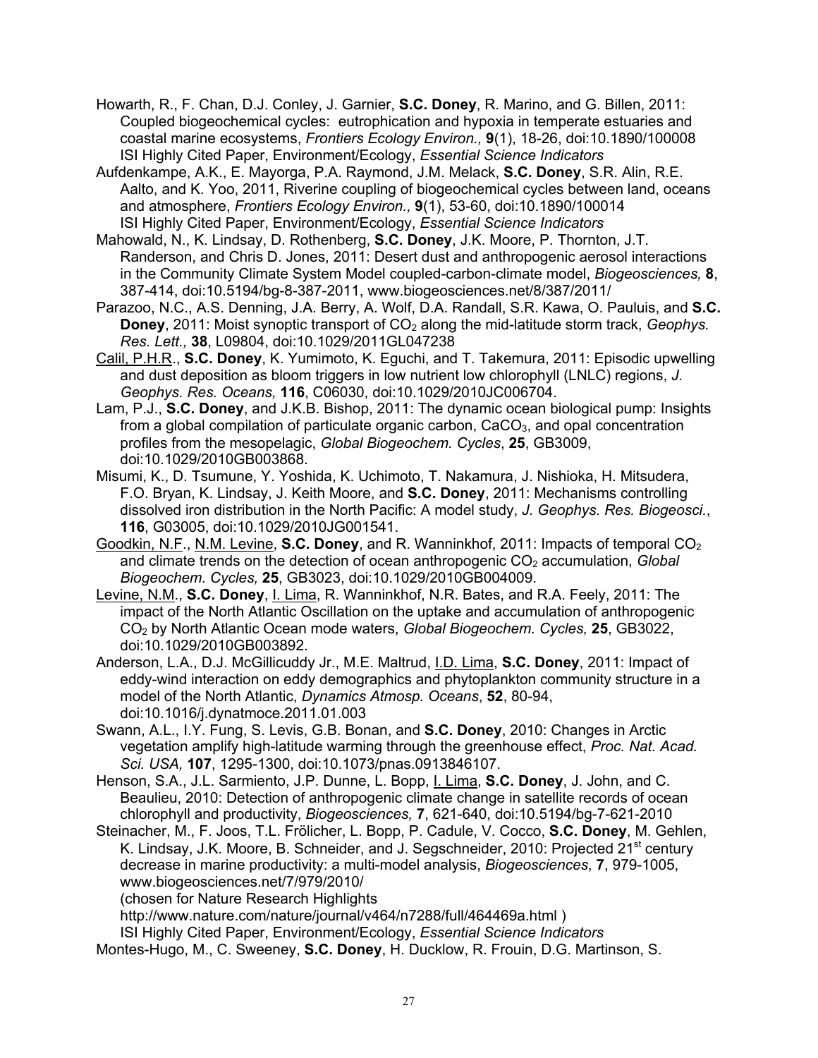Howarth, R., F. Chan, D.J. Conley, J. Garnier, **S.C. Doney**, R. Marino, and G. Billen, 2011: Coupled biogeochemical cycles: eutrophication and hypoxia in temperate estuaries and coastal marine ecosystems, *Frontiers Ecology Environ.,* **9**(1), 18-26, doi:10.1890/100008 ISI Highly Cited Paper, Environment/Ecology, *Essential Science Indicators*

Aufdenkampe, A.K., E. Mayorga, P.A. Raymond, J.M. Melack, **S.C. Doney**, S.R. Alin, R.E. Aalto, and K. Yoo, 2011, Riverine coupling of biogeochemical cycles between land, oceans and atmosphere, *Frontiers Ecology Environ.,* **9**(1), 53-60, doi:10.1890/100014 ISI Highly Cited Paper, Environment/Ecology, *Essential Science Indicators*

Mahowald, N., K. Lindsay, D. Rothenberg, **S.C. Doney**, J.K. Moore, P. Thornton, J.T. Randerson, and Chris D. Jones, 2011: Desert dust and anthropogenic aerosol interactions in the Community Climate System Model coupled-carbon-climate model, *Biogeosciences,* **8**, 387-414, doi:10.5194/bg-8-387-2011, www.biogeosciences.net/8/387/2011/

Parazoo, N.C., A.S. Denning, J.A. Berry, A. Wolf, D.A. Randall, S.R. Kawa, O. Pauluis, and **S.C. Doney**, 2011: Moist synoptic transport of $CO_2$ along the mid-latitude storm track, *Geophys. Res. Lett.,* **38**, L09804, doi:10.1029/2011GL047238

Calil, P.H.R., **S.C. Doney**, K. Yumimoto, K. Eguchi, and T. Takemura, 2011: Episodic upwelling and dust deposition as bloom triggers in low nutrient low chlorophyll (LNLC) regions, *J. Geophys. Res. Oceans,* **116**, C06030, doi:10.1029/2010JC006704.

Lam, P.J., **S.C. Doney**, and J.K.B. Bishop, 2011: The dynamic ocean biological pump: Insights from a global compilation of particulate organic carbon, $CaCO_3$, and opal concentration profiles from the mesopelagic, *Global Biogeochem. Cycles*, **25**, GB3009, doi:10.1029/2010GB003868.

Misumi, K., D. Tsumune, Y. Yoshida, K. Uchimoto, T. Nakamura, J. Nishioka, H. Mitsudera, F.O. Bryan, K. Lindsay, J. Keith Moore, and **S.C. Doney**, 2011: Mechanisms controlling dissolved iron distribution in the North Pacific: A model study, *J. Geophys. Res. Biogeosci.*, **116**, G03005, doi:10.1029/2010JG001541.

Goodkin, N.F., N.M. Levine, **S.C. Doney**, and R. Wanninkhof, 2011: Impacts of temporal $CO_2$ and climate trends on the detection of ocean anthropogenic $CO_2$ accumulation, *Global Biogeochem. Cycles,* **25**, GB3023, doi:10.1029/2010GB004009.

Levine, N.M., **S.C. Doney**, I. Lima, R. Wanninkhof, N.R. Bates, and R.A. Feely, 2011: The impact of the North Atlantic Oscillation on the uptake and accumulation of anthropogenic $CO_2$ by North Atlantic Ocean mode waters, *Global Biogeochem. Cycles,* **25**, GB3022, doi:10.1029/2010GB003892.

Anderson, L.A., D.J. McGillicuddy Jr., M.E. Maltrud, I.D. Lima, **S.C. Doney**, 2011: Impact of eddy-wind interaction on eddy demographics and phytoplankton community structure in a model of the North Atlantic, *Dynamics Atmosp. Oceans*, **52**, 80-94, doi:10.1016/j.dynatmoce.2011.01.003

Swann, A.L., I.Y. Fung, S. Levis, G.B. Bonan, and **S.C. Doney**, 2010: Changes in Arctic vegetation amplify high-latitude warming through the greenhouse effect, *Proc. Nat. Acad. Sci. USA,* **107**, 1295-1300, doi:10.1073/pnas.0913846107.

Henson, S.A., J.L. Sarmiento, J.P. Dunne, L. Bopp, I. Lima, **S.C. Doney**, J. John, and C. Beaulieu, 2010: Detection of anthropogenic climate change in satellite records of ocean chlorophyll and productivity, *Biogeosciences,* **7**, 621-640, doi:10.5194/bg-7-621-2010

Steinacher, M., F. Joos, T.L. Frölicher, L. Bopp, P. Cadule, V. Cocco, **S.C. Doney**, M. Gehlen, K. Lindsay, J.K. Moore, B. Schneider, and J. Segschneider, 2010: Projected 21st century decrease in marine productivity: a multi-model analysis, *Biogeosciences*, **7**, 979-1005, www.biogeosciences.net/7/979/2010/
(chosen for Nature Research Highlights
http://www.nature.com/nature/journal/v464/n7288/full/464469a.html )
ISI Highly Cited Paper, Environment/Ecology, *Essential Science Indicators*

Montes-Hugo, M., C. Sweeney, **S.C. Doney**, H. Ducklow, R. Frouin, D.G. Martinson, S.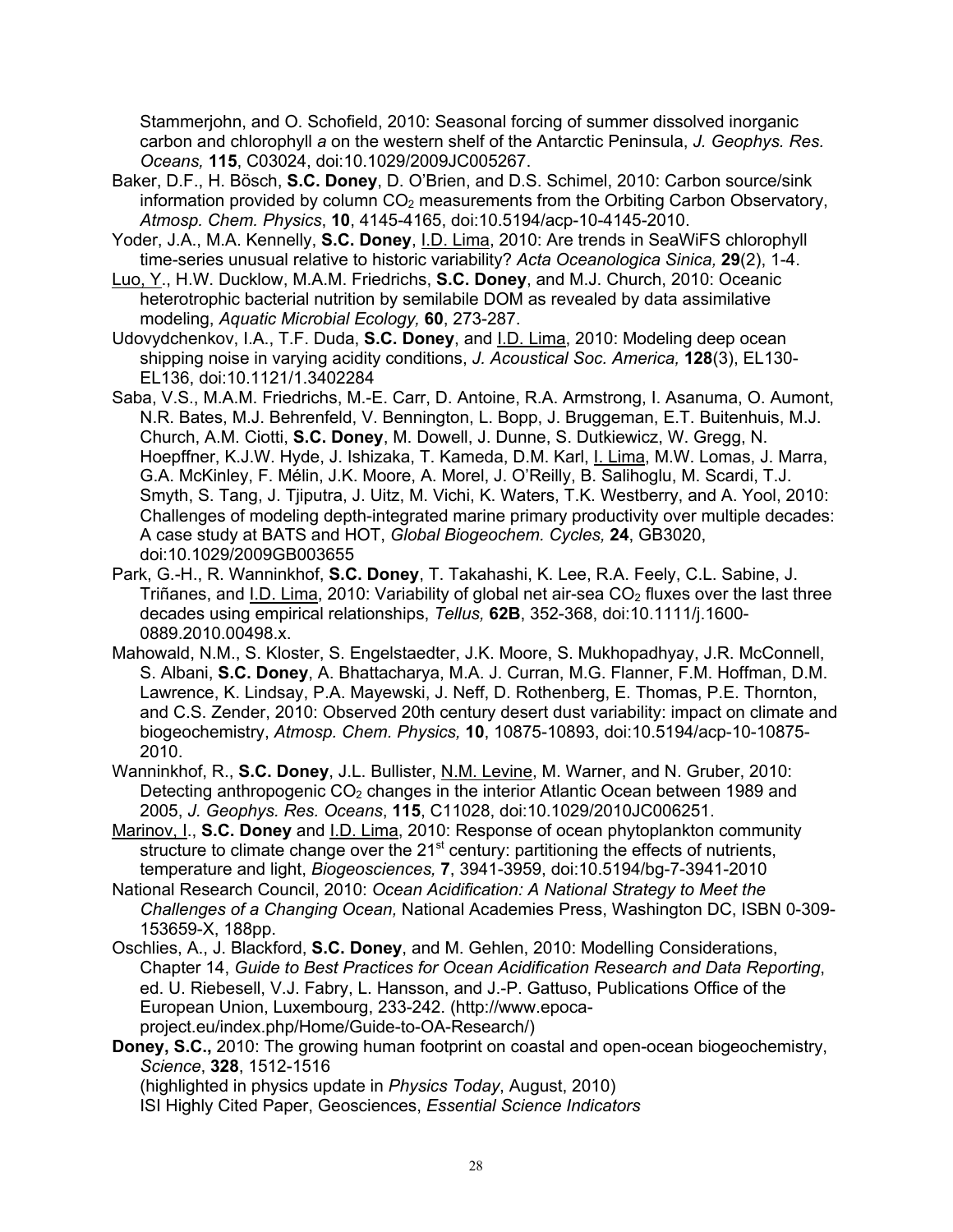Stammerjohn, and O. Schofield, 2010: Seasonal forcing of summer dissolved inorganic carbon and chlorophyll *a* on the western shelf of the Antarctic Peninsula, *J. Geophys. Res. Oceans,* **115**, C03024, doi:10.1029/2009JC005267.

Baker, D.F., H. Bösch, **S.C. Doney**, D. O'Brien, and D.S. Schimel, 2010: Carbon source/sink information provided by column $CO_2$ measurements from the Orbiting Carbon Observatory, *Atmosp. Chem. Physics*, **10**, 4145-4165, doi:10.5194/acp-10-4145-2010.

Yoder, J.A., M.A. Kennelly, **S.C. Doney**, I.D. Lima, 2010: Are trends in SeaWiFS chlorophyll time-series unusual relative to historic variability? *Acta Oceanologica Sinica,* **29**(2), 1-4.

Luo, Y., H.W. Ducklow, M.A.M. Friedrichs, **S.C. Doney**, and M.J. Church, 2010: Oceanic heterotrophic bacterial nutrition by semilabile DOM as revealed by data assimilative modeling, *Aquatic Microbial Ecology,* **60**, 273-287.

Udovydchenkov, I.A., T.F. Duda, **S.C. Doney**, and I.D. Lima, 2010: Modeling deep ocean shipping noise in varying acidity conditions, *J. Acoustical Soc. America,* **128**(3), EL130-EL136, doi:10.1121/1.3402284

Saba, V.S., M.A.M. Friedrichs, M.-E. Carr, D. Antoine, R.A. Armstrong, I. Asanuma, O. Aumont, N.R. Bates, M.J. Behrenfeld, V. Bennington, L. Bopp, J. Bruggeman, E.T. Buitenhuis, M.J. Church, A.M. Ciotti, **S.C. Doney**, M. Dowell, J. Dunne, S. Dutkiewicz, W. Gregg, N. Hoepffner, K.J.W. Hyde, J. Ishizaka, T. Kameda, D.M. Karl, I. Lima, M.W. Lomas, J. Marra, G.A. McKinley, F. Mélin, J.K. Moore, A. Morel, J. O'Reilly, B. Salihoglu, M. Scardi, T.J. Smyth, S. Tang, J. Tjiputra, J. Uitz, M. Vichi, K. Waters, T.K. Westberry, and A. Yool, 2010: Challenges of modeling depth-integrated marine primary productivity over multiple decades: A case study at BATS and HOT, *Global Biogeochem. Cycles,* **24**, GB3020, doi:10.1029/2009GB003655

Park, G.-H., R. Wanninkhof, **S.C. Doney**, T. Takahashi, K. Lee, R.A. Feely, C.L. Sabine, J. Triñanes, and I.D. Lima, 2010: Variability of global net air-sea $CO_2$ fluxes over the last three decades using empirical relationships, *Tellus,* **62B**, 352-368, doi:10.1111/j.1600-0889.2010.00498.x.

Mahowald, N.M., S. Kloster, S. Engelstaedter, J.K. Moore, S. Mukhopadhyay, J.R. McConnell, S. Albani, **S.C. Doney**, A. Bhattacharya, M.A. J. Curran, M.G. Flanner, F.M. Hoffman, D.M. Lawrence, K. Lindsay, P.A. Mayewski, J. Neff, D. Rothenberg, E. Thomas, P.E. Thornton, and C.S. Zender, 2010: Observed 20th century desert dust variability: impact on climate and biogeochemistry, *Atmosp. Chem. Physics,* **10**, 10875-10893, doi:10.5194/acp-10-10875-2010.

Wanninkhof, R., **S.C. Doney**, J.L. Bullister, N.M. Levine, M. Warner, and N. Gruber, 2010: Detecting anthropogenic $CO_2$ changes in the interior Atlantic Ocean between 1989 and 2005, *J. Geophys. Res. Oceans*, **115**, C11028, doi:10.1029/2010JC006251.

Marinov, I., **S.C. Doney** and I.D. Lima, 2010: Response of ocean phytoplankton community structure to climate change over the 21st century: partitioning the effects of nutrients, temperature and light, *Biogeosciences,* **7**, 3941-3959, doi:10.5194/bg-7-3941-2010

National Research Council, 2010: *Ocean Acidification: A National Strategy to Meet the Challenges of a Changing Ocean,* National Academies Press, Washington DC, ISBN 0-309-153659-X, 188pp.

Oschlies, A., J. Blackford, **S.C. Doney**, and M. Gehlen, 2010: Modelling Considerations, Chapter 14, *Guide to Best Practices for Ocean Acidification Research and Data Reporting*, ed. U. Riebesell, V.J. Fabry, L. Hansson, and J.-P. Gattuso, Publications Office of the European Union, Luxembourg, 233-242. (http://www.epoca-project.eu/index.php/Home/Guide-to-OA-Research/)

**Doney, S.C.,** 2010: The growing human footprint on coastal and open-ocean biogeochemistry, *Science*, **328**, 1512-1516
(highlighted in physics update in *Physics Today*, August, 2010)
ISI Highly Cited Paper, Geosciences, *Essential Science Indicators*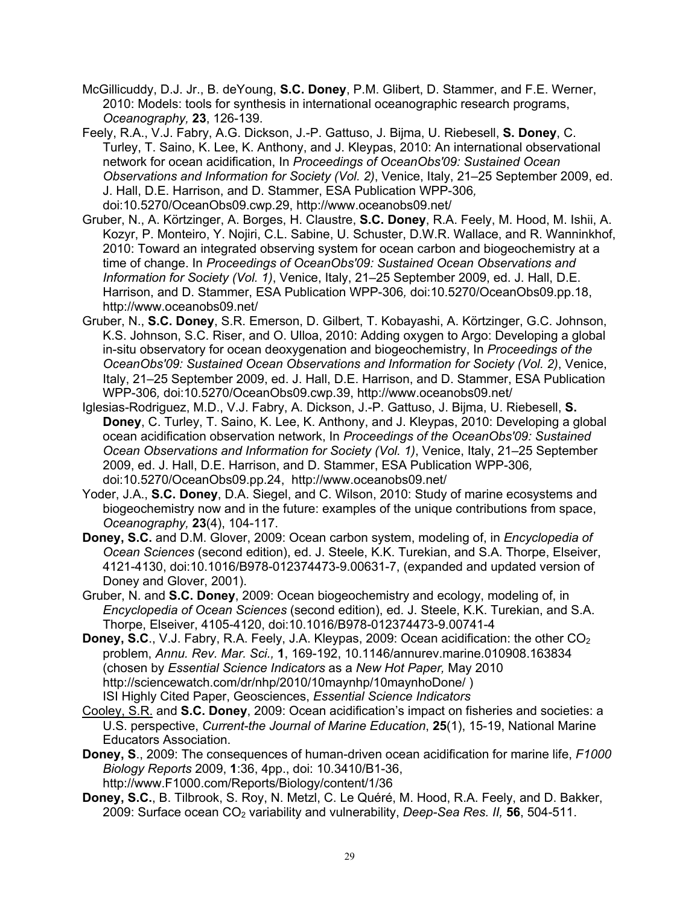McGillicuddy, D.J. Jr., B. deYoung, **S.C. Doney**, P.M. Glibert, D. Stammer, and F.E. Werner, 2010: Models: tools for synthesis in international oceanographic research programs, *Oceanography,* **23**, 126-139.

Feely, R.A., V.J. Fabry, A.G. Dickson, J.-P. Gattuso, J. Bijma, U. Riebesell, **S. Doney**, C. Turley, T. Saino, K. Lee, K. Anthony, and J. Kleypas, 2010: An international observational network for ocean acidification, In *Proceedings of OceanObs'09: Sustained Ocean Observations and Information for Society (Vol. 2)*, Venice, Italy, 21–25 September 2009, ed. J. Hall, D.E. Harrison, and D. Stammer, ESA Publication WPP-306*,* doi:10.5270/OceanObs09.cwp.29, http://www.oceanobs09.net/

Gruber, N., A. Körtzinger, A. Borges, H. Claustre, **S.C. Doney**, R.A. Feely, M. Hood, M. Ishii, A. Kozyr, P. Monteiro, Y. Nojiri, C.L. Sabine, U. Schuster, D.W.R. Wallace, and R. Wanninkhof, 2010: Toward an integrated observing system for ocean carbon and biogeochemistry at a time of change. In *Proceedings of OceanObs'09: Sustained Ocean Observations and Information for Society (Vol. 1)*, Venice, Italy, 21–25 September 2009, ed. J. Hall, D.E. Harrison, and D. Stammer, ESA Publication WPP-306*,* doi:10.5270/OceanObs09.pp.18, http://www.oceanobs09.net/

Gruber, N., **S.C. Doney**, S.R. Emerson, D. Gilbert, T. Kobayashi, A. Körtzinger, G.C. Johnson, K.S. Johnson, S.C. Riser, and O. Ulloa, 2010: Adding oxygen to Argo: Developing a global in-situ observatory for ocean deoxygenation and biogeochemistry, In *Proceedings of the OceanObs'09: Sustained Ocean Observations and Information for Society (Vol. 2)*, Venice, Italy, 21–25 September 2009, ed. J. Hall, D.E. Harrison, and D. Stammer, ESA Publication WPP-306*,* doi:10.5270/OceanObs09.cwp.39, http://www.oceanobs09.net/

Iglesias-Rodriguez, M.D., V.J. Fabry, A. Dickson, J.-P. Gattuso, J. Bijma, U. Riebesell, **S. Doney**, C. Turley, T. Saino, K. Lee, K. Anthony, and J. Kleypas, 2010: Developing a global ocean acidification observation network, In *Proceedings of the OceanObs'09: Sustained Ocean Observations and Information for Society (Vol. 1)*, Venice, Italy, 21–25 September 2009, ed. J. Hall, D.E. Harrison, and D. Stammer, ESA Publication WPP-306*,* doi:10.5270/OceanObs09.pp.24, http://www.oceanobs09.net/

Yoder, J.A., **S.C. Doney**, D.A. Siegel, and C. Wilson, 2010: Study of marine ecosystems and biogeochemistry now and in the future: examples of the unique contributions from space, *Oceanography,* **23**(4), 104-117.

**Doney, S.C.** and D.M. Glover, 2009: Ocean carbon system, modeling of, in *Encyclopedia of Ocean Sciences* (second edition), ed. J. Steele, K.K. Turekian, and S.A. Thorpe, Elseiver, 4121-4130, doi:10.1016/B978-012374473-9.00631-7, (expanded and updated version of Doney and Glover, 2001).

Gruber, N. and **S.C. Doney**, 2009: Ocean biogeochemistry and ecology, modeling of, in *Encyclopedia of Ocean Sciences* (second edition), ed. J. Steele, K.K. Turekian, and S.A. Thorpe, Elseiver, 4105-4120, doi:10.1016/B978-012374473-9.00741-4

**Doney, S.C**., V.J. Fabry, R.A. Feely, J.A. Kleypas, 2009: Ocean acidification: the other $CO_2$ problem, *Annu. Rev. Mar. Sci.,* **1**, 169-192, 10.1146/annurev.marine.010908.163834 (chosen by *Essential Science Indicators* as a *New Hot Paper,* May 2010 http://sciencewatch.com/dr/nhp/2010/10maynhp/10maynhoDone/ )
ISI Highly Cited Paper, Geosciences, *Essential Science Indicators*

Cooley, S.R. and **S.C. Doney**, 2009: Ocean acidification's impact on fisheries and societies: a U.S. perspective, *Current-the Journal of Marine Education*, **25**(1), 15-19, National Marine Educators Association.

**Doney, S**., 2009: The consequences of human-driven ocean acidification for marine life, *F1000 Biology Reports* 2009, **1**:36, 4pp., doi: 10.3410/B1-36, http://www.F1000.com/Reports/Biology/content/1/36

**Doney, S.C.**, B. Tilbrook, S. Roy, N. Metzl, C. Le Quéré, M. Hood, R.A. Feely, and D. Bakker, 2009: Surface ocean $CO_2$ variability and vulnerability, *Deep-Sea Res. II,* **56**, 504-511.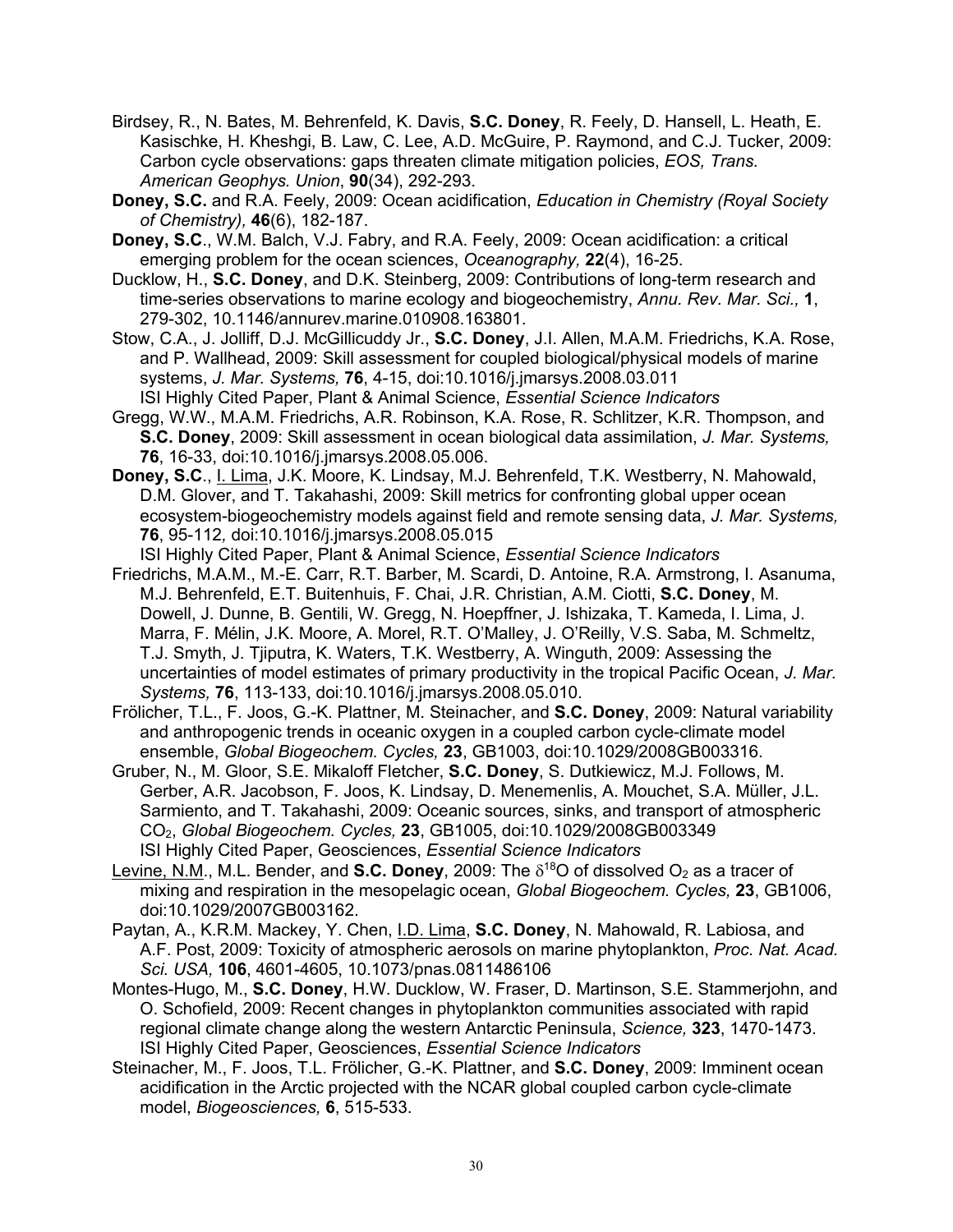Birdsey, R., N. Bates, M. Behrenfeld, K. Davis, **S.C. Doney**, R. Feely, D. Hansell, L. Heath, E. Kasischke, H. Kheshgi, B. Law, C. Lee, A.D. McGuire, P. Raymond, and C.J. Tucker, 2009: Carbon cycle observations: gaps threaten climate mitigation policies, *EOS, Trans. American Geophys. Union*, **90**(34), 292-293.

**Doney, S.C.** and R.A. Feely, 2009: Ocean acidification, *Education in Chemistry (Royal Society of Chemistry),* **46**(6), 182-187.

**Doney, S.C**., W.M. Balch, V.J. Fabry, and R.A. Feely, 2009: Ocean acidification: a critical emerging problem for the ocean sciences, *Oceanography,* **22**(4), 16-25.

Ducklow, H., **S.C. Doney**, and D.K. Steinberg, 2009: Contributions of long-term research and time-series observations to marine ecology and biogeochemistry, *Annu. Rev. Mar. Sci.,* **1**, 279-302, 10.1146/annurev.marine.010908.163801.

Stow, C.A., J. Jolliff, D.J. McGillicuddy Jr., **S.C. Doney**, J.I. Allen, M.A.M. Friedrichs, K.A. Rose, and P. Wallhead, 2009: Skill assessment for coupled biological/physical models of marine systems, *J. Mar. Systems,* **76**, 4-15, doi:10.1016/j.jmarsys.2008.03.011
ISI Highly Cited Paper, Plant & Animal Science, *Essential Science Indicators*

Gregg, W.W., M.A.M. Friedrichs, A.R. Robinson, K.A. Rose, R. Schlitzer, K.R. Thompson, and **S.C. Doney**, 2009: Skill assessment in ocean biological data assimilation, *J. Mar. Systems,* **76**, 16-33, doi:10.1016/j.jmarsys.2008.05.006.

**Doney, S.C**., I. Lima, J.K. Moore, K. Lindsay, M.J. Behrenfeld, T.K. Westberry, N. Mahowald, D.M. Glover, and T. Takahashi, 2009: Skill metrics for confronting global upper ocean ecosystem-biogeochemistry models against field and remote sensing data, *J. Mar. Systems,* **76**, 95-112*,* doi:10.1016/j.jmarsys.2008.05.015
ISI Highly Cited Paper, Plant & Animal Science, *Essential Science Indicators*

Friedrichs, M.A.M., M.-E. Carr, R.T. Barber, M. Scardi, D. Antoine, R.A. Armstrong, I. Asanuma, M.J. Behrenfeld, E.T. Buitenhuis, F. Chai, J.R. Christian, A.M. Ciotti, **S.C. Doney**, M. Dowell, J. Dunne, B. Gentili, W. Gregg, N. Hoepffner, J. Ishizaka, T. Kameda, I. Lima, J. Marra, F. Mélin, J.K. Moore, A. Morel, R.T. O'Malley, J. O'Reilly, V.S. Saba, M. Schmeltz, T.J. Smyth, J. Tjiputra, K. Waters, T.K. Westberry, A. Winguth, 2009: Assessing the uncertainties of model estimates of primary productivity in the tropical Pacific Ocean, *J. Mar. Systems,* **76**, 113-133, doi:10.1016/j.jmarsys.2008.05.010.

Frölicher, T.L., F. Joos, G.-K. Plattner, M. Steinacher, and **S.C. Doney**, 2009: Natural variability and anthropogenic trends in oceanic oxygen in a coupled carbon cycle-climate model ensemble, *Global Biogeochem. Cycles,* **23**, GB1003, doi:10.1029/2008GB003316.

Gruber, N., M. Gloor, S.E. Mikaloff Fletcher, **S.C. Doney**, S. Dutkiewicz, M.J. Follows, M. Gerber, A.R. Jacobson, F. Joos, K. Lindsay, D. Menemenlis, A. Mouchet, S.A. Müller, J.L. Sarmiento, and T. Takahashi, 2009: Oceanic sources, sinks, and transport of atmospheric $CO_2$, *Global Biogeochem. Cycles,* **23**, GB1005, doi:10.1029/2008GB003349
ISI Highly Cited Paper, Geosciences, *Essential Science Indicators*

Levine, N.M., M.L. Bender, and **S.C. Doney**, 2009: The $\delta^{18}O$ of dissolved $O_2$ as a tracer of mixing and respiration in the mesopelagic ocean, *Global Biogeochem. Cycles,* **23**, GB1006, doi:10.1029/2007GB003162.

Paytan, A., K.R.M. Mackey, Y. Chen, I.D. Lima, **S.C. Doney**, N. Mahowald, R. Labiosa, and A.F. Post, 2009: Toxicity of atmospheric aerosols on marine phytoplankton, *Proc. Nat. Acad. Sci. USA,* **106**, 4601-4605, 10.1073/pnas.0811486106

Montes-Hugo, M., **S.C. Doney**, H.W. Ducklow, W. Fraser, D. Martinson, S.E. Stammerjohn, and O. Schofield, 2009: Recent changes in phytoplankton communities associated with rapid regional climate change along the western Antarctic Peninsula, *Science,* **323**, 1470-1473.
ISI Highly Cited Paper, Geosciences, *Essential Science Indicators*

Steinacher, M., F. Joos, T.L. Frölicher, G.-K. Plattner, and **S.C. Doney**, 2009: Imminent ocean acidification in the Arctic projected with the NCAR global coupled carbon cycle-climate model, *Biogeosciences,* **6**, 515-533.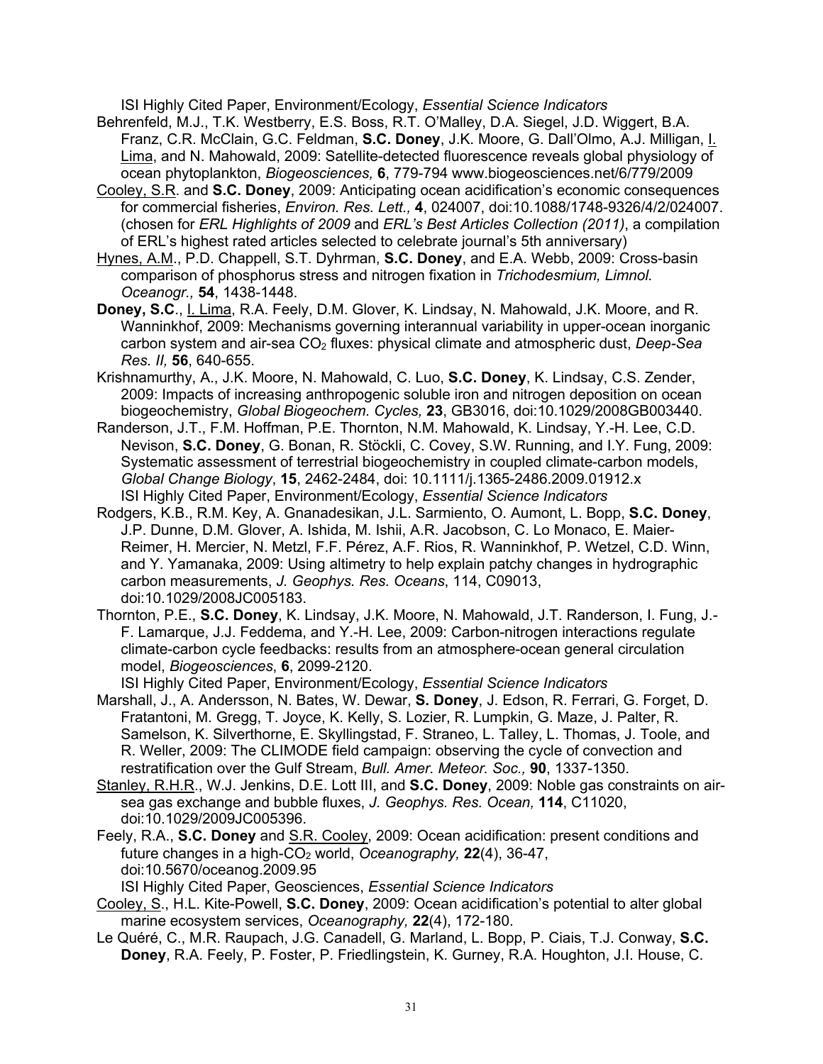ISI Highly Cited Paper, Environment/Ecology, *Essential Science Indicators*

Behrenfeld, M.J., T.K. Westberry, E.S. Boss, R.T. O'Malley, D.A. Siegel, J.D. Wiggert, B.A. Franz, C.R. McClain, G.C. Feldman, **S.C. Doney**, J.K. Moore, G. Dall'Olmo, A.J. Milligan, I. Lima, and N. Mahowald, 2009: Satellite-detected fluorescence reveals global physiology of ocean phytoplankton, *Biogeosciences,* **6**, 779-794 www.biogeosciences.net/6/779/2009

Cooley, S.R. and **S.C. Doney**, 2009: Anticipating ocean acidification's economic consequences for commercial fisheries, *Environ. Res. Lett.,* **4**, 024007, doi:10.1088/1748-9326/4/2/024007. (chosen for *ERL Highlights of 2009* and *ERL's Best Articles Collection (2011)*, a compilation of ERL's highest rated articles selected to celebrate journal's 5th anniversary)

Hynes, A.M., P.D. Chappell, S.T. Dyhrman, **S.C. Doney**, and E.A. Webb, 2009: Cross-basin comparison of phosphorus stress and nitrogen fixation in *Trichodesmium, Limnol. Oceanogr.,* **54**, 1438-1448.

**Doney, S.C**., I. Lima, R.A. Feely, D.M. Glover, K. Lindsay, N. Mahowald, J.K. Moore, and R. Wanninkhof, 2009: Mechanisms governing interannual variability in upper-ocean inorganic carbon system and air-sea $CO_2$ fluxes: physical climate and atmospheric dust, *Deep-Sea Res. II,* **56**, 640-655.

Krishnamurthy, A., J.K. Moore, N. Mahowald, C. Luo, **S.C. Doney**, K. Lindsay, C.S. Zender, 2009: Impacts of increasing anthropogenic soluble iron and nitrogen deposition on ocean biogeochemistry, *Global Biogeochem. Cycles,* **23**, GB3016, doi:10.1029/2008GB003440.

Randerson, J.T., F.M. Hoffman, P.E. Thornton, N.M. Mahowald, K. Lindsay, Y.-H. Lee, C.D. Nevison, **S.C. Doney**, G. Bonan, R. Stöckli, C. Covey, S.W. Running, and I.Y. Fung, 2009: Systematic assessment of terrestrial biogeochemistry in coupled climate-carbon models, *Global Change Biology*, **15**, 2462-2484, doi: 10.1111/j.1365-2486.2009.01912.x
ISI Highly Cited Paper, Environment/Ecology, *Essential Science Indicators*

Rodgers, K.B., R.M. Key, A. Gnanadesikan, J.L. Sarmiento, O. Aumont, L. Bopp, **S.C. Doney**, J.P. Dunne, D.M. Glover, A. Ishida, M. Ishii, A.R. Jacobson, C. Lo Monaco, E. Maier-Reimer, H. Mercier, N. Metzl, F.F. Pérez, A.F. Rios, R. Wanninkhof, P. Wetzel, C.D. Winn, and Y. Yamanaka, 2009: Using altimetry to help explain patchy changes in hydrographic carbon measurements, *J. Geophys. Res. Oceans*, 114, C09013, doi:10.1029/2008JC005183.

Thornton, P.E., **S.C. Doney**, K. Lindsay, J.K. Moore, N. Mahowald, J.T. Randerson, I. Fung, J.-F. Lamarque, J.J. Feddema, and Y.-H. Lee, 2009: Carbon-nitrogen interactions regulate climate-carbon cycle feedbacks: results from an atmosphere-ocean general circulation model, *Biogeosciences*, **6**, 2099-2120.
ISI Highly Cited Paper, Environment/Ecology, *Essential Science Indicators*

Marshall, J., A. Andersson, N. Bates, W. Dewar, **S. Doney**, J. Edson, R. Ferrari, G. Forget, D. Fratantoni, M. Gregg, T. Joyce, K. Kelly, S. Lozier, R. Lumpkin, G. Maze, J. Palter, R. Samelson, K. Silverthorne, E. Skyllingstad, F. Straneo, L. Talley, L. Thomas, J. Toole, and R. Weller, 2009: The CLIMODE field campaign: observing the cycle of convection and restratification over the Gulf Stream, *Bull. Amer. Meteor. Soc.,* **90**, 1337-1350.

Stanley, R.H.R., W.J. Jenkins, D.E. Lott III, and **S.C. Doney**, 2009: Noble gas constraints on air-sea gas exchange and bubble fluxes, *J. Geophys. Res. Ocean,* **114**, C11020, doi:10.1029/2009JC005396.

Feely, R.A., **S.C. Doney** and S.R. Cooley, 2009: Ocean acidification: present conditions and future changes in a high-$CO_2$ world, *Oceanography,* **22**(4), 36-47, doi:10.5670/oceanog.2009.95
ISI Highly Cited Paper, Geosciences, *Essential Science Indicators*

Cooley, S., H.L. Kite-Powell, **S.C. Doney**, 2009: Ocean acidification's potential to alter global marine ecosystem services, *Oceanography,* **22**(4), 172-180.

Le Quéré, C., M.R. Raupach, J.G. Canadell, G. Marland, L. Bopp, P. Ciais, T.J. Conway, **S.C. Doney**, R.A. Feely, P. Foster, P. Friedlingstein, K. Gurney, R.A. Houghton, J.I. House, C.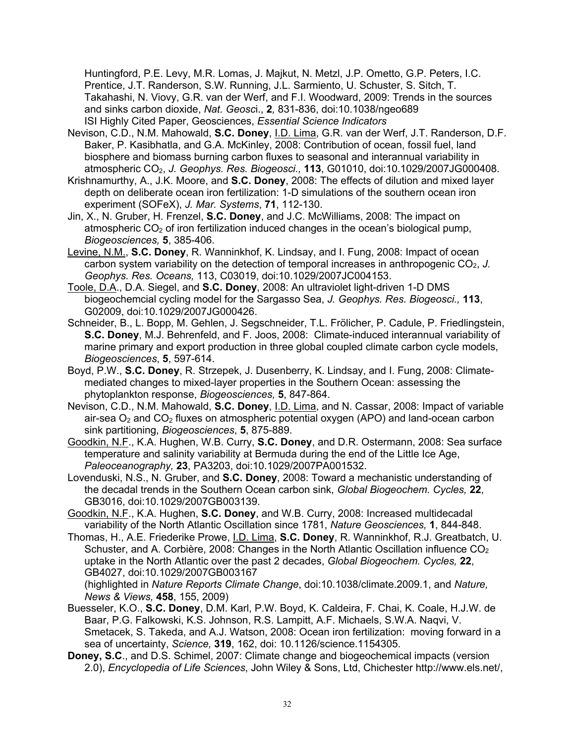Huntingford, P.E. Levy, M.R. Lomas, J. Majkut, N. Metzl, J.P. Ometto, G.P. Peters, I.C. Prentice, J.T. Randerson, S.W. Running, J.L. Sarmiento, U. Schuster, S. Sitch, T. Takahashi, N. Viovy, G.R. van der Werf, and F.I. Woodward, 2009: Trends in the sources and sinks carbon dioxide, *Nat. Geosc*i., **2***,* 831-836, doi:10.1038/ngeo689
ISI Highly Cited Paper, Geosciences, *Essential Science Indicators*

Nevison, C.D., N.M. Mahowald, **S.C. Doney**, I.D. Lima, G.R. van der Werf, J.T. Randerson, D.F. Baker, P. Kasibhatla, and G.A. McKinley, 2008: Contribution of ocean, fossil fuel, land biosphere and biomass burning carbon fluxes to seasonal and interannual variability in atmospheric $CO_2$, *J. Geophys. Res. Biogeosci.,* **113**, G01010, doi:10.1029/2007JG000408.

Krishnamurthy, A., J.K. Moore, and **S.C. Doney**, 2008: The effects of dilution and mixed layer depth on deliberate ocean iron fertilization: 1-D simulations of the southern ocean iron experiment (SOFeX), *J. Mar. Systems*, **71**, 112-130.

Jin, X., N. Gruber, H. Frenzel, **S.C. Doney**, and J.C. McWilliams, 2008: The impact on atmospheric $CO_2$ of iron fertilization induced changes in the ocean's biological pump, *Biogeosciences,* **5**, 385-406.

Levine, N.M., **S.C. Doney**, R. Wanninkhof, K. Lindsay, and I. Fung, 2008: Impact of ocean carbon system variability on the detection of temporal increases in anthropogenic $CO_2$, *J. Geophys. Res. Oceans,* 113, C03019, doi:10.1029/2007JC004153.

Toole, D.A., D.A. Siegel, and **S.C. Doney**, 2008: An ultraviolet light-driven 1-D DMS biogeochemcial cycling model for the Sargasso Sea, *J. Geophys. Res. Biogeosci.,* **113**, G02009, doi:10.1029/2007JG000426.

Schneider, B., L. Bopp, M. Gehlen, J. Segschneider, T.L. Frölicher, P. Cadule, P. Friedlingstein, **S.C. Doney**, M.J. Behrenfeld, and F. Joos, 2008: Climate-induced interannual variability of marine primary and export production in three global coupled climate carbon cycle models, *Biogeosciences*, **5**, 597-614.

Boyd, P.W., **S.C. Doney**, R. Strzepek, J. Dusenberry, K. Lindsay, and I. Fung, 2008: Climate-mediated changes to mixed-layer properties in the Southern Ocean: assessing the phytoplankton response, *Biogeosciences,* **5**, 847-864.

Nevison, C.D., N.M. Mahowald, **S.C. Doney**, I.D. Lima, and N. Cassar, 2008: Impact of variable air-sea $O_2$ and $CO_2$ fluxes on atmospheric potential oxygen (APO) and land-ocean carbon sink partitioning, *Biogeosciences*, **5**, 875-889.

Goodkin, N.F., K.A. Hughen, W.B. Curry, **S.C. Doney**, and D.R. Ostermann, 2008: Sea surface temperature and salinity variability at Bermuda during the end of the Little Ice Age, *Paleoceanography,* **23**, PA3203, doi:10.1029/2007PA001532.

Lovenduski, N.S., N. Gruber, and **S.C. Doney**, 2008: Toward a mechanistic understanding of the decadal trends in the Southern Ocean carbon sink, *Global Biogeochem. Cycles,* **22**, GB3016, doi:10.1029/2007GB003139.

Goodkin, N.F., K.A. Hughen, **S.C. Doney**, and W.B. Curry, 2008: Increased multidecadal variability of the North Atlantic Oscillation since 1781, *Nature Geosciences,* **1**, 844-848.

Thomas, H., A.E. Friederike Prowe, I.D. Lima, **S.C. Doney**, R. Wanninkhof, R.J. Greatbatch, U. Schuster, and A. Corbière, 2008: Changes in the North Atlantic Oscillation influence $CO_2$ uptake in the North Atlantic over the past 2 decades, *Global Biogeochem. Cycles,* **22**, GB4027, doi:10.1029/2007GB003167
(highlighted in *Nature Reports Climate Change*, doi:10.1038/climate.2009.1, and *Nature, News & Views,* **458**, 155, 2009)

Buesseler, K.O., **S.C. Doney**, D.M. Karl, P.W. Boyd, K. Caldeira, F. Chai, K. Coale, H.J.W. de Baar, P.G. Falkowski, K.S. Johnson, R.S. Lampitt, A.F. Michaels, S.W.A. Naqvi, V. Smetacek, S. Takeda, and A.J. Watson, 2008: Ocean iron fertilization: moving forward in a sea of uncertainty, *Science,* **319**, 162, doi: 10.1126/science.1154305.

**Doney, S.C**., and D.S. Schimel, 2007: Climate change and biogeochemical impacts (version 2.0), *Encyclopedia of Life Sciences*, John Wiley & Sons, Ltd, Chichester http://www.els.net/,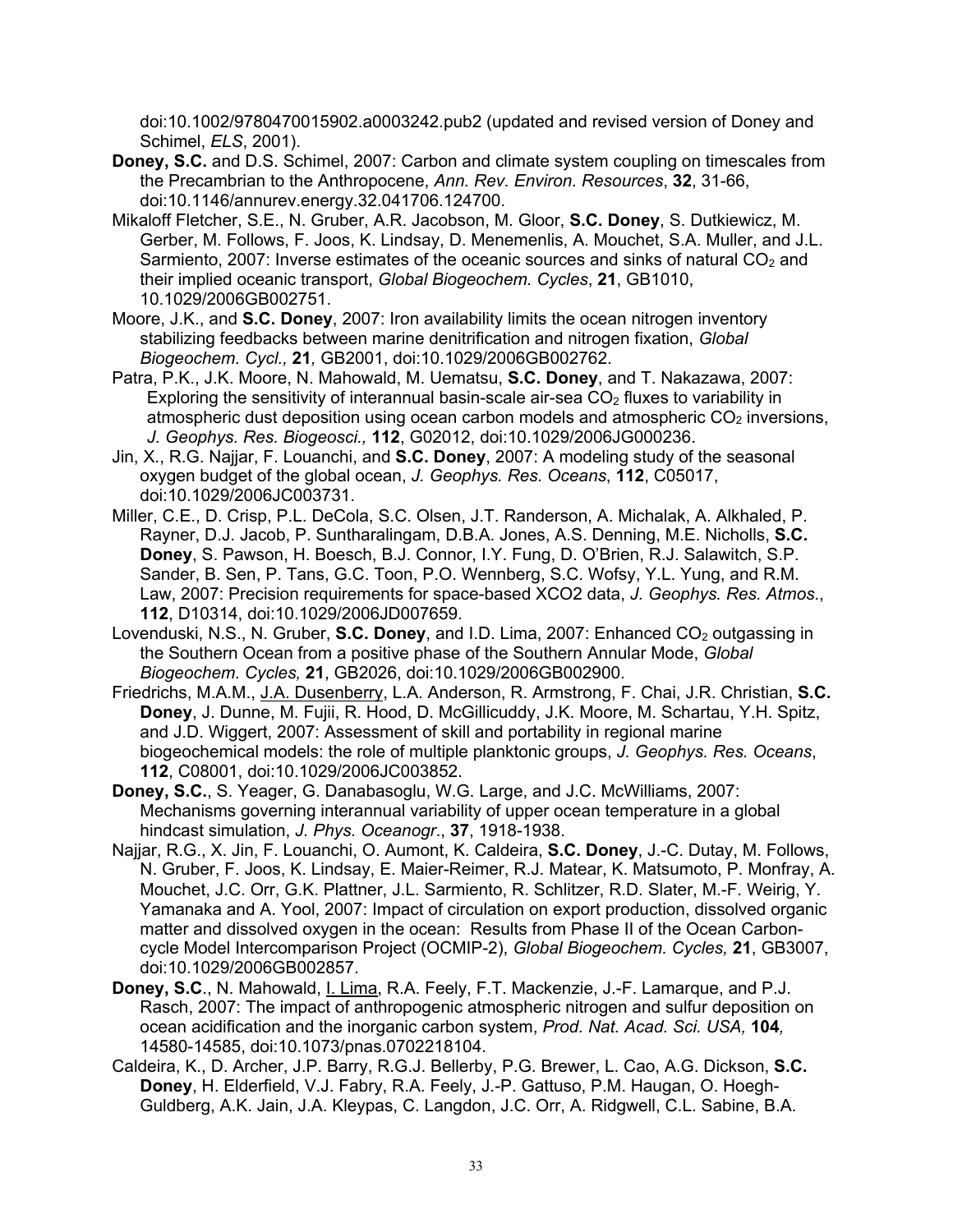doi:10.1002/9780470015902.a0003242.pub2 (updated and revised version of Doney and Schimel, *ELS*, 2001).

**Doney, S.C.** and D.S. Schimel, 2007: Carbon and climate system coupling on timescales from the Precambrian to the Anthropocene, *Ann. Rev. Environ. Resources*, **32**, 31-66, doi:10.1146/annurev.energy.32.041706.124700.

Mikaloff Fletcher, S.E., N. Gruber, A.R. Jacobson, M. Gloor, **S.C. Doney**, S. Dutkiewicz, M. Gerber, M. Follows, F. Joos, K. Lindsay, D. Menemenlis, A. Mouchet, S.A. Muller, and J.L. Sarmiento, 2007: Inverse estimates of the oceanic sources and sinks of natural $CO_2$ and their implied oceanic transport, *Global Biogeochem. Cycles*, **21**, GB1010, 10.1029/2006GB002751.

Moore, J.K., and **S.C. Doney**, 2007: Iron availability limits the ocean nitrogen inventory stabilizing feedbacks between marine denitrification and nitrogen fixation, *Global Biogeochem. Cycl.,* **21***,* GB2001, doi:10.1029/2006GB002762.

Patra, P.K., J.K. Moore, N. Mahowald, M. Uematsu, **S.C. Doney**, and T. Nakazawa, 2007: Exploring the sensitivity of interannual basin-scale air-sea $CO_2$ fluxes to variability in atmospheric dust deposition using ocean carbon models and atmospheric $CO_2$ inversions, *J. Geophys. Res. Biogeosci.,* **112**, G02012, doi:10.1029/2006JG000236.

Jin, X., R.G. Najjar, F. Louanchi, and **S.C. Doney**, 2007: A modeling study of the seasonal oxygen budget of the global ocean, *J. Geophys. Res. Oceans*, **112**, C05017, doi:10.1029/2006JC003731.

Miller, C.E., D. Crisp, P.L. DeCola, S.C. Olsen, J.T. Randerson, A. Michalak, A. Alkhaled, P. Rayner, D.J. Jacob, P. Suntharalingam, D.B.A. Jones, A.S. Denning, M.E. Nicholls, **S.C. Doney**, S. Pawson, H. Boesch, B.J. Connor, I.Y. Fung, D. O'Brien, R.J. Salawitch, S.P. Sander, B. Sen, P. Tans, G.C. Toon, P.O. Wennberg, S.C. Wofsy, Y.L. Yung, and R.M. Law, 2007: Precision requirements for space-based XCO2 data, *J. Geophys. Res. Atmos*., **112**, D10314, doi:10.1029/2006JD007659.

Lovenduski, N.S., N. Gruber, **S.C. Doney**, and I.D. Lima, 2007: Enhanced $CO_2$ outgassing in the Southern Ocean from a positive phase of the Southern Annular Mode, *Global Biogeochem. Cycles,* **21**, GB2026, doi:10.1029/2006GB002900.

Friedrichs, M.A.M., J.A. Dusenberry, L.A. Anderson, R. Armstrong, F. Chai, J.R. Christian, **S.C. Doney**, J. Dunne, M. Fujii, R. Hood, D. McGillicuddy, J.K. Moore, M. Schartau, Y.H. Spitz, and J.D. Wiggert, 2007: Assessment of skill and portability in regional marine biogeochemical models: the role of multiple planktonic groups, *J. Geophys. Res. Oceans*, **112**, C08001, doi:10.1029/2006JC003852.

**Doney, S.C.**, S. Yeager, G. Danabasoglu, W.G. Large, and J.C. McWilliams, 2007: Mechanisms governing interannual variability of upper ocean temperature in a global hindcast simulation, *J. Phys. Oceanogr*., **37**, 1918-1938.

Najjar, R.G., X. Jin, F. Louanchi, O. Aumont, K. Caldeira, **S.C. Doney**, J.-C. Dutay, M. Follows, N. Gruber, F. Joos, K. Lindsay, E. Maier-Reimer, R.J. Matear, K. Matsumoto, P. Monfray, A. Mouchet, J.C. Orr, G.K. Plattner, J.L. Sarmiento, R. Schlitzer, R.D. Slater, M.-F. Weirig, Y. Yamanaka and A. Yool, 2007: Impact of circulation on export production, dissolved organic matter and dissolved oxygen in the ocean: Results from Phase II of the Ocean Carbon-cycle Model Intercomparison Project (OCMIP-2), *Global Biogeochem. Cycles,* **21**, GB3007, doi:10.1029/2006GB002857.

**Doney, S.C**., N. Mahowald, I. Lima, R.A. Feely, F.T. Mackenzie, J.-F. Lamarque, and P.J. Rasch, 2007: The impact of anthropogenic atmospheric nitrogen and sulfur deposition on ocean acidification and the inorganic carbon system, *Prod. Nat. Acad. Sci. USA,* **104***,* 14580-14585, doi:10.1073/pnas.0702218104.

Caldeira, K., D. Archer, J.P. Barry, R.G.J. Bellerby, P.G. Brewer, L. Cao, A.G. Dickson, **S.C. Doney**, H. Elderfield, V.J. Fabry, R.A. Feely, J.-P. Gattuso, P.M. Haugan, O. Hoegh-Guldberg, A.K. Jain, J.A. Kleypas, C. Langdon, J.C. Orr, A. Ridgwell, C.L. Sabine, B.A.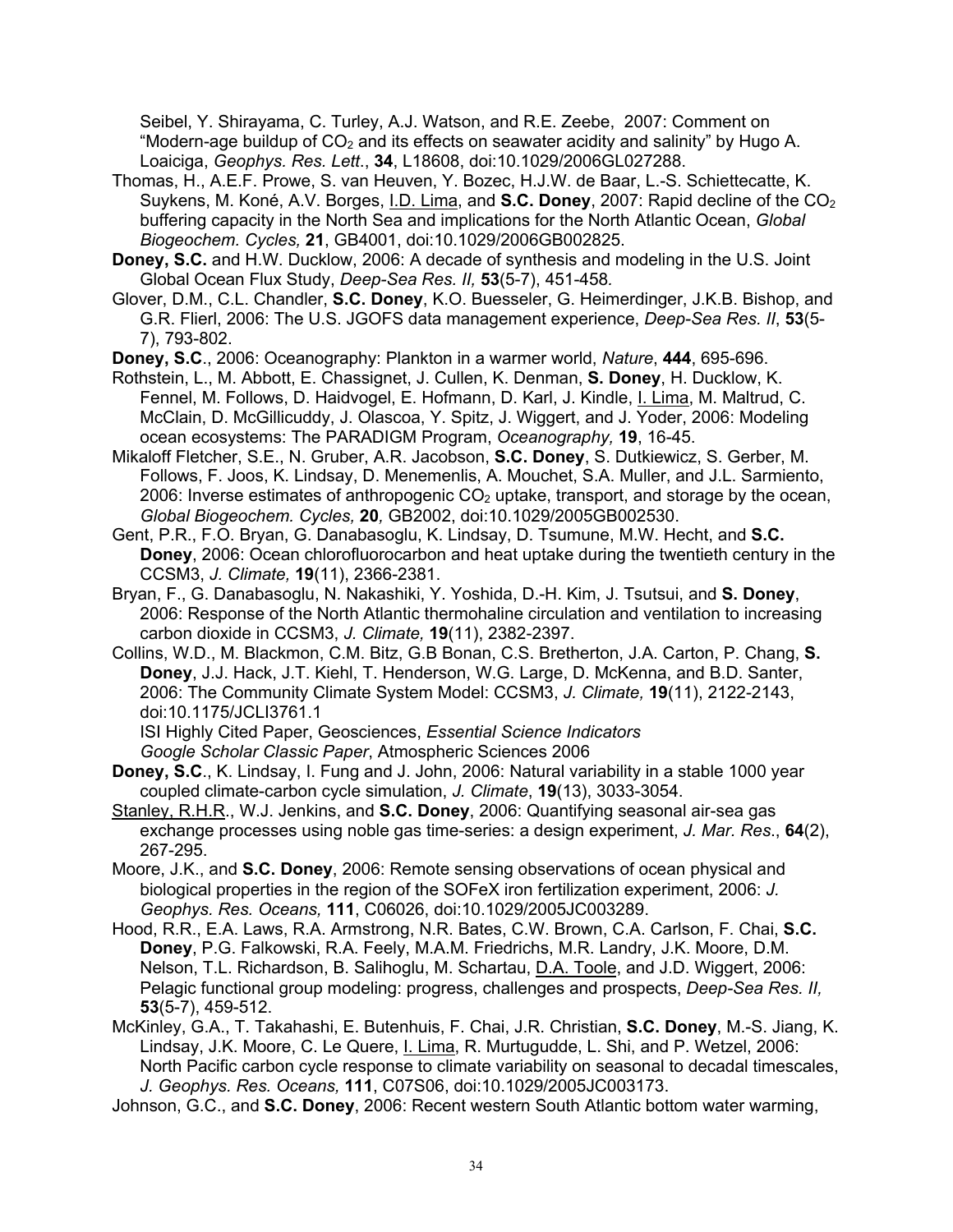Seibel, Y. Shirayama, C. Turley, A.J. Watson, and R.E. Zeebe, 2007: Comment on "Modern-age buildup of $CO_2$ and its effects on seawater acidity and salinity" by Hugo A. Loaiciga, *Geophys. Res. Lett.*, **34**, L18608, doi:10.1029/2006GL027288.

Thomas, H., A.E.F. Prowe, S. van Heuven, Y. Bozec, H.J.W. de Baar, L.-S. Schiettecatte, K. Suykens, M. Koné, A.V. Borges, I.D. Lima, and **S.C. Doney**, 2007: Rapid decline of the $CO_2$ buffering capacity in the North Sea and implications for the North Atlantic Ocean, *Global Biogeochem. Cycles,* **21**, GB4001, doi:10.1029/2006GB002825.

**Doney, S.C.** and H.W. Ducklow, 2006: A decade of synthesis and modeling in the U.S. Joint Global Ocean Flux Study, *Deep-Sea Res. II,* **53**(5-7), 451-458*.*

Glover, D.M., C.L. Chandler, **S.C. Doney**, K.O. Buesseler, G. Heimerdinger, J.K.B. Bishop, and G.R. Flierl, 2006: The U.S. JGOFS data management experience, *Deep-Sea Res. II*, **53**(5-7), 793-802.

**Doney, S.C**., 2006: Oceanography: Plankton in a warmer world, *Nature*, **444**, 695-696.

Rothstein, L., M. Abbott, E. Chassignet, J. Cullen, K. Denman, **S. Doney**, H. Ducklow, K. Fennel, M. Follows, D. Haidvogel, E. Hofmann, D. Karl, J. Kindle, I. Lima, M. Maltrud, C. McClain, D. McGillicuddy, J. Olascoa, Y. Spitz, J. Wiggert, and J. Yoder, 2006: Modeling ocean ecosystems: The PARADIGM Program, *Oceanography,* **19**, 16-45.

Mikaloff Fletcher, S.E., N. Gruber, A.R. Jacobson, **S.C. Doney**, S. Dutkiewicz, S. Gerber, M. Follows, F. Joos, K. Lindsay, D. Menemenlis, A. Mouchet, S.A. Muller, and J.L. Sarmiento, 2006: Inverse estimates of anthropogenic $CO_2$ uptake, transport, and storage by the ocean, *Global Biogeochem. Cycles,* **20***,* GB2002, doi:10.1029/2005GB002530.

Gent, P.R., F.O. Bryan, G. Danabasoglu, K. Lindsay, D. Tsumune, M.W. Hecht, and **S.C. Doney**, 2006: Ocean chlorofluorocarbon and heat uptake during the twentieth century in the CCSM3, *J. Climate,* **19**(11), 2366-2381.

Bryan, F., G. Danabasoglu, N. Nakashiki, Y. Yoshida, D.-H. Kim, J. Tsutsui, and **S. Doney**, 2006: Response of the North Atlantic thermohaline circulation and ventilation to increasing carbon dioxide in CCSM3, *J. Climate,* **19**(11), 2382-2397.

Collins, W.D., M. Blackmon, C.M. Bitz, G.B Bonan, C.S. Bretherton, J.A. Carton, P. Chang, **S. Doney**, J.J. Hack, J.T. Kiehl, T. Henderson, W.G. Large, D. McKenna, and B.D. Santer, 2006: The Community Climate System Model: CCSM3, *J. Climate,* **19**(11), 2122-2143, doi:10.1175/JCLI3761.1
ISI Highly Cited Paper, Geosciences, *Essential Science Indicators*
*Google Scholar Classic Paper*, Atmospheric Sciences 2006

**Doney, S.C**., K. Lindsay, I. Fung and J. John, 2006: Natural variability in a stable 1000 year coupled climate-carbon cycle simulation, *J. Climate*, **19**(13), 3033-3054.

Stanley, R.H.R., W.J. Jenkins, and **S.C. Doney**, 2006: Quantifying seasonal air-sea gas exchange processes using noble gas time-series: a design experiment, *J. Mar. Res*., **64**(2), 267-295.

Moore, J.K., and **S.C. Doney**, 2006: Remote sensing observations of ocean physical and biological properties in the region of the SOFeX iron fertilization experiment, 2006: *J. Geophys. Res. Oceans,* **111**, C06026, doi:10.1029/2005JC003289.

Hood, R.R., E.A. Laws, R.A. Armstrong, N.R. Bates, C.W. Brown, C.A. Carlson, F. Chai, **S.C. Doney**, P.G. Falkowski, R.A. Feely, M.A.M. Friedrichs, M.R. Landry, J.K. Moore, D.M. Nelson, T.L. Richardson, B. Salihoglu, M. Schartau, D.A. Toole, and J.D. Wiggert, 2006: Pelagic functional group modeling: progress, challenges and prospects, *Deep-Sea Res. II,* **53**(5-7), 459-512.

McKinley, G.A., T. Takahashi, E. Butenhuis, F. Chai, J.R. Christian, **S.C. Doney**, M.-S. Jiang, K. Lindsay, J.K. Moore, C. Le Quere, I. Lima, R. Murtugudde, L. Shi, and P. Wetzel, 2006: North Pacific carbon cycle response to climate variability on seasonal to decadal timescales, *J. Geophys. Res. Oceans,* **111**, C07S06, doi:10.1029/2005JC003173.

Johnson, G.C., and **S.C. Doney**, 2006: Recent western South Atlantic bottom water warming,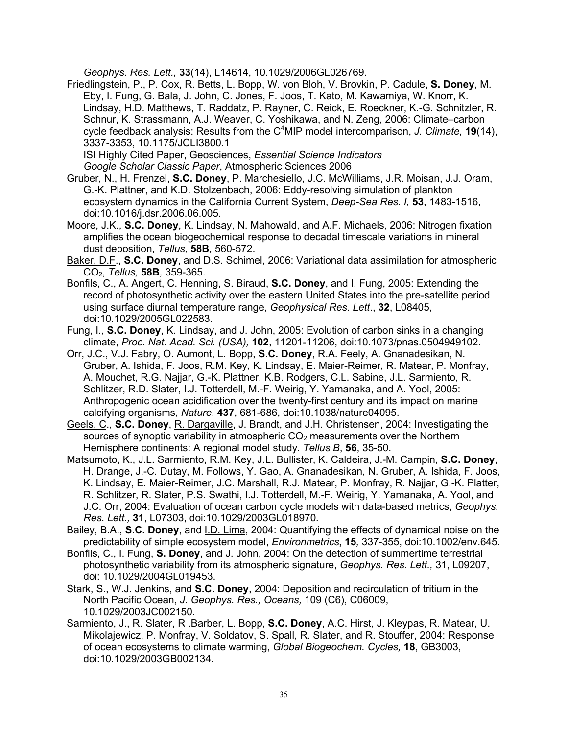*Geophys. Res. Lett.,* **33**(14), L14614, 10.1029/2006GL026769.

Friedlingstein, P., P. Cox, R. Betts, L. Bopp, W. von Bloh, V. Brovkin, P. Cadule, **S. Doney**, M. Eby, I. Fung, G. Bala, J. John, C. Jones, F. Joos, T. Kato, M. Kawamiya, W. Knorr, K. Lindsay, H.D. Matthews, T. Raddatz, P. Rayner, C. Reick, E. Roeckner, K.-G. Schnitzler, R. Schnur, K. Strassmann, A.J. Weaver, C. Yoshikawa, and N. Zeng, 2006: Climate–carbon cycle feedback analysis: Results from the $C^4$MIP model intercomparison, *J. Climate,* **19**(14), 3337-3353, 10.1175/JCLI3800.1
ISI Highly Cited Paper, Geosciences, *Essential Science Indicators*
*Google Scholar Classic Paper*, Atmospheric Sciences 2006

Gruber, N., H. Frenzel, **S.C. Doney**, P. Marchesiello, J.C. McWilliams, J.R. Moisan, J.J. Oram, G.-K. Plattner, and K.D. Stolzenbach, 2006: Eddy-resolving simulation of plankton ecosystem dynamics in the California Current System, *Deep-Sea Res. I,* **53**, 1483-1516, doi:10.1016/j.dsr.2006.06.005.

Moore, J.K., **S.C. Doney**, K. Lindsay, N. Mahowald, and A.F. Michaels, 2006: Nitrogen fixation amplifies the ocean biogeochemical response to decadal timescale variations in mineral dust deposition, *Tellus,* **58B***,* 560-572.

<u>Baker, D.F</u>., **S.C. Doney**, and D.S. Schimel, 2006: Variational data assimilation for atmospheric $CO_2$, *Tellus,* **58B***,* 359-365.

Bonfils, C., A. Angert, C. Henning, S. Biraud, **S.C. Doney**, and I. Fung, 2005: Extending the record of photosynthetic activity over the eastern United States into the pre-satellite period using surface diurnal temperature range, *Geophysical Res. Lett*., **32**, L08405, doi:10.1029/2005GL022583.

Fung, I., **S.C. Doney**, K. Lindsay, and J. John, 2005: Evolution of carbon sinks in a changing climate, *Proc. Nat. Acad. Sci. (USA),* **102**, 11201-11206, doi:10.1073/pnas.0504949102.

Orr, J.C., V.J. Fabry, O. Aumont, L. Bopp, **S.C. Doney**, R.A. Feely, A. Gnanadesikan, N. Gruber, A. Ishida, F. Joos, R.M. Key, K. Lindsay, E. Maier-Reimer, R. Matear, P. Monfray, A. Mouchet, R.G. Najjar, G.-K. Plattner, K.B. Rodgers, C.L. Sabine, J.L. Sarmiento, R. Schlitzer, R.D. Slater, I.J. Totterdell, M.-F. Weirig, Y. Yamanaka, and A. Yool, 2005: Anthropogenic ocean acidification over the twenty-first century and its impact on marine calcifying organisms, *Nature*, **437**, 681-686, doi:10.1038/nature04095.

<u>Geels, C</u>., **S.C. Doney**, <u>R. Dargaville</u>, J. Brandt, and J.H. Christensen, 2004: Investigating the sources of synoptic variability in atmospheric $CO_2$ measurements over the Northern Hemisphere continents: A regional model study. *Tellus B*, **56**, 35-50.

Matsumoto, K., J.L. Sarmiento, R.M. Key, J.L. Bullister, K. Caldeira, J.-M. Campin, **S.C. Doney**, H. Drange, J.-C. Dutay, M. Follows, Y. Gao, A. Gnanadesikan, N. Gruber, A. Ishida, F. Joos, K. Lindsay, E. Maier-Reimer, J.C. Marshall, R.J. Matear, P. Monfray, R. Najjar, G.-K. Platter, R. Schlitzer, R. Slater, P.S. Swathi, I.J. Totterdell, M.-F. Weirig, Y. Yamanaka, A. Yool, and J.C. Orr, 2004: Evaluation of ocean carbon cycle models with data-based metrics, *Geophys. Res. Lett.,* **31**, L07303, doi:10.1029/2003GL018970.

Bailey, B.A., **S.C. Doney**, and <u>I.D. Lima</u>, 2004: Quantifying the effects of dynamical noise on the predictability of simple ecosystem model, *Environmetrics***, 15***,* 337-355, doi:10.1002/env.645.

Bonfils, C., I. Fung, **S. Doney**, and J. John, 2004: On the detection of summertime terrestrial photosynthetic variability from its atmospheric signature, *Geophys. Res. Lett.,* 31, L09207, doi: 10.1029/2004GL019453.

Stark, S., W.J. Jenkins, and **S.C. Doney**, 2004: Deposition and recirculation of tritium in the North Pacific Ocean, *J. Geophys. Res., Oceans,* 109 (C6), C06009, 10.1029/2003JC002150.

Sarmiento, J., R. Slater, R .Barber, L. Bopp, **S.C. Doney**, A.C. Hirst, J. Kleypas, R. Matear, U. Mikolajewicz, P. Monfray, V. Soldatov, S. Spall, R. Slater, and R. Stouffer, 2004: Response of ocean ecosystems to climate warming, *Global Biogeochem. Cycles,* **18**, GB3003, doi:10.1029/2003GB002134.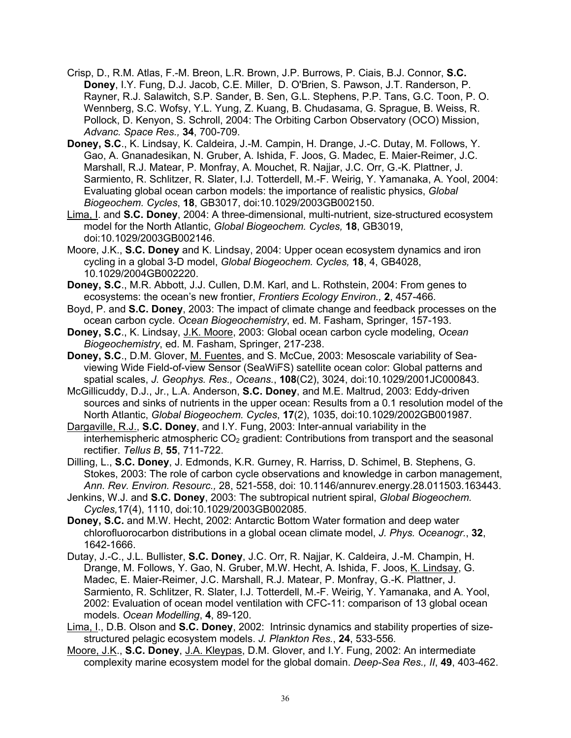Crisp, D., R.M. Atlas, F.-M. Breon, L.R. Brown, J.P. Burrows, P. Ciais, B.J. Connor, **S.C. Doney**, I.Y. Fung, D.J. Jacob, C.E. Miller, D. O'Brien, S. Pawson, J.T. Randerson, P. Rayner, R.J. Salawitch, S.P. Sander, B. Sen, G.L. Stephens, P.P. Tans, G.C. Toon, P. O. Wennberg, S.C. Wofsy, Y.L. Yung, Z. Kuang, B. Chudasama, G. Sprague, B. Weiss, R. Pollock, D. Kenyon, S. Schroll, 2004: The Orbiting Carbon Observatory (OCO) Mission, *Advanc. Space Res.,* **34**, 700-709.

**Doney, S.C**., K. Lindsay, K. Caldeira, J.-M. Campin, H. Drange, J.-C. Dutay, M. Follows, Y. Gao, A. Gnanadesikan, N. Gruber, A. Ishida, F. Joos, G. Madec, E. Maier-Reimer, J.C. Marshall, R.J. Matear, P. Monfray, A. Mouchet, R. Najjar, J.C. Orr, G.-K. Plattner, J. Sarmiento, R. Schlitzer, R. Slater, I.J. Totterdell, M.-F. Weirig, Y. Yamanaka, A. Yool, 2004: Evaluating global ocean carbon models: the importance of realistic physics, *Global Biogeochem. Cycles*, **18**, GB3017, doi:10.1029/2003GB002150.

Lima, I. and **S.C. Doney**, 2004: A three-dimensional, multi-nutrient, size-structured ecosystem model for the North Atlantic, *Global Biogeochem. Cycles,* **18**, GB3019, doi:10.1029/2003GB002146.

Moore, J.K., **S.C. Doney** and K. Lindsay, 2004: Upper ocean ecosystem dynamics and iron cycling in a global 3-D model, *Global Biogeochem. Cycles,* **18**, 4, GB4028, 10.1029/2004GB002220.

**Doney, S.C**., M.R. Abbott, J.J. Cullen, D.M. Karl, and L. Rothstein, 2004: From genes to ecosystems: the ocean's new frontier, *Frontiers Ecology Environ.,* **2**, 457-466*.*

Boyd, P. and **S.C. Doney**, 2003: The impact of climate change and feedback processes on the ocean carbon cycle. *Ocean Biogeochemistry*, ed. M. Fasham, Springer, 157-193.

**Doney, S.C**., K. Lindsay, J.K. Moore, 2003: Global ocean carbon cycle modeling, *Ocean Biogeochemistry*, ed. M. Fasham, Springer, 217-238.

**Doney, S.C**., D.M. Glover, M. Fuentes, and S. McCue, 2003: Mesoscale variability of Sea-viewing Wide Field-of-view Sensor (SeaWiFS) satellite ocean color: Global patterns and spatial scales, *J. Geophys. Res., Oceans.*, **108**(C2), 3024, doi:10.1029/2001JC000843.

McGillicuddy, D.J., Jr., L.A. Anderson, **S.C. Doney**, and M.E. Maltrud, 2003: Eddy-driven sources and sinks of nutrients in the upper ocean: Results from a 0.1 resolution model of the North Atlantic, *Global Biogeochem. Cycles*, **17**(2), 1035, doi:10.1029/2002GB001987.

Dargaville, R.J., **S.C. Doney**, and I.Y. Fung, 2003: Inter-annual variability in the interhemispheric atmospheric $CO_2$ gradient: Contributions from transport and the seasonal rectifier. *Tellus B*, **55**, 711-722.

Dilling, L., **S.C. Doney**, J. Edmonds, K.R. Gurney, R. Harriss, D. Schimel, B. Stephens, G. Stokes, 2003: The role of carbon cycle observations and knowledge in carbon management, *Ann. Rev. Environ. Resourc.,* 28, 521-558, doi: 10.1146/annurev.energy.28.011503.163443.

Jenkins, W.J. and **S.C. Doney**, 2003: The subtropical nutrient spiral, *Global Biogeochem. Cycles,*17(4), 1110, doi:10.1029/2003GB002085.

**Doney, S.C.** and M.W. Hecht, 2002: Antarctic Bottom Water formation and deep water chlorofluorocarbon distributions in a global ocean climate model, *J. Phys. Oceanogr.*, **32**, 1642-1666.

Dutay, J.-C., J.L. Bullister, **S.C. Doney**, J.C. Orr, R. Najjar, K. Caldeira, J.-M. Champin, H. Drange, M. Follows, Y. Gao, N. Gruber, M.W. Hecht, A. Ishida, F. Joos, K. Lindsay, G. Madec, E. Maier-Reimer, J.C. Marshall, R.J. Matear, P. Monfray, G.-K. Plattner, J. Sarmiento, R. Schlitzer, R. Slater, I.J. Totterdell, M.-F. Weirig, Y. Yamanaka, and A. Yool, 2002: Evaluation of ocean model ventilation with CFC-11: comparison of 13 global ocean models. *Ocean Modelling*, **4**, 89-120.

Lima, I., D.B. Olson and **S.C. Doney**, 2002: Intrinsic dynamics and stability properties of size-structured pelagic ecosystem models. *J. Plankton Res.*, **24**, 533-556*.*

Moore, J.K., **S.C. Doney**, J.A. Kleypas, D.M. Glover, and I.Y. Fung, 2002: An intermediate complexity marine ecosystem model for the global domain. *Deep-Sea Res., II*, **49**, 403-462.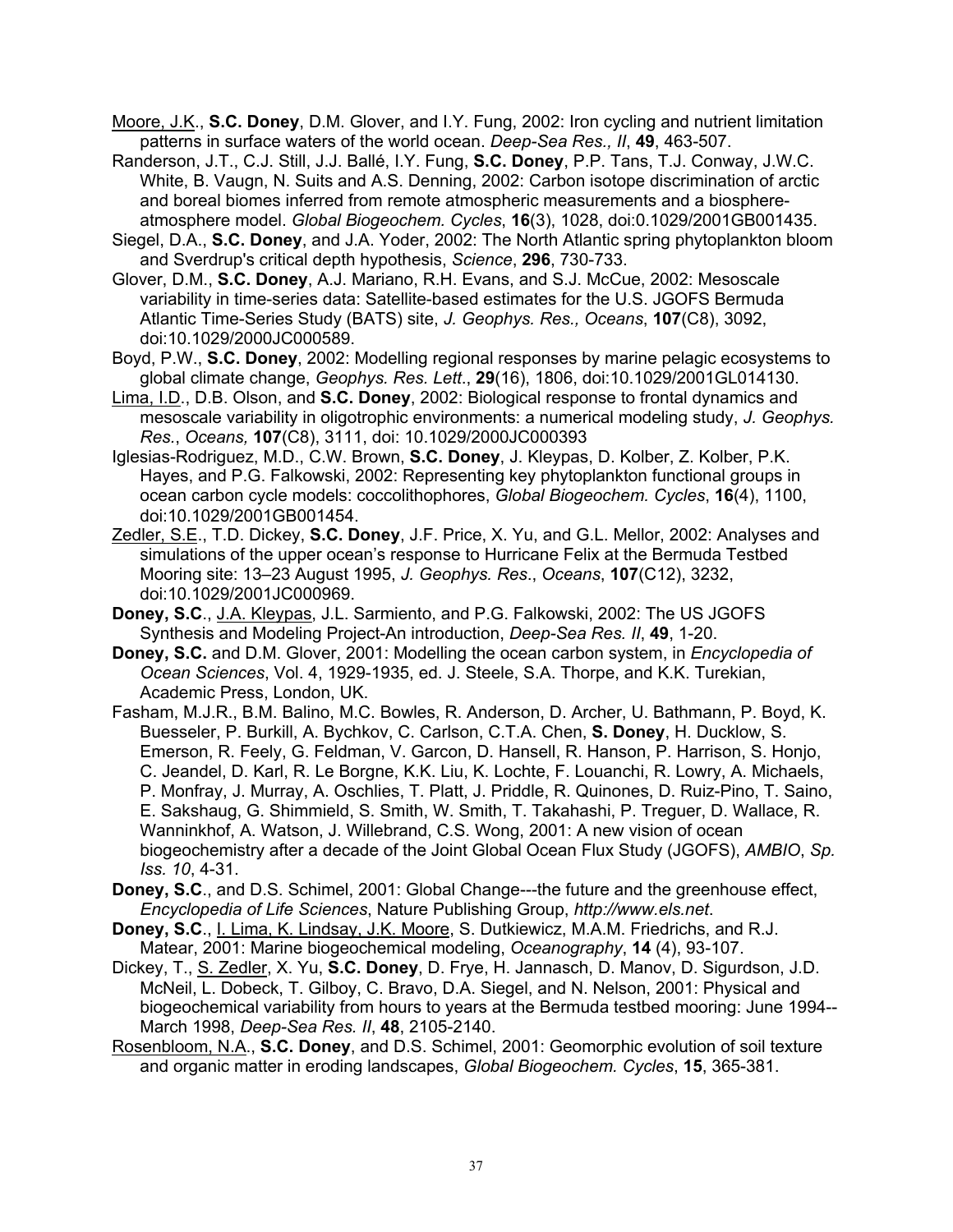Moore, J.K., **S.C. Doney**, D.M. Glover, and I.Y. Fung, 2002: Iron cycling and nutrient limitation patterns in surface waters of the world ocean. *Deep-Sea Res., II*, **49**, 463-507.

Randerson, J.T., C.J. Still, J.J. Ballé, I.Y. Fung, **S.C. Doney**, P.P. Tans, T.J. Conway, J.W.C. White, B. Vaugn, N. Suits and A.S. Denning, 2002: Carbon isotope discrimination of arctic and boreal biomes inferred from remote atmospheric measurements and a biosphere-atmosphere model. *Global Biogeochem. Cycles*, **16**(3), 1028, doi:0.1029/2001GB001435.

Siegel, D.A., **S.C. Doney**, and J.A. Yoder, 2002: The North Atlantic spring phytoplankton bloom and Sverdrup's critical depth hypothesis, *Science*, **296**, 730-733.

Glover, D.M., **S.C. Doney**, A.J. Mariano, R.H. Evans, and S.J. McCue, 2002: Mesoscale variability in time-series data: Satellite-based estimates for the U.S. JGOFS Bermuda Atlantic Time-Series Study (BATS) site, *J. Geophys. Res., Oceans*, **107**(C8), 3092, doi:10.1029/2000JC000589.

Boyd, P.W., **S.C. Doney**, 2002: Modelling regional responses by marine pelagic ecosystems to global climate change, *Geophys. Res. Lett.*, **29**(16), 1806, doi:10.1029/2001GL014130.

Lima, I.D., D.B. Olson, and **S.C. Doney**, 2002: Biological response to frontal dynamics and mesoscale variability in oligotrophic environments: a numerical modeling study, *J. Geophys. Res., Oceans,* **107**(C8), 3111, doi: 10.1029/2000JC000393

Iglesias-Rodriguez, M.D., C.W. Brown, **S.C. Doney**, J. Kleypas, D. Kolber, Z. Kolber, P.K. Hayes, and P.G. Falkowski, 2002: Representing key phytoplankton functional groups in ocean carbon cycle models: coccolithophores, *Global Biogeochem. Cycles*, **16**(4), 1100, doi:10.1029/2001GB001454.

Zedler, S.E., T.D. Dickey, **S.C. Doney**, J.F. Price, X. Yu, and G.L. Mellor, 2002: Analyses and simulations of the upper ocean's response to Hurricane Felix at the Bermuda Testbed Mooring site: 13–23 August 1995, *J. Geophys. Res.*, *Oceans*, **107**(C12), 3232, doi:10.1029/2001JC000969.

**Doney, S.C**., J.A. Kleypas, J.L. Sarmiento, and P.G. Falkowski, 2002: The US JGOFS Synthesis and Modeling Project-An introduction, *Deep-Sea Res. II*, **49**, 1-20.

**Doney, S.C.** and D.M. Glover, 2001: Modelling the ocean carbon system, in *Encyclopedia of Ocean Sciences*, Vol. 4, 1929-1935, ed. J. Steele, S.A. Thorpe, and K.K. Turekian, Academic Press, London, UK.

Fasham, M.J.R., B.M. Balino, M.C. Bowles, R. Anderson, D. Archer, U. Bathmann, P. Boyd, K. Buesseler, P. Burkill, A. Bychkov, C. Carlson, C.T.A. Chen, **S. Doney**, H. Ducklow, S. Emerson, R. Feely, G. Feldman, V. Garcon, D. Hansell, R. Hanson, P. Harrison, S. Honjo, C. Jeandel, D. Karl, R. Le Borgne, K.K. Liu, K. Lochte, F. Louanchi, R. Lowry, A. Michaels, P. Monfray, J. Murray, A. Oschlies, T. Platt, J. Priddle, R. Quinones, D. Ruiz-Pino, T. Saino, E. Sakshaug, G. Shimmield, S. Smith, W. Smith, T. Takahashi, P. Treguer, D. Wallace, R. Wanninkhof, A. Watson, J. Willebrand, C.S. Wong, 2001: A new vision of ocean biogeochemistry after a decade of the Joint Global Ocean Flux Study (JGOFS), *AMBIO*, *Sp. Iss. 10*, 4-31.

**Doney, S.C**., and D.S. Schimel, 2001: Global Change---the future and the greenhouse effect, *Encyclopedia of Life Sciences*, Nature Publishing Group, *http://www.els.net*.

**Doney, S.C**., I. Lima, K. Lindsay, J.K. Moore, S. Dutkiewicz, M.A.M. Friedrichs, and R.J. Matear, 2001: Marine biogeochemical modeling, *Oceanography*, **14** (4), 93-107.

Dickey, T., S. Zedler, X. Yu, **S.C. Doney**, D. Frye, H. Jannasch, D. Manov, D. Sigurdson, J.D. McNeil, L. Dobeck, T. Gilboy, C. Bravo, D.A. Siegel, and N. Nelson, 2001: Physical and biogeochemical variability from hours to years at the Bermuda testbed mooring: June 1994--March 1998, *Deep-Sea Res. II*, **48**, 2105-2140.

Rosenbloom, N.A., **S.C. Doney**, and D.S. Schimel, 2001: Geomorphic evolution of soil texture and organic matter in eroding landscapes, *Global Biogeochem. Cycles*, **15**, 365-381.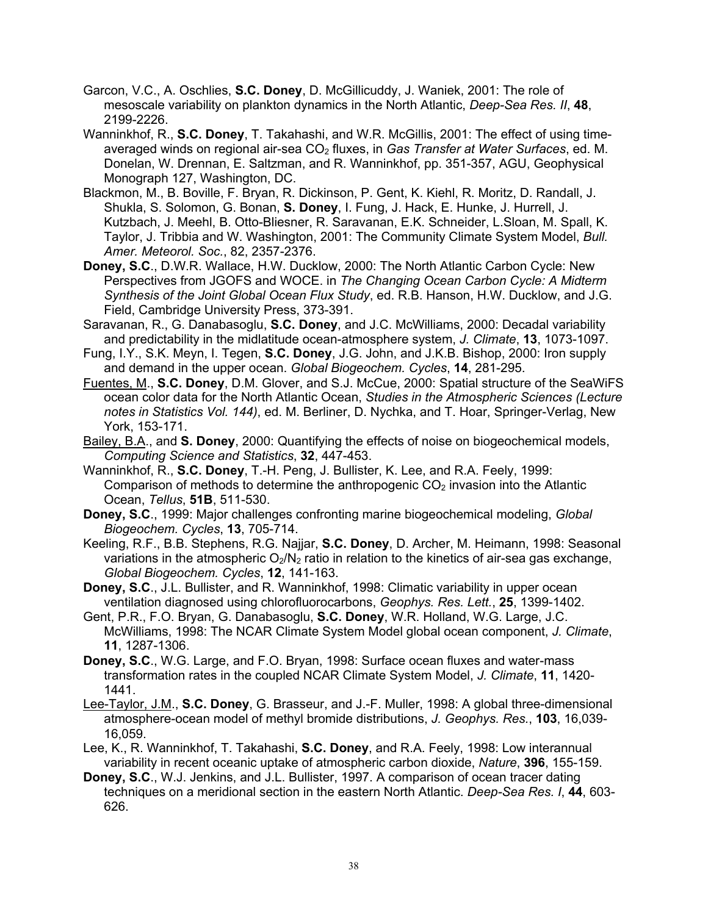Garcon, V.C., A. Oschlies, **S.C. Doney**, D. McGillicuddy, J. Waniek, 2001: The role of mesoscale variability on plankton dynamics in the North Atlantic, *Deep-Sea Res. II*, **48**, 2199-2226.

Wanninkhof, R., **S.C. Doney**, T. Takahashi, and W.R. McGillis, 2001: The effect of using time-averaged winds on regional air-sea $CO_2$ fluxes, in *Gas Transfer at Water Surfaces*, ed. M. Donelan, W. Drennan, E. Saltzman, and R. Wanninkhof, pp. 351-357, AGU, Geophysical Monograph 127, Washington, DC.

Blackmon, M., B. Boville, F. Bryan, R. Dickinson, P. Gent, K. Kiehl, R. Moritz, D. Randall, J. Shukla, S. Solomon, G. Bonan, **S. Doney**, I. Fung, J. Hack, E. Hunke, J. Hurrell, J. Kutzbach, J. Meehl, B. Otto-Bliesner, R. Saravanan, E.K. Schneider, L.Sloan, M. Spall, K. Taylor, J. Tribbia and W. Washington, 2001: The Community Climate System Model, *Bull. Amer. Meteorol. Soc.*, 82, 2357-2376.

**Doney, S.C**., D.W.R. Wallace, H.W. Ducklow, 2000: The North Atlantic Carbon Cycle: New Perspectives from JGOFS and WOCE. in *The Changing Ocean Carbon Cycle: A Midterm Synthesis of the Joint Global Ocean Flux Study*, ed. R.B. Hanson, H.W. Ducklow, and J.G. Field, Cambridge University Press, 373-391.

Saravanan, R., G. Danabasoglu, **S.C. Doney**, and J.C. McWilliams, 2000: Decadal variability and predictability in the midlatitude ocean-atmosphere system, *J. Climate*, **13**, 1073-1097.

Fung, I.Y., S.K. Meyn, I. Tegen, **S.C. Doney**, J.G. John, and J.K.B. Bishop, 2000: Iron supply and demand in the upper ocean. *Global Biogeochem. Cycles*, **14**, 281-295.

Fuentes, M., **S.C. Doney**, D.M. Glover, and S.J. McCue, 2000: Spatial structure of the SeaWiFS ocean color data for the North Atlantic Ocean, *Studies in the Atmospheric Sciences (Lecture notes in Statistics Vol. 144)*, ed. M. Berliner, D. Nychka, and T. Hoar, Springer-Verlag, New York, 153-171.

Bailey, B.A., and **S. Doney**, 2000: Quantifying the effects of noise on biogeochemical models, *Computing Science and Statistics*, **32**, 447-453.

Wanninkhof, R., **S.C. Doney**, T.-H. Peng, J. Bullister, K. Lee, and R.A. Feely, 1999: Comparison of methods to determine the anthropogenic $CO_2$ invasion into the Atlantic Ocean, *Tellus*, **51B**, 511-530.

**Doney, S.C**., 1999: Major challenges confronting marine biogeochemical modeling, *Global Biogeochem. Cycles*, **13**, 705-714.

Keeling, R.F., B.B. Stephens, R.G. Najjar, **S.C. Doney**, D. Archer, M. Heimann, 1998: Seasonal variations in the atmospheric $O_2/N_2$ ratio in relation to the kinetics of air-sea gas exchange, *Global Biogeochem. Cycles*, **12**, 141-163.

**Doney, S.C**., J.L. Bullister, and R. Wanninkhof, 1998: Climatic variability in upper ocean ventilation diagnosed using chlorofluorocarbons, *Geophys. Res. Lett.*, **25**, 1399-1402.

Gent, P.R., F.O. Bryan, G. Danabasoglu, **S.C. Doney**, W.R. Holland, W.G. Large, J.C. McWilliams, 1998: The NCAR Climate System Model global ocean component, *J. Climate*, **11**, 1287-1306.

**Doney, S.C**., W.G. Large, and F.O. Bryan, 1998: Surface ocean fluxes and water-mass transformation rates in the coupled NCAR Climate System Model, *J. Climate*, **11**, 1420-1441.

Lee-Taylor, J.M., **S.C. Doney**, G. Brasseur, and J.-F. Muller, 1998: A global three-dimensional atmosphere-ocean model of methyl bromide distributions, *J. Geophys. Res.*, **103**, 16,039-16,059.

Lee, K., R. Wanninkhof, T. Takahashi, **S.C. Doney**, and R.A. Feely, 1998: Low interannual variability in recent oceanic uptake of atmospheric carbon dioxide, *Nature*, **396**, 155-159.

**Doney, S.C**., W.J. Jenkins, and J.L. Bullister, 1997. A comparison of ocean tracer dating techniques on a meridional section in the eastern North Atlantic. *Deep-Sea Res. I*, **44**, 603-626.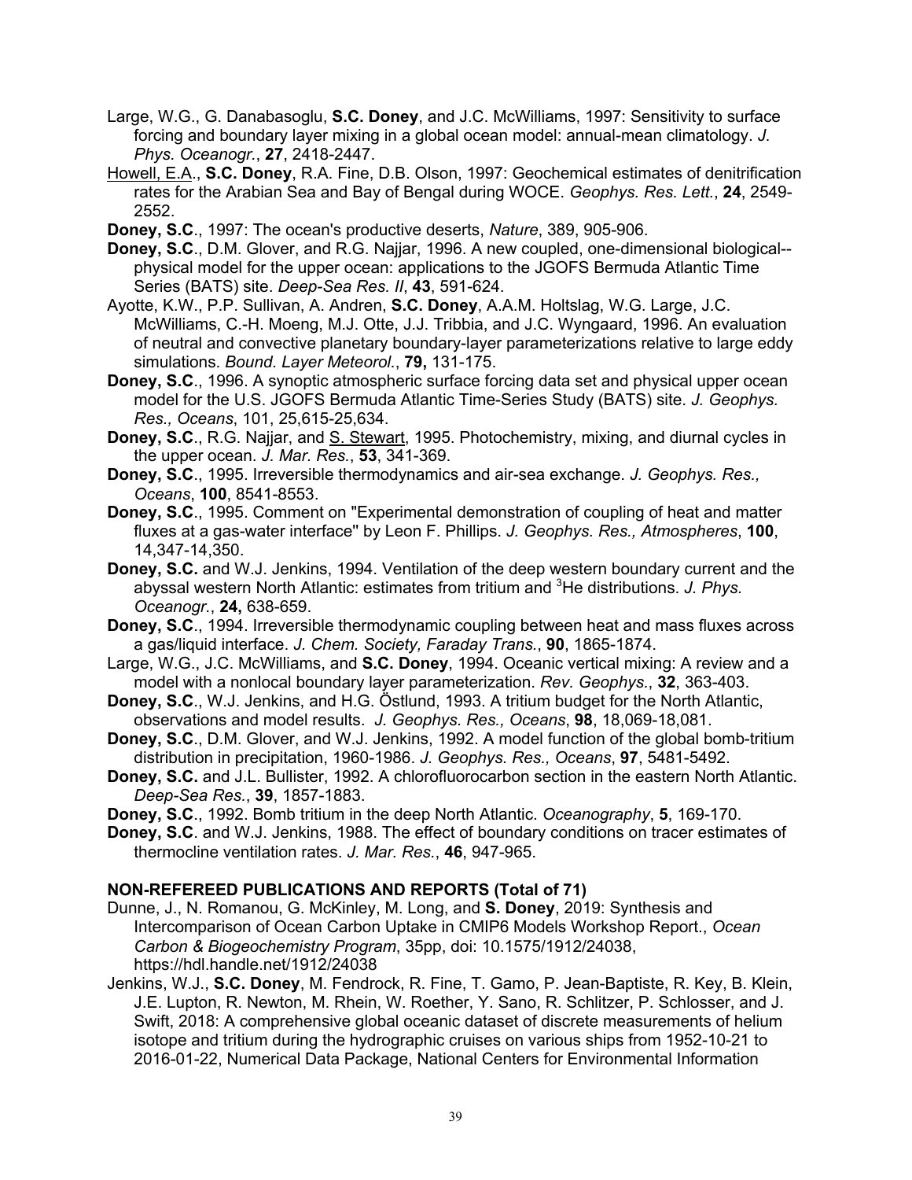Large, W.G., G. Danabasoglu, **S.C. Doney**, and J.C. McWilliams, 1997: Sensitivity to surface forcing and boundary layer mixing in a global ocean model: annual-mean climatology. *J. Phys. Oceanogr.*, **27**, 2418-2447.

Howell, E.A., **S.C. Doney**, R.A. Fine, D.B. Olson, 1997: Geochemical estimates of denitrification rates for the Arabian Sea and Bay of Bengal during WOCE. *Geophys. Res. Lett.*, **24**, 2549-2552.

**Doney, S.C**., 1997: The ocean's productive deserts, *Nature*, 389, 905-906.

**Doney, S.C**., D.M. Glover, and R.G. Najjar, 1996. A new coupled, one-dimensional biological--physical model for the upper ocean: applications to the JGOFS Bermuda Atlantic Time Series (BATS) site. *Deep-Sea Res. II*, **43**, 591-624.

Ayotte, K.W., P.P. Sullivan, A. Andren, **S.C. Doney**, A.A.M. Holtslag, W.G. Large, J.C. McWilliams, C.-H. Moeng, M.J. Otte, J.J. Tribbia, and J.C. Wyngaard, 1996. An evaluation of neutral and convective planetary boundary-layer parameterizations relative to large eddy simulations. *Bound. Layer Meteorol.*, **79,** 131-175.

**Doney, S.C**., 1996. A synoptic atmospheric surface forcing data set and physical upper ocean model for the U.S. JGOFS Bermuda Atlantic Time-Series Study (BATS) site. *J. Geophys. Res., Oceans*, 101, 25,615-25,634.

**Doney, S.C**., R.G. Najjar, and S. Stewart, 1995. Photochemistry, mixing, and diurnal cycles in the upper ocean. *J. Mar. Res.*, **53**, 341-369.

**Doney, S.C**., 1995. Irreversible thermodynamics and air-sea exchange. *J. Geophys. Res., Oceans*, **100**, 8541-8553.

**Doney, S.C**., 1995. Comment on "Experimental demonstration of coupling of heat and matter fluxes at a gas-water interface" by Leon F. Phillips. *J. Geophys. Res., Atmospheres*, **100**, 14,347-14,350.

**Doney, S.C.** and W.J. Jenkins, 1994. Ventilation of the deep western boundary current and the abyssal western North Atlantic: estimates from tritium and $^3$He distributions. *J. Phys. Oceanogr.*, **24,** 638-659.

**Doney, S.C**., 1994. Irreversible thermodynamic coupling between heat and mass fluxes across a gas/liquid interface. *J. Chem. Society, Faraday Trans.*, **90**, 1865-1874.

Large, W.G., J.C. McWilliams, and **S.C. Doney**, 1994. Oceanic vertical mixing: A review and a model with a nonlocal boundary layer parameterization. *Rev. Geophys.*, **32**, 363-403.

**Doney, S.C**., W.J. Jenkins, and H.G. Östlund, 1993. A tritium budget for the North Atlantic, observations and model results. *J. Geophys. Res., Oceans*, **98**, 18,069-18,081.

**Doney, S.C**., D.M. Glover, and W.J. Jenkins, 1992. A model function of the global bomb-tritium distribution in precipitation, 1960-1986. *J. Geophys. Res., Oceans*, **97**, 5481-5492.

**Doney, S.C.** and J.L. Bullister, 1992. A chlorofluorocarbon section in the eastern North Atlantic. *Deep-Sea Res.*, **39**, 1857-1883.

**Doney, S.C**., 1992. Bomb tritium in the deep North Atlantic. *Oceanography*, **5**, 169-170.

**Doney, S.C**. and W.J. Jenkins, 1988. The effect of boundary conditions on tracer estimates of thermocline ventilation rates. *J. Mar. Res.*, **46**, 947-965.

## NON-REFEREED PUBLICATIONS AND REPORTS (Total of 71)

Dunne, J., N. Romanou, G. McKinley, M. Long, and **S. Doney**, 2019: Synthesis and Intercomparison of Ocean Carbon Uptake in CMIP6 Models Workshop Report., *Ocean Carbon & Biogeochemistry Program*, 35pp, doi: 10.1575/1912/24038, https://hdl.handle.net/1912/24038

Jenkins, W.J., **S.C. Doney**, M. Fendrock, R. Fine, T. Gamo, P. Jean-Baptiste, R. Key, B. Klein, J.E. Lupton, R. Newton, M. Rhein, W. Roether, Y. Sano, R. Schlitzer, P. Schlosser, and J. Swift, 2018: A comprehensive global oceanic dataset of discrete measurements of helium isotope and tritium during the hydrographic cruises on various ships from 1952-10-21 to 2016-01-22, Numerical Data Package, National Centers for Environmental Information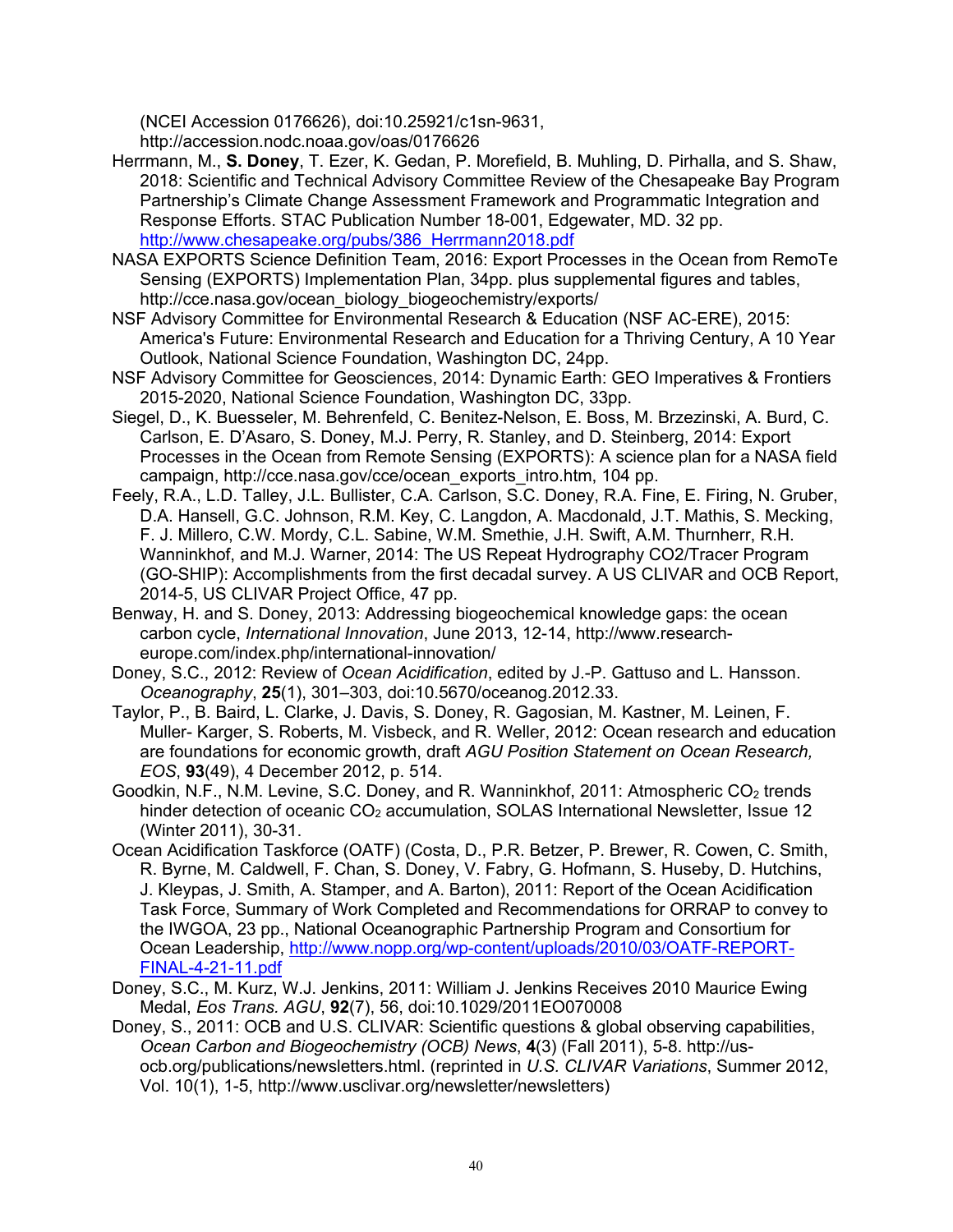(NCEI Accession 0176626), doi:10.25921/c1sn-9631, http://accession.nodc.noaa.gov/oas/0176626

Herrmann, M., **S. Doney**, T. Ezer, K. Gedan, P. Morefield, B. Muhling, D. Pirhalla, and S. Shaw, 2018: Scientific and Technical Advisory Committee Review of the Chesapeake Bay Program Partnership's Climate Change Assessment Framework and Programmatic Integration and Response Efforts. STAC Publication Number 18-001, Edgewater, MD. 32 pp. http://www.chesapeake.org/pubs/386_Herrmann2018.pdf

NASA EXPORTS Science Definition Team, 2016: Export Processes in the Ocean from RemoTe Sensing (EXPORTS) Implementation Plan, 34pp. plus supplemental figures and tables, http://cce.nasa.gov/ocean_biology_biogeochemistry/exports/

NSF Advisory Committee for Environmental Research & Education (NSF AC-ERE), 2015: America's Future: Environmental Research and Education for a Thriving Century, A 10 Year Outlook, National Science Foundation, Washington DC, 24pp.

NSF Advisory Committee for Geosciences, 2014: Dynamic Earth: GEO Imperatives & Frontiers 2015-2020, National Science Foundation, Washington DC, 33pp.

Siegel, D., K. Buesseler, M. Behrenfeld, C. Benitez-Nelson, E. Boss, M. Brzezinski, A. Burd, C. Carlson, E. D'Asaro, S. Doney, M.J. Perry, R. Stanley, and D. Steinberg, 2014: Export Processes in the Ocean from Remote Sensing (EXPORTS): A science plan for a NASA field campaign, http://cce.nasa.gov/cce/ocean_exports_intro.htm, 104 pp.

Feely, R.A., L.D. Talley, J.L. Bullister, C.A. Carlson, S.C. Doney, R.A. Fine, E. Firing, N. Gruber, D.A. Hansell, G.C. Johnson, R.M. Key, C. Langdon, A. Macdonald, J.T. Mathis, S. Mecking, F. J. Millero, C.W. Mordy, C.L. Sabine, W.M. Smethie, J.H. Swift, A.M. Thurnherr, R.H. Wanninkhof, and M.J. Warner, 2014: The US Repeat Hydrography CO2/Tracer Program (GO-SHIP): Accomplishments from the first decadal survey. A US CLIVAR and OCB Report, 2014-5, US CLIVAR Project Office, 47 pp.

Benway, H. and S. Doney, 2013: Addressing biogeochemical knowledge gaps: the ocean carbon cycle, *International Innovation*, June 2013, 12-14, http://www.research-europe.com/index.php/international-innovation/

Doney, S.C., 2012: Review of *Ocean Acidification*, edited by J.-P. Gattuso and L. Hansson. *Oceanography*, **25**(1), 301–303, doi:10.5670/oceanog.2012.33.

Taylor, P., B. Baird, L. Clarke, J. Davis, S. Doney, R. Gagosian, M. Kastner, M. Leinen, F. Muller- Karger, S. Roberts, M. Visbeck, and R. Weller, 2012: Ocean research and education are foundations for economic growth, draft *AGU Position Statement on Ocean Research, EOS*, **93**(49), 4 December 2012, p. 514.

Goodkin, N.F., N.M. Levine, S.C. Doney, and R. Wanninkhof, 2011: Atmospheric $CO_2$ trends hinder detection of oceanic $CO_2$ accumulation, SOLAS International Newsletter, Issue 12 (Winter 2011), 30-31.

Ocean Acidification Taskforce (OATF) (Costa, D., P.R. Betzer, P. Brewer, R. Cowen, C. Smith, R. Byrne, M. Caldwell, F. Chan, S. Doney, V. Fabry, G. Hofmann, S. Huseby, D. Hutchins, J. Kleypas, J. Smith, A. Stamper, and A. Barton), 2011: Report of the Ocean Acidification Task Force, Summary of Work Completed and Recommendations for ORRAP to convey to the IWGOA, 23 pp., National Oceanographic Partnership Program and Consortium for Ocean Leadership, http://www.nopp.org/wp-content/uploads/2010/03/OATF-REPORT-FINAL-4-21-11.pdf

Doney, S.C., M. Kurz, W.J. Jenkins, 2011: William J. Jenkins Receives 2010 Maurice Ewing Medal, *Eos Trans. AGU*, **92**(7), 56, doi:10.1029/2011EO070008

Doney, S., 2011: OCB and U.S. CLIVAR: Scientific questions & global observing capabilities, *Ocean Carbon and Biogeochemistry (OCB) News*, **4**(3) (Fall 2011), 5-8. http://us-ocb.org/publications/newsletters.html. (reprinted in *U.S. CLIVAR Variations*, Summer 2012, Vol. 10(1), 1-5, http://www.usclivar.org/newsletter/newsletters)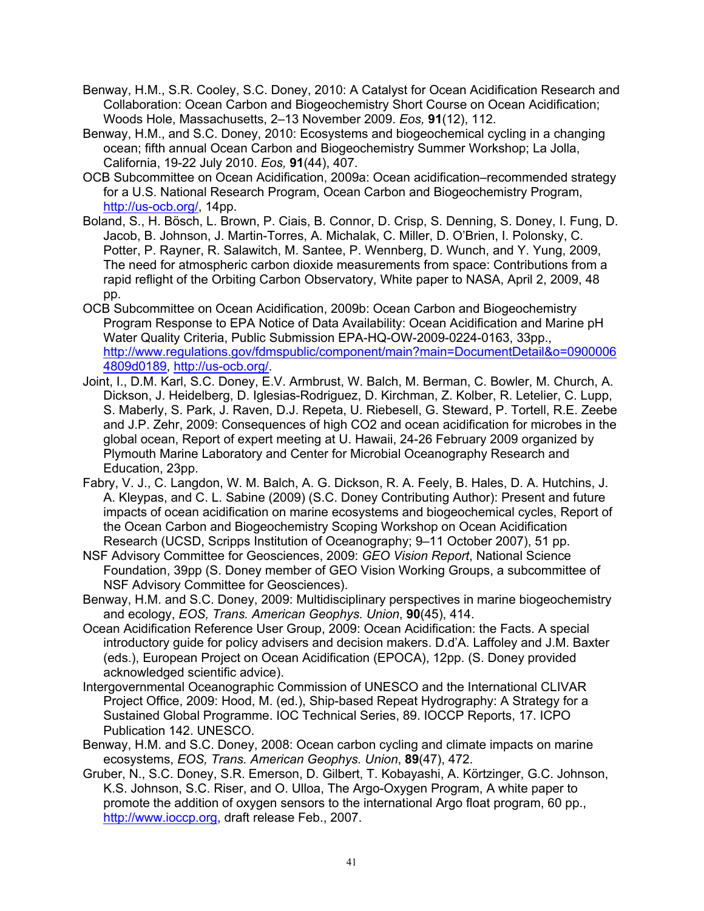Benway, H.M., S.R. Cooley, S.C. Doney, 2010: A Catalyst for Ocean Acidification Research and Collaboration: Ocean Carbon and Biogeochemistry Short Course on Ocean Acidification; Woods Hole, Massachusetts, 2–13 November 2009. *Eos,* **91**(12), 112.

Benway, H.M., and S.C. Doney, 2010: Ecosystems and biogeochemical cycling in a changing ocean; fifth annual Ocean Carbon and Biogeochemistry Summer Workshop; La Jolla, California, 19-22 July 2010. *Eos,* **91**(44), 407.

OCB Subcommittee on Ocean Acidification, 2009a: Ocean acidification–recommended strategy for a U.S. National Research Program, Ocean Carbon and Biogeochemistry Program, http://us-ocb.org/, 14pp.

Boland, S., H. Bösch, L. Brown, P. Ciais, B. Connor, D. Crisp, S. Denning, S. Doney, I. Fung, D. Jacob, B. Johnson, J. Martin-Torres, A. Michalak, C. Miller, D. O'Brien, I. Polonsky, C. Potter, P. Rayner, R. Salawitch, M. Santee, P. Wennberg, D. Wunch, and Y. Yung, 2009, The need for atmospheric carbon dioxide measurements from space: Contributions from a rapid reflight of the Orbiting Carbon Observatory, White paper to NASA, April 2, 2009, 48 pp.

OCB Subcommittee on Ocean Acidification, 2009b: Ocean Carbon and Biogeochemistry Program Response to EPA Notice of Data Availability: Ocean Acidification and Marine pH Water Quality Criteria, Public Submission EPA-HQ-OW-2009-0224-0163, 33pp., http://www.regulations.gov/fdmspublic/component/main?main=DocumentDetail&o=09000064809d0189, http://us-ocb.org/.

Joint, I., D.M. Karl, S.C. Doney, E.V. Armbrust, W. Balch, M. Berman, C. Bowler, M. Church, A. Dickson, J. Heidelberg, D. Iglesias-Rodriguez, D. Kirchman, Z. Kolber, R. Letelier, C. Lupp, S. Maberly, S. Park, J. Raven, D.J. Repeta, U. Riebesell, G. Steward, P. Tortell, R.E. Zeebe and J.P. Zehr, 2009: Consequences of high CO2 and ocean acidification for microbes in the global ocean, Report of expert meeting at U. Hawaii, 24-26 February 2009 organized by Plymouth Marine Laboratory and Center for Microbial Oceanography Research and Education, 23pp.

Fabry, V. J., C. Langdon, W. M. Balch, A. G. Dickson, R. A. Feely, B. Hales, D. A. Hutchins, J. A. Kleypas, and C. L. Sabine (2009) (S.C. Doney Contributing Author): Present and future impacts of ocean acidification on marine ecosystems and biogeochemical cycles, Report of the Ocean Carbon and Biogeochemistry Scoping Workshop on Ocean Acidification Research (UCSD, Scripps Institution of Oceanography; 9–11 October 2007), 51 pp.

NSF Advisory Committee for Geosciences, 2009: *GEO Vision Report*, National Science Foundation, 39pp (S. Doney member of GEO Vision Working Groups, a subcommittee of NSF Advisory Committee for Geosciences).

Benway, H.M. and S.C. Doney, 2009: Multidisciplinary perspectives in marine biogeochemistry and ecology, *EOS, Trans. American Geophys. Union*, **90**(45), 414.

Ocean Acidification Reference User Group, 2009: Ocean Acidification: the Facts. A special introductory guide for policy advisers and decision makers. D.d'A. Laffoley and J.M. Baxter (eds.), European Project on Ocean Acidification (EPOCA), 12pp. (S. Doney provided acknowledged scientific advice).

Intergovernmental Oceanographic Commission of UNESCO and the International CLIVAR Project Office, 2009: Hood, M. (ed.), Ship-based Repeat Hydrography: A Strategy for a Sustained Global Programme. IOC Technical Series, 89. IOCCP Reports, 17. ICPO Publication 142. UNESCO.

Benway, H.M. and S.C. Doney, 2008: Ocean carbon cycling and climate impacts on marine ecosystems, *EOS, Trans. American Geophys. Union*, **89**(47), 472.

Gruber, N., S.C. Doney, S.R. Emerson, D. Gilbert, T. Kobayashi, A. Körtzinger, G.C. Johnson, K.S. Johnson, S.C. Riser, and O. Ulloa, The Argo-Oxygen Program, A white paper to promote the addition of oxygen sensors to the international Argo float program, 60 pp., http://www.ioccp.org, draft release Feb., 2007.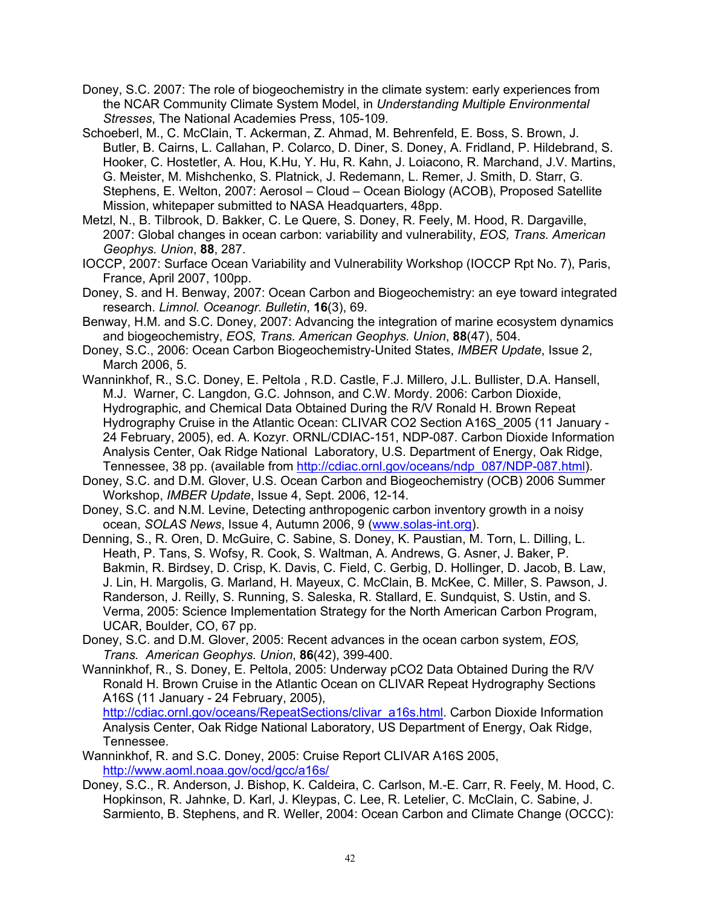Doney, S.C. 2007: The role of biogeochemistry in the climate system: early experiences from the NCAR Community Climate System Model, in *Understanding Multiple Environmental Stresses*, The National Academies Press, 105-109.

Schoeberl, M., C. McClain, T. Ackerman, Z. Ahmad, M. Behrenfeld, E. Boss, S. Brown, J. Butler, B. Cairns, L. Callahan, P. Colarco, D. Diner, S. Doney, A. Fridland, P. Hildebrand, S. Hooker, C. Hostetler, A. Hou, K.Hu, Y. Hu, R. Kahn, J. Loiacono, R. Marchand, J.V. Martins, G. Meister, M. Mishchenko, S. Platnick, J. Redemann, L. Remer, J. Smith, D. Starr, G. Stephens, E. Welton, 2007: Aerosol – Cloud – Ocean Biology (ACOB), Proposed Satellite Mission, whitepaper submitted to NASA Headquarters, 48pp.

Metzl, N., B. Tilbrook, D. Bakker, C. Le Quere, S. Doney, R. Feely, M. Hood, R. Dargaville, 2007: Global changes in ocean carbon: variability and vulnerability, *EOS, Trans. American Geophys. Union*, **88**, 287.

IOCCP, 2007: Surface Ocean Variability and Vulnerability Workshop (IOCCP Rpt No. 7), Paris, France, April 2007, 100pp.

Doney, S. and H. Benway, 2007: Ocean Carbon and Biogeochemistry: an eye toward integrated research. *Limnol. Oceanogr. Bulletin*, **16**(3), 69.

Benway, H.M. and S.C. Doney, 2007: Advancing the integration of marine ecosystem dynamics and biogeochemistry, *EOS, Trans. American Geophys. Union*, **88**(47), 504.

Doney, S.C., 2006: Ocean Carbon Biogeochemistry-United States, *IMBER Update*, Issue 2, March 2006, 5.

Wanninkhof, R., S.C. Doney, E. Peltola , R.D. Castle, F.J. Millero, J.L. Bullister, D.A. Hansell, M.J. Warner, C. Langdon, G.C. Johnson, and C.W. Mordy. 2006: Carbon Dioxide, Hydrographic, and Chemical Data Obtained During the R/V Ronald H. Brown Repeat Hydrography Cruise in the Atlantic Ocean: CLIVAR CO2 Section A16S_2005 (11 January - 24 February, 2005), ed. A. Kozyr. ORNL/CDIAC-151, NDP-087. Carbon Dioxide Information Analysis Center, Oak Ridge National Laboratory, U.S. Department of Energy, Oak Ridge, Tennessee, 38 pp. (available from http://cdiac.ornl.gov/oceans/ndp_087/NDP-087.html).

Doney, S.C. and D.M. Glover, U.S. Ocean Carbon and Biogeochemistry (OCB) 2006 Summer Workshop, *IMBER Update*, Issue 4, Sept. 2006, 12-14.

Doney, S.C. and N.M. Levine, Detecting anthropogenic carbon inventory growth in a noisy ocean, *SOLAS News*, Issue 4, Autumn 2006, 9 (www.solas-int.org).

Denning, S., R. Oren, D. McGuire, C. Sabine, S. Doney, K. Paustian, M. Torn, L. Dilling, L. Heath, P. Tans, S. Wofsy, R. Cook, S. Waltman, A. Andrews, G. Asner, J. Baker, P. Bakmin, R. Birdsey, D. Crisp, K. Davis, C. Field, C. Gerbig, D. Hollinger, D. Jacob, B. Law, J. Lin, H. Margolis, G. Marland, H. Mayeux, C. McClain, B. McKee, C. Miller, S. Pawson, J. Randerson, J. Reilly, S. Running, S. Saleska, R. Stallard, E. Sundquist, S. Ustin, and S. Verma, 2005: Science Implementation Strategy for the North American Carbon Program, UCAR, Boulder, CO, 67 pp.

Doney, S.C. and D.M. Glover, 2005: Recent advances in the ocean carbon system, *EOS, Trans. American Geophys. Union*, **86**(42), 399-400.

Wanninkhof, R., S. Doney, E. Peltola, 2005: Underway pCO2 Data Obtained During the R/V Ronald H. Brown Cruise in the Atlantic Ocean on CLIVAR Repeat Hydrography Sections A16S (11 January - 24 February, 2005), http://cdiac.ornl.gov/oceans/RepeatSections/clivar_a16s.html. Carbon Dioxide Information Analysis Center, Oak Ridge National Laboratory, US Department of Energy, Oak Ridge, Tennessee.

Wanninkhof, R. and S.C. Doney, 2005: Cruise Report CLIVAR A16S 2005, http://www.aoml.noaa.gov/ocd/gcc/a16s/

Doney, S.C., R. Anderson, J. Bishop, K. Caldeira, C. Carlson, M.-E. Carr, R. Feely, M. Hood, C. Hopkinson, R. Jahnke, D. Karl, J. Kleypas, C. Lee, R. Letelier, C. McClain, C. Sabine, J. Sarmiento, B. Stephens, and R. Weller, 2004: Ocean Carbon and Climate Change (OCCC):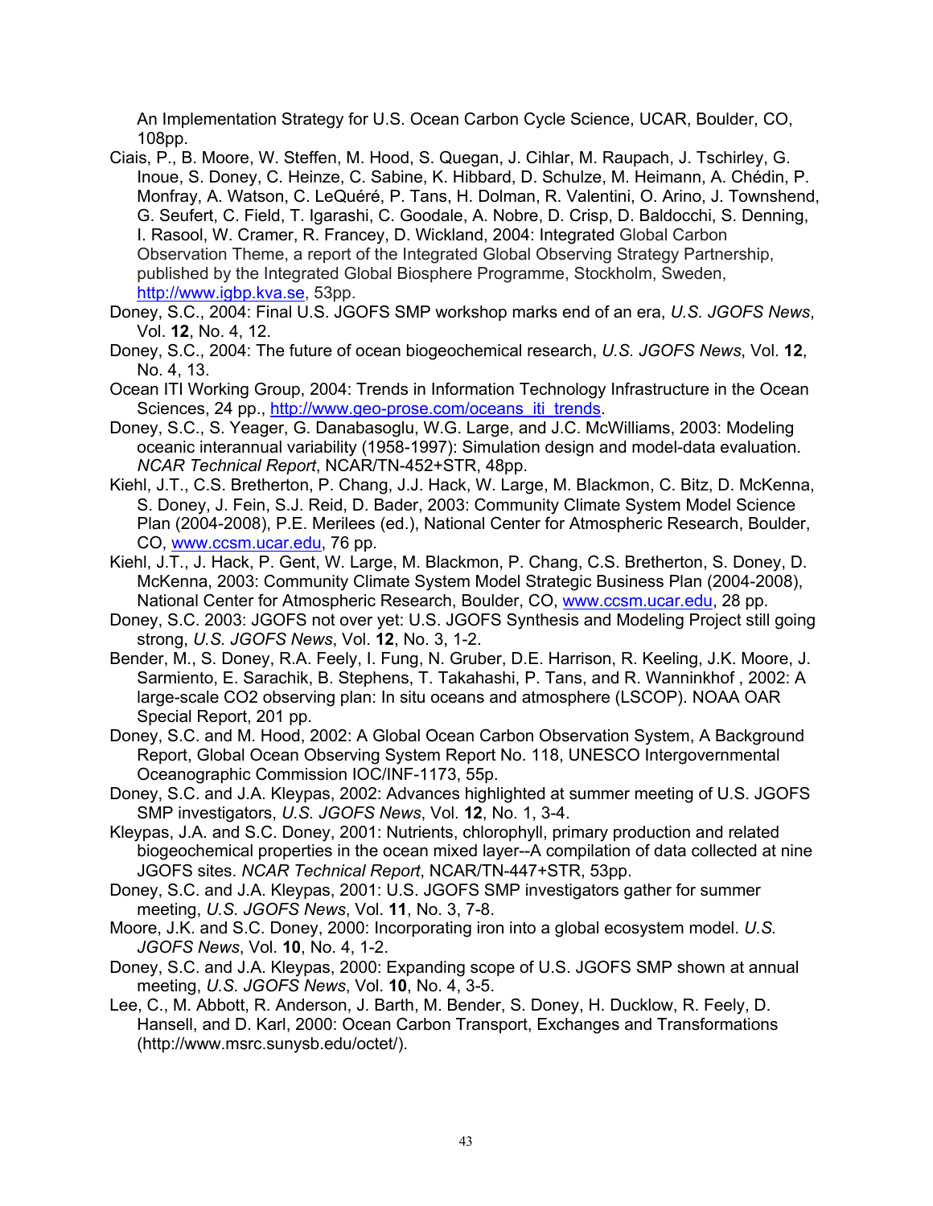An Implementation Strategy for U.S. Ocean Carbon Cycle Science, UCAR, Boulder, CO, 108pp.

Ciais, P., B. Moore, W. Steffen, M. Hood, S. Quegan, J. Cihlar, M. Raupach, J. Tschirley, G. Inoue, S. Doney, C. Heinze, C. Sabine, K. Hibbard, D. Schulze, M. Heimann, A. Chédin, P. Monfray, A. Watson, C. LeQuéré, P. Tans, H. Dolman, R. Valentini, O. Arino, J. Townshend, G. Seufert, C. Field, T. Igarashi, C. Goodale, A. Nobre, D. Crisp, D. Baldocchi, S. Denning, I. Rasool, W. Cramer, R. Francey, D. Wickland, 2004: Integrated Global Carbon Observation Theme, a report of the Integrated Global Observing Strategy Partnership, published by the Integrated Global Biosphere Programme, Stockholm, Sweden, http://www.igbp.kva.se, 53pp.

Doney, S.C., 2004: Final U.S. JGOFS SMP workshop marks end of an era, *U.S. JGOFS News*, Vol. **12**, No. 4, 12.

Doney, S.C., 2004: The future of ocean biogeochemical research, *U.S. JGOFS News*, Vol. **12**, No. 4, 13.

Ocean ITI Working Group, 2004: Trends in Information Technology Infrastructure in the Ocean Sciences, 24 pp., http://www.geo-prose.com/oceans_iti_trends.

Doney, S.C., S. Yeager, G. Danabasoglu, W.G. Large, and J.C. McWilliams, 2003: Modeling oceanic interannual variability (1958-1997): Simulation design and model-data evaluation. *NCAR Technical Report*, NCAR/TN-452+STR, 48pp.

Kiehl, J.T., C.S. Bretherton, P. Chang, J.J. Hack, W. Large, M. Blackmon, C. Bitz, D. McKenna, S. Doney, J. Fein, S.J. Reid, D. Bader, 2003: Community Climate System Model Science Plan (2004-2008), P.E. Merilees (ed.), National Center for Atmospheric Research, Boulder, CO, www.ccsm.ucar.edu, 76 pp.

Kiehl, J.T., J. Hack, P. Gent, W. Large, M. Blackmon, P. Chang, C.S. Bretherton, S. Doney, D. McKenna, 2003: Community Climate System Model Strategic Business Plan (2004-2008), National Center for Atmospheric Research, Boulder, CO, www.ccsm.ucar.edu, 28 pp.

Doney, S.C. 2003: JGOFS not over yet: U.S. JGOFS Synthesis and Modeling Project still going strong, *U.S. JGOFS News*, Vol. **12**, No. 3, 1-2.

Bender, M., S. Doney, R.A. Feely, I. Fung, N. Gruber, D.E. Harrison, R. Keeling, J.K. Moore, J. Sarmiento, E. Sarachik, B. Stephens, T. Takahashi, P. Tans, and R. Wanninkhof , 2002: A large-scale CO2 observing plan: In situ oceans and atmosphere (LSCOP). NOAA OAR Special Report, 201 pp.

Doney, S.C. and M. Hood, 2002: A Global Ocean Carbon Observation System, A Background Report, Global Ocean Observing System Report No. 118, UNESCO Intergovernmental Oceanographic Commission IOC/INF-1173, 55p.

Doney, S.C. and J.A. Kleypas, 2002: Advances highlighted at summer meeting of U.S. JGOFS SMP investigators, *U.S. JGOFS News*, Vol. **12**, No. 1, 3-4.

Kleypas, J.A. and S.C. Doney, 2001: Nutrients, chlorophyll, primary production and related biogeochemical properties in the ocean mixed layer--A compilation of data collected at nine JGOFS sites. *NCAR Technical Report*, NCAR/TN-447+STR, 53pp.

Doney, S.C. and J.A. Kleypas, 2001: U.S. JGOFS SMP investigators gather for summer meeting, *U.S. JGOFS News*, Vol. **11**, No. 3, 7-8.

Moore, J.K. and S.C. Doney, 2000: Incorporating iron into a global ecosystem model. *U.S. JGOFS News*, Vol. **10**, No. 4, 1-2.

Doney, S.C. and J.A. Kleypas, 2000: Expanding scope of U.S. JGOFS SMP shown at annual meeting, *U.S. JGOFS News*, Vol. **10**, No. 4, 3-5.

Lee, C., M. Abbott, R. Anderson, J. Barth, M. Bender, S. Doney, H. Ducklow, R. Feely, D. Hansell, and D. Karl, 2000: Ocean Carbon Transport, Exchanges and Transformations (http://www.msrc.sunysb.edu/octet/).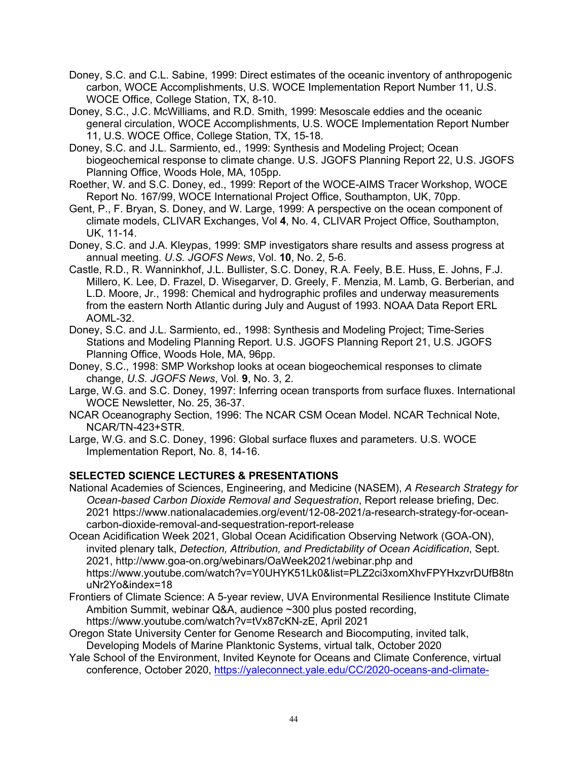Doney, S.C. and C.L. Sabine, 1999: Direct estimates of the oceanic inventory of anthropogenic carbon, WOCE Accomplishments, U.S. WOCE Implementation Report Number 11, U.S. WOCE Office, College Station, TX, 8-10.

Doney, S.C., J.C. McWilliams, and R.D. Smith, 1999: Mesoscale eddies and the oceanic general circulation, WOCE Accomplishments, U.S. WOCE Implementation Report Number 11, U.S. WOCE Office, College Station, TX, 15-18.

Doney, S.C. and J.L. Sarmiento, ed., 1999: Synthesis and Modeling Project; Ocean biogeochemical response to climate change. U.S. JGOFS Planning Report 22, U.S. JGOFS Planning Office, Woods Hole, MA, 105pp.

Roether, W. and S.C. Doney, ed., 1999: Report of the WOCE-AIMS Tracer Workshop, WOCE Report No. 167/99, WOCE International Project Office, Southampton, UK, 70pp.

Gent, P., F. Bryan, S. Doney, and W. Large, 1999: A perspective on the ocean component of climate models, CLIVAR Exchanges, Vol **4**, No. 4, CLIVAR Project Office, Southampton, UK, 11-14.

Doney, S.C. and J.A. Kleypas, 1999: SMP investigators share results and assess progress at annual meeting. *U.S. JGOFS News*, Vol. **10**, No. 2, 5-6.

Castle, R.D., R. Wanninkhof, J.L. Bullister, S.C. Doney, R.A. Feely, B.E. Huss, E. Johns, F.J. Millero, K. Lee, D. Frazel, D. Wisegarver, D. Greely, F. Menzia, M. Lamb, G. Berberian, and L.D. Moore, Jr., 1998: Chemical and hydrographic profiles and underway measurements from the eastern North Atlantic during July and August of 1993. NOAA Data Report ERL AOML-32.

Doney, S.C. and J.L. Sarmiento, ed., 1998: Synthesis and Modeling Project; Time-Series Stations and Modeling Planning Report. U.S. JGOFS Planning Report 21, U.S. JGOFS Planning Office, Woods Hole, MA, 96pp.

Doney, S.C., 1998: SMP Workshop looks at ocean biogeochemical responses to climate change, *U.S. JGOFS News*, Vol. **9**, No. 3, 2.

Large, W.G. and S.C. Doney, 1997: Inferring ocean transports from surface fluxes. International WOCE Newsletter, No. 25, 36-37.

NCAR Oceanography Section, 1996: The NCAR CSM Ocean Model. NCAR Technical Note, NCAR/TN-423+STR.

Large, W.G. and S.C. Doney, 1996: Global surface fluxes and parameters. U.S. WOCE Implementation Report, No. 8, 14-16.

**SELECTED SCIENCE LECTURES & PRESENTATIONS**

National Academies of Sciences, Engineering, and Medicine (NASEM), *A Research Strategy for Ocean-based Carbon Dioxide Removal and Sequestration*, Report release briefing, Dec. 2021 https://www.nationalacademies.org/event/12-08-2021/a-research-strategy-for-ocean-carbon-dioxide-removal-and-sequestration-report-release

Ocean Acidification Week 2021, Global Ocean Acidification Observing Network (GOA-ON), invited plenary talk, *Detection, Attribution, and Predictability of Ocean Acidification*, Sept. 2021, http://www.goa-on.org/webinars/OaWeek2021/webinar.php and https://www.youtube.com/watch?v=Y0UHYK51Lk0&list=PLZ2ci3xomXhvFPYHxzvrDUfB8tnuNr2Yo&index=18

Frontiers of Climate Science: A 5-year review, UVA Environmental Resilience Institute Climate Ambition Summit, webinar Q&A, audience ~300 plus posted recording, https://www.youtube.com/watch?v=tVx87cKN-zE, April 2021

Oregon State University Center for Genome Research and Biocomputing, invited talk, Developing Models of Marine Planktonic Systems, virtual talk, October 2020

Yale School of the Environment, Invited Keynote for Oceans and Climate Conference, virtual conference, October 2020, https://yaleconnect.yale.edu/CC/2020-oceans-and-climate-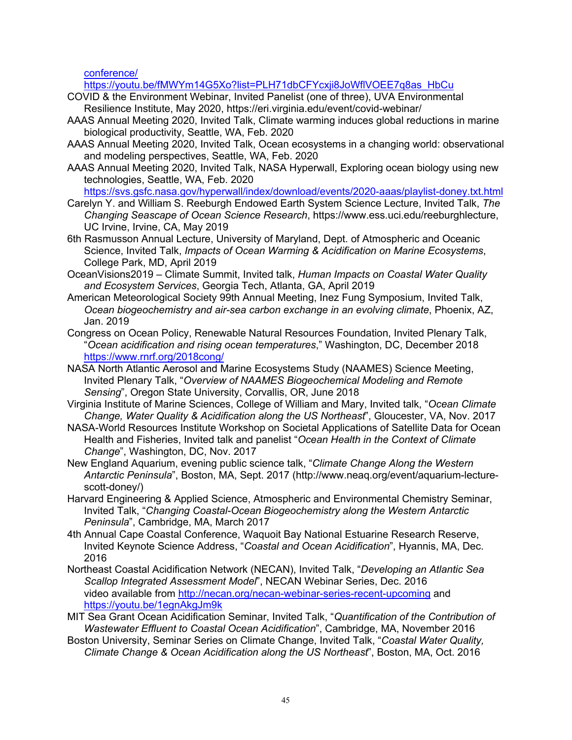conference/
https://youtu.be/fMWYm14G5Xo?list=PLH71dbCFYcxji8JoWflVOEE7q8as_HbCu

COVID & the Environment Webinar, Invited Panelist (one of three), UVA Environmental Resilience Institute, May 2020, https://eri.virginia.edu/event/covid-webinar/

AAAS Annual Meeting 2020, Invited Talk, Climate warming induces global reductions in marine biological productivity, Seattle, WA, Feb. 2020

AAAS Annual Meeting 2020, Invited Talk, Ocean ecosystems in a changing world: observational and modeling perspectives, Seattle, WA, Feb. 2020

AAAS Annual Meeting 2020, Invited Talk, NASA Hyperwall, Exploring ocean biology using new technologies, Seattle, WA, Feb. 2020
https://svs.gsfc.nasa.gov/hyperwall/index/download/events/2020-aaas/playlist-doney.txt.html

Carelyn Y. and William S. Reeburgh Endowed Earth System Science Lecture, Invited Talk, *The Changing Seascape of Ocean Science Research*, https://www.ess.uci.edu/reeburghlecture, UC Irvine, Irvine, CA, May 2019

6th Rasmusson Annual Lecture, University of Maryland, Dept. of Atmospheric and Oceanic Science, Invited Talk, *Impacts of Ocean Warming & Acidification on Marine Ecosystems*, College Park, MD, April 2019

OceanVisions2019 – Climate Summit, Invited talk, *Human Impacts on Coastal Water Quality and Ecosystem Services*, Georgia Tech, Atlanta, GA, April 2019

American Meteorological Society 99th Annual Meeting, Inez Fung Symposium, Invited Talk, *Ocean biogeochemistry and air-sea carbon exchange in an evolving climate*, Phoenix, AZ, Jan. 2019

Congress on Ocean Policy, Renewable Natural Resources Foundation, Invited Plenary Talk, "*Ocean acidification and rising ocean temperatures*," Washington, DC, December 2018
https://www.rnrf.org/2018cong/

NASA North Atlantic Aerosol and Marine Ecosystems Study (NAAMES) Science Meeting, Invited Plenary Talk, "*Overview of NAAMES Biogeochemical Modeling and Remote Sensing*", Oregon State University, Corvallis, OR, June 2018

Virginia Institute of Marine Sciences, College of William and Mary, Invited talk, "*Ocean Climate Change, Water Quality & Acidification along the US Northeast*", Gloucester, VA, Nov. 2017

NASA-World Resources Institute Workshop on Societal Applications of Satellite Data for Ocean Health and Fisheries, Invited talk and panelist "*Ocean Health in the Context of Climate Change*", Washington, DC, Nov. 2017

New England Aquarium, evening public science talk, "*Climate Change Along the Western Antarctic Peninsula*", Boston, MA, Sept. 2017 (http://www.neaq.org/event/aquarium-lecture-scott-doney/)

Harvard Engineering & Applied Science, Atmospheric and Environmental Chemistry Seminar, Invited Talk, "*Changing Coastal-Ocean Biogeochemistry along the Western Antarctic Peninsula*", Cambridge, MA, March 2017

4th Annual Cape Coastal Conference, Waquoit Bay National Estuarine Research Reserve, Invited Keynote Science Address, "*Coastal and Ocean Acidification*", Hyannis, MA, Dec. 2016

Northeast Coastal Acidification Network (NECAN), Invited Talk, "*Developing an Atlantic Sea Scallop Integrated Assessment Model*", NECAN Webinar Series, Dec. 2016
video available from http://necan.org/necan-webinar-series-recent-upcoming and https://youtu.be/1egnAkgJm9k

MIT Sea Grant Ocean Acidification Seminar, Invited Talk, "*Quantification of the Contribution of Wastewater Effluent to Coastal Ocean Acidification*", Cambridge, MA, November 2016

Boston University, Seminar Series on Climate Change, Invited Talk, "*Coastal Water Quality, Climate Change & Ocean Acidification along the US Northeast*", Boston, MA, Oct. 2016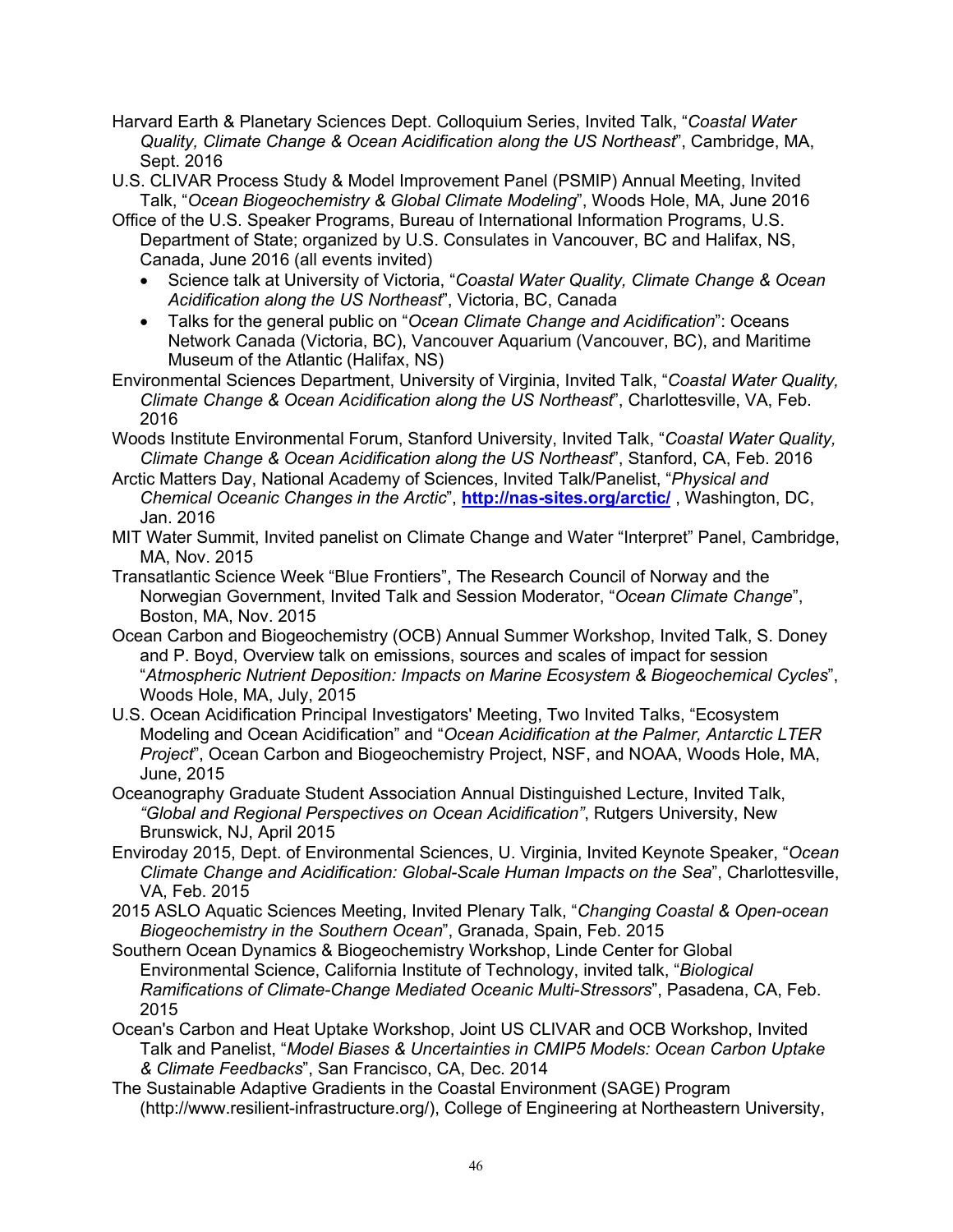Harvard Earth & Planetary Sciences Dept. Colloquium Series, Invited Talk, "*Coastal Water Quality, Climate Change & Ocean Acidification along the US Northeast*", Cambridge, MA, Sept. 2016

U.S. CLIVAR Process Study & Model Improvement Panel (PSMIP) Annual Meeting, Invited Talk, "*Ocean Biogeochemistry & Global Climate Modeling*", Woods Hole, MA, June 2016

Office of the U.S. Speaker Programs, Bureau of International Information Programs, U.S. Department of State; organized by U.S. Consulates in Vancouver, BC and Halifax, NS, Canada, June 2016 (all events invited)

- Science talk at University of Victoria, "*Coastal Water Quality, Climate Change & Ocean Acidification along the US Northeast*", Victoria, BC, Canada
- Talks for the general public on "*Ocean Climate Change and Acidification*": Oceans Network Canada (Victoria, BC), Vancouver Aquarium (Vancouver, BC), and Maritime Museum of the Atlantic (Halifax, NS)

Environmental Sciences Department, University of Virginia, Invited Talk, "*Coastal Water Quality, Climate Change & Ocean Acidification along the US Northeast*", Charlottesville, VA, Feb. 2016

Woods Institute Environmental Forum, Stanford University, Invited Talk, "*Coastal Water Quality, Climate Change & Ocean Acidification along the US Northeast*", Stanford, CA, Feb. 2016

Arctic Matters Day, National Academy of Sciences, Invited Talk/Panelist, "*Physical and Chemical Oceanic Changes in the Arctic*", **http://nas-sites.org/arctic/** , Washington, DC, Jan. 2016

MIT Water Summit, Invited panelist on Climate Change and Water "Interpret" Panel, Cambridge, MA, Nov. 2015

Transatlantic Science Week "Blue Frontiers", The Research Council of Norway and the Norwegian Government, Invited Talk and Session Moderator, "*Ocean Climate Change*", Boston, MA, Nov. 2015

Ocean Carbon and Biogeochemistry (OCB) Annual Summer Workshop, Invited Talk, S. Doney and P. Boyd, Overview talk on emissions, sources and scales of impact for session "*Atmospheric Nutrient Deposition: Impacts on Marine Ecosystem & Biogeochemical Cycles*", Woods Hole, MA, July, 2015

U.S. Ocean Acidification Principal Investigators' Meeting, Two Invited Talks, "Ecosystem Modeling and Ocean Acidification" and "*Ocean Acidification at the Palmer, Antarctic LTER Project*", Ocean Carbon and Biogeochemistry Project, NSF, and NOAA, Woods Hole, MA, June, 2015

Oceanography Graduate Student Association Annual Distinguished Lecture, Invited Talk, *"Global and Regional Perspectives on Ocean Acidification"*, Rutgers University, New Brunswick, NJ, April 2015

Enviroday 2015, Dept. of Environmental Sciences, U. Virginia, Invited Keynote Speaker, "*Ocean Climate Change and Acidification: Global-Scale Human Impacts on the Sea*", Charlottesville, VA, Feb. 2015

2015 ASLO Aquatic Sciences Meeting, Invited Plenary Talk, "*Changing Coastal & Open-ocean Biogeochemistry in the Southern Ocean*", Granada, Spain, Feb. 2015

Southern Ocean Dynamics & Biogeochemistry Workshop, Linde Center for Global Environmental Science, California Institute of Technology, invited talk, "*Biological Ramifications of Climate-Change Mediated Oceanic Multi-Stressors*", Pasadena, CA, Feb. 2015

Ocean's Carbon and Heat Uptake Workshop, Joint US CLIVAR and OCB Workshop, Invited Talk and Panelist, "*Model Biases & Uncertainties in CMIP5 Models: Ocean Carbon Uptake & Climate Feedbacks*", San Francisco, CA, Dec. 2014

The Sustainable Adaptive Gradients in the Coastal Environment (SAGE) Program (http://www.resilient-infrastructure.org/), College of Engineering at Northeastern University,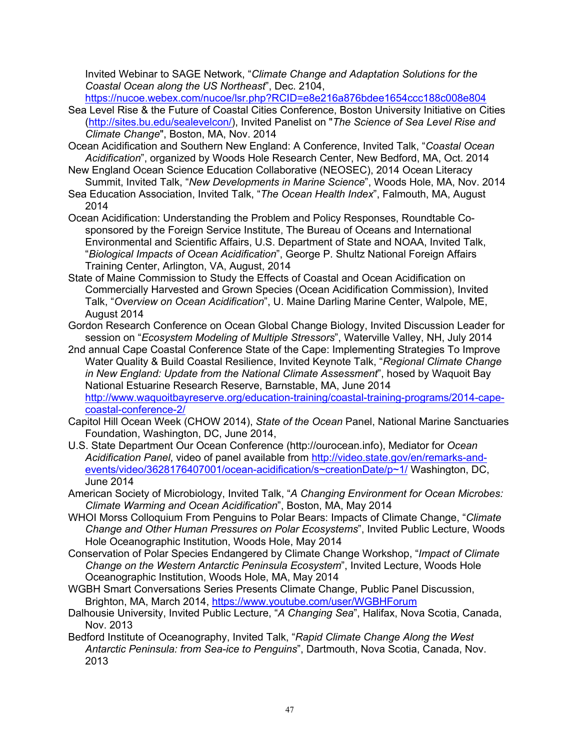Invited Webinar to SAGE Network, "*Climate Change and Adaptation Solutions for the Coastal Ocean along the US Northeast*", Dec. 2104, https://nucoe.webex.com/nucoe/lsr.php?RCID=e8e216a876bdee1654ccc188c008e804

Sea Level Rise & the Future of Coastal Cities Conference, Boston University Initiative on Cities (http://sites.bu.edu/sealevelcon/), Invited Panelist on "*The Science of Sea Level Rise and Climate Change*", Boston, MA, Nov. 2014

Ocean Acidification and Southern New England: A Conference, Invited Talk, "*Coastal Ocean Acidification*", organized by Woods Hole Research Center, New Bedford, MA, Oct. 2014

New England Ocean Science Education Collaborative (NEOSEC), 2014 Ocean Literacy Summit, Invited Talk, "*New Developments in Marine Science*", Woods Hole, MA, Nov. 2014

Sea Education Association, Invited Talk, "*The Ocean Health Index*", Falmouth, MA, August 2014

Ocean Acidification: Understanding the Problem and Policy Responses, Roundtable Co-sponsored by the Foreign Service Institute, The Bureau of Oceans and International Environmental and Scientific Affairs, U.S. Department of State and NOAA, Invited Talk, "*Biological Impacts of Ocean Acidification*", George P. Shultz National Foreign Affairs Training Center, Arlington, VA, August, 2014

State of Maine Commission to Study the Effects of Coastal and Ocean Acidification on Commercially Harvested and Grown Species (Ocean Acidification Commission), Invited Talk, "*Overview on Ocean Acidification*", U. Maine Darling Marine Center, Walpole, ME, August 2014

Gordon Research Conference on Ocean Global Change Biology, Invited Discussion Leader for session on "*Ecosystem Modeling of Multiple Stressors*", Waterville Valley, NH, July 2014

2nd annual Cape Coastal Conference State of the Cape: Implementing Strategies To Improve Water Quality & Build Coastal Resilience, Invited Keynote Talk, "*Regional Climate Change in New England: Update from the National Climate Assessment*", hosed by Waquoit Bay National Estuarine Research Reserve, Barnstable, MA, June 2014 http://www.waquoitbayreserve.org/education-training/coastal-training-programs/2014-cape-coastal-conference-2/

Capitol Hill Ocean Week (CHOW 2014), *State of the Ocean* Panel, National Marine Sanctuaries Foundation, Washington, DC, June 2014,

U.S. State Department Our Ocean Conference (http://ourocean.info), Mediator for *Ocean Acidification Panel*, video of panel available from http://video.state.gov/en/remarks-and-events/video/3628176407001/ocean-acidification/s~creationDate/p~1/ Washington, DC, June 2014

American Society of Microbiology, Invited Talk, "*A Changing Environment for Ocean Microbes: Climate Warming and Ocean Acidification*", Boston, MA, May 2014

WHOI Morss Colloquium From Penguins to Polar Bears: Impacts of Climate Change, "*Climate Change and Other Human Pressures on Polar Ecosystems*", Invited Public Lecture, Woods Hole Oceanographic Institution, Woods Hole, May 2014

Conservation of Polar Species Endangered by Climate Change Workshop, "*Impact of Climate Change on the Western Antarctic Peninsula Ecosystem*", Invited Lecture, Woods Hole Oceanographic Institution, Woods Hole, MA, May 2014

WGBH Smart Conversations Series Presents Climate Change, Public Panel Discussion, Brighton, MA, March 2014, https://www.youtube.com/user/WGBHForum

Dalhousie University, Invited Public Lecture, "*A Changing Sea*", Halifax, Nova Scotia, Canada, Nov. 2013

Bedford Institute of Oceanography, Invited Talk, "*Rapid Climate Change Along the West Antarctic Peninsula: from Sea-ice to Penguins*", Dartmouth, Nova Scotia, Canada, Nov. 2013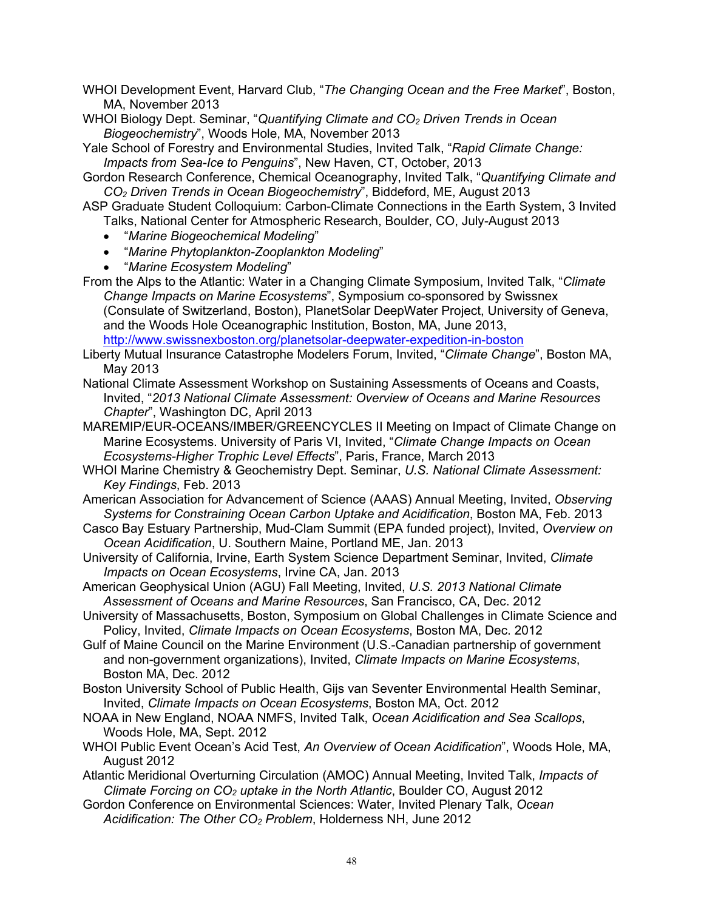WHOI Development Event, Harvard Club, "*The Changing Ocean and the Free Market*", Boston, MA, November 2013

WHOI Biology Dept. Seminar, "*Quantifying Climate and $CO_2$ Driven Trends in Ocean Biogeochemistry*", Woods Hole, MA, November 2013

Yale School of Forestry and Environmental Studies, Invited Talk, "*Rapid Climate Change: Impacts from Sea-Ice to Penguins*", New Haven, CT, October, 2013

Gordon Research Conference, Chemical Oceanography, Invited Talk, "*Quantifying Climate and $CO_2$ Driven Trends in Ocean Biogeochemistry*", Biddeford, ME, August 2013

ASP Graduate Student Colloquium: Carbon-Climate Connections in the Earth System, 3 Invited Talks, National Center for Atmospheric Research, Boulder, CO, July-August 2013

- "*Marine Biogeochemical Modeling*"
- "*Marine Phytoplankton-Zooplankton Modeling*"
- "*Marine Ecosystem Modeling*"

From the Alps to the Atlantic: Water in a Changing Climate Symposium, Invited Talk, "*Climate Change Impacts on Marine Ecosystems*", Symposium co-sponsored by Swissnex (Consulate of Switzerland, Boston), PlanetSolar DeepWater Project, University of Geneva, and the Woods Hole Oceanographic Institution, Boston, MA, June 2013, http://www.swissnexboston.org/planetsolar-deepwater-expedition-in-boston

Liberty Mutual Insurance Catastrophe Modelers Forum, Invited, "*Climate Change*", Boston MA, May 2013

National Climate Assessment Workshop on Sustaining Assessments of Oceans and Coasts, Invited, "*2013 National Climate Assessment: Overview of Oceans and Marine Resources Chapter*", Washington DC, April 2013

MAREMIP/EUR-OCEANS/IMBER/GREENCYCLES II Meeting on Impact of Climate Change on Marine Ecosystems. University of Paris VI, Invited, "*Climate Change Impacts on Ocean Ecosystems-Higher Trophic Level Effects*", Paris, France, March 2013

WHOI Marine Chemistry & Geochemistry Dept. Seminar, *U.S. National Climate Assessment: Key Findings*, Feb. 2013

American Association for Advancement of Science (AAAS) Annual Meeting, Invited, *Observing Systems for Constraining Ocean Carbon Uptake and Acidification*, Boston MA, Feb. 2013

Casco Bay Estuary Partnership, Mud-Clam Summit (EPA funded project), Invited, *Overview on Ocean Acidification*, U. Southern Maine, Portland ME, Jan. 2013

University of California, Irvine, Earth System Science Department Seminar, Invited, *Climate Impacts on Ocean Ecosystems*, Irvine CA, Jan. 2013

American Geophysical Union (AGU) Fall Meeting, Invited, *U.S. 2013 National Climate Assessment of Oceans and Marine Resources*, San Francisco, CA, Dec. 2012

University of Massachusetts, Boston, Symposium on Global Challenges in Climate Science and Policy, Invited, *Climate Impacts on Ocean Ecosystems*, Boston MA, Dec. 2012

Gulf of Maine Council on the Marine Environment (U.S.-Canadian partnership of government and non-government organizations), Invited, *Climate Impacts on Marine Ecosystems*, Boston MA, Dec. 2012

Boston University School of Public Health, Gijs van Seventer Environmental Health Seminar, Invited, *Climate Impacts on Ocean Ecosystems*, Boston MA, Oct. 2012

NOAA in New England, NOAA NMFS, Invited Talk, *Ocean Acidification and Sea Scallops*, Woods Hole, MA, Sept. 2012

WHOI Public Event Ocean's Acid Test, *An Overview of Ocean Acidification*", Woods Hole, MA, August 2012

Atlantic Meridional Overturning Circulation (AMOC) Annual Meeting, Invited Talk, *Impacts of Climate Forcing on $CO_2$ uptake in the North Atlantic*, Boulder CO, August 2012

Gordon Conference on Environmental Sciences: Water, Invited Plenary Talk, *Ocean Acidification: The Other $CO_2$ Problem*, Holderness NH, June 2012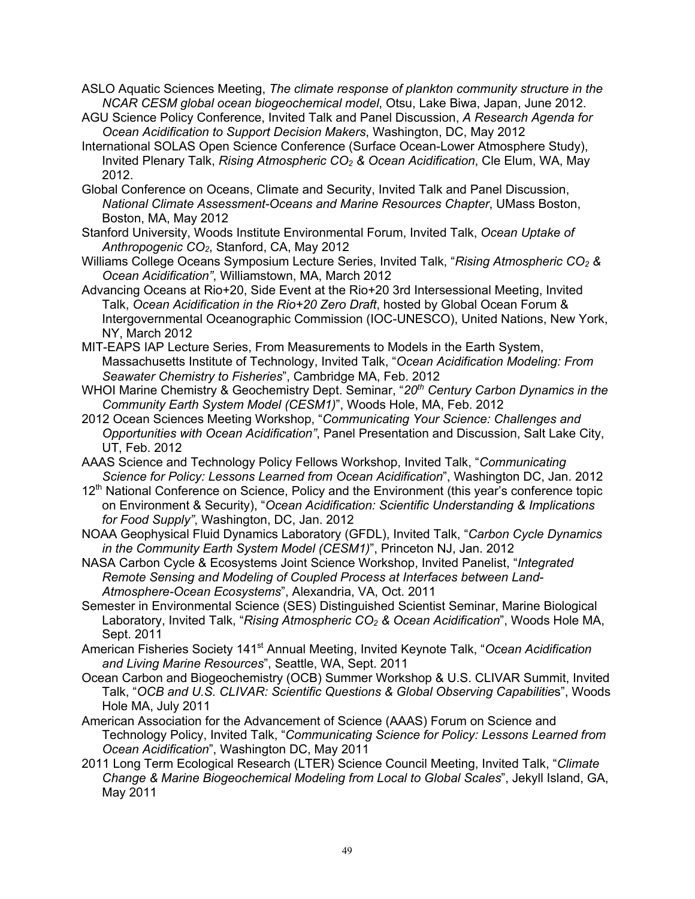ASLO Aquatic Sciences Meeting, *The climate response of plankton community structure in the NCAR CESM global ocean biogeochemical model*, Otsu, Lake Biwa, Japan, June 2012.

AGU Science Policy Conference, Invited Talk and Panel Discussion, *A Research Agenda for Ocean Acidification to Support Decision Makers*, Washington, DC, May 2012

International SOLAS Open Science Conference (Surface Ocean-Lower Atmosphere Study), Invited Plenary Talk, *Rising Atmospheric $CO_2$ & Ocean Acidification*, Cle Elum, WA, May 2012.

Global Conference on Oceans, Climate and Security, Invited Talk and Panel Discussion, *National Climate Assessment-Oceans and Marine Resources Chapter*, UMass Boston, Boston, MA, May 2012

Stanford University, Woods Institute Environmental Forum, Invited Talk, *Ocean Uptake of Anthropogenic $CO_2$*, Stanford, CA, May 2012

Williams College Oceans Symposium Lecture Series, Invited Talk, "*Rising Atmospheric $CO_2$ & Ocean Acidification"*, Williamstown, MA, March 2012

Advancing Oceans at Rio+20, Side Event at the Rio+20 3rd Intersessional Meeting, Invited Talk, *Ocean Acidification in the Rio+20 Zero Draft*, hosted by Global Ocean Forum & Intergovernmental Oceanographic Commission (IOC-UNESCO), United Nations, New York, NY, March 2012

MIT-EAPS IAP Lecture Series, From Measurements to Models in the Earth System, Massachusetts Institute of Technology, Invited Talk, "*Ocean Acidification Modeling: From Seawater Chemistry to Fisheries*", Cambridge MA, Feb. 2012

WHOI Marine Chemistry & Geochemistry Dept. Seminar, "*20th Century Carbon Dynamics in the Community Earth System Model (CESM1)*", Woods Hole, MA, Feb. 2012

2012 Ocean Sciences Meeting Workshop, "*Communicating Your Science: Challenges and Opportunities with Ocean Acidification"*, Panel Presentation and Discussion, Salt Lake City, UT, Feb. 2012

AAAS Science and Technology Policy Fellows Workshop, Invited Talk, "*Communicating Science for Policy: Lessons Learned from Ocean Acidification*", Washington DC, Jan. 2012

12th National Conference on Science, Policy and the Environment (this year's conference topic on Environment & Security), "*Ocean Acidification: Scientific Understanding & Implications for Food Supply"*, Washington, DC, Jan. 2012

NOAA Geophysical Fluid Dynamics Laboratory (GFDL), Invited Talk, "*Carbon Cycle Dynamics in the Community Earth System Model (CESM1)*", Princeton NJ, Jan. 2012

NASA Carbon Cycle & Ecosystems Joint Science Workshop, Invited Panelist, "*Integrated Remote Sensing and Modeling of Coupled Process at Interfaces between Land-Atmosphere-Ocean Ecosystems*", Alexandria, VA, Oct. 2011

Semester in Environmental Science (SES) Distinguished Scientist Seminar, Marine Biological Laboratory, Invited Talk, "*Rising Atmospheric $CO_2$ & Ocean Acidification*", Woods Hole MA, Sept. 2011

American Fisheries Society 141st Annual Meeting, Invited Keynote Talk, "*Ocean Acidification and Living Marine Resources*", Seattle, WA, Sept. 2011

Ocean Carbon and Biogeochemistry (OCB) Summer Workshop & U.S. CLIVAR Summit, Invited Talk, "*OCB and U.S. CLIVAR: Scientific Questions & Global Observing Capabilitie*s", Woods Hole MA, July 2011

American Association for the Advancement of Science (AAAS) Forum on Science and Technology Policy, Invited Talk, "*Communicating Science for Policy: Lessons Learned from Ocean Acidification*", Washington DC, May 2011

2011 Long Term Ecological Research (LTER) Science Council Meeting, Invited Talk, "*Climate Change & Marine Biogeochemical Modeling from Local to Global Scales*", Jekyll Island, GA, May 2011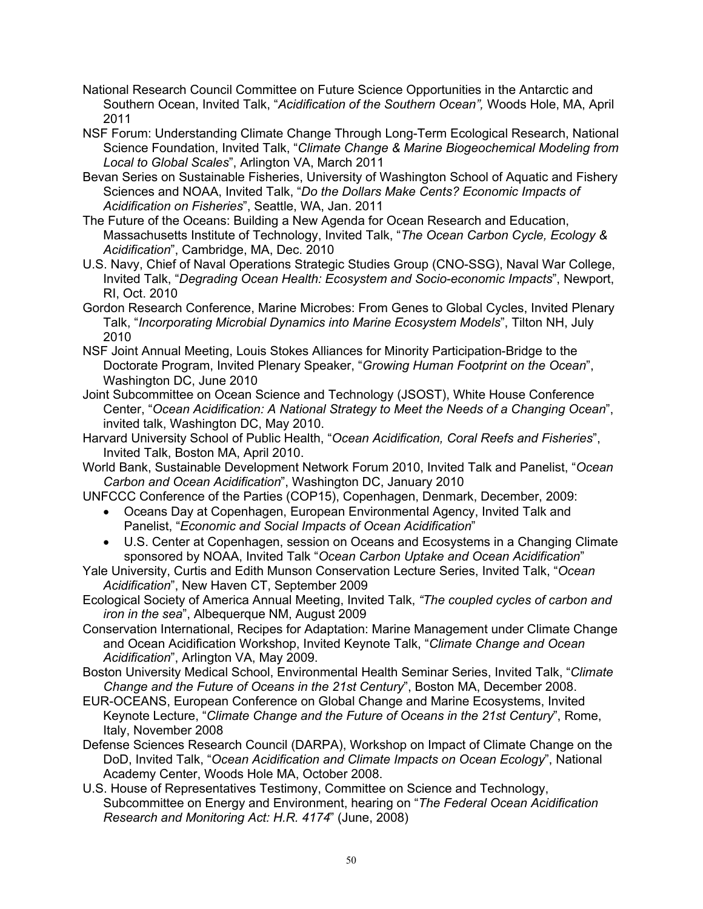National Research Council Committee on Future Science Opportunities in the Antarctic and Southern Ocean, Invited Talk, "*Acidification of the Southern Ocean",* Woods Hole, MA, April 2011

NSF Forum: Understanding Climate Change Through Long-Term Ecological Research, National Science Foundation, Invited Talk, "*Climate Change & Marine Biogeochemical Modeling from Local to Global Scales*", Arlington VA, March 2011

Bevan Series on Sustainable Fisheries, University of Washington School of Aquatic and Fishery Sciences and NOAA, Invited Talk, "*Do the Dollars Make Cents? Economic Impacts of Acidification on Fisheries*", Seattle, WA, Jan. 2011

The Future of the Oceans: Building a New Agenda for Ocean Research and Education, Massachusetts Institute of Technology, Invited Talk, "*The Ocean Carbon Cycle, Ecology & Acidification*", Cambridge, MA, Dec. 2010

U.S. Navy, Chief of Naval Operations Strategic Studies Group (CNO-SSG), Naval War College, Invited Talk, "*Degrading Ocean Health: Ecosystem and Socio-economic Impacts*", Newport, RI, Oct. 2010

Gordon Research Conference, Marine Microbes: From Genes to Global Cycles, Invited Plenary Talk, "*Incorporating Microbial Dynamics into Marine Ecosystem Models*", Tilton NH, July 2010

NSF Joint Annual Meeting, Louis Stokes Alliances for Minority Participation-Bridge to the Doctorate Program, Invited Plenary Speaker, "*Growing Human Footprint on the Ocean*", Washington DC, June 2010

Joint Subcommittee on Ocean Science and Technology (JSOST), White House Conference Center, "*Ocean Acidification: A National Strategy to Meet the Needs of a Changing Ocean*", invited talk, Washington DC, May 2010.

Harvard University School of Public Health, "*Ocean Acidification, Coral Reefs and Fisheries*", Invited Talk, Boston MA, April 2010.

World Bank, Sustainable Development Network Forum 2010, Invited Talk and Panelist, "*Ocean Carbon and Ocean Acidification*", Washington DC, January 2010

UNFCCC Conference of the Parties (COP15), Copenhagen, Denmark, December, 2009:

- Oceans Day at Copenhagen, European Environmental Agency, Invited Talk and Panelist, "*Economic and Social Impacts of Ocean Acidification*"
- U.S. Center at Copenhagen, session on Oceans and Ecosystems in a Changing Climate sponsored by NOAA, Invited Talk "*Ocean Carbon Uptake and Ocean Acidification*"

Yale University, Curtis and Edith Munson Conservation Lecture Series, Invited Talk, "*Ocean Acidification*", New Haven CT, September 2009

Ecological Society of America Annual Meeting, Invited Talk, *"The coupled cycles of carbon and iron in the sea*", Albequerque NM, August 2009

Conservation International, Recipes for Adaptation: Marine Management under Climate Change and Ocean Acidification Workshop, Invited Keynote Talk, "*Climate Change and Ocean Acidification*", Arlington VA, May 2009.

Boston University Medical School, Environmental Health Seminar Series, Invited Talk, "*Climate Change and the Future of Oceans in the 21st Century*", Boston MA, December 2008.

EUR-OCEANS, European Conference on Global Change and Marine Ecosystems, Invited Keynote Lecture, "*Climate Change and the Future of Oceans in the 21st Century*", Rome, Italy, November 2008

Defense Sciences Research Council (DARPA), Workshop on Impact of Climate Change on the DoD, Invited Talk, "*Ocean Acidification and Climate Impacts on Ocean Ecology*", National Academy Center, Woods Hole MA, October 2008.

U.S. House of Representatives Testimony, Committee on Science and Technology, Subcommittee on Energy and Environment, hearing on "*The Federal Ocean Acidification Research and Monitoring Act: H.R. 4174*" (June, 2008)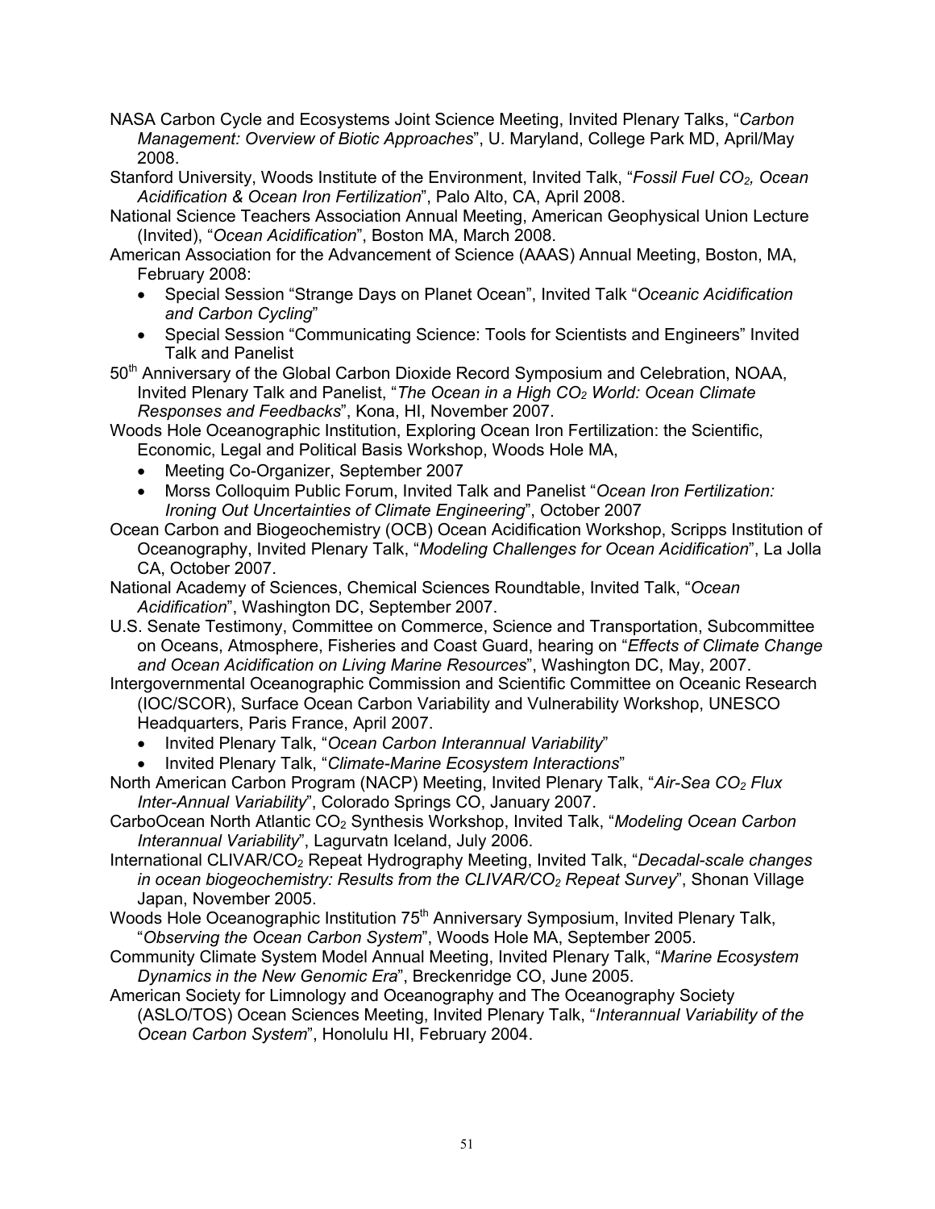NASA Carbon Cycle and Ecosystems Joint Science Meeting, Invited Plenary Talks, "*Carbon Management: Overview of Biotic Approaches*", U. Maryland, College Park MD, April/May 2008.

Stanford University, Woods Institute of the Environment, Invited Talk, "*Fossil Fuel $CO_2$, Ocean Acidification & Ocean Iron Fertilization*", Palo Alto, CA, April 2008.

National Science Teachers Association Annual Meeting, American Geophysical Union Lecture (Invited), "*Ocean Acidification*", Boston MA, March 2008.

American Association for the Advancement of Science (AAAS) Annual Meeting, Boston, MA, February 2008:

- Special Session "Strange Days on Planet Ocean", Invited Talk "*Oceanic Acidification and Carbon Cycling*"
- Special Session "Communicating Science: Tools for Scientists and Engineers" Invited Talk and Panelist

50th Anniversary of the Global Carbon Dioxide Record Symposium and Celebration, NOAA, Invited Plenary Talk and Panelist, "*The Ocean in a High $CO_2$ World: Ocean Climate Responses and Feedbacks*", Kona, HI, November 2007.

Woods Hole Oceanographic Institution, Exploring Ocean Iron Fertilization: the Scientific, Economic, Legal and Political Basis Workshop, Woods Hole MA,

- Meeting Co-Organizer, September 2007
- Morss Colloquim Public Forum, Invited Talk and Panelist "*Ocean Iron Fertilization: Ironing Out Uncertainties of Climate Engineering*", October 2007

Ocean Carbon and Biogeochemistry (OCB) Ocean Acidification Workshop, Scripps Institution of Oceanography, Invited Plenary Talk, "*Modeling Challenges for Ocean Acidification*", La Jolla CA, October 2007.

National Academy of Sciences, Chemical Sciences Roundtable, Invited Talk, "*Ocean Acidification*", Washington DC, September 2007.

U.S. Senate Testimony, Committee on Commerce, Science and Transportation, Subcommittee on Oceans, Atmosphere, Fisheries and Coast Guard, hearing on "*Effects of Climate Change and Ocean Acidification on Living Marine Resources*", Washington DC, May, 2007.

Intergovernmental Oceanographic Commission and Scientific Committee on Oceanic Research (IOC/SCOR), Surface Ocean Carbon Variability and Vulnerability Workshop, UNESCO Headquarters, Paris France, April 2007.

- Invited Plenary Talk, "*Ocean Carbon Interannual Variability*"
- Invited Plenary Talk, "*Climate-Marine Ecosystem Interactions*"

North American Carbon Program (NACP) Meeting, Invited Plenary Talk, "*Air-Sea $CO_2$ Flux Inter-Annual Variability*", Colorado Springs CO, January 2007.

CarboOcean North Atlantic $CO_2$ Synthesis Workshop, Invited Talk, "*Modeling Ocean Carbon Interannual Variability*", Lagurvatn Iceland, July 2006.

International CLIVAR/$CO_2$ Repeat Hydrography Meeting, Invited Talk, "*Decadal-scale changes in ocean biogeochemistry: Results from the CLIVAR/$CO_2$ Repeat Survey*", Shonan Village Japan, November 2005.

Woods Hole Oceanographic Institution 75th Anniversary Symposium, Invited Plenary Talk, "*Observing the Ocean Carbon System*", Woods Hole MA, September 2005.

Community Climate System Model Annual Meeting, Invited Plenary Talk, "*Marine Ecosystem Dynamics in the New Genomic Era*", Breckenridge CO, June 2005.

American Society for Limnology and Oceanography and The Oceanography Society (ASLO/TOS) Ocean Sciences Meeting, Invited Plenary Talk, "*Interannual Variability of the Ocean Carbon System*", Honolulu HI, February 2004.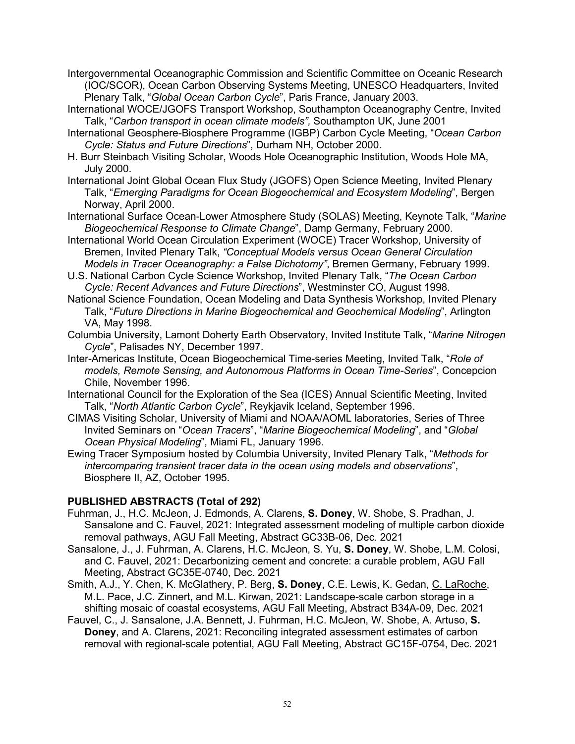Intergovernmental Oceanographic Commission and Scientific Committee on Oceanic Research (IOC/SCOR), Ocean Carbon Observing Systems Meeting, UNESCO Headquarters, Invited Plenary Talk, "*Global Ocean Carbon Cycle*", Paris France, January 2003.

International WOCE/JGOFS Transport Workshop, Southampton Oceanography Centre, Invited Talk, "*Carbon transport in ocean climate models",* Southampton UK, June 2001

International Geosphere-Biosphere Programme (IGBP) Carbon Cycle Meeting, "*Ocean Carbon Cycle: Status and Future Directions*", Durham NH, October 2000.

H. Burr Steinbach Visiting Scholar, Woods Hole Oceanographic Institution, Woods Hole MA, July 2000.

International Joint Global Ocean Flux Study (JGOFS) Open Science Meeting, Invited Plenary Talk, "*Emerging Paradigms for Ocean Biogeochemical and Ecosystem Modeling*", Bergen Norway, April 2000.

International Surface Ocean-Lower Atmosphere Study (SOLAS) Meeting, Keynote Talk, "*Marine Biogeochemical Response to Climate Change*", Damp Germany, February 2000.

International World Ocean Circulation Experiment (WOCE) Tracer Workshop, University of Bremen, Invited Plenary Talk, *"Conceptual Models versus Ocean General Circulation Models in Tracer Oceanography: a False Dichotomy"*, Bremen Germany, February 1999.

U.S. National Carbon Cycle Science Workshop, Invited Plenary Talk, "*The Ocean Carbon Cycle: Recent Advances and Future Directions*", Westminster CO, August 1998.

National Science Foundation, Ocean Modeling and Data Synthesis Workshop, Invited Plenary Talk, "*Future Directions in Marine Biogeochemical and Geochemical Modeling*", Arlington VA, May 1998.

Columbia University, Lamont Doherty Earth Observatory, Invited Institute Talk, "*Marine Nitrogen Cycle*", Palisades NY, December 1997.

Inter-Americas Institute, Ocean Biogeochemical Time-series Meeting, Invited Talk, "*Role of models, Remote Sensing, and Autonomous Platforms in Ocean Time-Series*", Concepcion Chile, November 1996.

International Council for the Exploration of the Sea (ICES) Annual Scientific Meeting, Invited Talk, "*North Atlantic Carbon Cycle*", Reykjavik Iceland, September 1996.

CIMAS Visiting Scholar, University of Miami and NOAA/AOML laboratories, Series of Three Invited Seminars on "*Ocean Tracers*", "*Marine Biogeochemical Modeling*", and "*Global Ocean Physical Modeling*", Miami FL, January 1996.

Ewing Tracer Symposium hosted by Columbia University, Invited Plenary Talk, "*Methods for intercomparing transient tracer data in the ocean using models and observations*", Biosphere II, AZ, October 1995.

**PUBLISHED ABSTRACTS (Total of 292)**

Fuhrman, J., H.C. McJeon, J. Edmonds, A. Clarens, **S. Doney**, W. Shobe, S. Pradhan, J. Sansalone and C. Fauvel, 2021: Integrated assessment modeling of multiple carbon dioxide removal pathways, AGU Fall Meeting, Abstract GC33B-06, Dec. 2021

Sansalone, J., J. Fuhrman, A. Clarens, H.C. McJeon, S. Yu, **S. Doney**, W. Shobe, L.M. Colosi, and C. Fauvel, 2021: Decarbonizing cement and concrete: a curable problem, AGU Fall Meeting, Abstract GC35E-0740, Dec. 2021

Smith, A.J., Y. Chen, K. McGlathery, P. Berg, **S. Doney**, C.E. Lewis, K. Gedan, C. LaRoche, M.L. Pace, J.C. Zinnert, and M.L. Kirwan, 2021: Landscape-scale carbon storage in a shifting mosaic of coastal ecosystems, AGU Fall Meeting, Abstract B34A-09, Dec. 2021

Fauvel, C., J. Sansalone, J.A. Bennett, J. Fuhrman, H.C. McJeon, W. Shobe, A. Artuso, **S. Doney**, and A. Clarens, 2021: Reconciling integrated assessment estimates of carbon removal with regional-scale potential, AGU Fall Meeting, Abstract GC15F-0754, Dec. 2021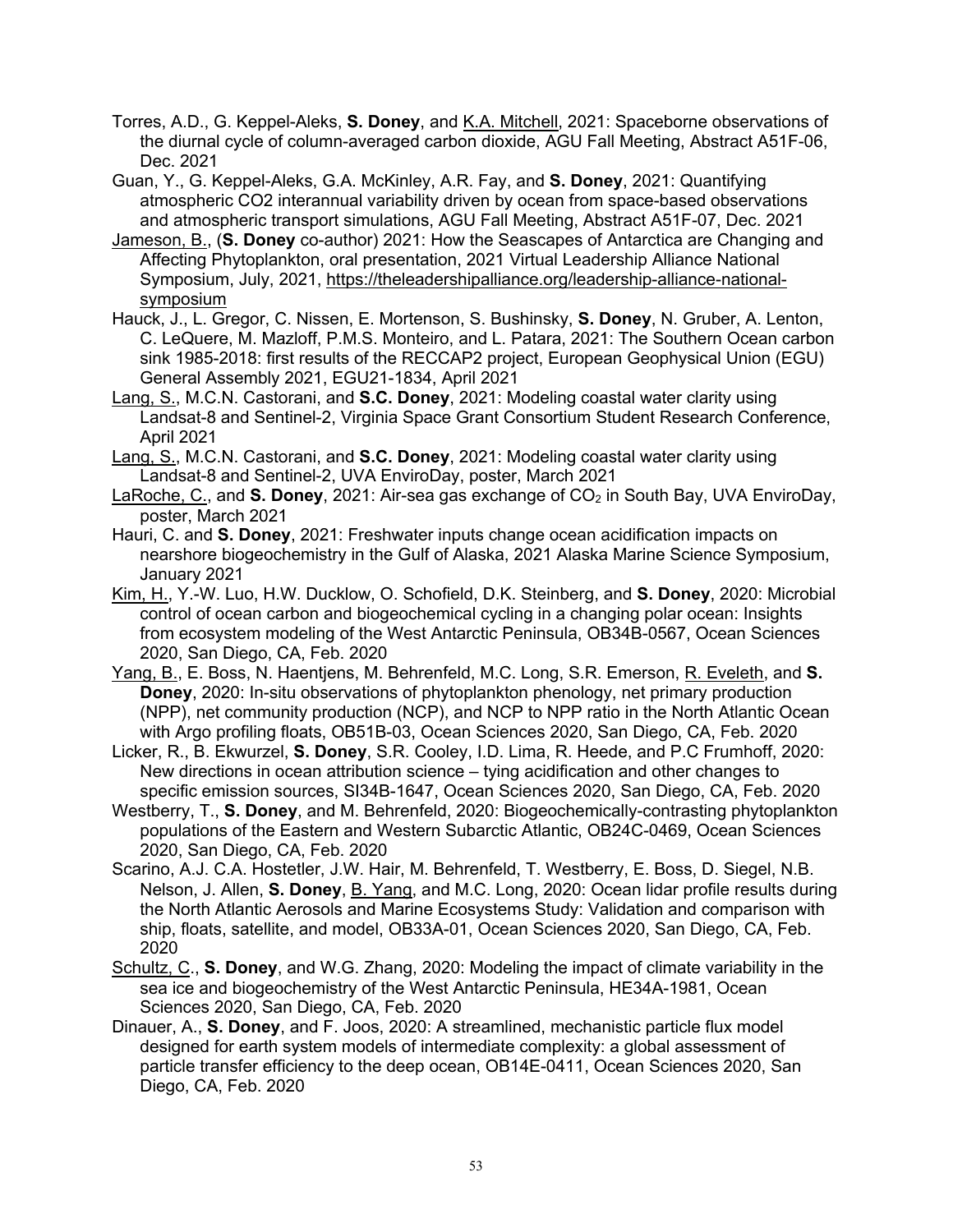Torres, A.D., G. Keppel-Aleks, **S. Doney**, and K.A. Mitchell, 2021: Spaceborne observations of the diurnal cycle of column-averaged carbon dioxide, AGU Fall Meeting, Abstract A51F-06, Dec. 2021

Guan, Y., G. Keppel-Aleks, G.A. McKinley, A.R. Fay, and **S. Doney**, 2021: Quantifying atmospheric CO2 interannual variability driven by ocean from space-based observations and atmospheric transport simulations, AGU Fall Meeting, Abstract A51F-07, Dec. 2021

Jameson, B., (**S. Doney** co-author) 2021: How the Seascapes of Antarctica are Changing and Affecting Phytoplankton, oral presentation, 2021 Virtual Leadership Alliance National Symposium, July, 2021, https://theleadershipalliance.org/leadership-alliance-national-symposium

Hauck, J., L. Gregor, C. Nissen, E. Mortenson, S. Bushinsky, **S. Doney**, N. Gruber, A. Lenton, C. LeQuere, M. Mazloff, P.M.S. Monteiro, and L. Patara, 2021: The Southern Ocean carbon sink 1985-2018: first results of the RECCAP2 project, European Geophysical Union (EGU) General Assembly 2021, EGU21-1834, April 2021

Lang, S., M.C.N. Castorani, and **S.C. Doney**, 2021: Modeling coastal water clarity using Landsat-8 and Sentinel-2, Virginia Space Grant Consortium Student Research Conference, April 2021

Lang, S., M.C.N. Castorani, and **S.C. Doney**, 2021: Modeling coastal water clarity using Landsat-8 and Sentinel-2, UVA EnviroDay, poster, March 2021

LaRoche, C., and **S. Doney**, 2021: Air-sea gas exchange of $CO_2$ in South Bay, UVA EnviroDay, poster, March 2021

Hauri, C. and **S. Doney**, 2021: Freshwater inputs change ocean acidification impacts on nearshore biogeochemistry in the Gulf of Alaska, 2021 Alaska Marine Science Symposium, January 2021

Kim, H., Y.-W. Luo, H.W. Ducklow, O. Schofield, D.K. Steinberg, and **S. Doney**, 2020: Microbial control of ocean carbon and biogeochemical cycling in a changing polar ocean: Insights from ecosystem modeling of the West Antarctic Peninsula, OB34B-0567, Ocean Sciences 2020, San Diego, CA, Feb. 2020

Yang, B., E. Boss, N. Haentjens, M. Behrenfeld, M.C. Long, S.R. Emerson, R. Eveleth, and **S. Doney**, 2020: In-situ observations of phytoplankton phenology, net primary production (NPP), net community production (NCP), and NCP to NPP ratio in the North Atlantic Ocean with Argo profiling floats, OB51B-03, Ocean Sciences 2020, San Diego, CA, Feb. 2020

Licker, R., B. Ekwurzel, **S. Doney**, S.R. Cooley, I.D. Lima, R. Heede, and P.C Frumhoff, 2020: New directions in ocean attribution science – tying acidification and other changes to specific emission sources, SI34B-1647, Ocean Sciences 2020, San Diego, CA, Feb. 2020

Westberry, T., **S. Doney**, and M. Behrenfeld, 2020: Biogeochemically-contrasting phytoplankton populations of the Eastern and Western Subarctic Atlantic, OB24C-0469, Ocean Sciences 2020, San Diego, CA, Feb. 2020

Scarino, A.J. C.A. Hostetler, J.W. Hair, M. Behrenfeld, T. Westberry, E. Boss, D. Siegel, N.B. Nelson, J. Allen, **S. Doney**, B. Yang, and M.C. Long, 2020: Ocean lidar profile results during the North Atlantic Aerosols and Marine Ecosystems Study: Validation and comparison with ship, floats, satellite, and model, OB33A-01, Ocean Sciences 2020, San Diego, CA, Feb. 2020

Schultz, C., **S. Doney**, and W.G. Zhang, 2020: Modeling the impact of climate variability in the sea ice and biogeochemistry of the West Antarctic Peninsula, HE34A-1981, Ocean Sciences 2020, San Diego, CA, Feb. 2020

Dinauer, A., **S. Doney**, and F. Joos, 2020: A streamlined, mechanistic particle flux model designed for earth system models of intermediate complexity: a global assessment of particle transfer efficiency to the deep ocean, OB14E-0411, Ocean Sciences 2020, San Diego, CA, Feb. 2020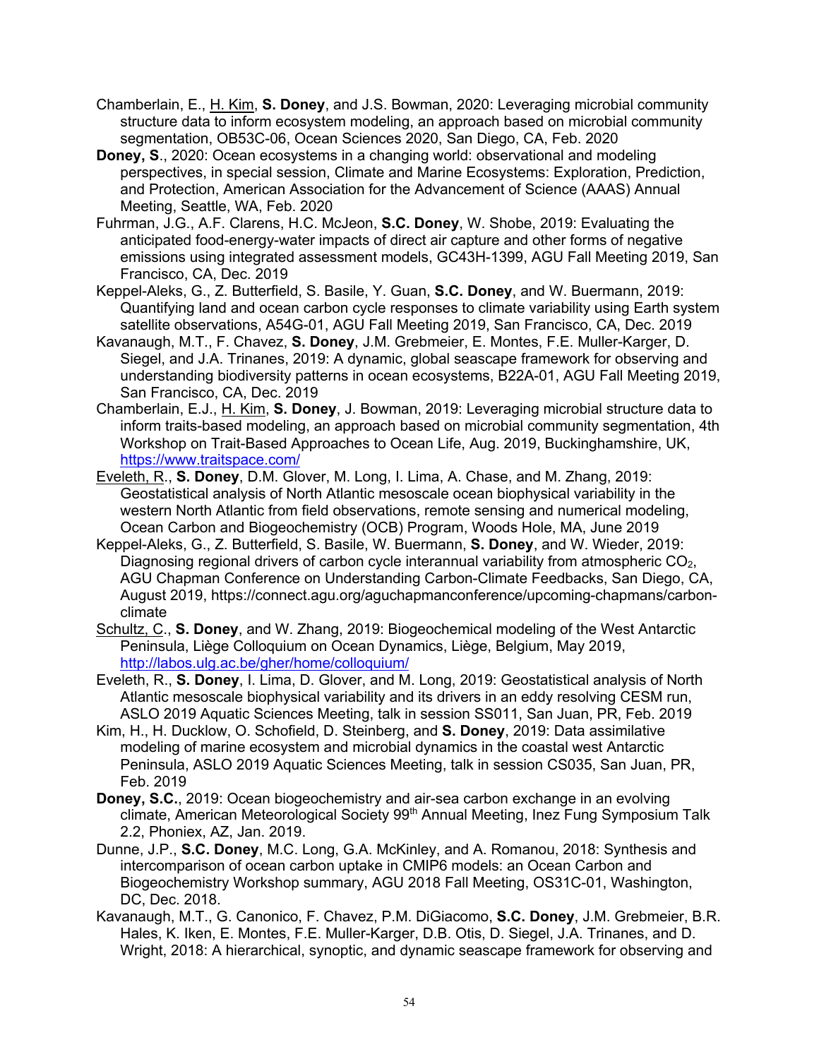Chamberlain, E., H. Kim, **S. Doney**, and J.S. Bowman, 2020: Leveraging microbial community structure data to inform ecosystem modeling, an approach based on microbial community segmentation, OB53C-06, Ocean Sciences 2020, San Diego, CA, Feb. 2020

**Doney, S**., 2020: Ocean ecosystems in a changing world: observational and modeling perspectives, in special session, Climate and Marine Ecosystems: Exploration, Prediction, and Protection, American Association for the Advancement of Science (AAAS) Annual Meeting, Seattle, WA, Feb. 2020

Fuhrman, J.G., A.F. Clarens, H.C. McJeon, **S.C. Doney**, W. Shobe, 2019: Evaluating the anticipated food-energy-water impacts of direct air capture and other forms of negative emissions using integrated assessment models, GC43H-1399, AGU Fall Meeting 2019, San Francisco, CA, Dec. 2019

Keppel-Aleks, G., Z. Butterfield, S. Basile, Y. Guan, **S.C. Doney**, and W. Buermann, 2019: Quantifying land and ocean carbon cycle responses to climate variability using Earth system satellite observations, A54G-01, AGU Fall Meeting 2019, San Francisco, CA, Dec. 2019

Kavanaugh, M.T., F. Chavez, **S. Doney**, J.M. Grebmeier, E. Montes, F.E. Muller-Karger, D. Siegel, and J.A. Trinanes, 2019: A dynamic, global seascape framework for observing and understanding biodiversity patterns in ocean ecosystems, B22A-01, AGU Fall Meeting 2019, San Francisco, CA, Dec. 2019

Chamberlain, E.J., H. Kim, **S. Doney**, J. Bowman, 2019: Leveraging microbial structure data to inform traits-based modeling, an approach based on microbial community segmentation, 4th Workshop on Trait-Based Approaches to Ocean Life, Aug. 2019, Buckinghamshire, UK, https://www.traitspace.com/

Eveleth, R., **S. Doney**, D.M. Glover, M. Long, I. Lima, A. Chase, and M. Zhang, 2019: Geostatistical analysis of North Atlantic mesoscale ocean biophysical variability in the western North Atlantic from field observations, remote sensing and numerical modeling, Ocean Carbon and Biogeochemistry (OCB) Program, Woods Hole, MA, June 2019

Keppel-Aleks, G., Z. Butterfield, S. Basile, W. Buermann, **S. Doney**, and W. Wieder, 2019: Diagnosing regional drivers of carbon cycle interannual variability from atmospheric $CO_2$, AGU Chapman Conference on Understanding Carbon-Climate Feedbacks, San Diego, CA, August 2019, https://connect.agu.org/aguchapmanconference/upcoming-chapmans/carbon-climate

Schultz, C., **S. Doney**, and W. Zhang, 2019: Biogeochemical modeling of the West Antarctic Peninsula, Liège Colloquium on Ocean Dynamics, Liège, Belgium, May 2019, http://labos.ulg.ac.be/gher/home/colloquium/

Eveleth, R., **S. Doney**, I. Lima, D. Glover, and M. Long, 2019: Geostatistical analysis of North Atlantic mesoscale biophysical variability and its drivers in an eddy resolving CESM run, ASLO 2019 Aquatic Sciences Meeting, talk in session SS011, San Juan, PR, Feb. 2019

Kim, H., H. Ducklow, O. Schofield, D. Steinberg, and **S. Doney**, 2019: Data assimilative modeling of marine ecosystem and microbial dynamics in the coastal west Antarctic Peninsula, ASLO 2019 Aquatic Sciences Meeting, talk in session CS035, San Juan, PR, Feb. 2019

**Doney, S.C.**, 2019: Ocean biogeochemistry and air-sea carbon exchange in an evolving climate, American Meteorological Society 99th Annual Meeting, Inez Fung Symposium Talk 2.2, Phoniex, AZ, Jan. 2019.

Dunne, J.P., **S.C. Doney**, M.C. Long, G.A. McKinley, and A. Romanou, 2018: Synthesis and intercomparison of ocean carbon uptake in CMIP6 models: an Ocean Carbon and Biogeochemistry Workshop summary, AGU 2018 Fall Meeting, OS31C-01, Washington, DC, Dec. 2018.

Kavanaugh, M.T., G. Canonico, F. Chavez, P.M. DiGiacomo, **S.C. Doney**, J.M. Grebmeier, B.R. Hales, K. Iken, E. Montes, F.E. Muller-Karger, D.B. Otis, D. Siegel, J.A. Trinanes, and D. Wright, 2018: A hierarchical, synoptic, and dynamic seascape framework for observing and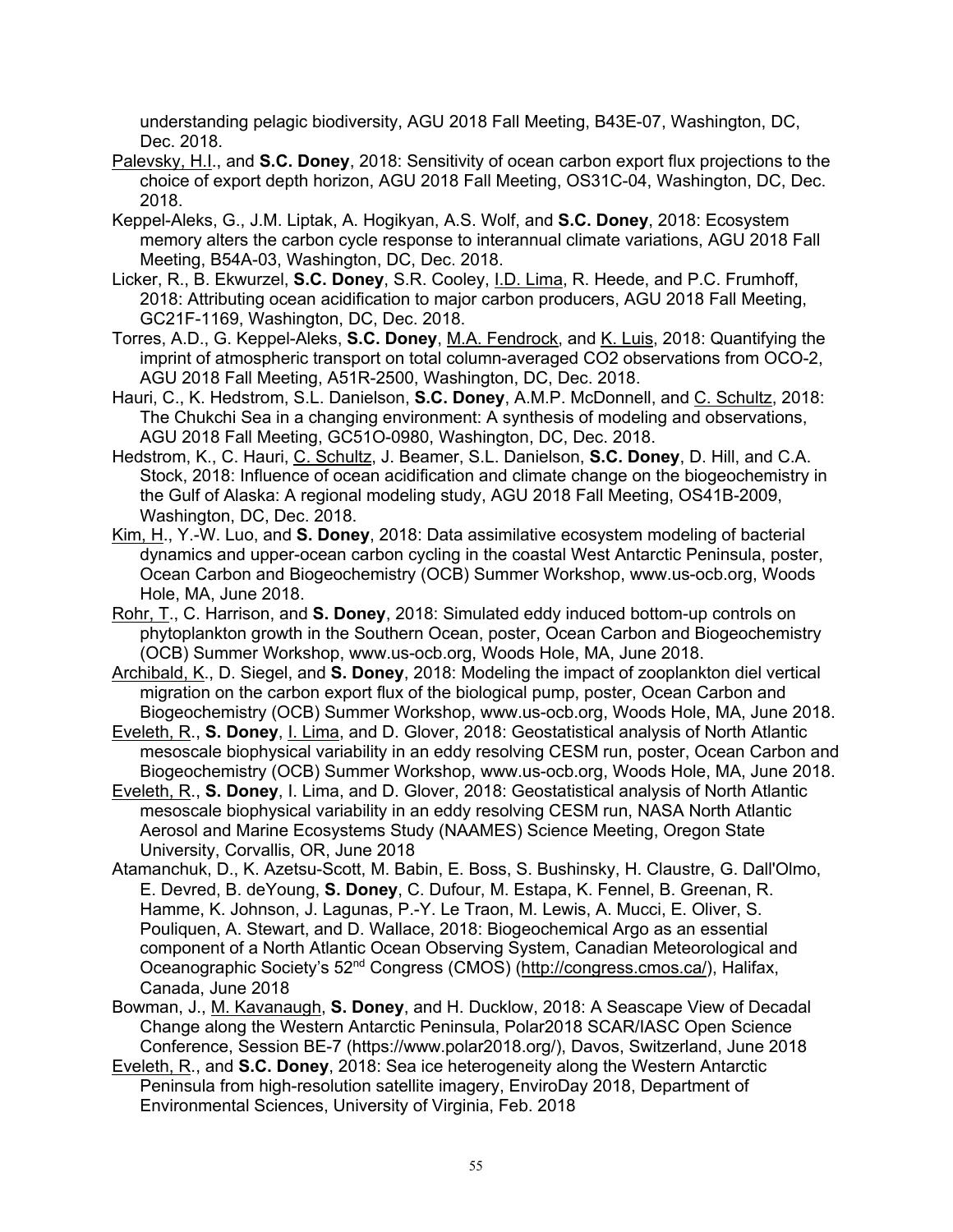understanding pelagic biodiversity, AGU 2018 Fall Meeting, B43E-07, Washington, DC, Dec. 2018.

Palevsky, H.I., and **S.C. Doney**, 2018: Sensitivity of ocean carbon export flux projections to the choice of export depth horizon, AGU 2018 Fall Meeting, OS31C-04, Washington, DC, Dec. 2018.

Keppel-Aleks, G., J.M. Liptak, A. Hogikyan, A.S. Wolf, and **S.C. Doney**, 2018: Ecosystem memory alters the carbon cycle response to interannual climate variations, AGU 2018 Fall Meeting, B54A-03, Washington, DC, Dec. 2018.

Licker, R., B. Ekwurzel, **S.C. Doney**, S.R. Cooley, I.D. Lima, R. Heede, and P.C. Frumhoff, 2018: Attributing ocean acidification to major carbon producers, AGU 2018 Fall Meeting, GC21F-1169, Washington, DC, Dec. 2018.

Torres, A.D., G. Keppel-Aleks, **S.C. Doney**, M.A. Fendrock, and K. Luis, 2018: Quantifying the imprint of atmospheric transport on total column-averaged CO2 observations from OCO-2, AGU 2018 Fall Meeting, A51R-2500, Washington, DC, Dec. 2018.

Hauri, C., K. Hedstrom, S.L. Danielson, **S.C. Doney**, A.M.P. McDonnell, and C. Schultz, 2018: The Chukchi Sea in a changing environment: A synthesis of modeling and observations, AGU 2018 Fall Meeting, GC51O-0980, Washington, DC, Dec. 2018.

Hedstrom, K., C. Hauri, C. Schultz, J. Beamer, S.L. Danielson, **S.C. Doney**, D. Hill, and C.A. Stock, 2018: Influence of ocean acidification and climate change on the biogeochemistry in the Gulf of Alaska: A regional modeling study, AGU 2018 Fall Meeting, OS41B-2009, Washington, DC, Dec. 2018.

Kim, H., Y.-W. Luo, and **S. Doney**, 2018: Data assimilative ecosystem modeling of bacterial dynamics and upper-ocean carbon cycling in the coastal West Antarctic Peninsula, poster, Ocean Carbon and Biogeochemistry (OCB) Summer Workshop, www.us-ocb.org, Woods Hole, MA, June 2018.

Rohr, T., C. Harrison, and **S. Doney**, 2018: Simulated eddy induced bottom-up controls on phytoplankton growth in the Southern Ocean, poster, Ocean Carbon and Biogeochemistry (OCB) Summer Workshop, www.us-ocb.org, Woods Hole, MA, June 2018.

Archibald, K., D. Siegel, and **S. Doney**, 2018: Modeling the impact of zooplankton diel vertical migration on the carbon export flux of the biological pump, poster, Ocean Carbon and Biogeochemistry (OCB) Summer Workshop, www.us-ocb.org, Woods Hole, MA, June 2018.

Eveleth, R., **S. Doney**, I. Lima, and D. Glover, 2018: Geostatistical analysis of North Atlantic mesoscale biophysical variability in an eddy resolving CESM run, poster, Ocean Carbon and Biogeochemistry (OCB) Summer Workshop, www.us-ocb.org, Woods Hole, MA, June 2018.

Eveleth, R., **S. Doney**, I. Lima, and D. Glover, 2018: Geostatistical analysis of North Atlantic mesoscale biophysical variability in an eddy resolving CESM run, NASA North Atlantic Aerosol and Marine Ecosystems Study (NAAMES) Science Meeting, Oregon State University, Corvallis, OR, June 2018

Atamanchuk, D., K. Azetsu-Scott, M. Babin, E. Boss, S. Bushinsky, H. Claustre, G. Dall'Olmo, E. Devred, B. deYoung, **S. Doney**, C. Dufour, M. Estapa, K. Fennel, B. Greenan, R. Hamme, K. Johnson, J. Lagunas, P.-Y. Le Traon, M. Lewis, A. Mucci, E. Oliver, S. Pouliquen, A. Stewart, and D. Wallace, 2018: Biogeochemical Argo as an essential component of a North Atlantic Ocean Observing System, Canadian Meteorological and Oceanographic Society's 52nd Congress (CMOS) (http://congress.cmos.ca/), Halifax, Canada, June 2018

Bowman, J., M. Kavanaugh, **S. Doney**, and H. Ducklow, 2018: A Seascape View of Decadal Change along the Western Antarctic Peninsula, Polar2018 SCAR/IASC Open Science Conference, Session BE-7 (https://www.polar2018.org/), Davos, Switzerland, June 2018

Eveleth, R., and **S.C. Doney**, 2018: Sea ice heterogeneity along the Western Antarctic Peninsula from high-resolution satellite imagery, EnviroDay 2018, Department of Environmental Sciences, University of Virginia, Feb. 2018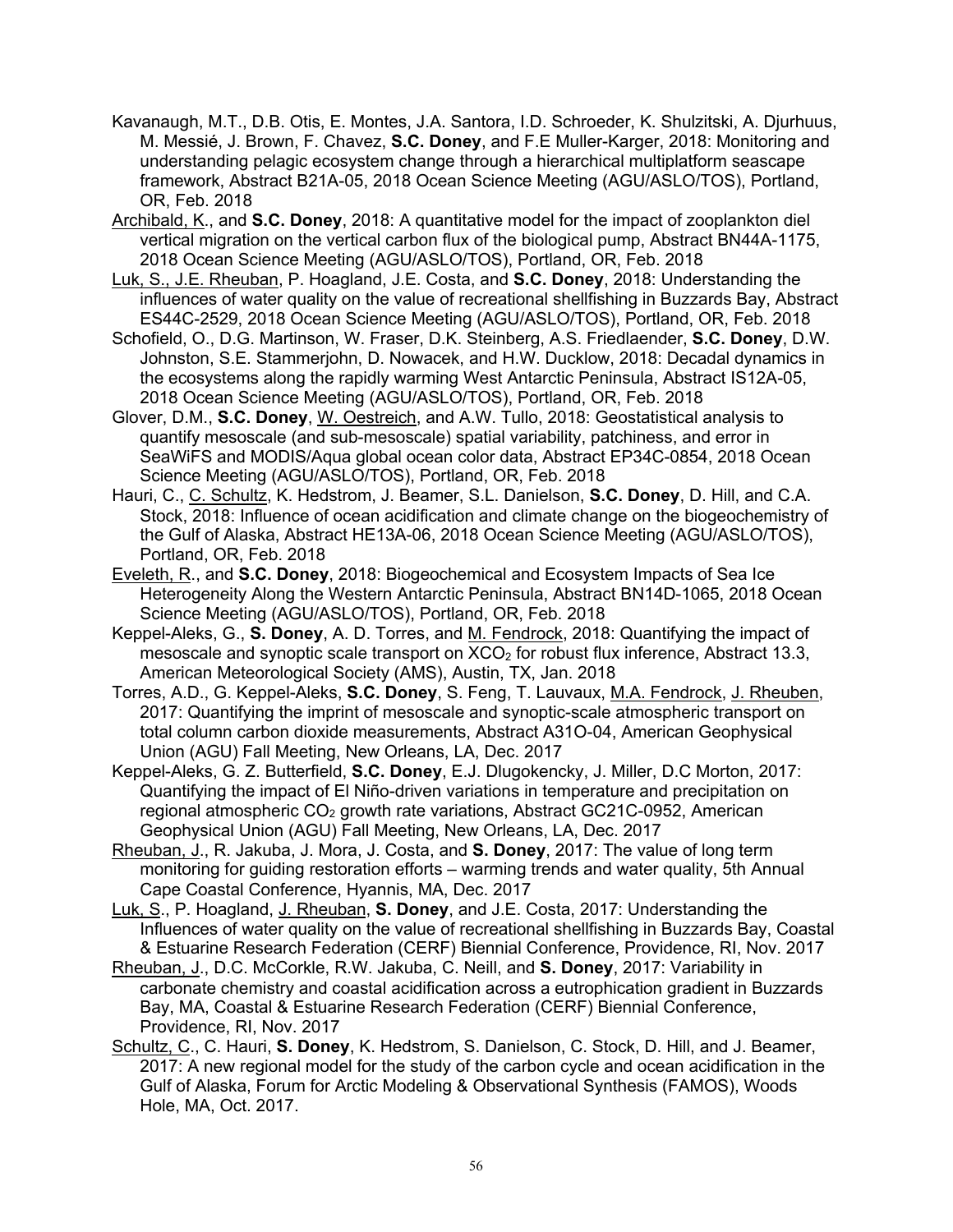Kavanaugh, M.T., D.B. Otis, E. Montes, J.A. Santora, I.D. Schroeder, K. Shulzitski, A. Djurhuus, M. Messié, J. Brown, F. Chavez, **S.C. Doney**, and F.E Muller-Karger, 2018: Monitoring and understanding pelagic ecosystem change through a hierarchical multiplatform seascape framework, Abstract B21A-05, 2018 Ocean Science Meeting (AGU/ASLO/TOS), Portland, OR, Feb. 2018

Archibald, K., and **S.C. Doney**, 2018: A quantitative model for the impact of zooplankton diel vertical migration on the vertical carbon flux of the biological pump, Abstract BN44A-1175, 2018 Ocean Science Meeting (AGU/ASLO/TOS), Portland, OR, Feb. 2018

Luk, S., J.E. Rheuban, P. Hoagland, J.E. Costa, and **S.C. Doney**, 2018: Understanding the influences of water quality on the value of recreational shellfishing in Buzzards Bay, Abstract ES44C-2529, 2018 Ocean Science Meeting (AGU/ASLO/TOS), Portland, OR, Feb. 2018

Schofield, O., D.G. Martinson, W. Fraser, D.K. Steinberg, A.S. Friedlaender, **S.C. Doney**, D.W. Johnston, S.E. Stammerjohn, D. Nowacek, and H.W. Ducklow, 2018: Decadal dynamics in the ecosystems along the rapidly warming West Antarctic Peninsula, Abstract IS12A-05, 2018 Ocean Science Meeting (AGU/ASLO/TOS), Portland, OR, Feb. 2018

Glover, D.M., **S.C. Doney**, W. Oestreich, and A.W. Tullo, 2018: Geostatistical analysis to quantify mesoscale (and sub-mesoscale) spatial variability, patchiness, and error in SeaWiFS and MODIS/Aqua global ocean color data, Abstract EP34C-0854, 2018 Ocean Science Meeting (AGU/ASLO/TOS), Portland, OR, Feb. 2018

Hauri, C., C. Schultz, K. Hedstrom, J. Beamer, S.L. Danielson, **S.C. Doney**, D. Hill, and C.A. Stock, 2018: Influence of ocean acidification and climate change on the biogeochemistry of the Gulf of Alaska, Abstract HE13A-06, 2018 Ocean Science Meeting (AGU/ASLO/TOS), Portland, OR, Feb. 2018

Eveleth, R., and **S.C. Doney**, 2018: Biogeochemical and Ecosystem Impacts of Sea Ice Heterogeneity Along the Western Antarctic Peninsula, Abstract BN14D-1065, 2018 Ocean Science Meeting (AGU/ASLO/TOS), Portland, OR, Feb. 2018

Keppel-Aleks, G., **S. Doney**, A. D. Torres, and M. Fendrock, 2018: Quantifying the impact of mesoscale and synoptic scale transport on $XCO_2$ for robust flux inference, Abstract 13.3, American Meteorological Society (AMS), Austin, TX, Jan. 2018

Torres, A.D., G. Keppel-Aleks, **S.C. Doney**, S. Feng, T. Lauvaux, M.A. Fendrock, J. Rheuben, 2017: Quantifying the imprint of mesoscale and synoptic-scale atmospheric transport on total column carbon dioxide measurements, Abstract A31O-04, American Geophysical Union (AGU) Fall Meeting, New Orleans, LA, Dec. 2017

Keppel-Aleks, G. Z. Butterfield, **S.C. Doney**, E.J. Dlugokencky, J. Miller, D.C Morton, 2017: Quantifying the impact of El Niño-driven variations in temperature and precipitation on regional atmospheric $CO_2$ growth rate variations, Abstract GC21C-0952, American Geophysical Union (AGU) Fall Meeting, New Orleans, LA, Dec. 2017

Rheuban, J., R. Jakuba, J. Mora, J. Costa, and **S. Doney**, 2017: The value of long term monitoring for guiding restoration efforts – warming trends and water quality, 5th Annual Cape Coastal Conference, Hyannis, MA, Dec. 2017

Luk, S., P. Hoagland, J. Rheuban, **S. Doney**, and J.E. Costa, 2017: Understanding the Influences of water quality on the value of recreational shellfishing in Buzzards Bay, Coastal & Estuarine Research Federation (CERF) Biennial Conference, Providence, RI, Nov. 2017

Rheuban, J., D.C. McCorkle, R.W. Jakuba, C. Neill, and **S. Doney**, 2017: Variability in carbonate chemistry and coastal acidification across a eutrophication gradient in Buzzards Bay, MA, Coastal & Estuarine Research Federation (CERF) Biennial Conference, Providence, RI, Nov. 2017

Schultz, C., C. Hauri, **S. Doney**, K. Hedstrom, S. Danielson, C. Stock, D. Hill, and J. Beamer, 2017: A new regional model for the study of the carbon cycle and ocean acidification in the Gulf of Alaska, Forum for Arctic Modeling & Observational Synthesis (FAMOS), Woods Hole, MA, Oct. 2017.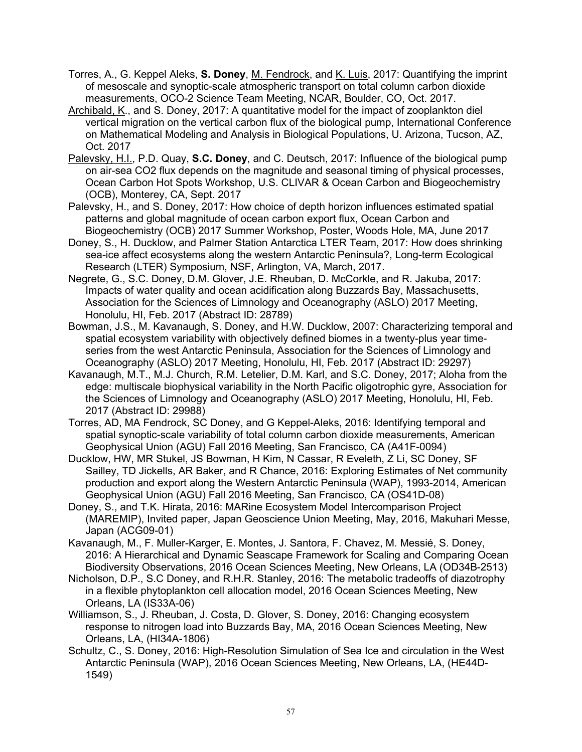Torres, A., G. Keppel Aleks, **S. Doney**, M. Fendrock, and K. Luis, 2017: Quantifying the imprint of mesoscale and synoptic-scale atmospheric transport on total column carbon dioxide measurements, OCO-2 Science Team Meeting, NCAR, Boulder, CO, Oct. 2017.

Archibald, K., and S. Doney, 2017: A quantitative model for the impact of zooplankton diel vertical migration on the vertical carbon flux of the biological pump, International Conference on Mathematical Modeling and Analysis in Biological Populations, U. Arizona, Tucson, AZ, Oct. 2017

Palevsky, H.I., P.D. Quay, **S.C. Doney**, and C. Deutsch, 2017: Influence of the biological pump on air-sea CO2 flux depends on the magnitude and seasonal timing of physical processes, Ocean Carbon Hot Spots Workshop, U.S. CLIVAR & Ocean Carbon and Biogeochemistry (OCB), Monterey, CA, Sept. 2017

Palevsky, H., and S. Doney, 2017: How choice of depth horizon influences estimated spatial patterns and global magnitude of ocean carbon export flux, Ocean Carbon and Biogeochemistry (OCB) 2017 Summer Workshop, Poster, Woods Hole, MA, June 2017

Doney, S., H. Ducklow, and Palmer Station Antarctica LTER Team, 2017: How does shrinking sea-ice affect ecosystems along the western Antarctic Peninsula?, Long-term Ecological Research (LTER) Symposium, NSF, Arlington, VA, March, 2017.

Negrete, G., S.C. Doney, D.M. Glover, J.E. Rheuban, D. McCorkle, and R. Jakuba, 2017: Impacts of water quality and ocean acidification along Buzzards Bay, Massachusetts, Association for the Sciences of Limnology and Oceanography (ASLO) 2017 Meeting, Honolulu, HI, Feb. 2017 (Abstract ID: 28789)

Bowman, J.S., M. Kavanaugh, S. Doney, and H.W. Ducklow, 2007: Characterizing temporal and spatial ecosystem variability with objectively defined biomes in a twenty-plus year time-series from the west Antarctic Peninsula, Association for the Sciences of Limnology and Oceanography (ASLO) 2017 Meeting, Honolulu, HI, Feb. 2017 (Abstract ID: 29297)

Kavanaugh, M.T., M.J. Church, R.M. Letelier, D.M. Karl, and S.C. Doney, 2017; Aloha from the edge: multiscale biophysical variability in the North Pacific oligotrophic gyre, Association for the Sciences of Limnology and Oceanography (ASLO) 2017 Meeting, Honolulu, HI, Feb. 2017 (Abstract ID: 29988)

Torres, AD, MA Fendrock, SC Doney, and G Keppel-Aleks, 2016: Identifying temporal and spatial synoptic-scale variability of total column carbon dioxide measurements, American Geophysical Union (AGU) Fall 2016 Meeting, San Francisco, CA (A41F-0094)

Ducklow, HW, MR Stukel, JS Bowman, H Kim, N Cassar, R Eveleth, Z Li, SC Doney, SF Sailley, TD Jickells, AR Baker, and R Chance, 2016: Exploring Estimates of Net community production and export along the Western Antarctic Peninsula (WAP), 1993-2014, American Geophysical Union (AGU) Fall 2016 Meeting, San Francisco, CA (OS41D-08)

Doney, S., and T.K. Hirata, 2016: MARine Ecosystem Model Intercomparison Project (MAREMIP), Invited paper, Japan Geoscience Union Meeting, May, 2016, Makuhari Messe, Japan (ACG09-01)

Kavanaugh, M., F. Muller-Karger, E. Montes, J. Santora, F. Chavez, M. Messié, S. Doney, 2016: A Hierarchical and Dynamic Seascape Framework for Scaling and Comparing Ocean Biodiversity Observations, 2016 Ocean Sciences Meeting, New Orleans, LA (OD34B-2513)

Nicholson, D.P., S.C Doney, and R.H.R. Stanley, 2016: The metabolic tradeoffs of diazotrophy in a flexible phytoplankton cell allocation model, 2016 Ocean Sciences Meeting, New Orleans, LA (IS33A-06)

Williamson, S., J. Rheuban, J. Costa, D. Glover, S. Doney, 2016: Changing ecosystem response to nitrogen load into Buzzards Bay, MA, 2016 Ocean Sciences Meeting, New Orleans, LA, (HI34A-1806)

Schultz, C., S. Doney, 2016: High-Resolution Simulation of Sea Ice and circulation in the West Antarctic Peninsula (WAP), 2016 Ocean Sciences Meeting, New Orleans, LA, (HE44D-1549)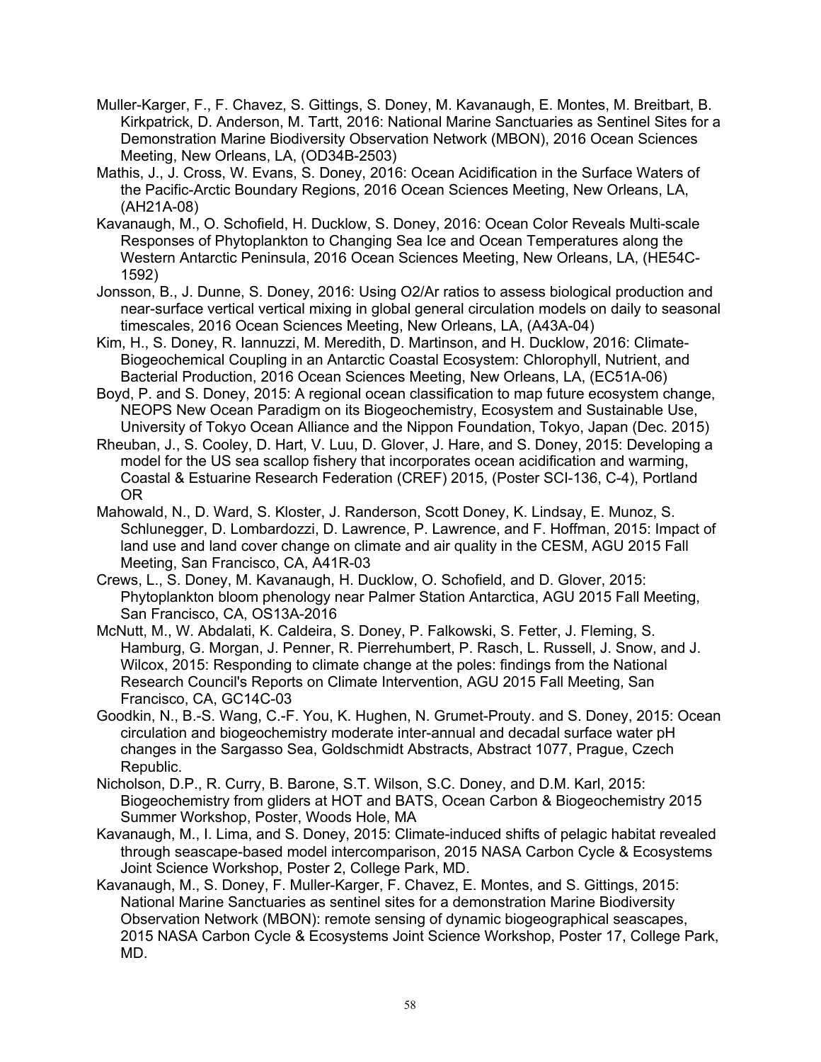Muller-Karger, F., F. Chavez, S. Gittings, S. Doney, M. Kavanaugh, E. Montes, M. Breitbart, B. Kirkpatrick, D. Anderson, M. Tartt, 2016: National Marine Sanctuaries as Sentinel Sites for a Demonstration Marine Biodiversity Observation Network (MBON), 2016 Ocean Sciences Meeting, New Orleans, LA, (OD34B-2503)

Mathis, J., J. Cross, W. Evans, S. Doney, 2016: Ocean Acidification in the Surface Waters of the Pacific-Arctic Boundary Regions, 2016 Ocean Sciences Meeting, New Orleans, LA, (AH21A-08)

Kavanaugh, M., O. Schofield, H. Ducklow, S. Doney, 2016: Ocean Color Reveals Multi-scale Responses of Phytoplankton to Changing Sea Ice and Ocean Temperatures along the Western Antarctic Peninsula, 2016 Ocean Sciences Meeting, New Orleans, LA, (HE54C-1592)

Jonsson, B., J. Dunne, S. Doney, 2016: Using O2/Ar ratios to assess biological production and near-surface vertical vertical mixing in global general circulation models on daily to seasonal timescales, 2016 Ocean Sciences Meeting, New Orleans, LA, (A43A-04)

Kim, H., S. Doney, R. Iannuzzi, M. Meredith, D. Martinson, and H. Ducklow, 2016: Climate-Biogeochemical Coupling in an Antarctic Coastal Ecosystem: Chlorophyll, Nutrient, and Bacterial Production, 2016 Ocean Sciences Meeting, New Orleans, LA, (EC51A-06)

Boyd, P. and S. Doney, 2015: A regional ocean classification to map future ecosystem change, NEOPS New Ocean Paradigm on its Biogeochemistry, Ecosystem and Sustainable Use, University of Tokyo Ocean Alliance and the Nippon Foundation, Tokyo, Japan (Dec. 2015)

Rheuban, J., S. Cooley, D. Hart, V. Luu, D. Glover, J. Hare, and S. Doney, 2015: Developing a model for the US sea scallop fishery that incorporates ocean acidification and warming, Coastal & Estuarine Research Federation (CREF) 2015, (Poster SCI-136, C-4), Portland OR

Mahowald, N., D. Ward, S. Kloster, J. Randerson, Scott Doney, K. Lindsay, E. Munoz, S. Schlunegger, D. Lombardozzi, D. Lawrence, P. Lawrence, and F. Hoffman, 2015: Impact of land use and land cover change on climate and air quality in the CESM, AGU 2015 Fall Meeting, San Francisco, CA, A41R-03

Crews, L., S. Doney, M. Kavanaugh, H. Ducklow, O. Schofield, and D. Glover, 2015: Phytoplankton bloom phenology near Palmer Station Antarctica, AGU 2015 Fall Meeting, San Francisco, CA, OS13A-2016

McNutt, M., W. Abdalati, K. Caldeira, S. Doney, P. Falkowski, S. Fetter, J. Fleming, S. Hamburg, G. Morgan, J. Penner, R. Pierrehumbert, P. Rasch, L. Russell, J. Snow, and J. Wilcox, 2015: Responding to climate change at the poles: findings from the National Research Council's Reports on Climate Intervention, AGU 2015 Fall Meeting, San Francisco, CA, GC14C-03

Goodkin, N., B.-S. Wang, C.-F. You, K. Hughen, N. Grumet-Prouty. and S. Doney, 2015: Ocean circulation and biogeochemistry moderate inter-annual and decadal surface water pH changes in the Sargasso Sea, Goldschmidt Abstracts, Abstract 1077, Prague, Czech Republic.

Nicholson, D.P., R. Curry, B. Barone, S.T. Wilson, S.C. Doney, and D.M. Karl, 2015: Biogeochemistry from gliders at HOT and BATS, Ocean Carbon & Biogeochemistry 2015 Summer Workshop, Poster, Woods Hole, MA

Kavanaugh, M., I. Lima, and S. Doney, 2015: Climate-induced shifts of pelagic habitat revealed through seascape-based model intercomparison, 2015 NASA Carbon Cycle & Ecosystems Joint Science Workshop, Poster 2, College Park, MD.

Kavanaugh, M., S. Doney, F. Muller-Karger, F. Chavez, E. Montes, and S. Gittings, 2015: National Marine Sanctuaries as sentinel sites for a demonstration Marine Biodiversity Observation Network (MBON): remote sensing of dynamic biogeographical seascapes, 2015 NASA Carbon Cycle & Ecosystems Joint Science Workshop, Poster 17, College Park, MD.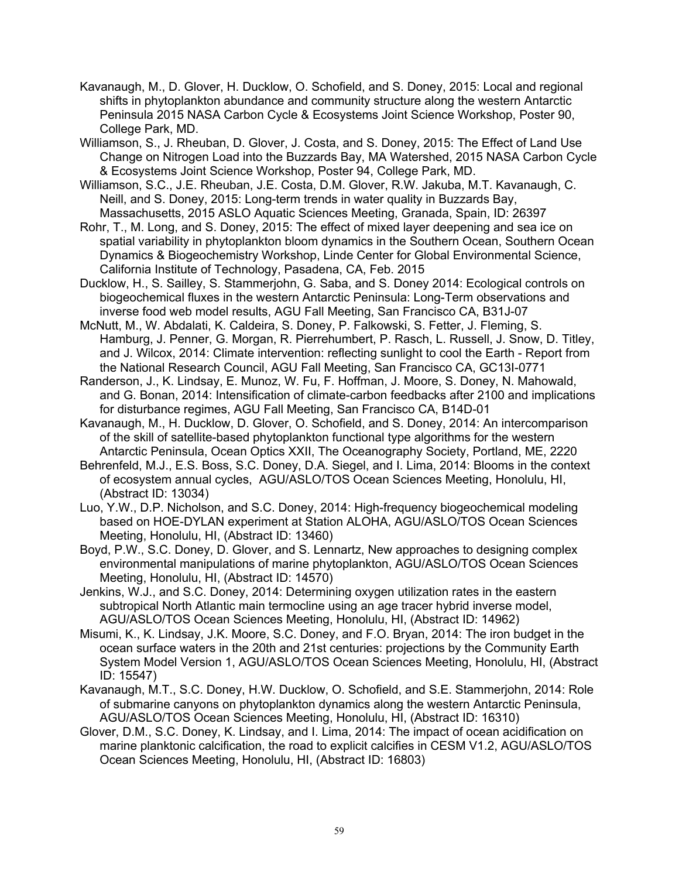Kavanaugh, M., D. Glover, H. Ducklow, O. Schofield, and S. Doney, 2015: Local and regional shifts in phytoplankton abundance and community structure along the western Antarctic Peninsula 2015 NASA Carbon Cycle & Ecosystems Joint Science Workshop, Poster 90, College Park, MD.

Williamson, S., J. Rheuban, D. Glover, J. Costa, and S. Doney, 2015: The Effect of Land Use Change on Nitrogen Load into the Buzzards Bay, MA Watershed, 2015 NASA Carbon Cycle & Ecosystems Joint Science Workshop, Poster 94, College Park, MD.

Williamson, S.C., J.E. Rheuban, J.E. Costa, D.M. Glover, R.W. Jakuba, M.T. Kavanaugh, C. Neill, and S. Doney, 2015: Long-term trends in water quality in Buzzards Bay, Massachusetts, 2015 ASLO Aquatic Sciences Meeting, Granada, Spain, ID: 26397

Rohr, T., M. Long, and S. Doney, 2015: The effect of mixed layer deepening and sea ice on spatial variability in phytoplankton bloom dynamics in the Southern Ocean, Southern Ocean Dynamics & Biogeochemistry Workshop, Linde Center for Global Environmental Science, California Institute of Technology, Pasadena, CA, Feb. 2015

Ducklow, H., S. Sailley, S. Stammerjohn, G. Saba, and S. Doney 2014: Ecological controls on biogeochemical fluxes in the western Antarctic Peninsula: Long-Term observations and inverse food web model results, AGU Fall Meeting, San Francisco CA, B31J-07

McNutt, M., W. Abdalati, K. Caldeira, S. Doney, P. Falkowski, S. Fetter, J. Fleming, S. Hamburg, J. Penner, G. Morgan, R. Pierrehumbert, P. Rasch, L. Russell, J. Snow, D. Titley, and J. Wilcox, 2014: Climate intervention: reflecting sunlight to cool the Earth - Report from the National Research Council, AGU Fall Meeting, San Francisco CA, GC13I-0771

Randerson, J., K. Lindsay, E. Munoz, W. Fu, F. Hoffman, J. Moore, S. Doney, N. Mahowald, and G. Bonan, 2014: Intensification of climate-carbon feedbacks after 2100 and implications for disturbance regimes, AGU Fall Meeting, San Francisco CA, B14D-01

Kavanaugh, M., H. Ducklow, D. Glover, O. Schofield, and S. Doney, 2014: An intercomparison of the skill of satellite-based phytoplankton functional type algorithms for the western Antarctic Peninsula, Ocean Optics XXII, The Oceanography Society, Portland, ME, 2220

Behrenfeld, M.J., E.S. Boss, S.C. Doney, D.A. Siegel, and I. Lima, 2014: Blooms in the context of ecosystem annual cycles, AGU/ASLO/TOS Ocean Sciences Meeting, Honolulu, HI, (Abstract ID: 13034)

Luo, Y.W., D.P. Nicholson, and S.C. Doney, 2014: High-frequency biogeochemical modeling based on HOE-DYLAN experiment at Station ALOHA, AGU/ASLO/TOS Ocean Sciences Meeting, Honolulu, HI, (Abstract ID: 13460)

Boyd, P.W., S.C. Doney, D. Glover, and S. Lennartz, New approaches to designing complex environmental manipulations of marine phytoplankton, AGU/ASLO/TOS Ocean Sciences Meeting, Honolulu, HI, (Abstract ID: 14570)

Jenkins, W.J., and S.C. Doney, 2014: Determining oxygen utilization rates in the eastern subtropical North Atlantic main termocline using an age tracer hybrid inverse model, AGU/ASLO/TOS Ocean Sciences Meeting, Honolulu, HI, (Abstract ID: 14962)

Misumi, K., K. Lindsay, J.K. Moore, S.C. Doney, and F.O. Bryan, 2014: The iron budget in the ocean surface waters in the 20th and 21st centuries: projections by the Community Earth System Model Version 1, AGU/ASLO/TOS Ocean Sciences Meeting, Honolulu, HI, (Abstract ID: 15547)

Kavanaugh, M.T., S.C. Doney, H.W. Ducklow, O. Schofield, and S.E. Stammerjohn, 2014: Role of submarine canyons on phytoplankton dynamics along the western Antarctic Peninsula, AGU/ASLO/TOS Ocean Sciences Meeting, Honolulu, HI, (Abstract ID: 16310)

Glover, D.M., S.C. Doney, K. Lindsay, and I. Lima, 2014: The impact of ocean acidification on marine planktonic calcification, the road to explicit calcifies in CESM V1.2, AGU/ASLO/TOS Ocean Sciences Meeting, Honolulu, HI, (Abstract ID: 16803)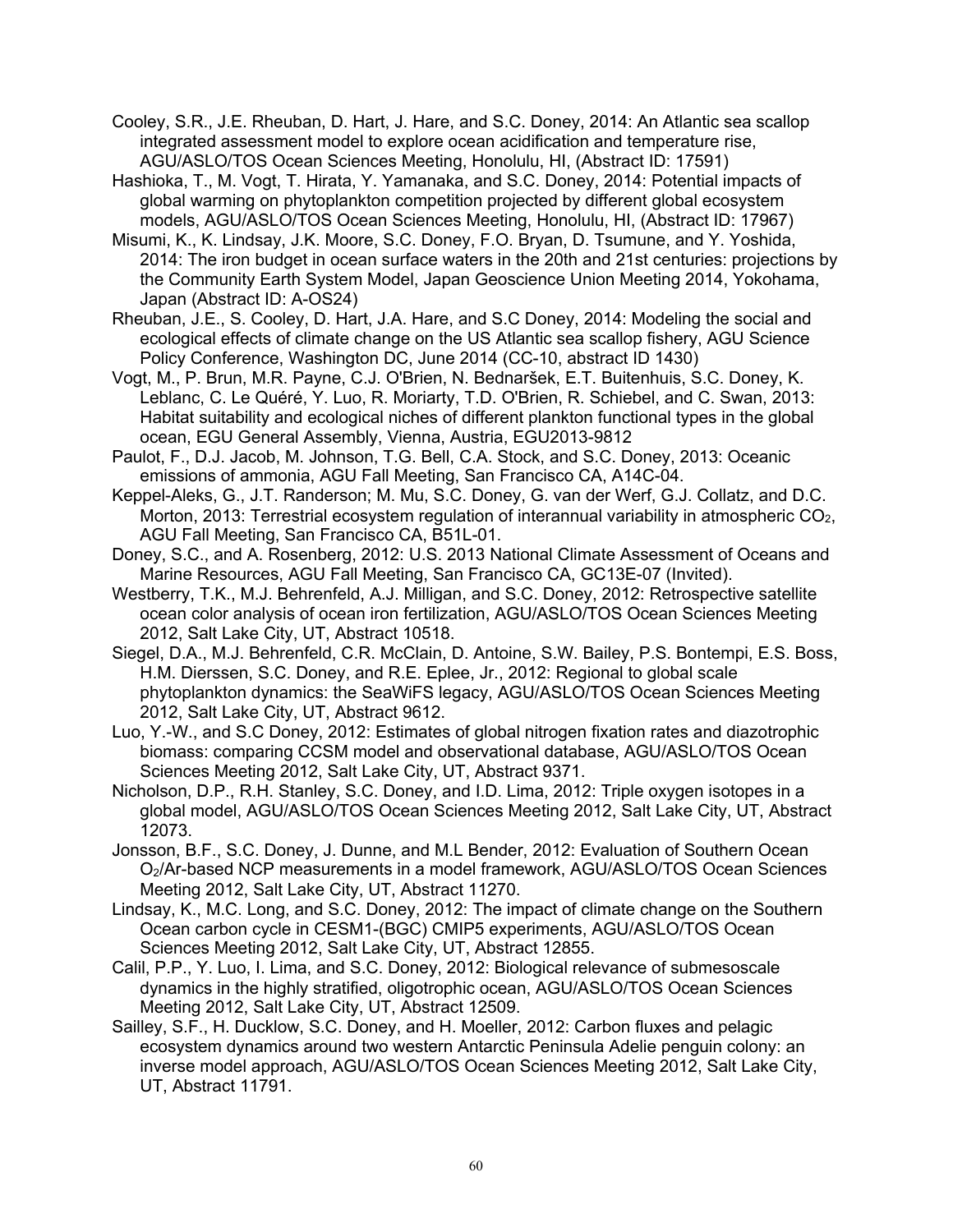Cooley, S.R., J.E. Rheuban, D. Hart, J. Hare, and S.C. Doney, 2014: An Atlantic sea scallop integrated assessment model to explore ocean acidification and temperature rise, AGU/ASLO/TOS Ocean Sciences Meeting, Honolulu, HI, (Abstract ID: 17591)

Hashioka, T., M. Vogt, T. Hirata, Y. Yamanaka, and S.C. Doney, 2014: Potential impacts of global warming on phytoplankton competition projected by different global ecosystem models, AGU/ASLO/TOS Ocean Sciences Meeting, Honolulu, HI, (Abstract ID: 17967)

Misumi, K., K. Lindsay, J.K. Moore, S.C. Doney, F.O. Bryan, D. Tsumune, and Y. Yoshida, 2014: The iron budget in ocean surface waters in the 20th and 21st centuries: projections by the Community Earth System Model, Japan Geoscience Union Meeting 2014, Yokohama, Japan (Abstract ID: A-OS24)

Rheuban, J.E., S. Cooley, D. Hart, J.A. Hare, and S.C Doney, 2014: Modeling the social and ecological effects of climate change on the US Atlantic sea scallop fishery, AGU Science Policy Conference, Washington DC, June 2014 (CC-10, abstract ID 1430)

Vogt, M., P. Brun, M.R. Payne, C.J. O'Brien, N. Bednaršek, E.T. Buitenhuis, S.C. Doney, K. Leblanc, C. Le Quéré, Y. Luo, R. Moriarty, T.D. O'Brien, R. Schiebel, and C. Swan, 2013: Habitat suitability and ecological niches of different plankton functional types in the global ocean, EGU General Assembly, Vienna, Austria, EGU2013-9812

Paulot, F., D.J. Jacob, M. Johnson, T.G. Bell, C.A. Stock, and S.C. Doney, 2013: Oceanic emissions of ammonia, AGU Fall Meeting, San Francisco CA, A14C-04.

Keppel-Aleks, G., J.T. Randerson; M. Mu, S.C. Doney, G. van der Werf, G.J. Collatz, and D.C. Morton, 2013: Terrestrial ecosystem regulation of interannual variability in atmospheric $CO_2$, AGU Fall Meeting, San Francisco CA, B51L-01.

Doney, S.C., and A. Rosenberg, 2012: U.S. 2013 National Climate Assessment of Oceans and Marine Resources, AGU Fall Meeting, San Francisco CA, GC13E-07 (Invited).

Westberry, T.K., M.J. Behrenfeld, A.J. Milligan, and S.C. Doney, 2012: Retrospective satellite ocean color analysis of ocean iron fertilization, AGU/ASLO/TOS Ocean Sciences Meeting 2012, Salt Lake City, UT, Abstract 10518.

Siegel, D.A., M.J. Behrenfeld, C.R. McClain, D. Antoine, S.W. Bailey, P.S. Bontempi, E.S. Boss, H.M. Dierssen, S.C. Doney, and R.E. Eplee, Jr., 2012: Regional to global scale phytoplankton dynamics: the SeaWiFS legacy, AGU/ASLO/TOS Ocean Sciences Meeting 2012, Salt Lake City, UT, Abstract 9612.

Luo, Y.-W., and S.C Doney, 2012: Estimates of global nitrogen fixation rates and diazotrophic biomass: comparing CCSM model and observational database, AGU/ASLO/TOS Ocean Sciences Meeting 2012, Salt Lake City, UT, Abstract 9371.

Nicholson, D.P., R.H. Stanley, S.C. Doney, and I.D. Lima, 2012: Triple oxygen isotopes in a global model, AGU/ASLO/TOS Ocean Sciences Meeting 2012, Salt Lake City, UT, Abstract 12073.

Jonsson, B.F., S.C. Doney, J. Dunne, and M.L Bender, 2012: Evaluation of Southern Ocean $O_2$/Ar-based NCP measurements in a model framework, AGU/ASLO/TOS Ocean Sciences Meeting 2012, Salt Lake City, UT, Abstract 11270.

Lindsay, K., M.C. Long, and S.C. Doney, 2012: The impact of climate change on the Southern Ocean carbon cycle in CESM1-(BGC) CMIP5 experiments, AGU/ASLO/TOS Ocean Sciences Meeting 2012, Salt Lake City, UT, Abstract 12855.

Calil, P.P., Y. Luo, I. Lima, and S.C. Doney, 2012: Biological relevance of submesoscale dynamics in the highly stratified, oligotrophic ocean, AGU/ASLO/TOS Ocean Sciences Meeting 2012, Salt Lake City, UT, Abstract 12509.

Sailley, S.F., H. Ducklow, S.C. Doney, and H. Moeller, 2012: Carbon fluxes and pelagic ecosystem dynamics around two western Antarctic Peninsula Adelie penguin colony: an inverse model approach, AGU/ASLO/TOS Ocean Sciences Meeting 2012, Salt Lake City, UT, Abstract 11791.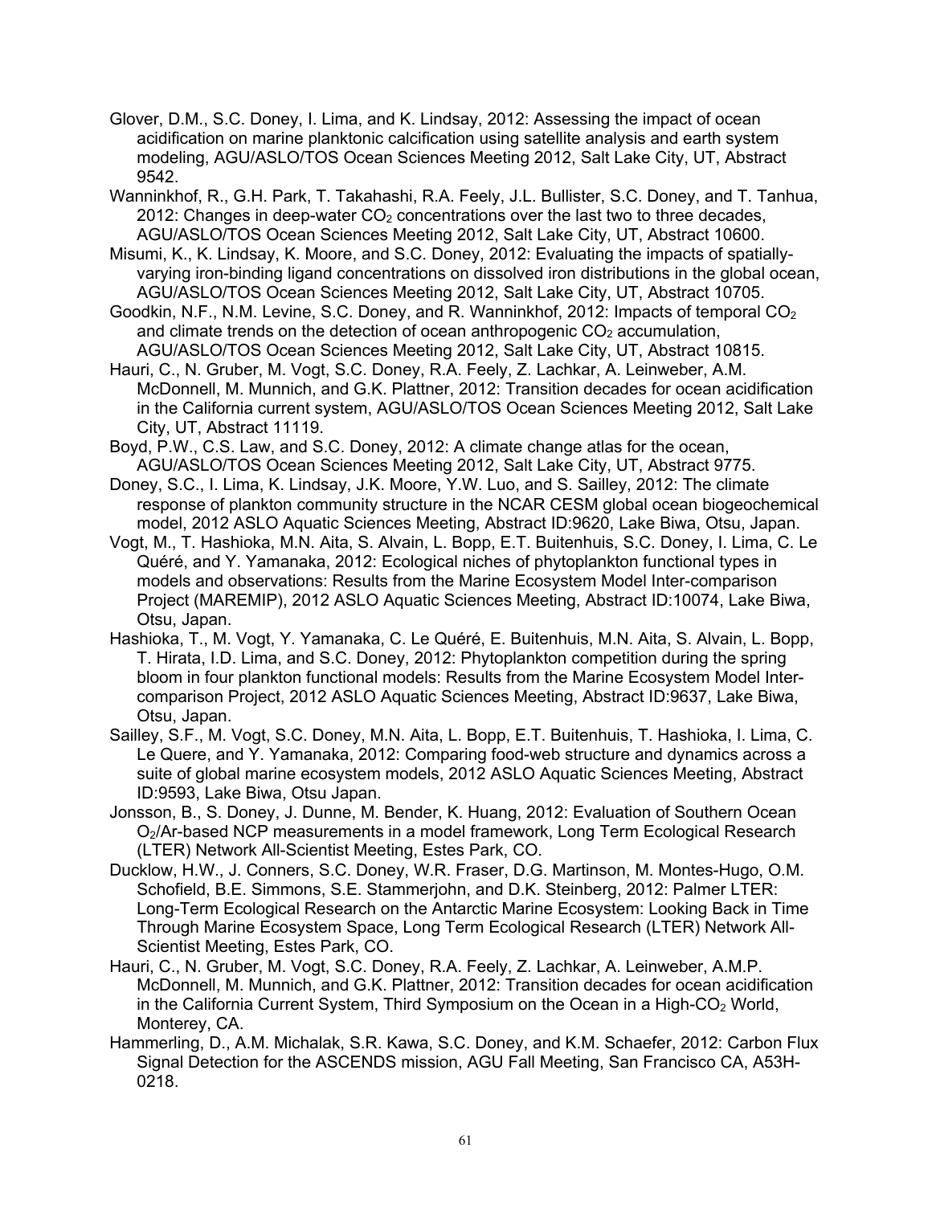Glover, D.M., S.C. Doney, I. Lima, and K. Lindsay, 2012: Assessing the impact of ocean acidification on marine planktonic calcification using satellite analysis and earth system modeling, AGU/ASLO/TOS Ocean Sciences Meeting 2012, Salt Lake City, UT, Abstract 9542.

Wanninkhof, R., G.H. Park, T. Takahashi, R.A. Feely, J.L. Bullister, S.C. Doney, and T. Tanhua, 2012: Changes in deep-water $CO_2$ concentrations over the last two to three decades, AGU/ASLO/TOS Ocean Sciences Meeting 2012, Salt Lake City, UT, Abstract 10600.

Misumi, K., K. Lindsay, K. Moore, and S.C. Doney, 2012: Evaluating the impacts of spatially-varying iron-binding ligand concentrations on dissolved iron distributions in the global ocean, AGU/ASLO/TOS Ocean Sciences Meeting 2012, Salt Lake City, UT, Abstract 10705.

Goodkin, N.F., N.M. Levine, S.C. Doney, and R. Wanninkhof, 2012: Impacts of temporal $CO_2$ and climate trends on the detection of ocean anthropogenic $CO_2$ accumulation, AGU/ASLO/TOS Ocean Sciences Meeting 2012, Salt Lake City, UT, Abstract 10815.

Hauri, C., N. Gruber, M. Vogt, S.C. Doney, R.A. Feely, Z. Lachkar, A. Leinweber, A.M. McDonnell, M. Munnich, and G.K. Plattner, 2012: Transition decades for ocean acidification in the California current system, AGU/ASLO/TOS Ocean Sciences Meeting 2012, Salt Lake City, UT, Abstract 11119.

Boyd, P.W., C.S. Law, and S.C. Doney, 2012: A climate change atlas for the ocean, AGU/ASLO/TOS Ocean Sciences Meeting 2012, Salt Lake City, UT, Abstract 9775.

Doney, S.C., I. Lima, K. Lindsay, J.K. Moore, Y.W. Luo, and S. Sailley, 2012: The climate response of plankton community structure in the NCAR CESM global ocean biogeochemical model, 2012 ASLO Aquatic Sciences Meeting, Abstract ID:9620, Lake Biwa, Otsu, Japan.

Vogt, M., T. Hashioka, M.N. Aita, S. Alvain, L. Bopp, E.T. Buitenhuis, S.C. Doney, I. Lima, C. Le Quéré, and Y. Yamanaka, 2012: Ecological niches of phytoplankton functional types in models and observations: Results from the Marine Ecosystem Model Inter-comparison Project (MAREMIP), 2012 ASLO Aquatic Sciences Meeting, Abstract ID:10074, Lake Biwa, Otsu, Japan.

Hashioka, T., M. Vogt, Y. Yamanaka, C. Le Quéré, E. Buitenhuis, M.N. Aita, S. Alvain, L. Bopp, T. Hirata, I.D. Lima, and S.C. Doney, 2012: Phytoplankton competition during the spring bloom in four plankton functional models: Results from the Marine Ecosystem Model Inter-comparison Project, 2012 ASLO Aquatic Sciences Meeting, Abstract ID:9637, Lake Biwa, Otsu, Japan.

Sailley, S.F., M. Vogt, S.C. Doney, M.N. Aita, L. Bopp, E.T. Buitenhuis, T. Hashioka, I. Lima, C. Le Quere, and Y. Yamanaka, 2012: Comparing food-web structure and dynamics across a suite of global marine ecosystem models, 2012 ASLO Aquatic Sciences Meeting, Abstract ID:9593, Lake Biwa, Otsu Japan.

Jonsson, B., S. Doney, J. Dunne, M. Bender, K. Huang, 2012: Evaluation of Southern Ocean $O_2$/Ar-based NCP measurements in a model framework, Long Term Ecological Research (LTER) Network All-Scientist Meeting, Estes Park, CO.

Ducklow, H.W., J. Conners, S.C. Doney, W.R. Fraser, D.G. Martinson, M. Montes-Hugo, O.M. Schofield, B.E. Simmons, S.E. Stammerjohn, and D.K. Steinberg, 2012: Palmer LTER: Long-Term Ecological Research on the Antarctic Marine Ecosystem: Looking Back in Time Through Marine Ecosystem Space, Long Term Ecological Research (LTER) Network All-Scientist Meeting, Estes Park, CO.

Hauri, C., N. Gruber, M. Vogt, S.C. Doney, R.A. Feely, Z. Lachkar, A. Leinweber, A.M.P. McDonnell, M. Munnich, and G.K. Plattner, 2012: Transition decades for ocean acidification in the California Current System, Third Symposium on the Ocean in a High-$CO_2$ World, Monterey, CA.

Hammerling, D., A.M. Michalak, S.R. Kawa, S.C. Doney, and K.M. Schaefer, 2012: Carbon Flux Signal Detection for the ASCENDS mission, AGU Fall Meeting, San Francisco CA, A53H-0218.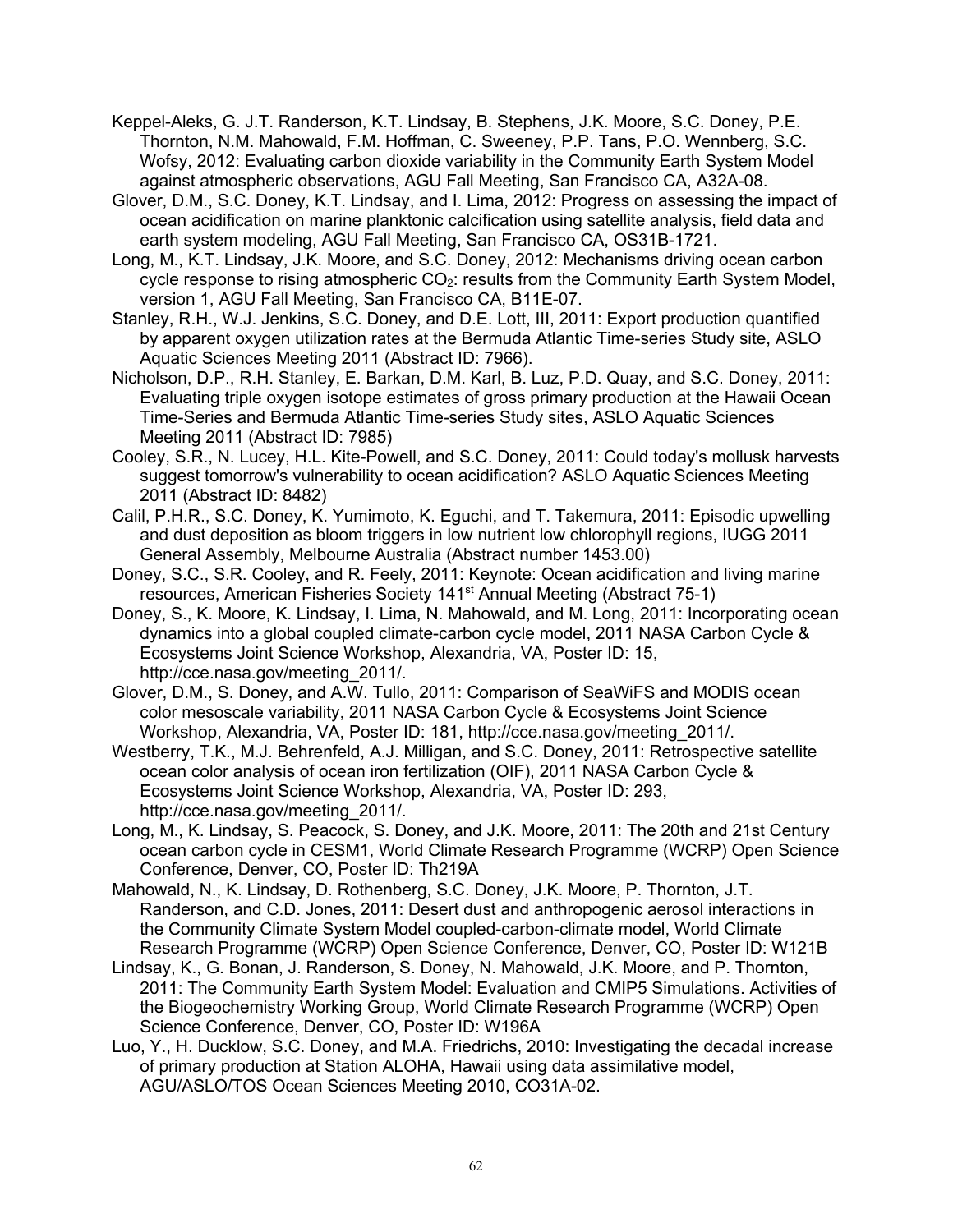Keppel-Aleks, G. J.T. Randerson, K.T. Lindsay, B. Stephens, J.K. Moore, S.C. Doney, P.E. Thornton, N.M. Mahowald, F.M. Hoffman, C. Sweeney, P.P. Tans, P.O. Wennberg, S.C. Wofsy, 2012: Evaluating carbon dioxide variability in the Community Earth System Model against atmospheric observations, AGU Fall Meeting, San Francisco CA, A32A-08.

Glover, D.M., S.C. Doney, K.T. Lindsay, and I. Lima, 2012: Progress on assessing the impact of ocean acidification on marine planktonic calcification using satellite analysis, field data and earth system modeling, AGU Fall Meeting, San Francisco CA, OS31B-1721.

Long, M., K.T. Lindsay, J.K. Moore, and S.C. Doney, 2012: Mechanisms driving ocean carbon cycle response to rising atmospheric $CO_2$: results from the Community Earth System Model, version 1, AGU Fall Meeting, San Francisco CA, B11E-07.

Stanley, R.H., W.J. Jenkins, S.C. Doney, and D.E. Lott, III, 2011: Export production quantified by apparent oxygen utilization rates at the Bermuda Atlantic Time-series Study site, ASLO Aquatic Sciences Meeting 2011 (Abstract ID: 7966).

Nicholson, D.P., R.H. Stanley, E. Barkan, D.M. Karl, B. Luz, P.D. Quay, and S.C. Doney, 2011: Evaluating triple oxygen isotope estimates of gross primary production at the Hawaii Ocean Time-Series and Bermuda Atlantic Time-series Study sites, ASLO Aquatic Sciences Meeting 2011 (Abstract ID: 7985)

Cooley, S.R., N. Lucey, H.L. Kite-Powell, and S.C. Doney, 2011: Could today's mollusk harvests suggest tomorrow's vulnerability to ocean acidification? ASLO Aquatic Sciences Meeting 2011 (Abstract ID: 8482)

Calil, P.H.R., S.C. Doney, K. Yumimoto, K. Eguchi, and T. Takemura, 2011: Episodic upwelling and dust deposition as bloom triggers in low nutrient low chlorophyll regions, IUGG 2011 General Assembly, Melbourne Australia (Abstract number 1453.00)

Doney, S.C., S.R. Cooley, and R. Feely, 2011: Keynote: Ocean acidification and living marine resources, American Fisheries Society 141st Annual Meeting (Abstract 75-1)

Doney, S., K. Moore, K. Lindsay, I. Lima, N. Mahowald, and M. Long, 2011: Incorporating ocean dynamics into a global coupled climate-carbon cycle model, 2011 NASA Carbon Cycle & Ecosystems Joint Science Workshop, Alexandria, VA, Poster ID: 15, http://cce.nasa.gov/meeting_2011/.

Glover, D.M., S. Doney, and A.W. Tullo, 2011: Comparison of SeaWiFS and MODIS ocean color mesoscale variability, 2011 NASA Carbon Cycle & Ecosystems Joint Science Workshop, Alexandria, VA, Poster ID: 181, http://cce.nasa.gov/meeting_2011/.

Westberry, T.K., M.J. Behrenfeld, A.J. Milligan, and S.C. Doney, 2011: Retrospective satellite ocean color analysis of ocean iron fertilization (OIF), 2011 NASA Carbon Cycle & Ecosystems Joint Science Workshop, Alexandria, VA, Poster ID: 293, http://cce.nasa.gov/meeting_2011/.

Long, M., K. Lindsay, S. Peacock, S. Doney, and J.K. Moore, 2011: The 20th and 21st Century ocean carbon cycle in CESM1, World Climate Research Programme (WCRP) Open Science Conference, Denver, CO, Poster ID: Th219A

Mahowald, N., K. Lindsay, D. Rothenberg, S.C. Doney, J.K. Moore, P. Thornton, J.T. Randerson, and C.D. Jones, 2011: Desert dust and anthropogenic aerosol interactions in the Community Climate System Model coupled-carbon-climate model, World Climate Research Programme (WCRP) Open Science Conference, Denver, CO, Poster ID: W121B

Lindsay, K., G. Bonan, J. Randerson, S. Doney, N. Mahowald, J.K. Moore, and P. Thornton, 2011: The Community Earth System Model: Evaluation and CMIP5 Simulations. Activities of the Biogeochemistry Working Group, World Climate Research Programme (WCRP) Open Science Conference, Denver, CO, Poster ID: W196A

Luo, Y., H. Ducklow, S.C. Doney, and M.A. Friedrichs, 2010: Investigating the decadal increase of primary production at Station ALOHA, Hawaii using data assimilative model, AGU/ASLO/TOS Ocean Sciences Meeting 2010, CO31A-02.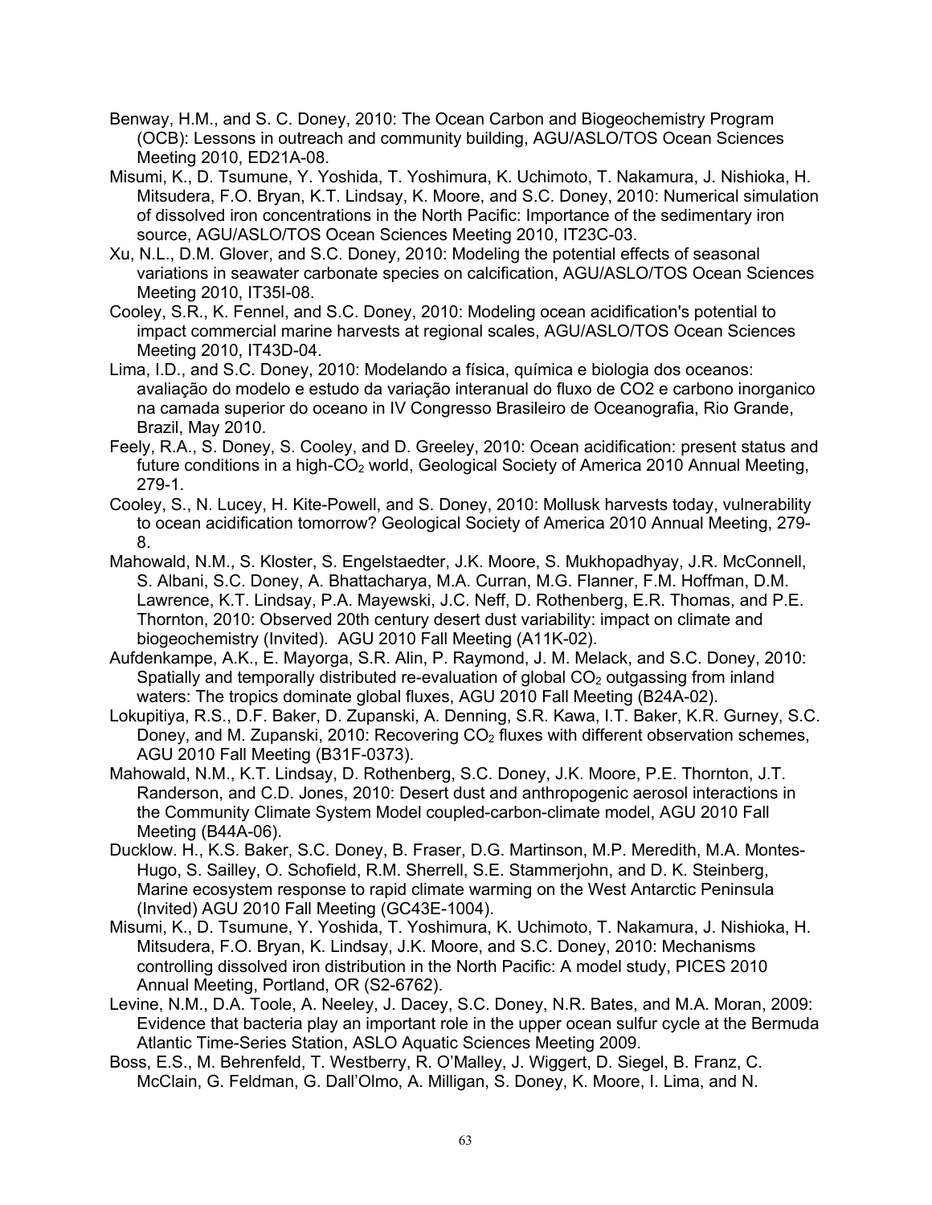Benway, H.M., and S. C. Doney, 2010: The Ocean Carbon and Biogeochemistry Program (OCB): Lessons in outreach and community building, AGU/ASLO/TOS Ocean Sciences Meeting 2010, ED21A-08.

Misumi, K., D. Tsumune, Y. Yoshida, T. Yoshimura, K. Uchimoto, T. Nakamura, J. Nishioka, H. Mitsudera, F.O. Bryan, K.T. Lindsay, K. Moore, and S.C. Doney, 2010: Numerical simulation of dissolved iron concentrations in the North Pacific: Importance of the sedimentary iron source, AGU/ASLO/TOS Ocean Sciences Meeting 2010, IT23C-03.

Xu, N.L., D.M. Glover, and S.C. Doney, 2010: Modeling the potential effects of seasonal variations in seawater carbonate species on calcification, AGU/ASLO/TOS Ocean Sciences Meeting 2010, IT35I-08.

Cooley, S.R., K. Fennel, and S.C. Doney, 2010: Modeling ocean acidification's potential to impact commercial marine harvests at regional scales, AGU/ASLO/TOS Ocean Sciences Meeting 2010, IT43D-04.

Lima, I.D., and S.C. Doney, 2010: Modelando a física, química e biologia dos oceanos: avaliação do modelo e estudo da variação interanual do fluxo de CO2 e carbono inorganico na camada superior do oceano in IV Congresso Brasileiro de Oceanografia, Rio Grande, Brazil, May 2010.

Feely, R.A., S. Doney, S. Cooley, and D. Greeley, 2010: Ocean acidification: present status and future conditions in a high-$CO_2$ world, Geological Society of America 2010 Annual Meeting, 279-1.

Cooley, S., N. Lucey, H. Kite-Powell, and S. Doney, 2010: Mollusk harvests today, vulnerability to ocean acidification tomorrow? Geological Society of America 2010 Annual Meeting, 279-8.

Mahowald, N.M., S. Kloster, S. Engelstaedter, J.K. Moore, S. Mukhopadhyay, J.R. McConnell, S. Albani, S.C. Doney, A. Bhattacharya, M.A. Curran, M.G. Flanner, F.M. Hoffman, D.M. Lawrence, K.T. Lindsay, P.A. Mayewski, J.C. Neff, D. Rothenberg, E.R. Thomas, and P.E. Thornton, 2010: Observed 20th century desert dust variability: impact on climate and biogeochemistry (Invited). AGU 2010 Fall Meeting (A11K-02).

Aufdenkampe, A.K., E. Mayorga, S.R. Alin, P. Raymond, J. M. Melack, and S.C. Doney, 2010: Spatially and temporally distributed re-evaluation of global $CO_2$ outgassing from inland waters: The tropics dominate global fluxes, AGU 2010 Fall Meeting (B24A-02).

Lokupitiya, R.S., D.F. Baker, D. Zupanski, A. Denning, S.R. Kawa, I.T. Baker, K.R. Gurney, S.C. Doney, and M. Zupanski, 2010: Recovering $CO_2$ fluxes with different observation schemes, AGU 2010 Fall Meeting (B31F-0373).

Mahowald, N.M., K.T. Lindsay, D. Rothenberg, S.C. Doney, J.K. Moore, P.E. Thornton, J.T. Randerson, and C.D. Jones, 2010: Desert dust and anthropogenic aerosol interactions in the Community Climate System Model coupled-carbon-climate model, AGU 2010 Fall Meeting (B44A-06).

Ducklow. H., K.S. Baker, S.C. Doney, B. Fraser, D.G. Martinson, M.P. Meredith, M.A. Montes-Hugo, S. Sailley, O. Schofield, R.M. Sherrell, S.E. Stammerjohn, and D. K. Steinberg, Marine ecosystem response to rapid climate warming on the West Antarctic Peninsula (Invited) AGU 2010 Fall Meeting (GC43E-1004).

Misumi, K., D. Tsumune, Y. Yoshida, T. Yoshimura, K. Uchimoto, T. Nakamura, J. Nishioka, H. Mitsudera, F.O. Bryan, K. Lindsay, J.K. Moore, and S.C. Doney, 2010: Mechanisms controlling dissolved iron distribution in the North Pacific: A model study, PICES 2010 Annual Meeting, Portland, OR (S2-6762).

Levine, N.M., D.A. Toole, A. Neeley, J. Dacey, S.C. Doney, N.R. Bates, and M.A. Moran, 2009: Evidence that bacteria play an important role in the upper ocean sulfur cycle at the Bermuda Atlantic Time-Series Station, ASLO Aquatic Sciences Meeting 2009.

Boss, E.S., M. Behrenfeld, T. Westberry, R. O'Malley, J. Wiggert, D. Siegel, B. Franz, C. McClain, G. Feldman, G. Dall'Olmo, A. Milligan, S. Doney, K. Moore, I. Lima, and N.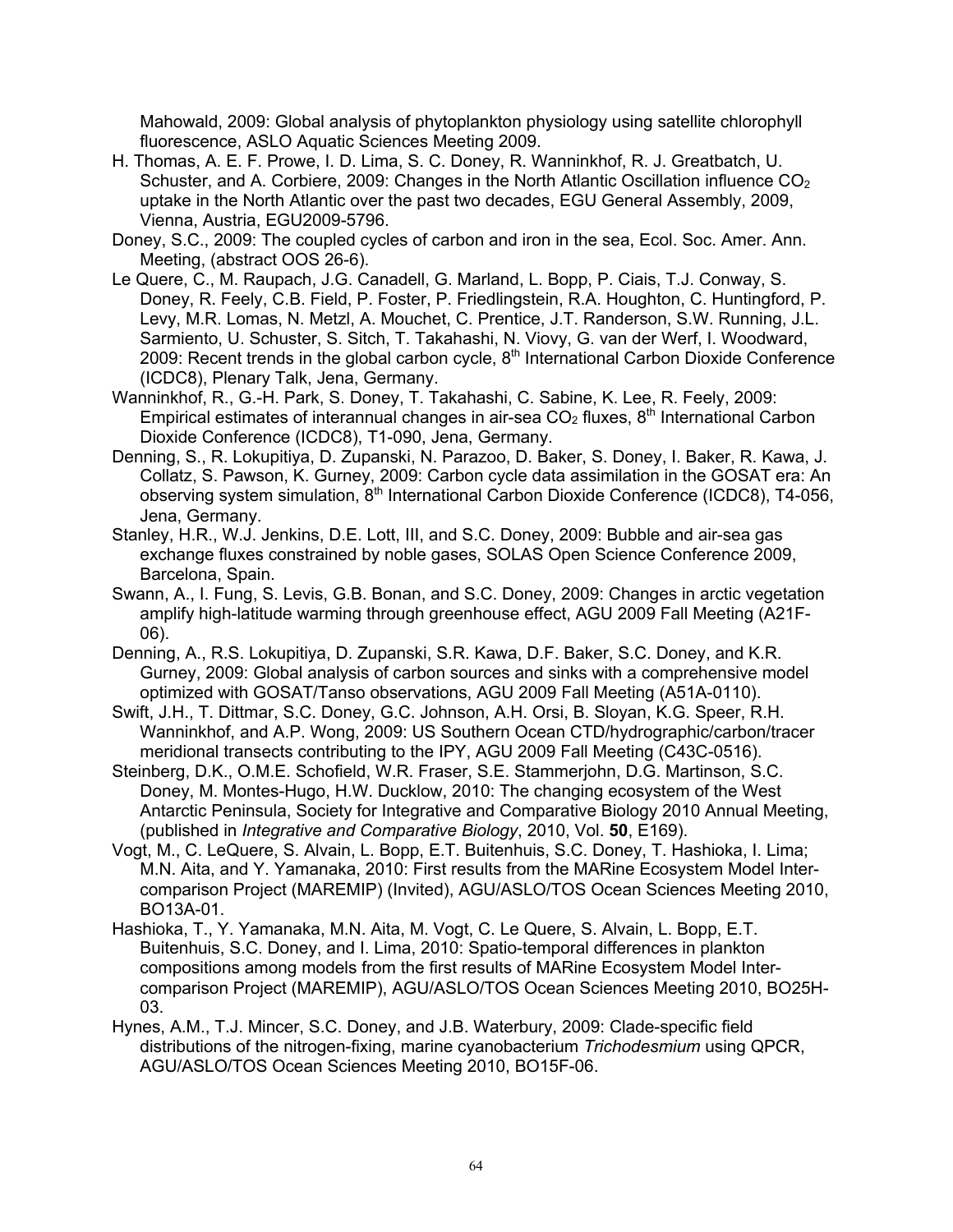Mahowald, 2009: Global analysis of phytoplankton physiology using satellite chlorophyll fluorescence, ASLO Aquatic Sciences Meeting 2009.

H. Thomas, A. E. F. Prowe, I. D. Lima, S. C. Doney, R. Wanninkhof, R. J. Greatbatch, U. Schuster, and A. Corbiere, 2009: Changes in the North Atlantic Oscillation influence $CO_2$ uptake in the North Atlantic over the past two decades, EGU General Assembly, 2009, Vienna, Austria, EGU2009-5796.

Doney, S.C., 2009: The coupled cycles of carbon and iron in the sea, Ecol. Soc. Amer. Ann. Meeting, (abstract OOS 26-6).

Le Quere, C., M. Raupach, J.G. Canadell, G. Marland, L. Bopp, P. Ciais, T.J. Conway, S. Doney, R. Feely, C.B. Field, P. Foster, P. Friedlingstein, R.A. Houghton, C. Huntingford, P. Levy, M.R. Lomas, N. Metzl, A. Mouchet, C. Prentice, J.T. Randerson, S.W. Running, J.L. Sarmiento, U. Schuster, S. Sitch, T. Takahashi, N. Viovy, G. van der Werf, I. Woodward, 2009: Recent trends in the global carbon cycle, 8th International Carbon Dioxide Conference (ICDC8), Plenary Talk, Jena, Germany.

Wanninkhof, R., G.-H. Park, S. Doney, T. Takahashi, C. Sabine, K. Lee, R. Feely, 2009: Empirical estimates of interannual changes in air-sea $CO_2$ fluxes, 8th International Carbon Dioxide Conference (ICDC8), T1-090, Jena, Germany.

Denning, S., R. Lokupitiya, D. Zupanski, N. Parazoo, D. Baker, S. Doney, I. Baker, R. Kawa, J. Collatz, S. Pawson, K. Gurney, 2009: Carbon cycle data assimilation in the GOSAT era: An observing system simulation, 8th International Carbon Dioxide Conference (ICDC8), T4-056, Jena, Germany.

Stanley, H.R., W.J. Jenkins, D.E. Lott, III, and S.C. Doney, 2009: Bubble and air-sea gas exchange fluxes constrained by noble gases, SOLAS Open Science Conference 2009, Barcelona, Spain.

Swann, A., I. Fung, S. Levis, G.B. Bonan, and S.C. Doney, 2009: Changes in arctic vegetation amplify high-latitude warming through greenhouse effect, AGU 2009 Fall Meeting (A21F-06).

Denning, A., R.S. Lokupitiya, D. Zupanski, S.R. Kawa, D.F. Baker, S.C. Doney, and K.R. Gurney, 2009: Global analysis of carbon sources and sinks with a comprehensive model optimized with GOSAT/Tanso observations, AGU 2009 Fall Meeting (A51A-0110).

Swift, J.H., T. Dittmar, S.C. Doney, G.C. Johnson, A.H. Orsi, B. Sloyan, K.G. Speer, R.H. Wanninkhof, and A.P. Wong, 2009: US Southern Ocean CTD/hydrographic/carbon/tracer meridional transects contributing to the IPY, AGU 2009 Fall Meeting (C43C-0516).

Steinberg, D.K., O.M.E. Schofield, W.R. Fraser, S.E. Stammerjohn, D.G. Martinson, S.C. Doney, M. Montes-Hugo, H.W. Ducklow, 2010: The changing ecosystem of the West Antarctic Peninsula, Society for Integrative and Comparative Biology 2010 Annual Meeting, (published in *Integrative and Comparative Biology*, 2010, Vol. **50**, E169).

Vogt, M., C. LeQuere, S. Alvain, L. Bopp, E.T. Buitenhuis, S.C. Doney, T. Hashioka, I. Lima; M.N. Aita, and Y. Yamanaka, 2010: First results from the MARine Ecosystem Model Inter-comparison Project (MAREMIP) (Invited), AGU/ASLO/TOS Ocean Sciences Meeting 2010, BO13A-01.

Hashioka, T., Y. Yamanaka, M.N. Aita, M. Vogt, C. Le Quere, S. Alvain, L. Bopp, E.T. Buitenhuis, S.C. Doney, and I. Lima, 2010: Spatio-temporal differences in plankton compositions among models from the first results of MARine Ecosystem Model Inter-comparison Project (MAREMIP), AGU/ASLO/TOS Ocean Sciences Meeting 2010, BO25H-03.

Hynes, A.M., T.J. Mincer, S.C. Doney, and J.B. Waterbury, 2009: Clade-specific field distributions of the nitrogen-fixing, marine cyanobacterium *Trichodesmium* using QPCR, AGU/ASLO/TOS Ocean Sciences Meeting 2010, BO15F-06.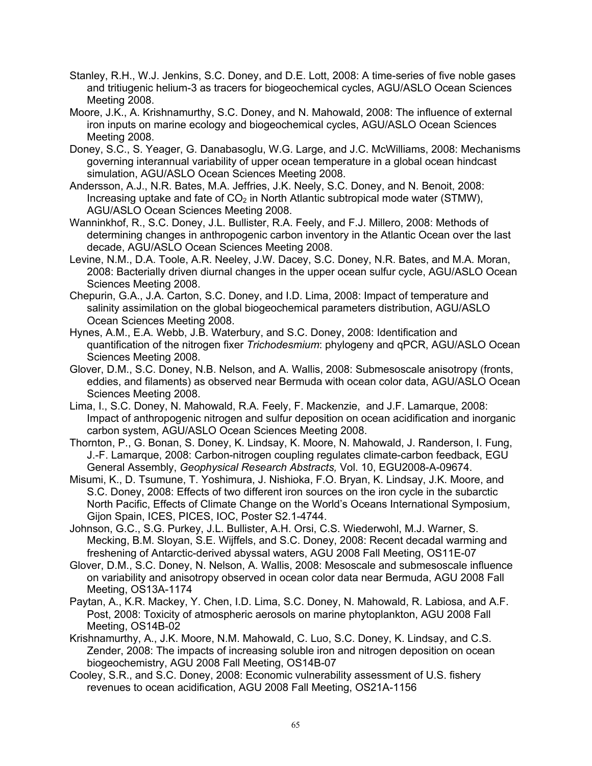Stanley, R.H., W.J. Jenkins, S.C. Doney, and D.E. Lott, 2008: A time-series of five noble gases and tritiugenic helium-3 as tracers for biogeochemical cycles, AGU/ASLO Ocean Sciences Meeting 2008.

Moore, J.K., A. Krishnamurthy, S.C. Doney, and N. Mahowald, 2008: The influence of external iron inputs on marine ecology and biogeochemical cycles, AGU/ASLO Ocean Sciences Meeting 2008.

Doney, S.C., S. Yeager, G. Danabasoglu, W.G. Large, and J.C. McWilliams, 2008: Mechanisms governing interannual variability of upper ocean temperature in a global ocean hindcast simulation, AGU/ASLO Ocean Sciences Meeting 2008.

Andersson, A.J., N.R. Bates, M.A. Jeffries, J.K. Neely, S.C. Doney, and N. Benoit, 2008: Increasing uptake and fate of $CO_2$ in North Atlantic subtropical mode water (STMW), AGU/ASLO Ocean Sciences Meeting 2008.

Wanninkhof, R., S.C. Doney, J.L. Bullister, R.A. Feely, and F.J. Millero, 2008: Methods of determining changes in anthropogenic carbon inventory in the Atlantic Ocean over the last decade, AGU/ASLO Ocean Sciences Meeting 2008.

Levine, N.M., D.A. Toole, A.R. Neeley, J.W. Dacey, S.C. Doney, N.R. Bates, and M.A. Moran, 2008: Bacterially driven diurnal changes in the upper ocean sulfur cycle, AGU/ASLO Ocean Sciences Meeting 2008.

Chepurin, G.A., J.A. Carton, S.C. Doney, and I.D. Lima, 2008: Impact of temperature and salinity assimilation on the global biogeochemical parameters distribution, AGU/ASLO Ocean Sciences Meeting 2008.

Hynes, A.M., E.A. Webb, J.B. Waterbury, and S.C. Doney, 2008: Identification and quantification of the nitrogen fixer *Trichodesmium*: phylogeny and qPCR, AGU/ASLO Ocean Sciences Meeting 2008.

Glover, D.M., S.C. Doney, N.B. Nelson, and A. Wallis, 2008: Submesoscale anisotropy (fronts, eddies, and filaments) as observed near Bermuda with ocean color data, AGU/ASLO Ocean Sciences Meeting 2008.

Lima, I., S.C. Doney, N. Mahowald, R.A. Feely, F. Mackenzie, and J.F. Lamarque, 2008: Impact of anthropogenic nitrogen and sulfur deposition on ocean acidification and inorganic carbon system, AGU/ASLO Ocean Sciences Meeting 2008.

Thornton, P., G. Bonan, S. Doney, K. Lindsay, K. Moore, N. Mahowald, J. Randerson, I. Fung, J.-F. Lamarque, 2008: Carbon-nitrogen coupling regulates climate-carbon feedback, EGU General Assembly, *Geophysical Research Abstracts,* Vol. 10, EGU2008-A-09674.

Misumi, K., D. Tsumune, T. Yoshimura, J. Nishioka, F.O. Bryan, K. Lindsay, J.K. Moore, and S.C. Doney, 2008: Effects of two different iron sources on the iron cycle in the subarctic North Pacific, Effects of Climate Change on the World's Oceans International Symposium, Gijon Spain, ICES, PICES, IOC, Poster S2.1-4744.

Johnson, G.C., S.G. Purkey, J.L. Bullister, A.H. Orsi, C.S. Wiederwohl, M.J. Warner, S. Mecking, B.M. Sloyan, S.E. Wijffels, and S.C. Doney, 2008: Recent decadal warming and freshening of Antarctic-derived abyssal waters, AGU 2008 Fall Meeting, OS11E-07

Glover, D.M., S.C. Doney, N. Nelson, A. Wallis, 2008: Mesoscale and submesoscale influence on variability and anisotropy observed in ocean color data near Bermuda, AGU 2008 Fall Meeting, OS13A-1174

Paytan, A., K.R. Mackey, Y. Chen, I.D. Lima, S.C. Doney, N. Mahowald, R. Labiosa, and A.F. Post, 2008: Toxicity of atmospheric aerosols on marine phytoplankton, AGU 2008 Fall Meeting, OS14B-02

Krishnamurthy, A., J.K. Moore, N.M. Mahowald, C. Luo, S.C. Doney, K. Lindsay, and C.S. Zender, 2008: The impacts of increasing soluble iron and nitrogen deposition on ocean biogeochemistry, AGU 2008 Fall Meeting, OS14B-07

Cooley, S.R., and S.C. Doney, 2008: Economic vulnerability assessment of U.S. fishery revenues to ocean acidification, AGU 2008 Fall Meeting, OS21A-1156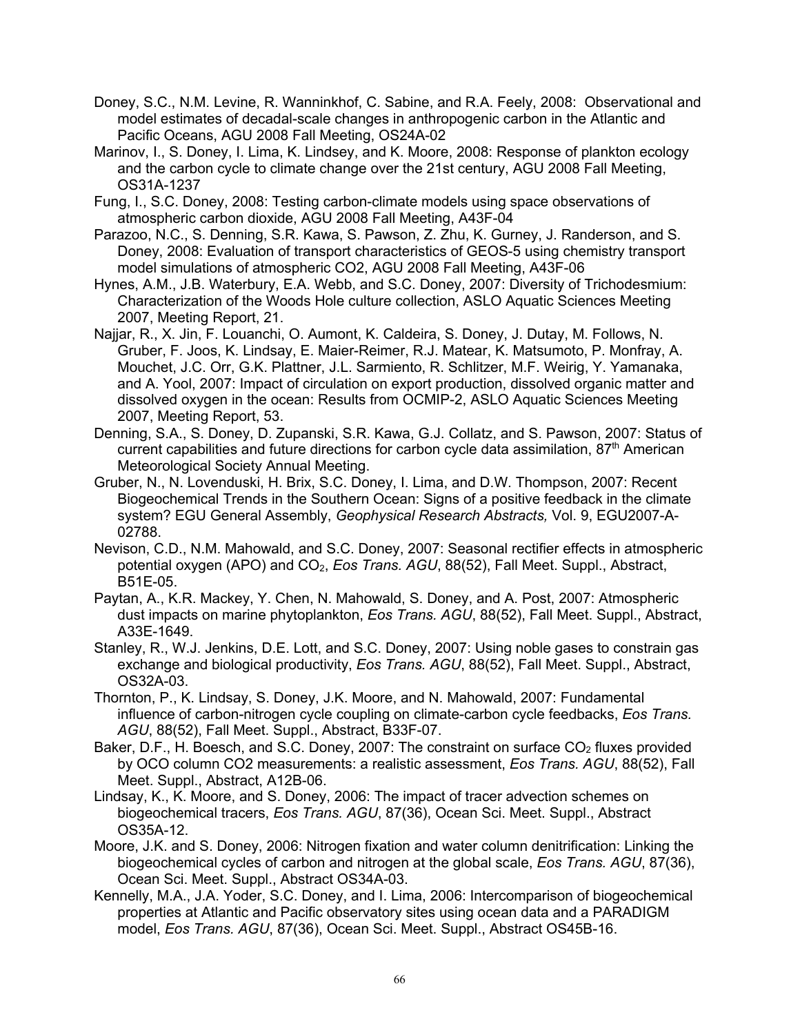Doney, S.C., N.M. Levine, R. Wanninkhof, C. Sabine, and R.A. Feely, 2008: Observational and model estimates of decadal-scale changes in anthropogenic carbon in the Atlantic and Pacific Oceans, AGU 2008 Fall Meeting, OS24A-02

Marinov, I., S. Doney, I. Lima, K. Lindsey, and K. Moore, 2008: Response of plankton ecology and the carbon cycle to climate change over the 21st century, AGU 2008 Fall Meeting, OS31A-1237

Fung, I., S.C. Doney, 2008: Testing carbon-climate models using space observations of atmospheric carbon dioxide, AGU 2008 Fall Meeting, A43F-04

Parazoo, N.C., S. Denning, S.R. Kawa, S. Pawson, Z. Zhu, K. Gurney, J. Randerson, and S. Doney, 2008: Evaluation of transport characteristics of GEOS-5 using chemistry transport model simulations of atmospheric CO2, AGU 2008 Fall Meeting, A43F-06

Hynes, A.M., J.B. Waterbury, E.A. Webb, and S.C. Doney, 2007: Diversity of Trichodesmium: Characterization of the Woods Hole culture collection, ASLO Aquatic Sciences Meeting 2007, Meeting Report, 21.

Najjar, R., X. Jin, F. Louanchi, O. Aumont, K. Caldeira, S. Doney, J. Dutay, M. Follows, N. Gruber, F. Joos, K. Lindsay, E. Maier-Reimer, R.J. Matear, K. Matsumoto, P. Monfray, A. Mouchet, J.C. Orr, G.K. Plattner, J.L. Sarmiento, R. Schlitzer, M.F. Weirig, Y. Yamanaka, and A. Yool, 2007: Impact of circulation on export production, dissolved organic matter and dissolved oxygen in the ocean: Results from OCMIP-2, ASLO Aquatic Sciences Meeting 2007, Meeting Report, 53.

Denning, S.A., S. Doney, D. Zupanski, S.R. Kawa, G.J. Collatz, and S. Pawson, 2007: Status of current capabilities and future directions for carbon cycle data assimilation, 87th American Meteorological Society Annual Meeting.

Gruber, N., N. Lovenduski, H. Brix, S.C. Doney, I. Lima, and D.W. Thompson, 2007: Recent Biogeochemical Trends in the Southern Ocean: Signs of a positive feedback in the climate system? EGU General Assembly, *Geophysical Research Abstracts,* Vol. 9, EGU2007-A-02788.

Nevison, C.D., N.M. Mahowald, and S.C. Doney, 2007: Seasonal rectifier effects in atmospheric potential oxygen (APO) and $CO_2$, *Eos Trans. AGU*, 88(52), Fall Meet. Suppl., Abstract, B51E-05.

Paytan, A., K.R. Mackey, Y. Chen, N. Mahowald, S. Doney, and A. Post, 2007: Atmospheric dust impacts on marine phytoplankton, *Eos Trans. AGU*, 88(52), Fall Meet. Suppl., Abstract, A33E-1649.

Stanley, R., W.J. Jenkins, D.E. Lott, and S.C. Doney, 2007: Using noble gases to constrain gas exchange and biological productivity, *Eos Trans. AGU*, 88(52), Fall Meet. Suppl., Abstract, OS32A-03.

Thornton, P., K. Lindsay, S. Doney, J.K. Moore, and N. Mahowald, 2007: Fundamental influence of carbon-nitrogen cycle coupling on climate-carbon cycle feedbacks, *Eos Trans. AGU*, 88(52), Fall Meet. Suppl., Abstract, B33F-07.

Baker, D.F., H. Boesch, and S.C. Doney, 2007: The constraint on surface $CO_2$ fluxes provided by OCO column CO2 measurements: a realistic assessment, *Eos Trans. AGU*, 88(52), Fall Meet. Suppl., Abstract, A12B-06.

Lindsay, K., K. Moore, and S. Doney, 2006: The impact of tracer advection schemes on biogeochemical tracers, *Eos Trans. AGU*, 87(36), Ocean Sci. Meet. Suppl., Abstract OS35A-12.

Moore, J.K. and S. Doney, 2006: Nitrogen fixation and water column denitrification: Linking the biogeochemical cycles of carbon and nitrogen at the global scale, *Eos Trans. AGU*, 87(36), Ocean Sci. Meet. Suppl., Abstract OS34A-03.

Kennelly, M.A., J.A. Yoder, S.C. Doney, and I. Lima, 2006: Intercomparison of biogeochemical properties at Atlantic and Pacific observatory sites using ocean data and a PARADIGM model, *Eos Trans. AGU*, 87(36), Ocean Sci. Meet. Suppl., Abstract OS45B-16.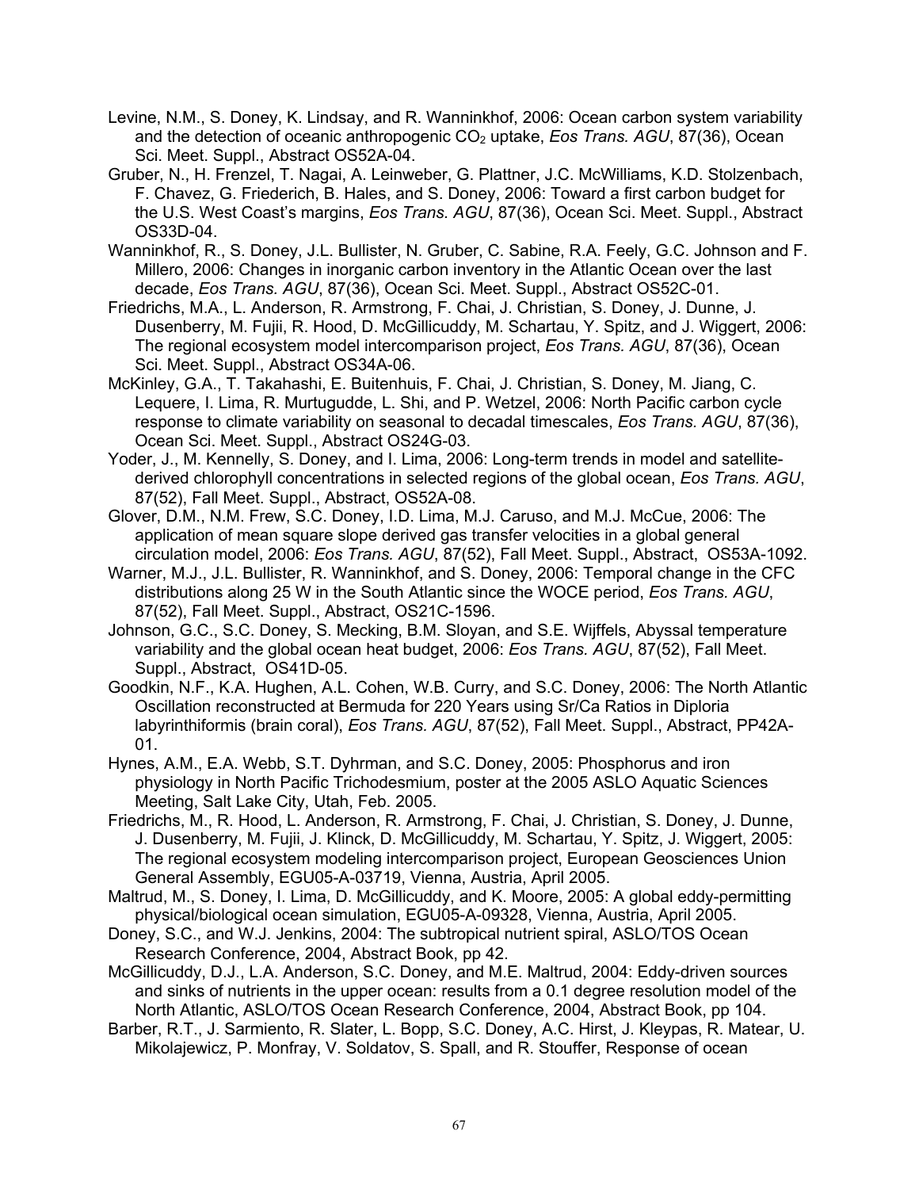Levine, N.M., S. Doney, K. Lindsay, and R. Wanninkhof, 2006: Ocean carbon system variability and the detection of oceanic anthropogenic $CO_2$ uptake, *Eos Trans. AGU*, 87(36), Ocean Sci. Meet. Suppl., Abstract OS52A-04.

Gruber, N., H. Frenzel, T. Nagai, A. Leinweber, G. Plattner, J.C. McWilliams, K.D. Stolzenbach, F. Chavez, G. Friederich, B. Hales, and S. Doney, 2006: Toward a first carbon budget for the U.S. West Coast's margins, *Eos Trans. AGU*, 87(36), Ocean Sci. Meet. Suppl., Abstract OS33D-04.

Wanninkhof, R., S. Doney, J.L. Bullister, N. Gruber, C. Sabine, R.A. Feely, G.C. Johnson and F. Millero, 2006: Changes in inorganic carbon inventory in the Atlantic Ocean over the last decade, *Eos Trans. AGU*, 87(36), Ocean Sci. Meet. Suppl., Abstract OS52C-01.

Friedrichs, M.A., L. Anderson, R. Armstrong, F. Chai, J. Christian, S. Doney, J. Dunne, J. Dusenberry, M. Fujii, R. Hood, D. McGillicuddy, M. Schartau, Y. Spitz, and J. Wiggert, 2006: The regional ecosystem model intercomparison project, *Eos Trans. AGU*, 87(36), Ocean Sci. Meet. Suppl., Abstract OS34A-06.

McKinley, G.A., T. Takahashi, E. Buitenhuis, F. Chai, J. Christian, S. Doney, M. Jiang, C. Lequere, I. Lima, R. Murtugudde, L. Shi, and P. Wetzel, 2006: North Pacific carbon cycle response to climate variability on seasonal to decadal timescales, *Eos Trans. AGU*, 87(36), Ocean Sci. Meet. Suppl., Abstract OS24G-03.

Yoder, J., M. Kennelly, S. Doney, and I. Lima, 2006: Long-term trends in model and satellite-derived chlorophyll concentrations in selected regions of the global ocean, *Eos Trans. AGU*, 87(52), Fall Meet. Suppl., Abstract, OS52A-08.

Glover, D.M., N.M. Frew, S.C. Doney, I.D. Lima, M.J. Caruso, and M.J. McCue, 2006: The application of mean square slope derived gas transfer velocities in a global general circulation model, 2006: *Eos Trans. AGU*, 87(52), Fall Meet. Suppl., Abstract, OS53A-1092.

Warner, M.J., J.L. Bullister, R. Wanninkhof, and S. Doney, 2006: Temporal change in the CFC distributions along 25 W in the South Atlantic since the WOCE period, *Eos Trans. AGU*, 87(52), Fall Meet. Suppl., Abstract, OS21C-1596.

Johnson, G.C., S.C. Doney, S. Mecking, B.M. Sloyan, and S.E. Wijffels, Abyssal temperature variability and the global ocean heat budget, 2006: *Eos Trans. AGU*, 87(52), Fall Meet. Suppl., Abstract, OS41D-05.

Goodkin, N.F., K.A. Hughen, A.L. Cohen, W.B. Curry, and S.C. Doney, 2006: The North Atlantic Oscillation reconstructed at Bermuda for 220 Years using Sr/Ca Ratios in Diploria labyrinthiformis (brain coral), *Eos Trans. AGU*, 87(52), Fall Meet. Suppl., Abstract, PP42A-01.

Hynes, A.M., E.A. Webb, S.T. Dyhrman, and S.C. Doney, 2005: Phosphorus and iron physiology in North Pacific Trichodesmium, poster at the 2005 ASLO Aquatic Sciences Meeting, Salt Lake City, Utah, Feb. 2005.

Friedrichs, M., R. Hood, L. Anderson, R. Armstrong, F. Chai, J. Christian, S. Doney, J. Dunne, J. Dusenberry, M. Fujii, J. Klinck, D. McGillicuddy, M. Schartau, Y. Spitz, J. Wiggert, 2005: The regional ecosystem modeling intercomparison project, European Geosciences Union General Assembly, EGU05-A-03719, Vienna, Austria, April 2005.

Maltrud, M., S. Doney, I. Lima, D. McGillicuddy, and K. Moore, 2005: A global eddy-permitting physical/biological ocean simulation, EGU05-A-09328, Vienna, Austria, April 2005.

Doney, S.C., and W.J. Jenkins, 2004: The subtropical nutrient spiral, ASLO/TOS Ocean Research Conference, 2004, Abstract Book, pp 42.

McGillicuddy, D.J., L.A. Anderson, S.C. Doney, and M.E. Maltrud, 2004: Eddy-driven sources and sinks of nutrients in the upper ocean: results from a 0.1 degree resolution model of the North Atlantic, ASLO/TOS Ocean Research Conference, 2004, Abstract Book, pp 104.

Barber, R.T., J. Sarmiento, R. Slater, L. Bopp, S.C. Doney, A.C. Hirst, J. Kleypas, R. Matear, U. Mikolajewicz, P. Monfray, V. Soldatov, S. Spall, and R. Stouffer, Response of ocean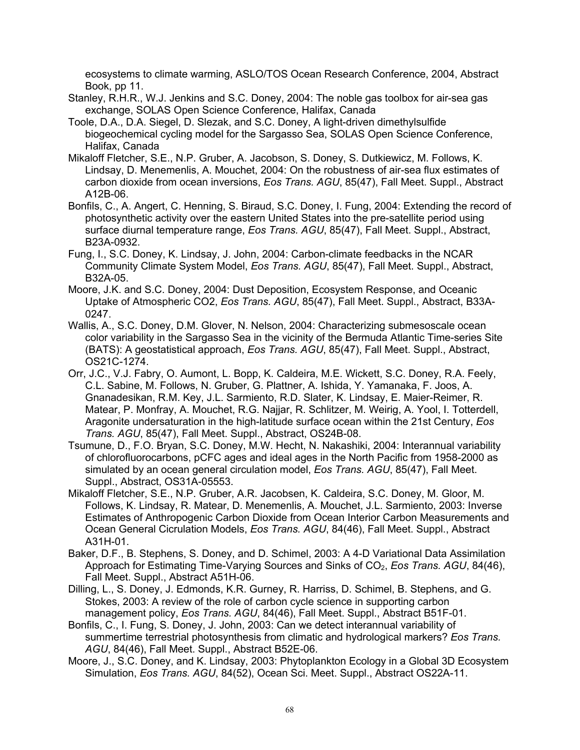ecosystems to climate warming, ASLO/TOS Ocean Research Conference, 2004, Abstract Book, pp 11.

Stanley, R.H.R., W.J. Jenkins and S.C. Doney, 2004: The noble gas toolbox for air-sea gas exchange, SOLAS Open Science Conference, Halifax, Canada

Toole, D.A., D.A. Siegel, D. Slezak, and S.C. Doney, A light-driven dimethylsulfide biogeochemical cycling model for the Sargasso Sea, SOLAS Open Science Conference, Halifax, Canada

Mikaloff Fletcher, S.E., N.P. Gruber, A. Jacobson, S. Doney, S. Dutkiewicz, M. Follows, K. Lindsay, D. Menemenlis, A. Mouchet, 2004: On the robustness of air-sea flux estimates of carbon dioxide from ocean inversions, *Eos Trans. AGU*, 85(47), Fall Meet. Suppl., Abstract A12B-06.

Bonfils, C., A. Angert, C. Henning, S. Biraud, S.C. Doney, I. Fung, 2004: Extending the record of photosynthetic activity over the eastern United States into the pre-satellite period using surface diurnal temperature range, *Eos Trans. AGU*, 85(47), Fall Meet. Suppl., Abstract, B23A-0932.

Fung, I., S.C. Doney, K. Lindsay, J. John, 2004: Carbon-climate feedbacks in the NCAR Community Climate System Model, *Eos Trans. AGU*, 85(47), Fall Meet. Suppl., Abstract, B32A-05.

Moore, J.K. and S.C. Doney, 2004: Dust Deposition, Ecosystem Response, and Oceanic Uptake of Atmospheric CO2, *Eos Trans. AGU*, 85(47), Fall Meet. Suppl., Abstract, B33A-0247.

Wallis, A., S.C. Doney, D.M. Glover, N. Nelson, 2004: Characterizing submesoscale ocean color variability in the Sargasso Sea in the vicinity of the Bermuda Atlantic Time-series Site (BATS): A geostatistical approach, *Eos Trans. AGU*, 85(47), Fall Meet. Suppl., Abstract, OS21C-1274.

Orr, J.C., V.J. Fabry, O. Aumont, L. Bopp, K. Caldeira, M.E. Wickett, S.C. Doney, R.A. Feely, C.L. Sabine, M. Follows, N. Gruber, G. Plattner, A. Ishida, Y. Yamanaka, F. Joos, A. Gnanadesikan, R.M. Key, J.L. Sarmiento, R.D. Slater, K. Lindsay, E. Maier-Reimer, R. Matear, P. Monfray, A. Mouchet, R.G. Najjar, R. Schlitzer, M. Weirig, A. Yool, I. Totterdell, Aragonite undersaturation in the high-latitude surface ocean within the 21st Century, *Eos Trans. AGU*, 85(47), Fall Meet. Suppl., Abstract, OS24B-08.

Tsumune, D., F.O. Bryan, S.C. Doney, M.W. Hecht, N. Nakashiki, 2004: Interannual variability of chlorofluorocarbons, pCFC ages and ideal ages in the North Pacific from 1958-2000 as simulated by an ocean general circulation model, *Eos Trans. AGU*, 85(47), Fall Meet. Suppl., Abstract, OS31A-05553.

Mikaloff Fletcher, S.E., N.P. Gruber, A.R. Jacobsen, K. Caldeira, S.C. Doney, M. Gloor, M. Follows, K. Lindsay, R. Matear, D. Menemenlis, A. Mouchet, J.L. Sarmiento, 2003: Inverse Estimates of Anthropogenic Carbon Dioxide from Ocean Interior Carbon Measurements and Ocean General Cicrulation Models, *Eos Trans. AGU*, 84(46), Fall Meet. Suppl., Abstract A31H-01.

Baker, D.F., B. Stephens, S. Doney, and D. Schimel, 2003: A 4-D Variational Data Assimilation Approach for Estimating Time-Varying Sources and Sinks of $CO_2$, *Eos Trans. AGU*, 84(46), Fall Meet. Suppl., Abstract A51H-06.

Dilling, L., S. Doney, J. Edmonds, K.R. Gurney, R. Harriss, D. Schimel, B. Stephens, and G. Stokes, 2003: A review of the role of carbon cycle science in supporting carbon management policy, *Eos Trans. AGU*, 84(46), Fall Meet. Suppl., Abstract B51F-01.

Bonfils, C., I. Fung, S. Doney, J. John, 2003: Can we detect interannual variability of summertime terrestrial photosynthesis from climatic and hydrological markers? *Eos Trans. AGU*, 84(46), Fall Meet. Suppl., Abstract B52E-06.

Moore, J., S.C. Doney, and K. Lindsay, 2003: Phytoplankton Ecology in a Global 3D Ecosystem Simulation, *Eos Trans. AGU*, 84(52), Ocean Sci. Meet. Suppl., Abstract OS22A-11.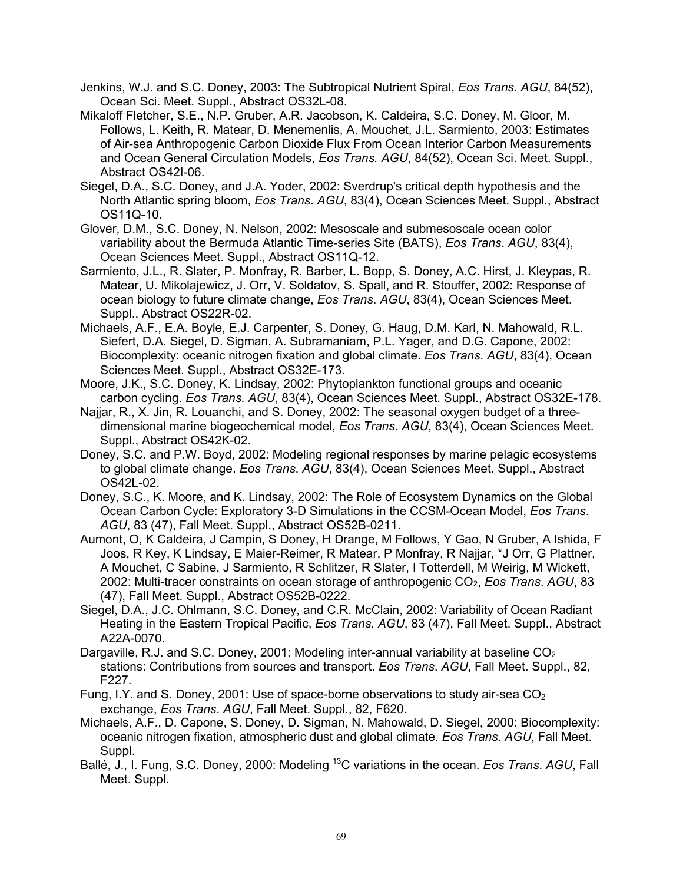Jenkins, W.J. and S.C. Doney, 2003: The Subtropical Nutrient Spiral, *Eos Trans. AGU*, 84(52), Ocean Sci. Meet. Suppl., Abstract OS32L-08.

Mikaloff Fletcher, S.E., N.P. Gruber, A.R. Jacobson, K. Caldeira, S.C. Doney, M. Gloor, M. Follows, L. Keith, R. Matear, D. Menemenlis, A. Mouchet, J.L. Sarmiento, 2003: Estimates of Air-sea Anthropogenic Carbon Dioxide Flux From Ocean Interior Carbon Measurements and Ocean General Circulation Models, *Eos Trans. AGU*, 84(52), Ocean Sci. Meet. Suppl., Abstract OS42I-06.

Siegel, D.A., S.C. Doney, and J.A. Yoder, 2002: Sverdrup's critical depth hypothesis and the North Atlantic spring bloom, *Eos Trans. AGU*, 83(4), Ocean Sciences Meet. Suppl., Abstract OS11Q-10.

Glover, D.M., S.C. Doney, N. Nelson, 2002: Mesoscale and submesoscale ocean color variability about the Bermuda Atlantic Time-series Site (BATS), *Eos Trans. AGU*, 83(4), Ocean Sciences Meet. Suppl., Abstract OS11Q-12.

Sarmiento, J.L., R. Slater, P. Monfray, R. Barber, L. Bopp, S. Doney, A.C. Hirst, J. Kleypas, R. Matear, U. Mikolajewicz, J. Orr, V. Soldatov, S. Spall, and R. Stouffer, 2002: Response of ocean biology to future climate change, *Eos Trans. AGU*, 83(4), Ocean Sciences Meet. Suppl., Abstract OS22R-02.

Michaels, A.F., E.A. Boyle, E.J. Carpenter, S. Doney, G. Haug, D.M. Karl, N. Mahowald, R.L. Siefert, D.A. Siegel, D. Sigman, A. Subramaniam, P.L. Yager, and D.G. Capone, 2002: Biocomplexity: oceanic nitrogen fixation and global climate. *Eos Trans. AGU*, 83(4), Ocean Sciences Meet. Suppl., Abstract OS32E-173.

Moore, J.K., S.C. Doney, K. Lindsay, 2002: Phytoplankton functional groups and oceanic carbon cycling. *Eos Trans. AGU*, 83(4), Ocean Sciences Meet. Suppl., Abstract OS32E-178.

Najjar, R., X. Jin, R. Louanchi, and S. Doney, 2002: The seasonal oxygen budget of a three-dimensional marine biogeochemical model, *Eos Trans. AGU*, 83(4), Ocean Sciences Meet. Suppl., Abstract OS42K-02.

Doney, S.C. and P.W. Boyd, 2002: Modeling regional responses by marine pelagic ecosystems to global climate change. *Eos Trans. AGU*, 83(4), Ocean Sciences Meet. Suppl., Abstract OS42L-02.

Doney, S.C., K. Moore, and K. Lindsay, 2002: The Role of Ecosystem Dynamics on the Global Ocean Carbon Cycle: Exploratory 3-D Simulations in the CCSM-Ocean Model, *Eos Trans. AGU*, 83 (47), Fall Meet. Suppl., Abstract OS52B-0211.

Aumont, O, K Caldeira, J Campin, S Doney, H Drange, M Follows, Y Gao, N Gruber, A Ishida, F Joos, R Key, K Lindsay, E Maier-Reimer, R Matear, P Monfray, R Najjar, *J Orr, G Plattner, A Mouchet, C Sabine, J Sarmiento, R Schlitzer, R Slater, I Totterdell, M Weirig, M Wickett, 2002: Multi-tracer constraints on ocean storage of anthropogenic $CO_2$, *Eos Trans. AGU*, 83 (47), Fall Meet. Suppl., Abstract OS52B-0222.

Siegel, D.A., J.C. Ohlmann, S.C. Doney, and C.R. McClain, 2002: Variability of Ocean Radiant Heating in the Eastern Tropical Pacific, *Eos Trans. AGU*, 83 (47), Fall Meet. Suppl., Abstract A22A-0070.

Dargaville, R.J. and S.C. Doney, 2001: Modeling inter-annual variability at baseline $CO_2$ stations: Contributions from sources and transport. *Eos Trans. AGU*, Fall Meet. Suppl., 82, F227.

Fung, I.Y. and S. Doney, 2001: Use of space-borne observations to study air-sea $CO_2$ exchange, *Eos Trans. AGU*, Fall Meet. Suppl., 82, F620.

Michaels, A.F., D. Capone, S. Doney, D. Sigman, N. Mahowald, D. Siegel, 2000: Biocomplexity: oceanic nitrogen fixation, atmospheric dust and global climate. *Eos Trans. AGU*, Fall Meet. Suppl.

Ballé, J., I. Fung, S.C. Doney, 2000: Modeling $^{13}C$ variations in the ocean. *Eos Trans. AGU*, Fall Meet. Suppl.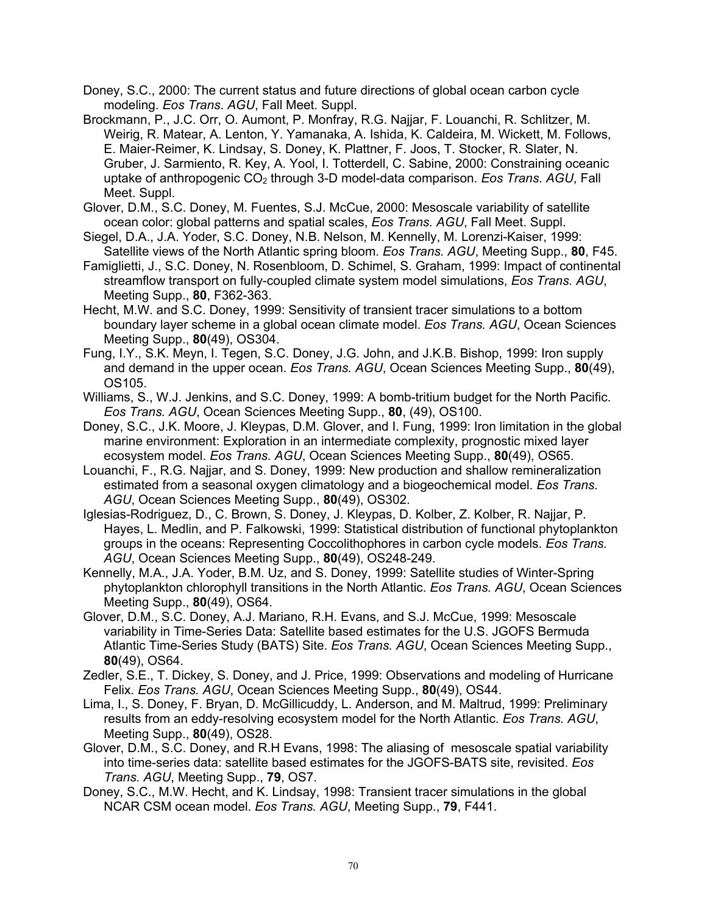Doney, S.C., 2000: The current status and future directions of global ocean carbon cycle modeling. *Eos Trans. AGU*, Fall Meet. Suppl.

Brockmann, P., J.C. Orr, O. Aumont, P. Monfray, R.G. Najjar, F. Louanchi, R. Schlitzer, M. Weirig, R. Matear, A. Lenton, Y. Yamanaka, A. Ishida, K. Caldeira, M. Wickett, M. Follows, E. Maier-Reimer, K. Lindsay, S. Doney, K. Plattner, F. Joos, T. Stocker, R. Slater, N. Gruber, J. Sarmiento, R. Key, A. Yool, I. Totterdell, C. Sabine, 2000: Constraining oceanic uptake of anthropogenic $CO_2$ through 3-D model-data comparison. *Eos Trans. AGU*, Fall Meet. Suppl.

Glover, D.M., S.C. Doney, M. Fuentes, S.J. McCue, 2000: Mesoscale variability of satellite ocean color: global patterns and spatial scales, *Eos Trans. AGU*, Fall Meet. Suppl.

Siegel, D.A., J.A. Yoder, S.C. Doney, N.B. Nelson, M. Kennelly, M. Lorenzi-Kaiser, 1999: Satellite views of the North Atlantic spring bloom. *Eos Trans. AGU*, Meeting Supp., **80**, F45.

Famiglietti, J., S.C. Doney, N. Rosenbloom, D. Schimel, S. Graham, 1999: Impact of continental streamflow transport on fully-coupled climate system model simulations, *Eos Trans. AGU*, Meeting Supp., **80**, F362-363.

Hecht, M.W. and S.C. Doney, 1999: Sensitivity of transient tracer simulations to a bottom boundary layer scheme in a global ocean climate model. *Eos Trans. AGU*, Ocean Sciences Meeting Supp., **80**(49), OS304.

Fung, I.Y., S.K. Meyn, I. Tegen, S.C. Doney, J.G. John, and J.K.B. Bishop, 1999: Iron supply and demand in the upper ocean. *Eos Trans. AGU*, Ocean Sciences Meeting Supp., **80**(49), OS105.

Williams, S., W.J. Jenkins, and S.C. Doney, 1999: A bomb-tritium budget for the North Pacific. *Eos Trans. AGU*, Ocean Sciences Meeting Supp., **80**, (49), OS100.

Doney, S.C., J.K. Moore, J. Kleypas, D.M. Glover, and I. Fung, 1999: Iron limitation in the global marine environment: Exploration in an intermediate complexity, prognostic mixed layer ecosystem model. *Eos Trans. AGU*, Ocean Sciences Meeting Supp., **80**(49), OS65.

Louanchi, F., R.G. Najjar, and S. Doney, 1999: New production and shallow remineralization estimated from a seasonal oxygen climatology and a biogeochemical model. *Eos Trans. AGU*, Ocean Sciences Meeting Supp., **80**(49), OS302.

Iglesias-Rodriguez, D., C. Brown, S. Doney, J. Kleypas, D. Kolber, Z. Kolber, R. Najjar, P. Hayes, L. Medlin, and P. Falkowski, 1999: Statistical distribution of functional phytoplankton groups in the oceans: Representing Coccolithophores in carbon cycle models. *Eos Trans. AGU*, Ocean Sciences Meeting Supp., **80**(49), OS248-249.

Kennelly, M.A., J.A. Yoder, B.M. Uz, and S. Doney, 1999: Satellite studies of Winter-Spring phytoplankton chlorophyll transitions in the North Atlantic. *Eos Trans. AGU*, Ocean Sciences Meeting Supp., **80**(49), OS64.

Glover, D.M., S.C. Doney, A.J. Mariano, R.H. Evans, and S.J. McCue, 1999: Mesoscale variability in Time-Series Data: Satellite based estimates for the U.S. JGOFS Bermuda Atlantic Time-Series Study (BATS) Site. *Eos Trans. AGU*, Ocean Sciences Meeting Supp., **80**(49), OS64.

Zedler, S.E., T. Dickey, S. Doney, and J. Price, 1999: Observations and modeling of Hurricane Felix. *Eos Trans. AGU*, Ocean Sciences Meeting Supp., **80**(49), OS44.

Lima, I., S. Doney, F. Bryan, D. McGillicuddy, L. Anderson, and M. Maltrud, 1999: Preliminary results from an eddy-resolving ecosystem model for the North Atlantic. *Eos Trans. AGU*, Meeting Supp., **80**(49), OS28.

Glover, D.M., S.C. Doney, and R.H Evans, 1998: The aliasing of mesoscale spatial variability into time-series data: satellite based estimates for the JGOFS-BATS site, revisited. *Eos Trans. AGU*, Meeting Supp., **79**, OS7.

Doney, S.C., M.W. Hecht, and K. Lindsay, 1998: Transient tracer simulations in the global NCAR CSM ocean model. *Eos Trans. AGU*, Meeting Supp., **79**, F441.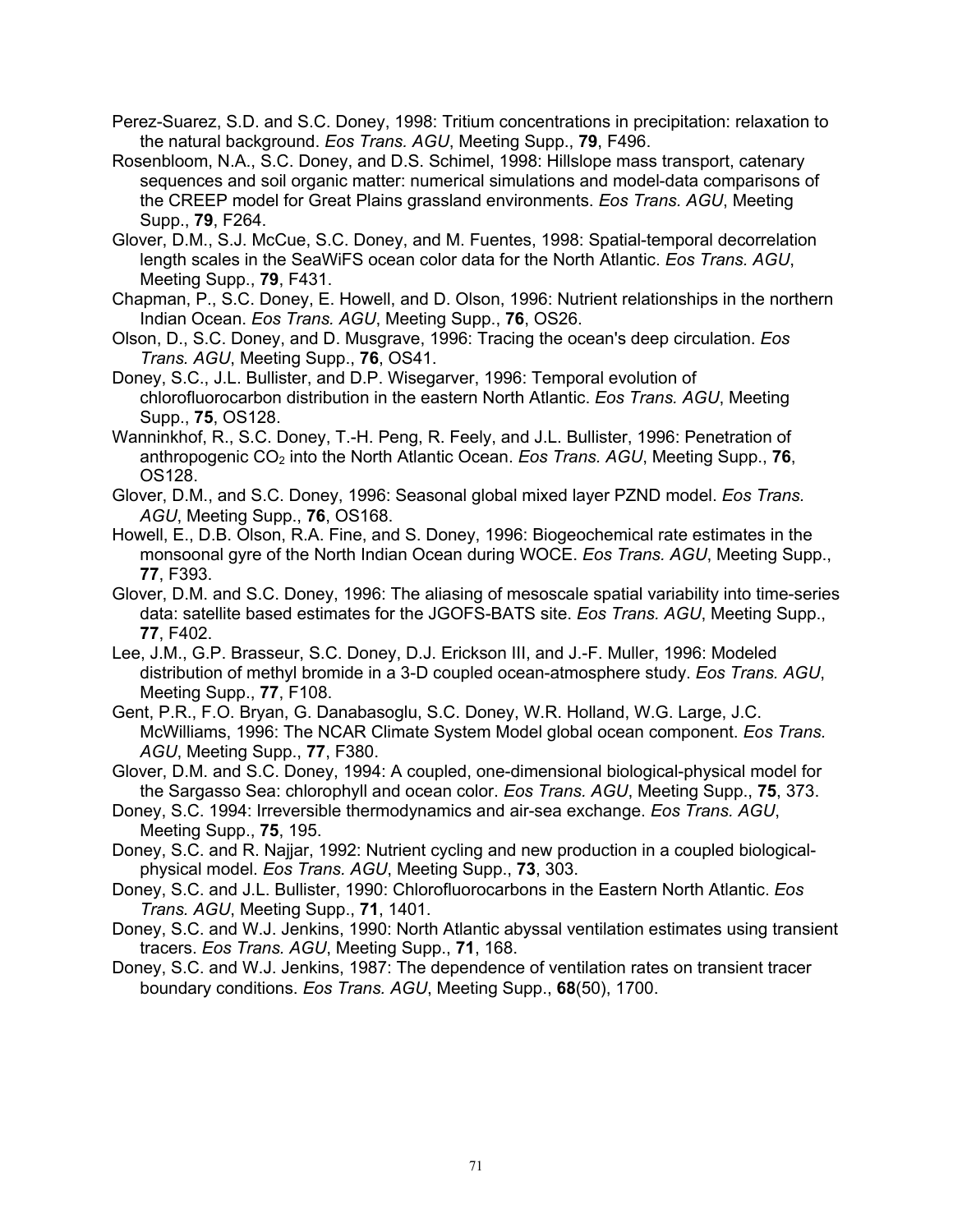Perez-Suarez, S.D. and S.C. Doney, 1998: Tritium concentrations in precipitation: relaxation to the natural background. *Eos Trans. AGU*, Meeting Supp., **79**, F496.

Rosenbloom, N.A., S.C. Doney, and D.S. Schimel, 1998: Hillslope mass transport, catenary sequences and soil organic matter: numerical simulations and model-data comparisons of the CREEP model for Great Plains grassland environments. *Eos Trans. AGU*, Meeting Supp., **79**, F264.

Glover, D.M., S.J. McCue, S.C. Doney, and M. Fuentes, 1998: Spatial-temporal decorrelation length scales in the SeaWiFS ocean color data for the North Atlantic. *Eos Trans. AGU*, Meeting Supp., **79**, F431.

Chapman, P., S.C. Doney, E. Howell, and D. Olson, 1996: Nutrient relationships in the northern Indian Ocean. *Eos Trans. AGU*, Meeting Supp., **76**, OS26.

Olson, D., S.C. Doney, and D. Musgrave, 1996: Tracing the ocean's deep circulation. *Eos Trans. AGU*, Meeting Supp., **76**, OS41.

Doney, S.C., J.L. Bullister, and D.P. Wisegarver, 1996: Temporal evolution of chlorofluorocarbon distribution in the eastern North Atlantic. *Eos Trans. AGU*, Meeting Supp., **75**, OS128.

Wanninkhof, R., S.C. Doney, T.-H. Peng, R. Feely, and J.L. Bullister, 1996: Penetration of anthropogenic $CO_2$ into the North Atlantic Ocean. *Eos Trans. AGU*, Meeting Supp., **76**, OS128.

Glover, D.M., and S.C. Doney, 1996: Seasonal global mixed layer PZND model. *Eos Trans. AGU*, Meeting Supp., **76**, OS168.

Howell, E., D.B. Olson, R.A. Fine, and S. Doney, 1996: Biogeochemical rate estimates in the monsoonal gyre of the North Indian Ocean during WOCE. *Eos Trans. AGU*, Meeting Supp., **77**, F393.

Glover, D.M. and S.C. Doney, 1996: The aliasing of mesoscale spatial variability into time-series data: satellite based estimates for the JGOFS-BATS site. *Eos Trans. AGU*, Meeting Supp., **77**, F402.

Lee, J.M., G.P. Brasseur, S.C. Doney, D.J. Erickson III, and J.-F. Muller, 1996: Modeled distribution of methyl bromide in a 3-D coupled ocean-atmosphere study. *Eos Trans. AGU*, Meeting Supp., **77**, F108.

Gent, P.R., F.O. Bryan, G. Danabasoglu, S.C. Doney, W.R. Holland, W.G. Large, J.C. McWilliams, 1996: The NCAR Climate System Model global ocean component. *Eos Trans. AGU*, Meeting Supp., **77**, F380.

Glover, D.M. and S.C. Doney, 1994: A coupled, one-dimensional biological-physical model for the Sargasso Sea: chlorophyll and ocean color. *Eos Trans. AGU*, Meeting Supp., **75**, 373.

Doney, S.C. 1994: Irreversible thermodynamics and air-sea exchange. *Eos Trans. AGU*, Meeting Supp., **75**, 195.

Doney, S.C. and R. Najjar, 1992: Nutrient cycling and new production in a coupled biological-physical model. *Eos Trans. AGU*, Meeting Supp., **73**, 303.

Doney, S.C. and J.L. Bullister, 1990: Chlorofluorocarbons in the Eastern North Atlantic. *Eos Trans. AGU*, Meeting Supp., **71**, 1401.

Doney, S.C. and W.J. Jenkins, 1990: North Atlantic abyssal ventilation estimates using transient tracers. *Eos Trans. AGU*, Meeting Supp., **71**, 168.

Doney, S.C. and W.J. Jenkins, 1987: The dependence of ventilation rates on transient tracer boundary conditions. *Eos Trans. AGU*, Meeting Supp., **68**(50), 1700.